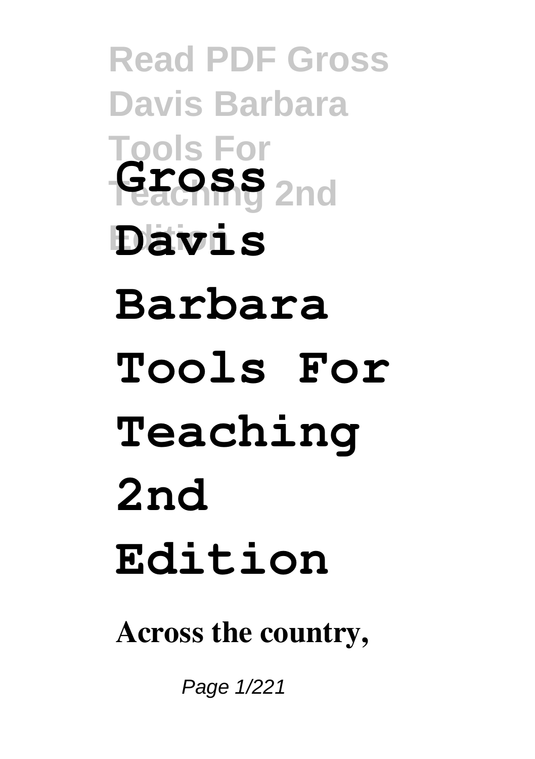# Gross Davis Barbara Tools For Teaching 2nd Edition

**Across the country,**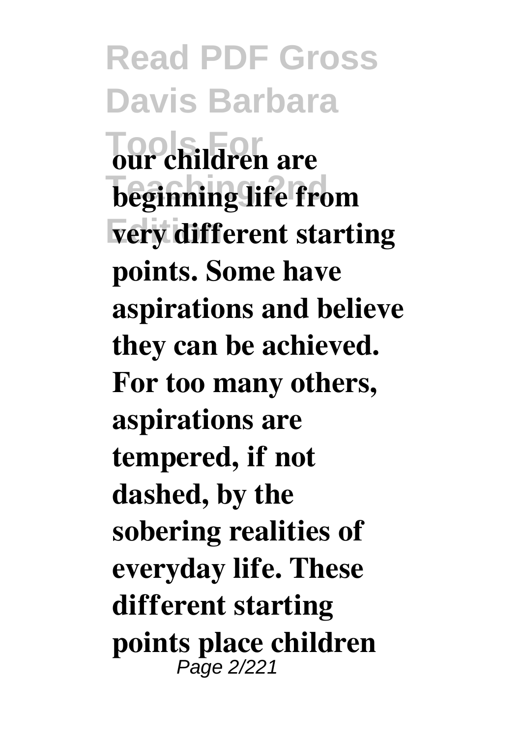**our children are beginning life from very different starting points. Some have aspirations and believe they can be achieved. For too many others, aspirations are tempered, if not dashed, by the sobering realities of everyday life. These different starting points place children**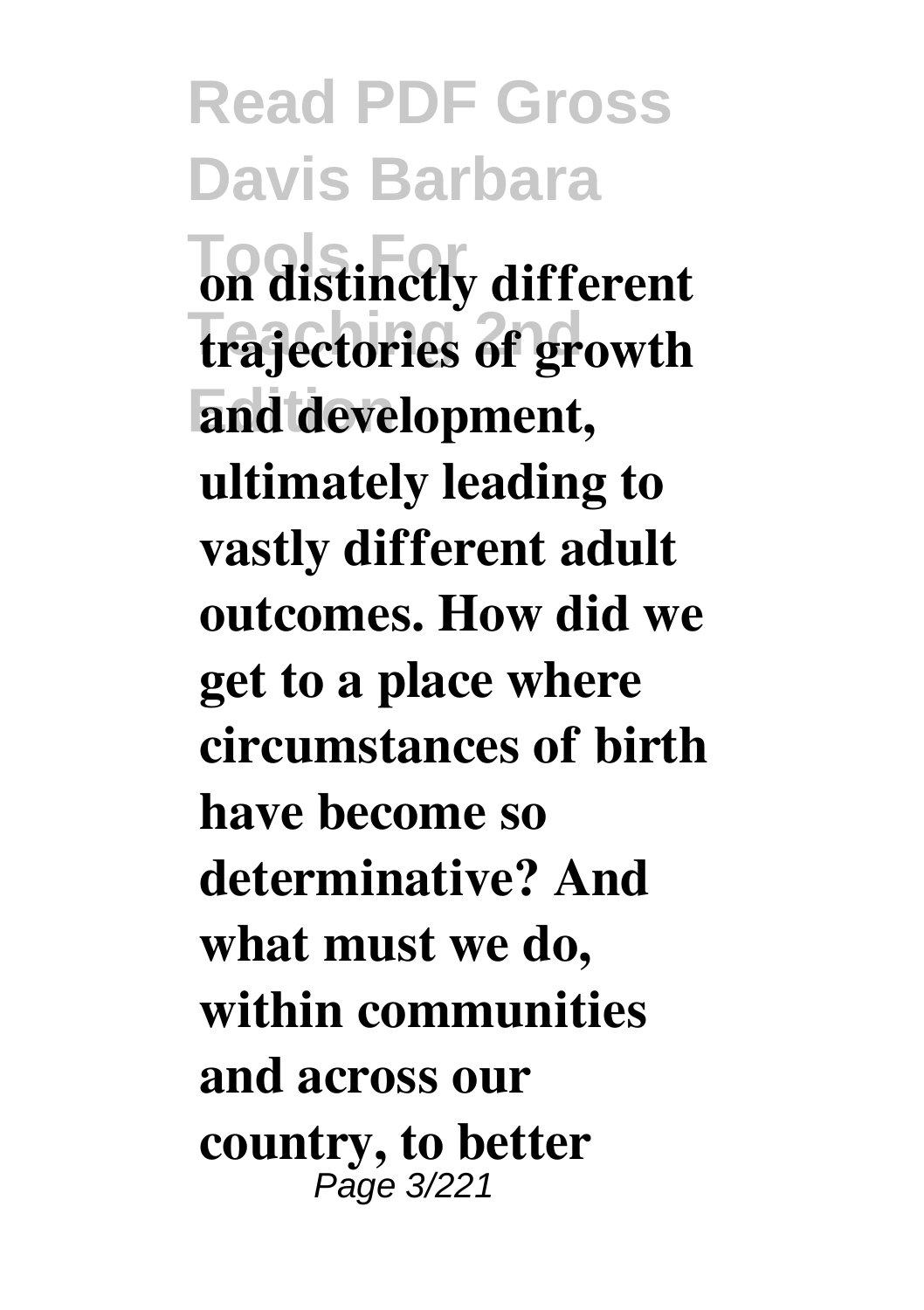**on distinctly different trajectories of growth and development, ultimately leading to vastly different adult outcomes. How did we get to a place where circumstances of birth have become so determinative? And what must we do, within communities and across our country, to better**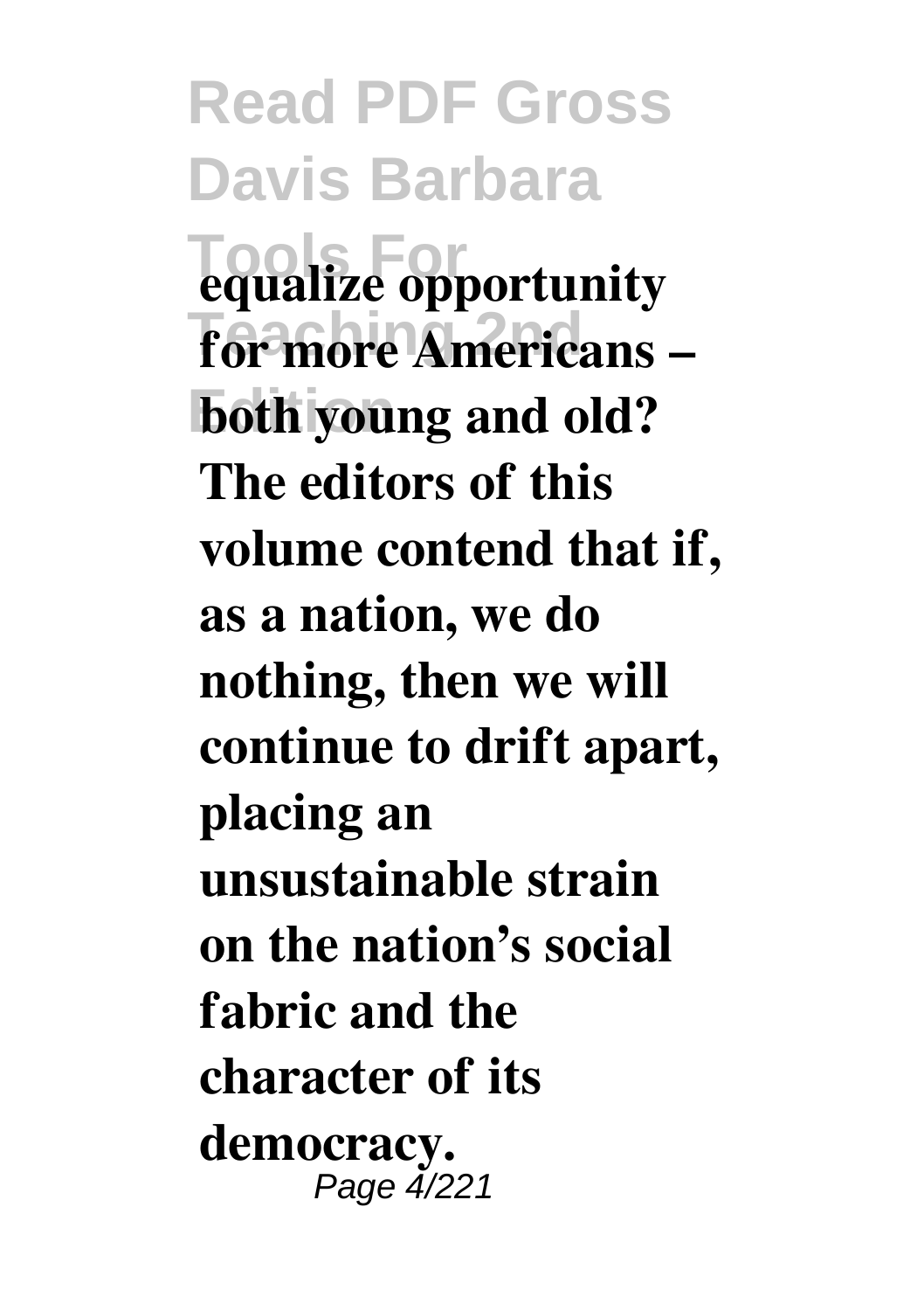**equalize opportunity for more Americans – both young and old? The editors of this volume contend that if, as a nation, we do nothing, then we will continue to drift apart, placing an unsustainable strain on the nation's social fabric and the character of its democracy.**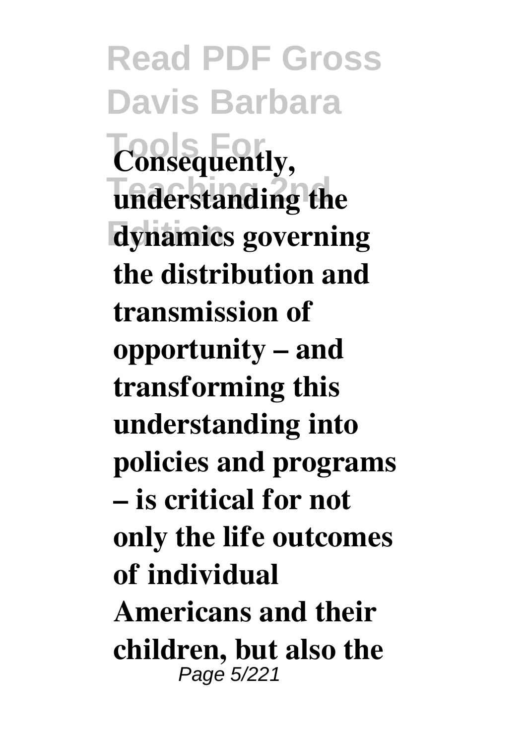**Consequently, understanding the dynamics governing the distribution and transmission of opportunity – and transforming this understanding into policies and programs – is critical for not only the life outcomes of individual Americans and their children, but also the**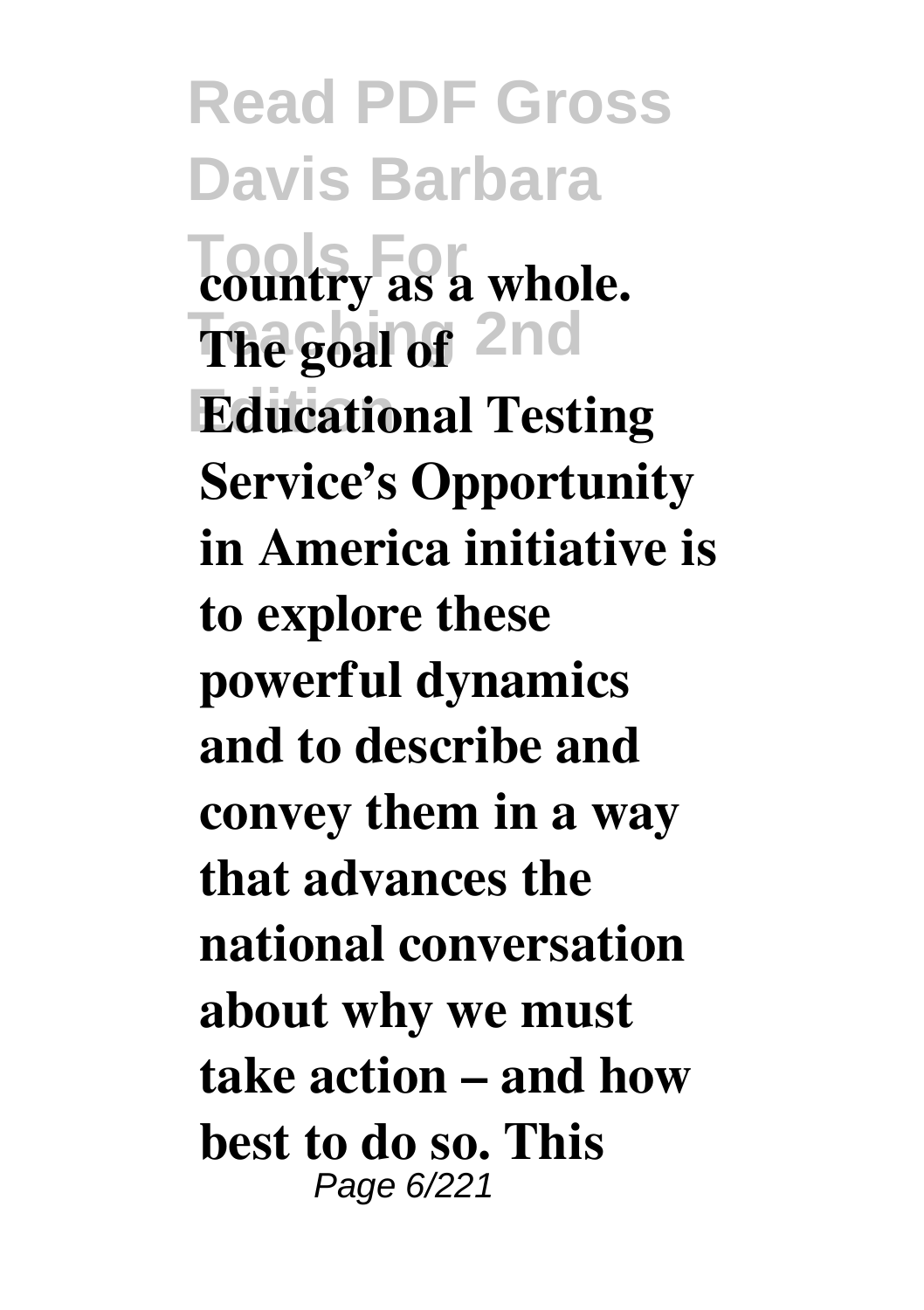**country as a whole. The goal of Educational Testing Service's Opportunity in America initiative is to explore these powerful dynamics and to describe and convey them in a way that advances the national conversation about why we must take action – and how best to do so. This**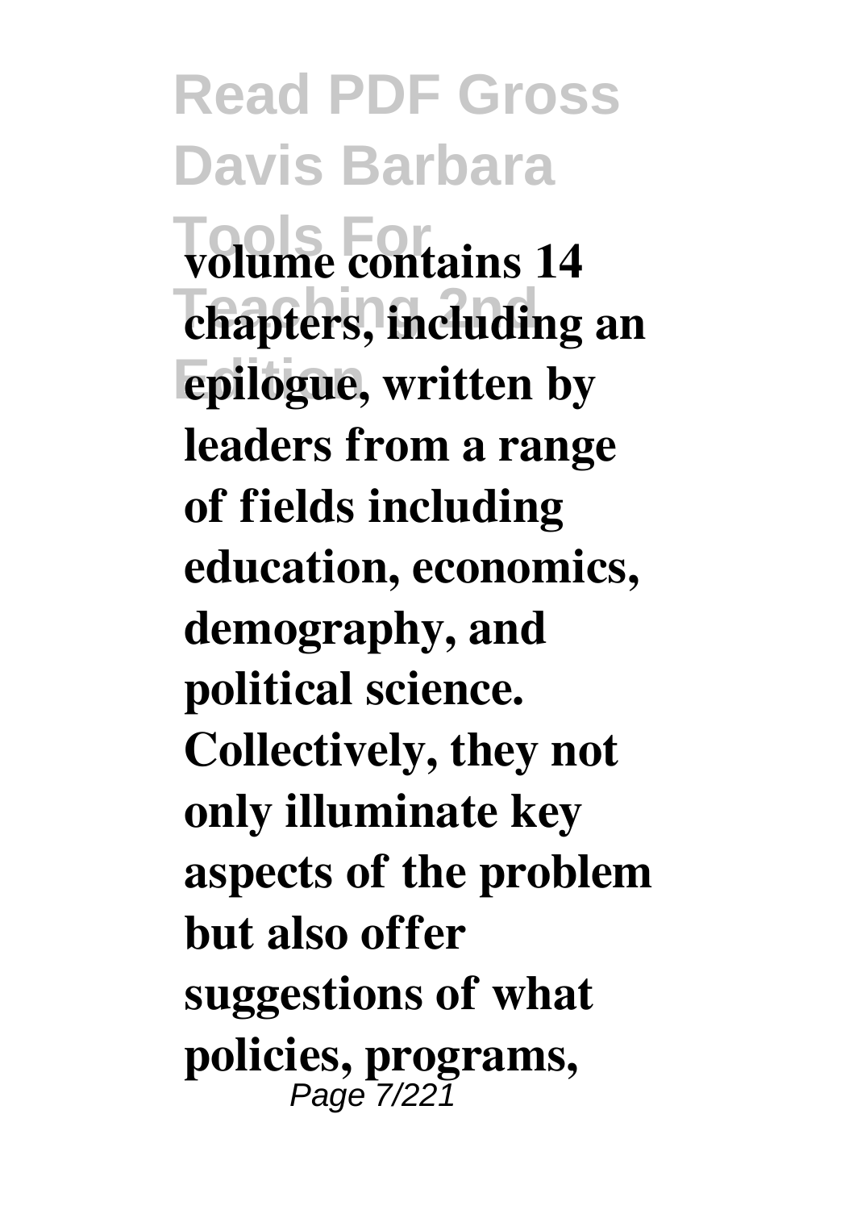**volume contains 14 chapters, including an epilogue, written by leaders from a range of fields including education, economics, demography, and political science. Collectively, they not only illuminate key aspects of the problem but also offer suggestions of what policies, programs,**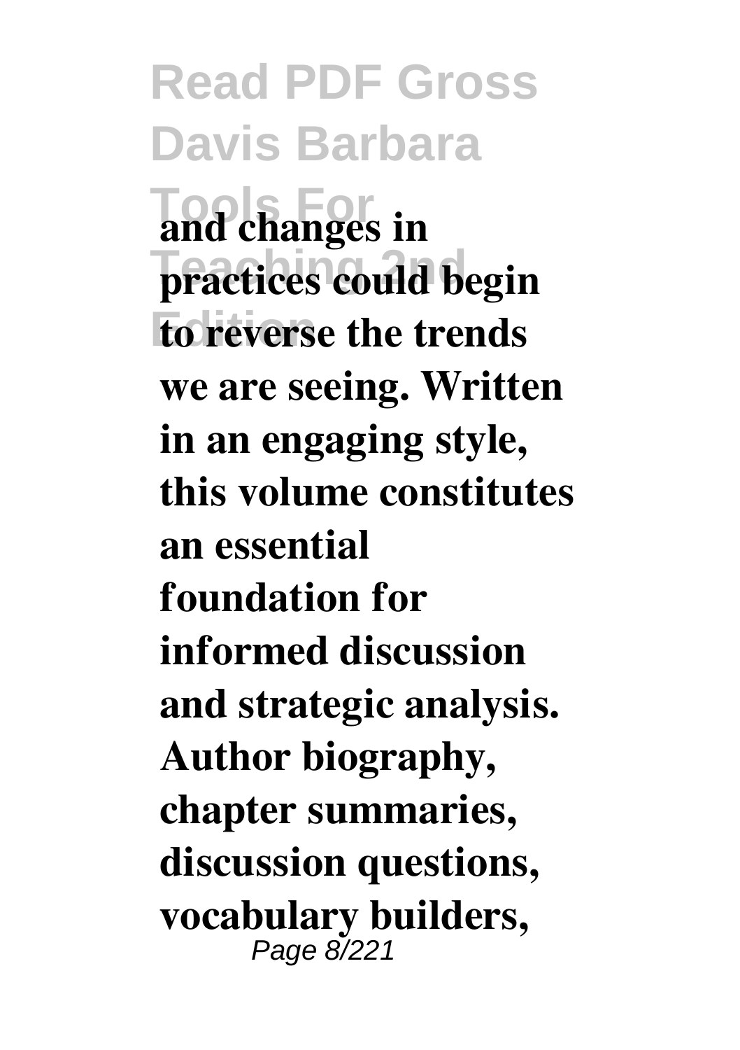**and changes in practices could begin to reverse the trends we are seeing. Written in an engaging style, this volume constitutes an essential foundation for informed discussion and strategic analysis. Author biography, chapter summaries, discussion questions, vocabulary builders,**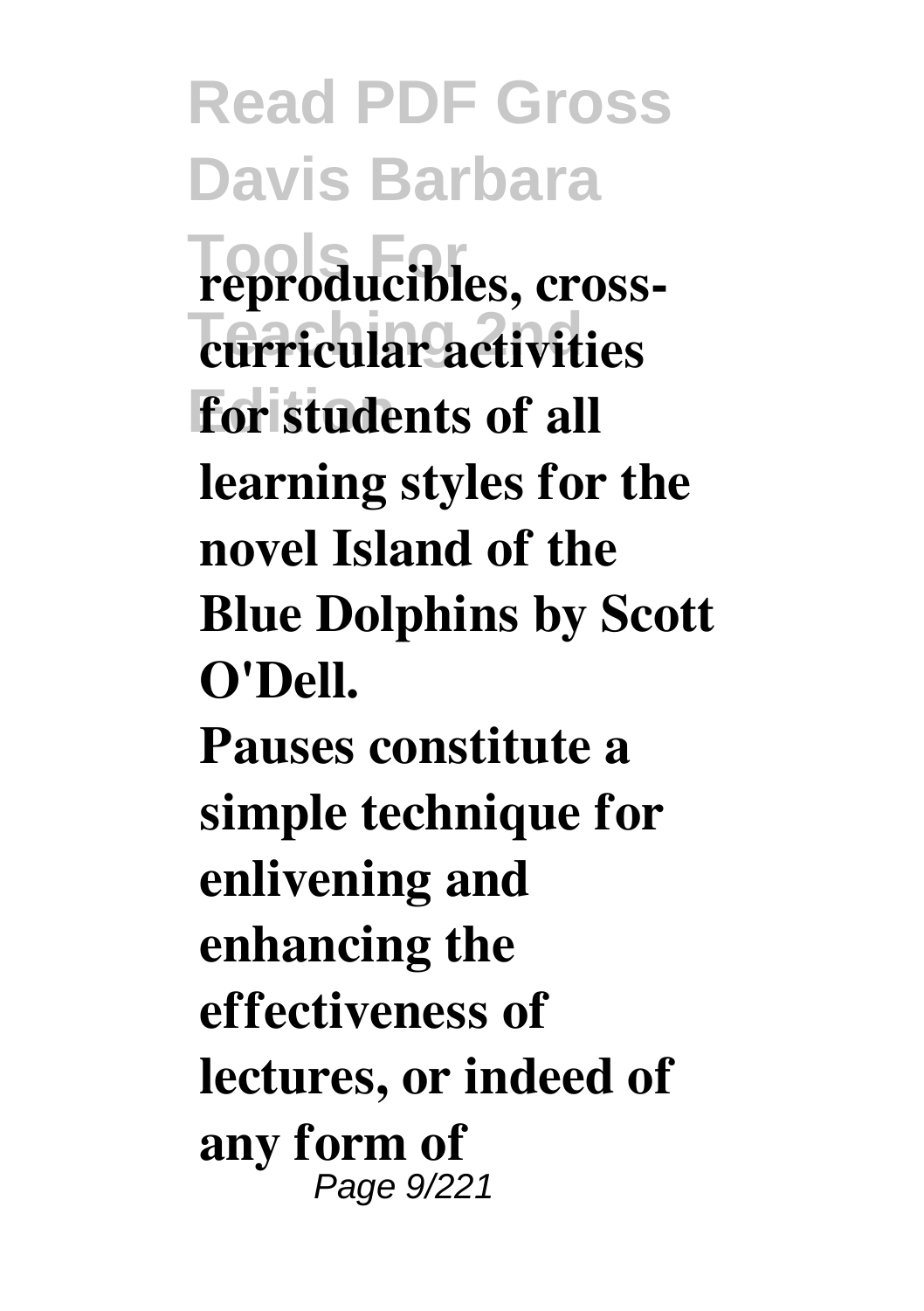**reproducibles, cross-curricular activities for students of all learning styles for the novel Island of the Blue Dolphins by Scott O'Dell.**

**Pauses constitute a simple technique for enlivening and enhancing the effectiveness of lectures, or indeed of any form of**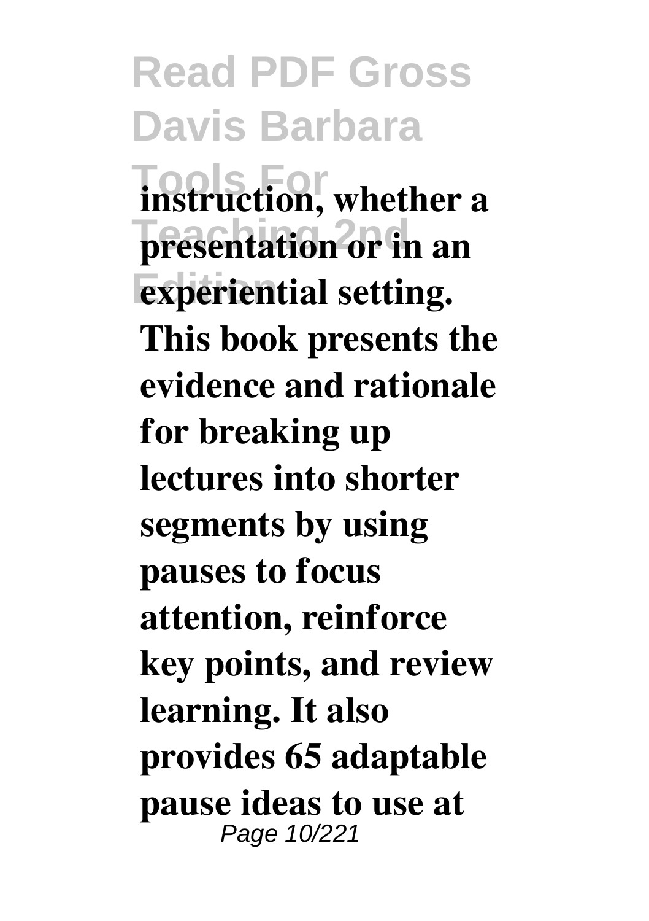**instruction, whether a presentation or in an experiential setting. This book presents the evidence and rationale for breaking up lectures into shorter segments by using pauses to focus attention, reinforce key points, and review learning. It also provides 65 adaptable pause ideas to use at**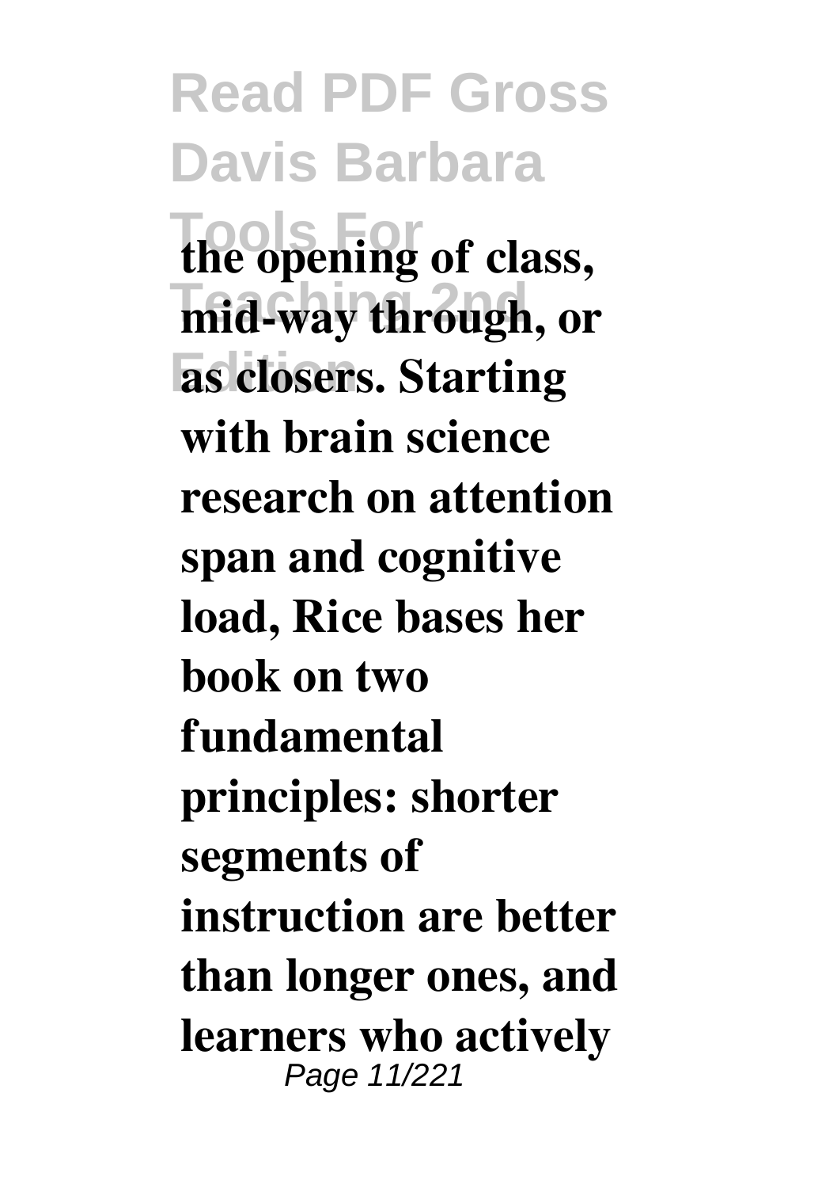**the opening of class, mid-way through, or as closers. Starting with brain science research on attention span and cognitive load, Rice bases her book on two fundamental principles: shorter segments of instruction are better than longer ones, and learners who actively**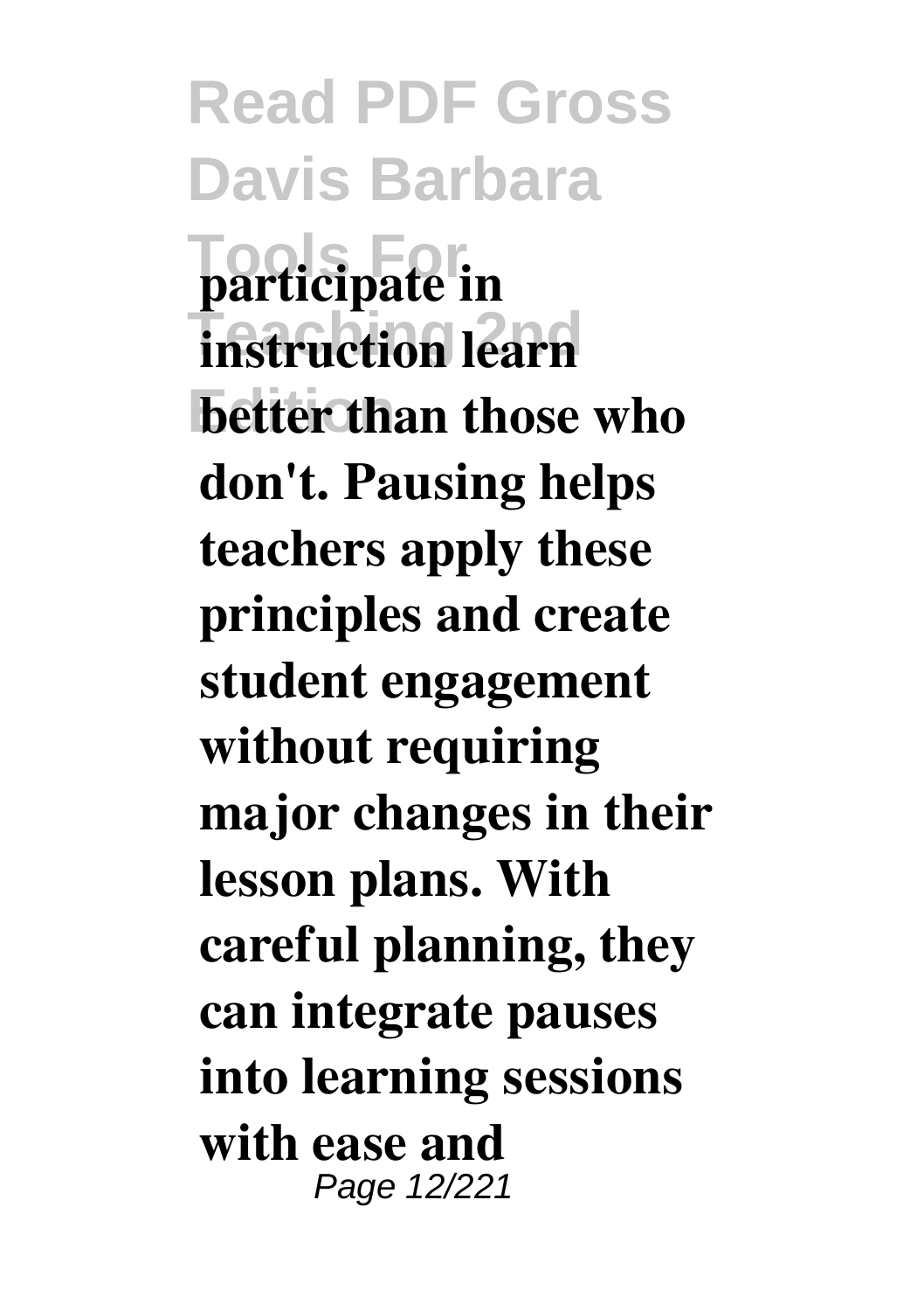**participate in instruction learn better than those who don't. Pausing helps teachers apply these principles and create student engagement without requiring major changes in their lesson plans. With careful planning, they can integrate pauses into learning sessions with ease and**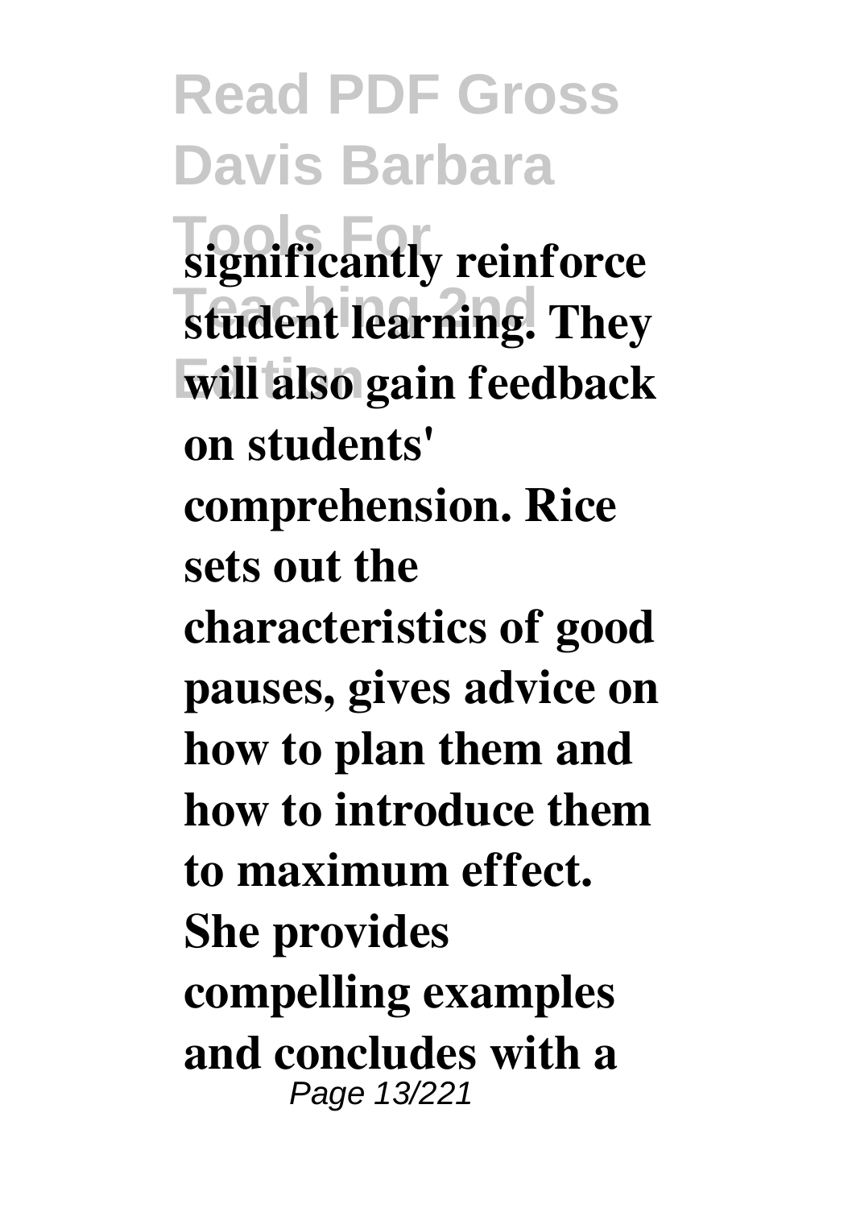**significantly reinforce student learning. They will also gain feedback on students' comprehension. Rice sets out the characteristics of good pauses, gives advice on how to plan them and how to introduce them to maximum effect. She provides compelling examples and concludes with a**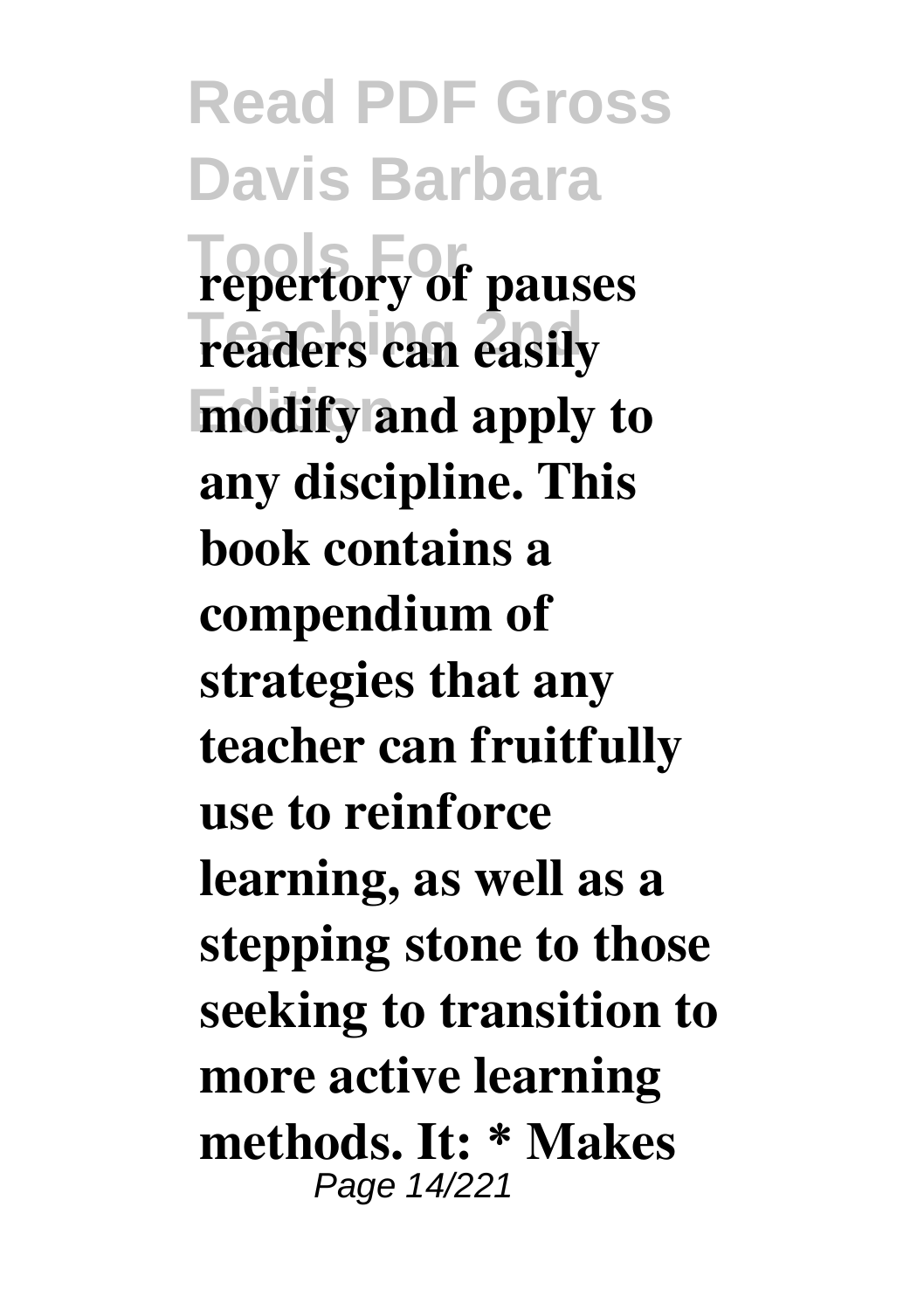**repertory of pauses readers can easily modify and apply to any discipline. This book contains a compendium of strategies that any teacher can fruitfully use to reinforce learning, as well as a stepping stone to those seeking to transition to more active learning methods. It: * Makes**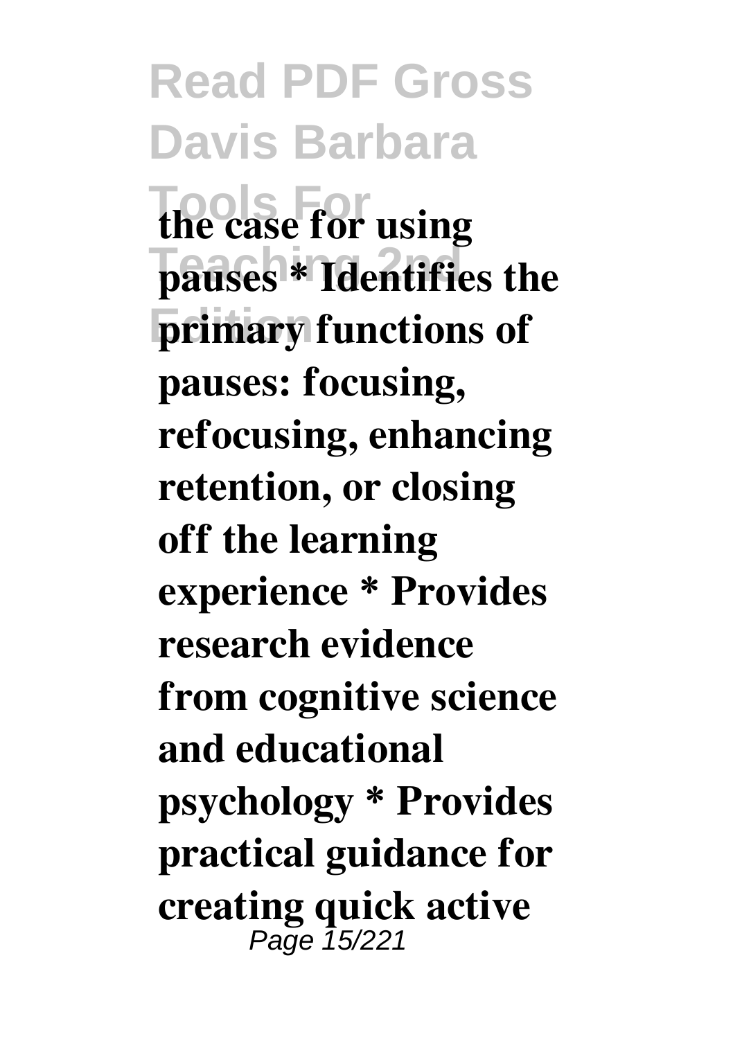**the case for using pauses * Identifies the primary functions of pauses: focusing, refocusing, enhancing retention, or closing off the learning experience * Provides research evidence from cognitive science and educational psychology * Provides practical guidance for creating quick active**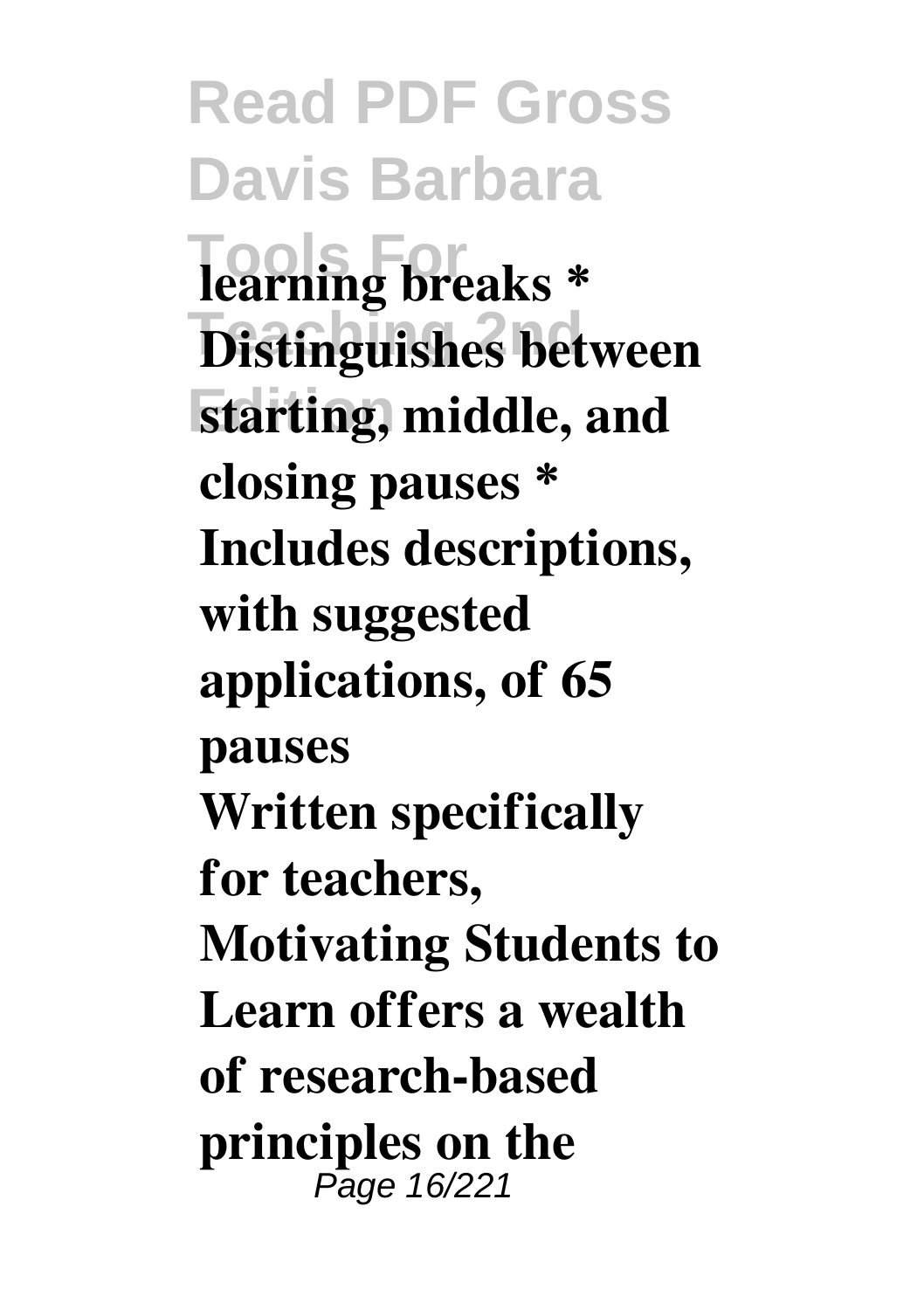**learning breaks * Distinguishes between starting, middle, and closing pauses * Includes descriptions, with suggested applications, of 65 pauses**

**Written specifically for teachers, Motivating Students to Learn offers a wealth of research-based principles on the**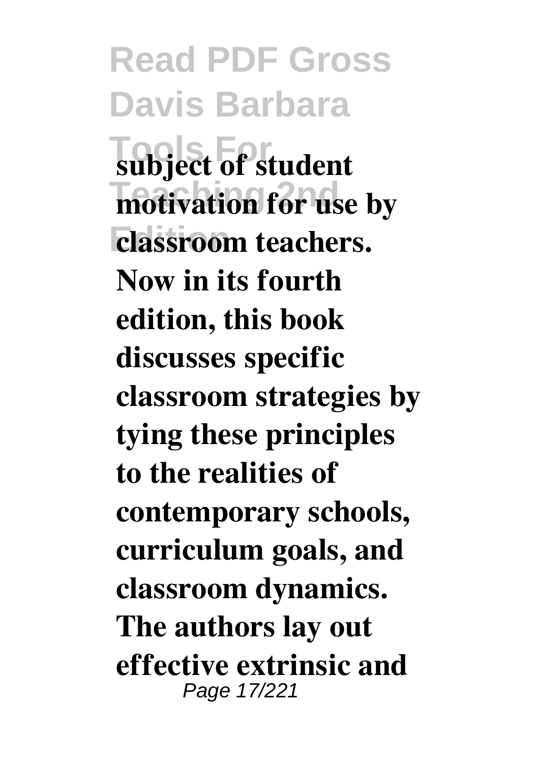**subject of student motivation for use by classroom teachers. Now in its fourth edition, this book discusses specific classroom strategies by tying these principles to the realities of contemporary schools, curriculum goals, and classroom dynamics. The authors lay out effective extrinsic and**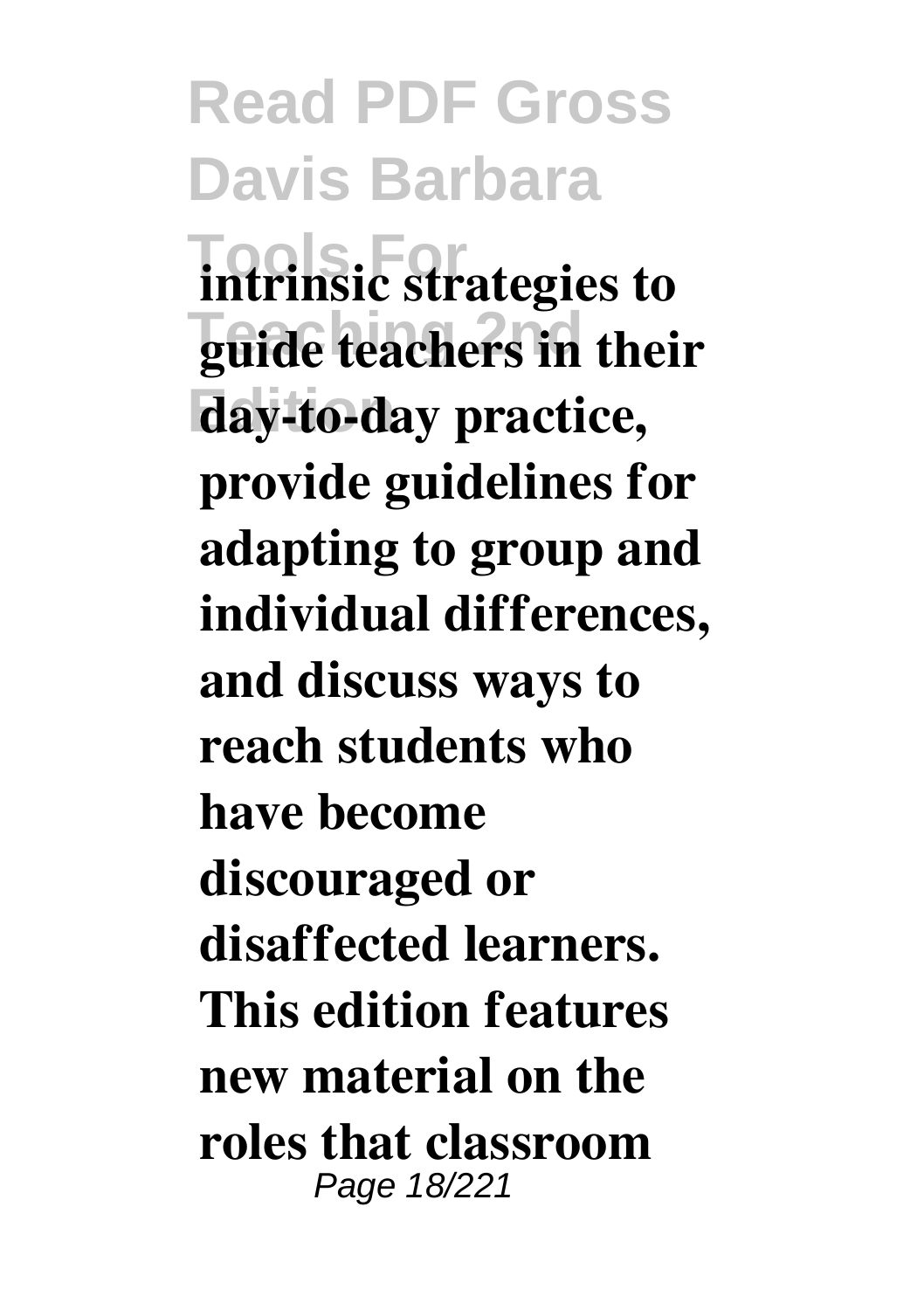**intrinsic strategies to guide teachers in their day-to-day practice, provide guidelines for adapting to group and individual differences, and discuss ways to reach students who have become discouraged or disaffected learners. This edition features new material on the roles that classroom**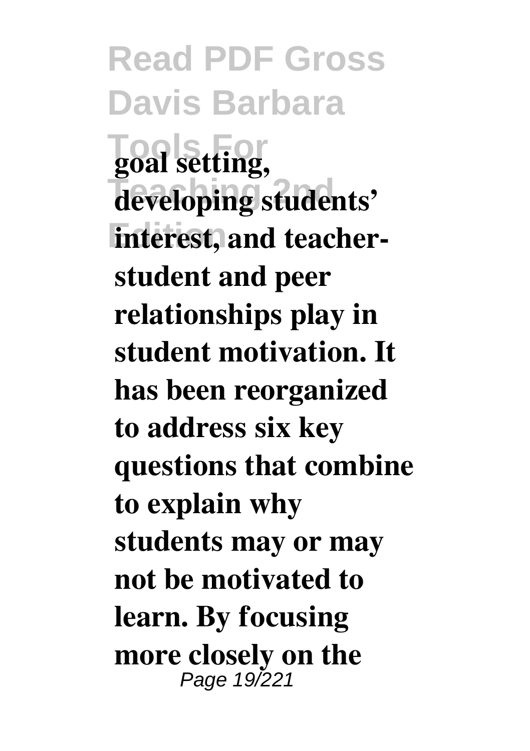**goal setting, developing students' interest, and teacher-student and peer relationships play in student motivation. It has been reorganized to address six key questions that combine to explain why students may or may not be motivated to learn. By focusing more closely on the**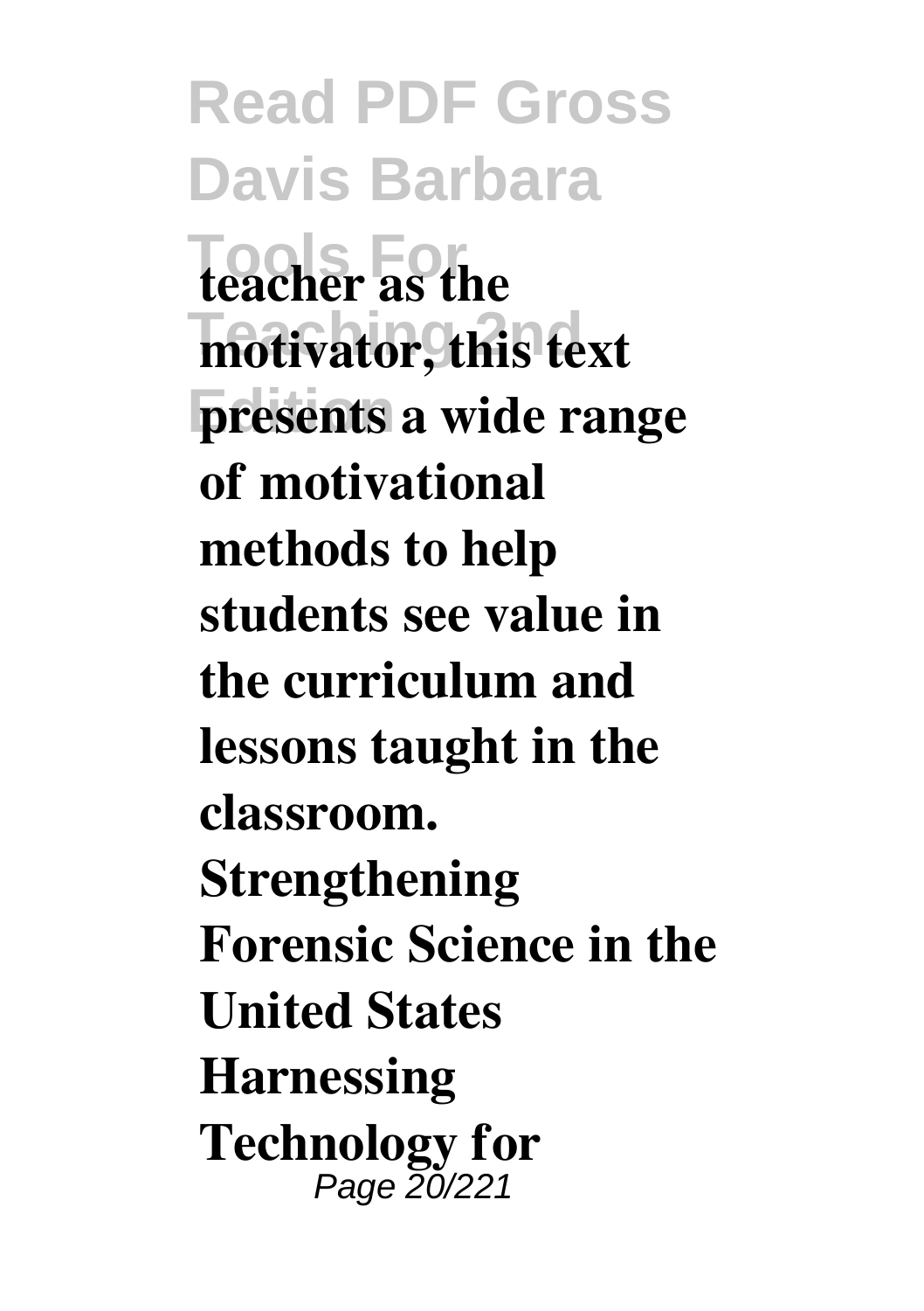**teacher as the motivator, this text presents a wide range of motivational methods to help students see value in the curriculum and lessons taught in the classroom.**

**Strengthening Forensic Science in the United States**

**Harnessing Technology for**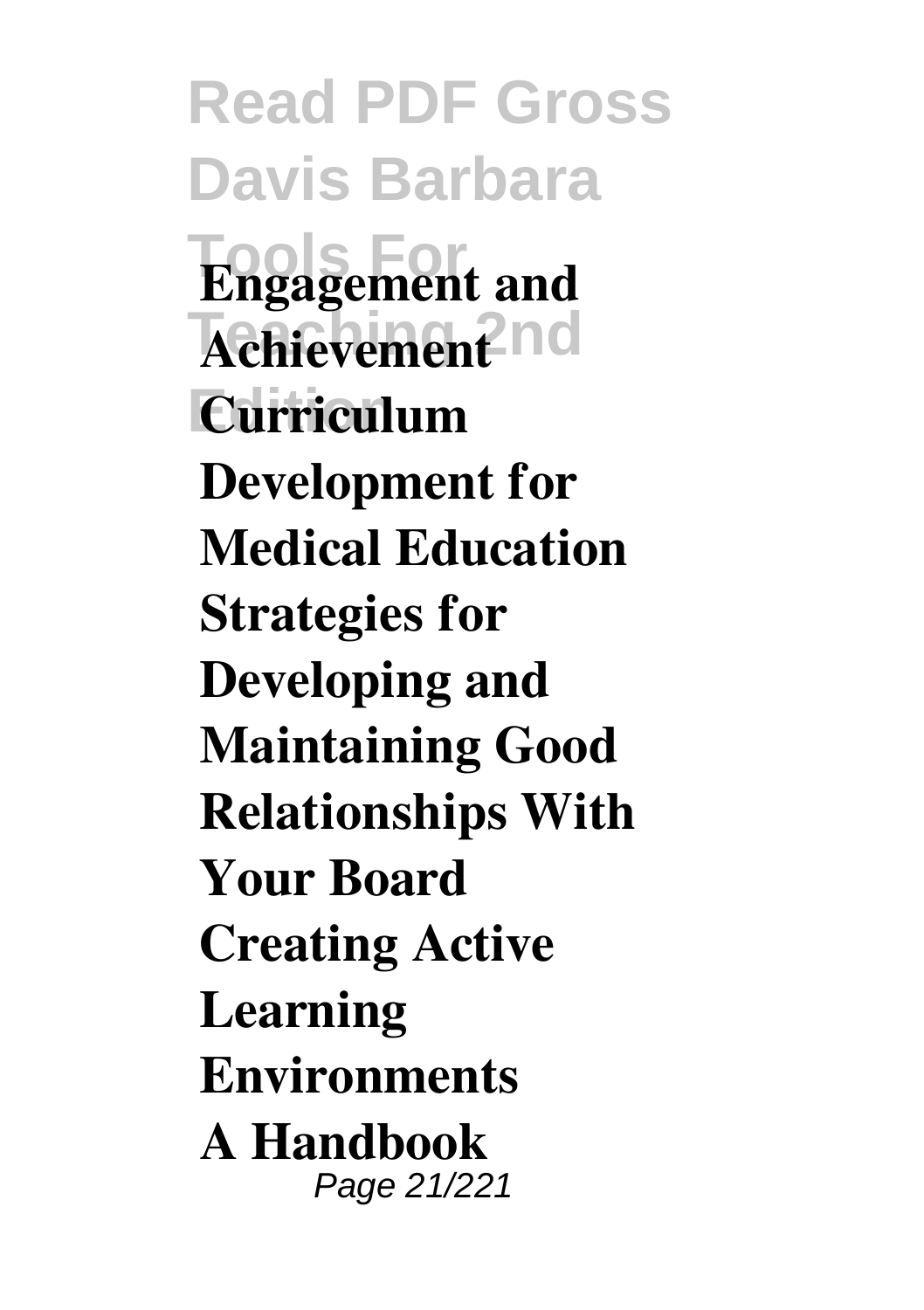**Engagement and Achievement**
**Curriculum Development for Medical Education**
**Strategies for Developing and Maintaining Good Relationships With Your Board**
**Creating Active Learning Environments**
**A Handbook**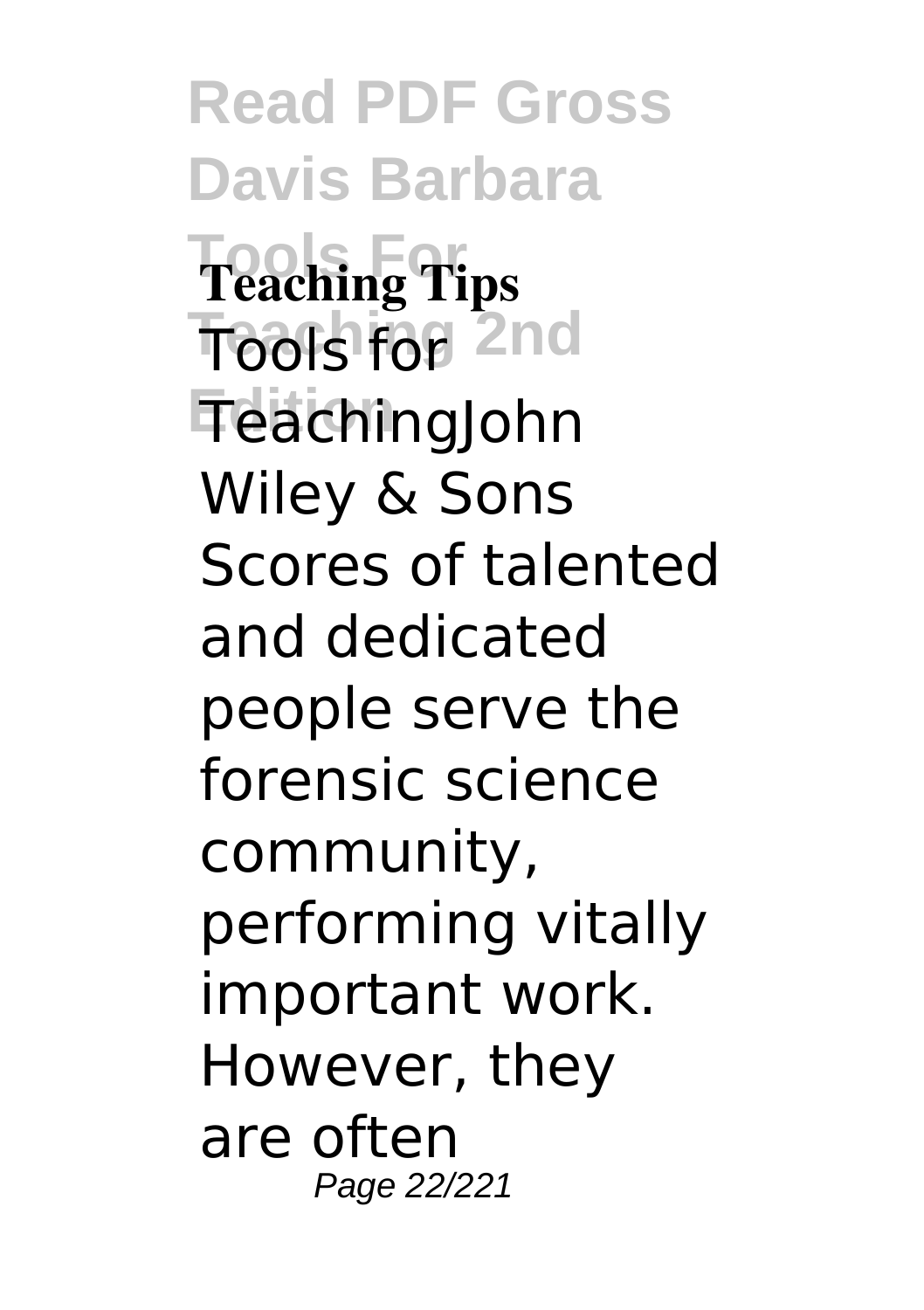**Teaching Tips**

Tools for TeachingJohn Wiley & Sons Scores of talented and dedicated people serve the forensic science community, performing vitally important work. However, they are often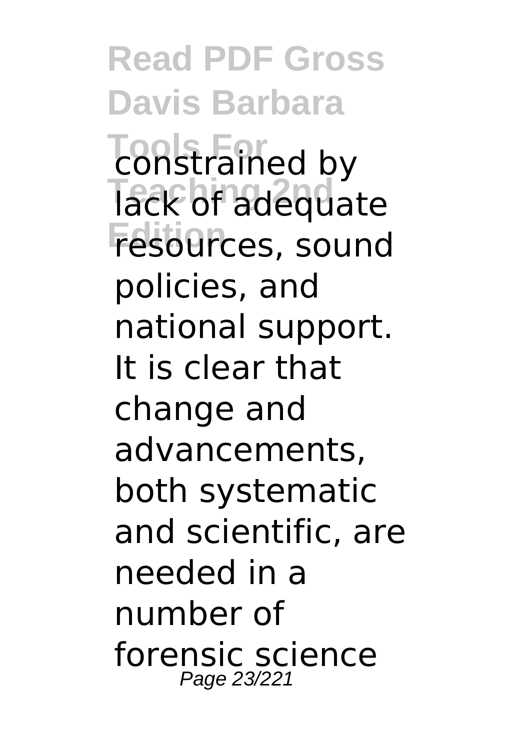constrained by lack of adequate resources, sound policies, and national support. It is clear that change and advancements, both systematic and scientific, are needed in a number of forensic science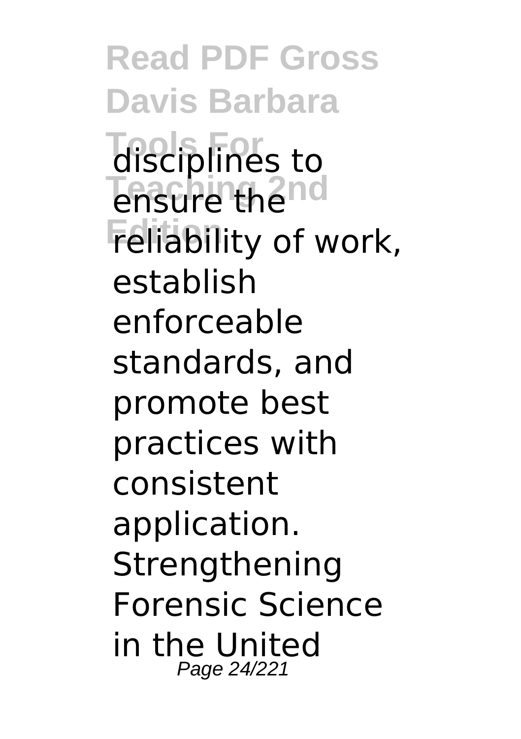disciplines to ensure the reliability of work, establish enforceable standards, and promote best practices with consistent application. Strengthening Forensic Science in the United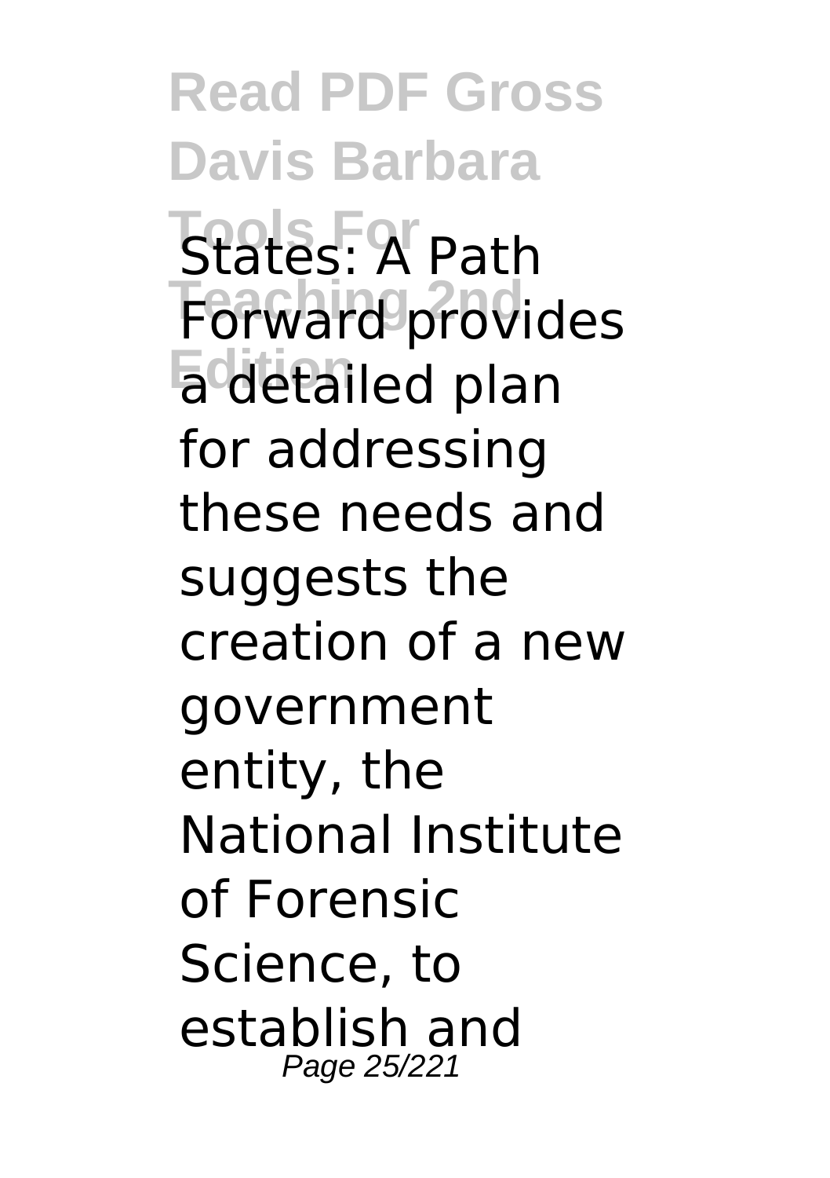States: A Path Forward provides a detailed plan for addressing these needs and suggests the creation of a new government entity, the National Institute of Forensic Science, to establish and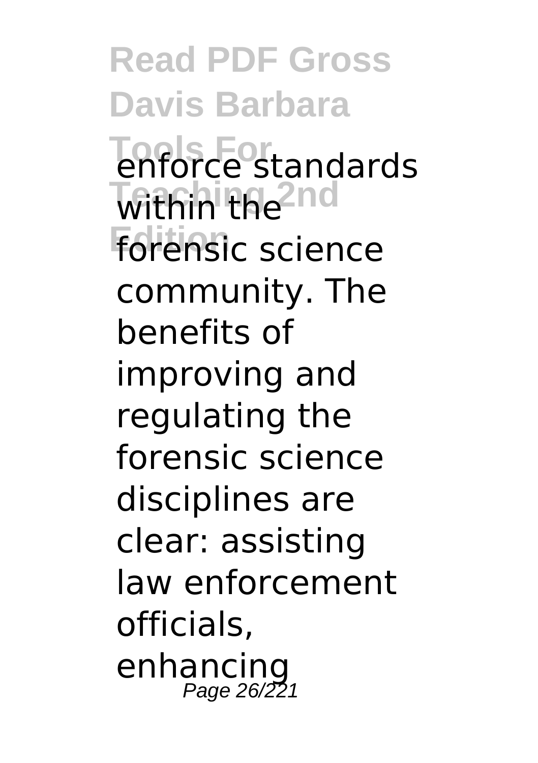enforce standards within the forensic science community. The benefits of improving and regulating the forensic science disciplines are clear: assisting law enforcement officials, enhancing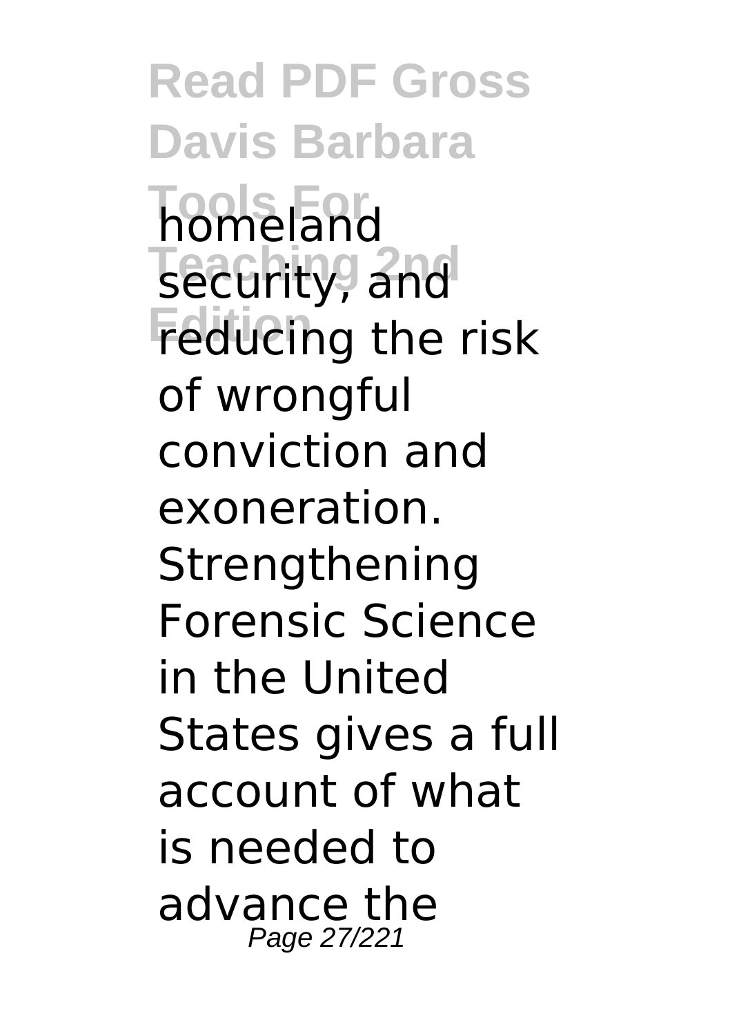homeland security, and reducing the risk of wrongful conviction and exoneration. Strengthening Forensic Science in the United States gives a full account of what is needed to advance the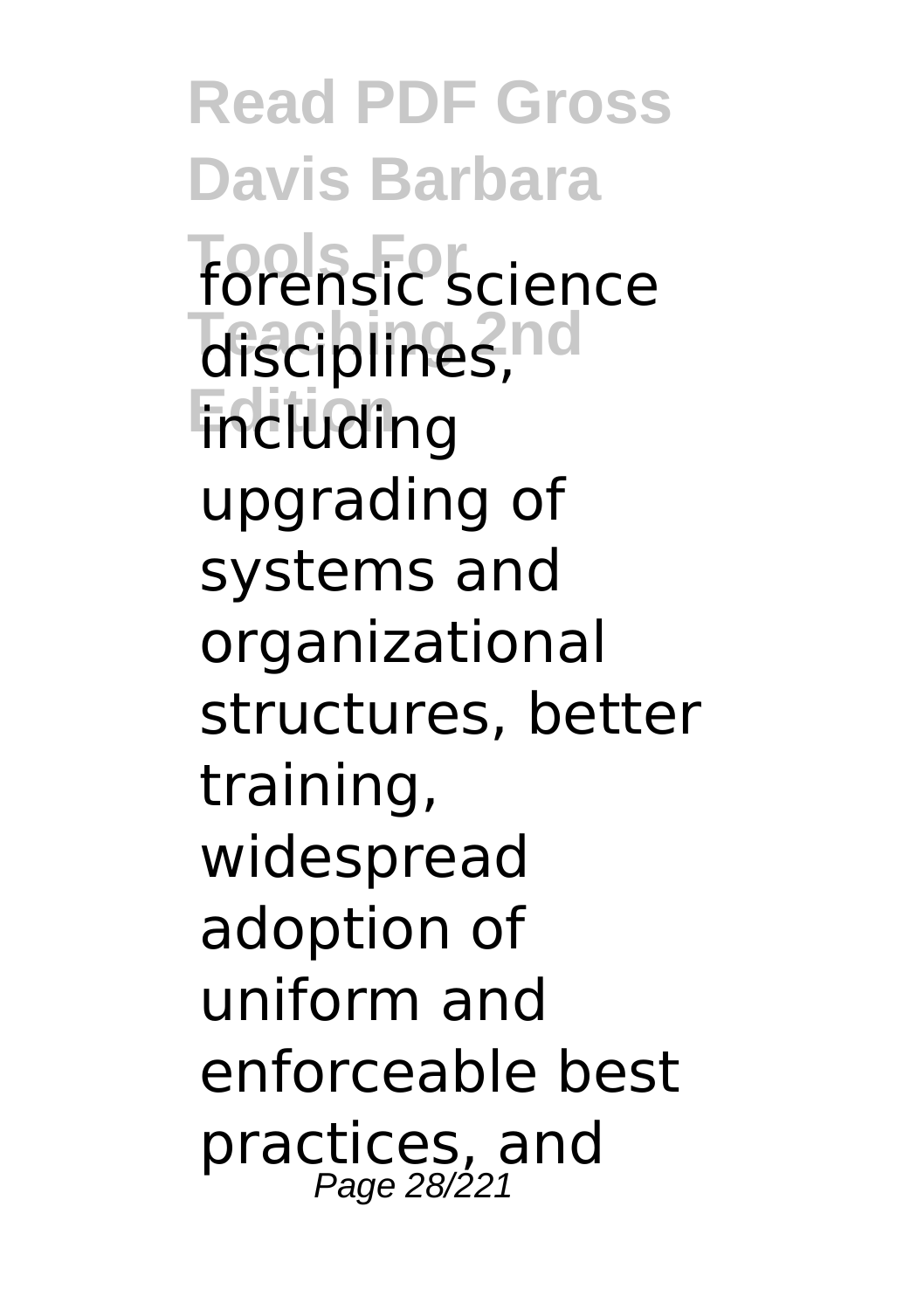forensic science disciplines, including upgrading of systems and organizational structures, better training, widespread adoption of uniform and enforceable best practices, and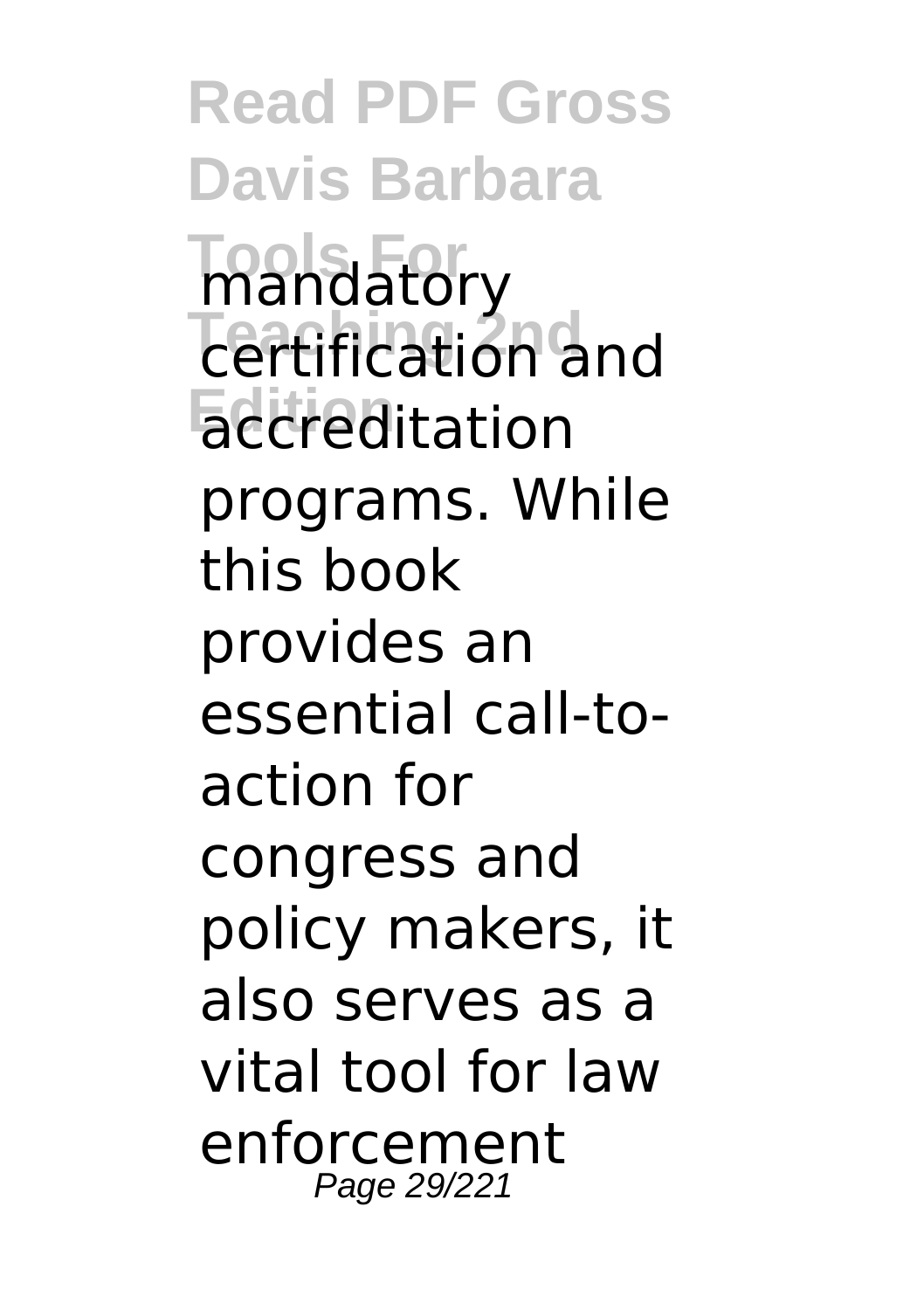mandatory certification and accreditation programs. While this book provides an essential call-to-action for congress and policy makers, it also serves as a vital tool for law enforcement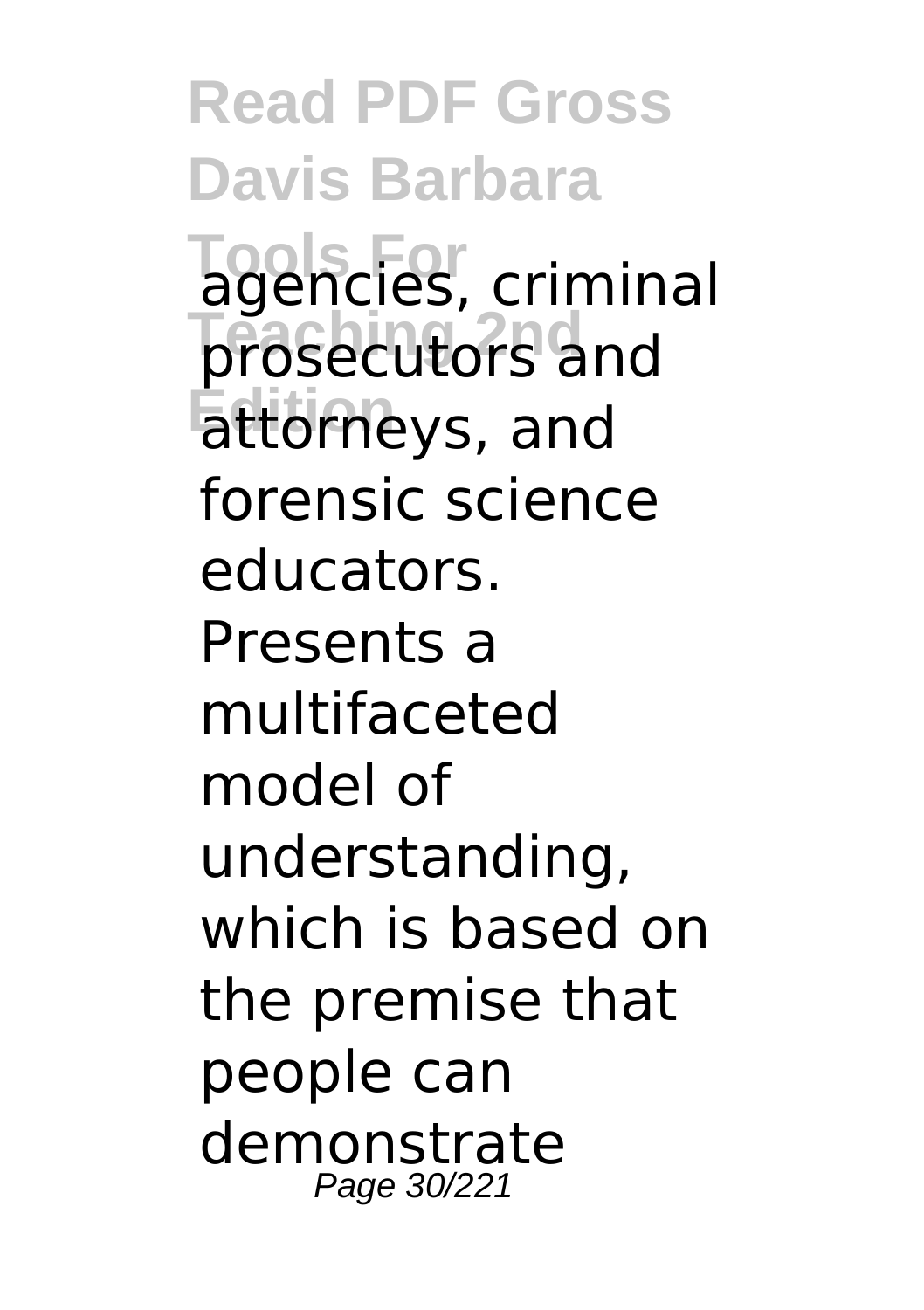agencies, criminal prosecutors and attorneys, and forensic science educators. Presents a multifaceted model of understanding, which is based on the premise that people can demonstrate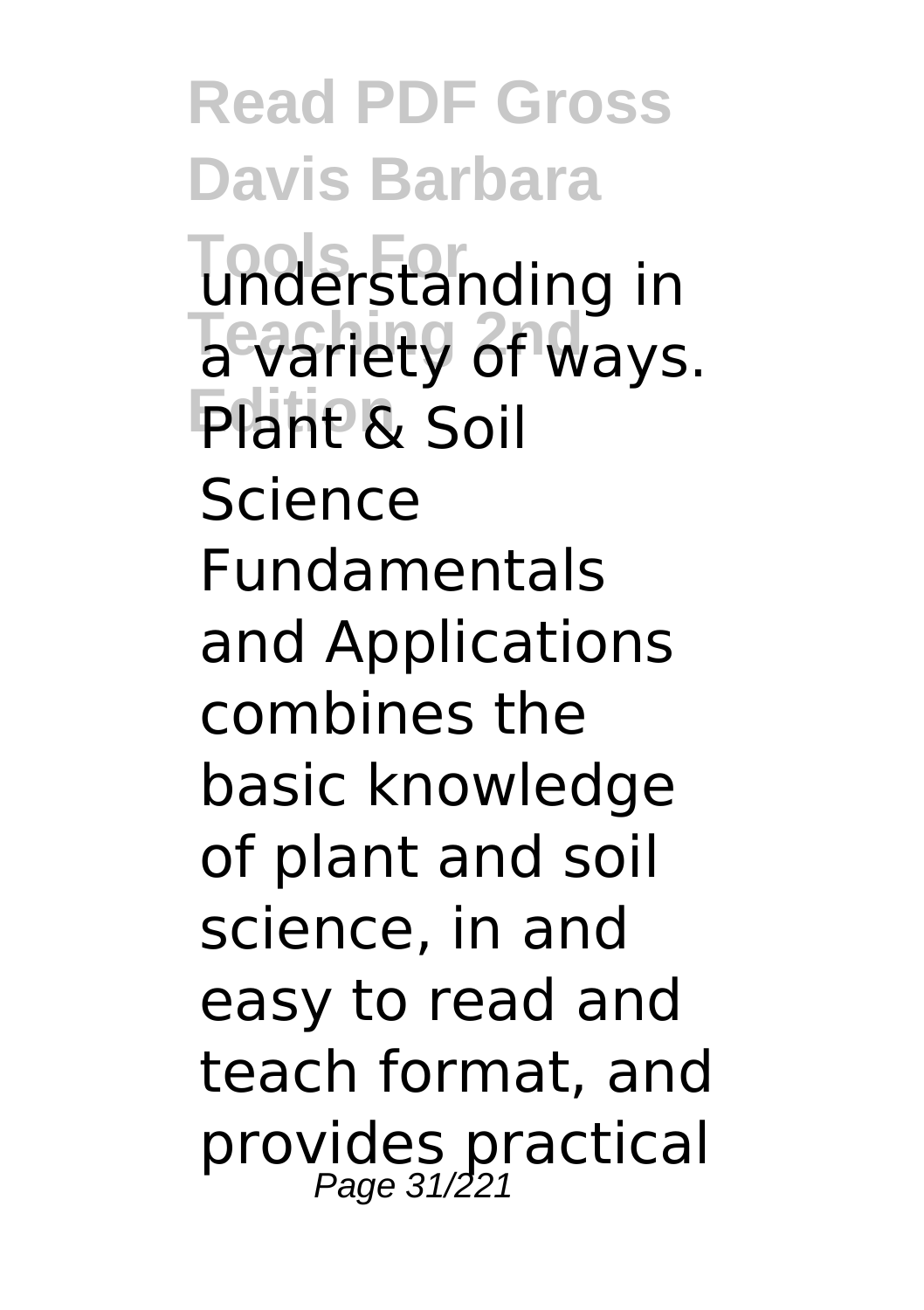understanding in a variety of ways. Plant & Soil Science Fundamentals and Applications combines the basic knowledge of plant and soil science, in and easy to read and teach format, and provides practical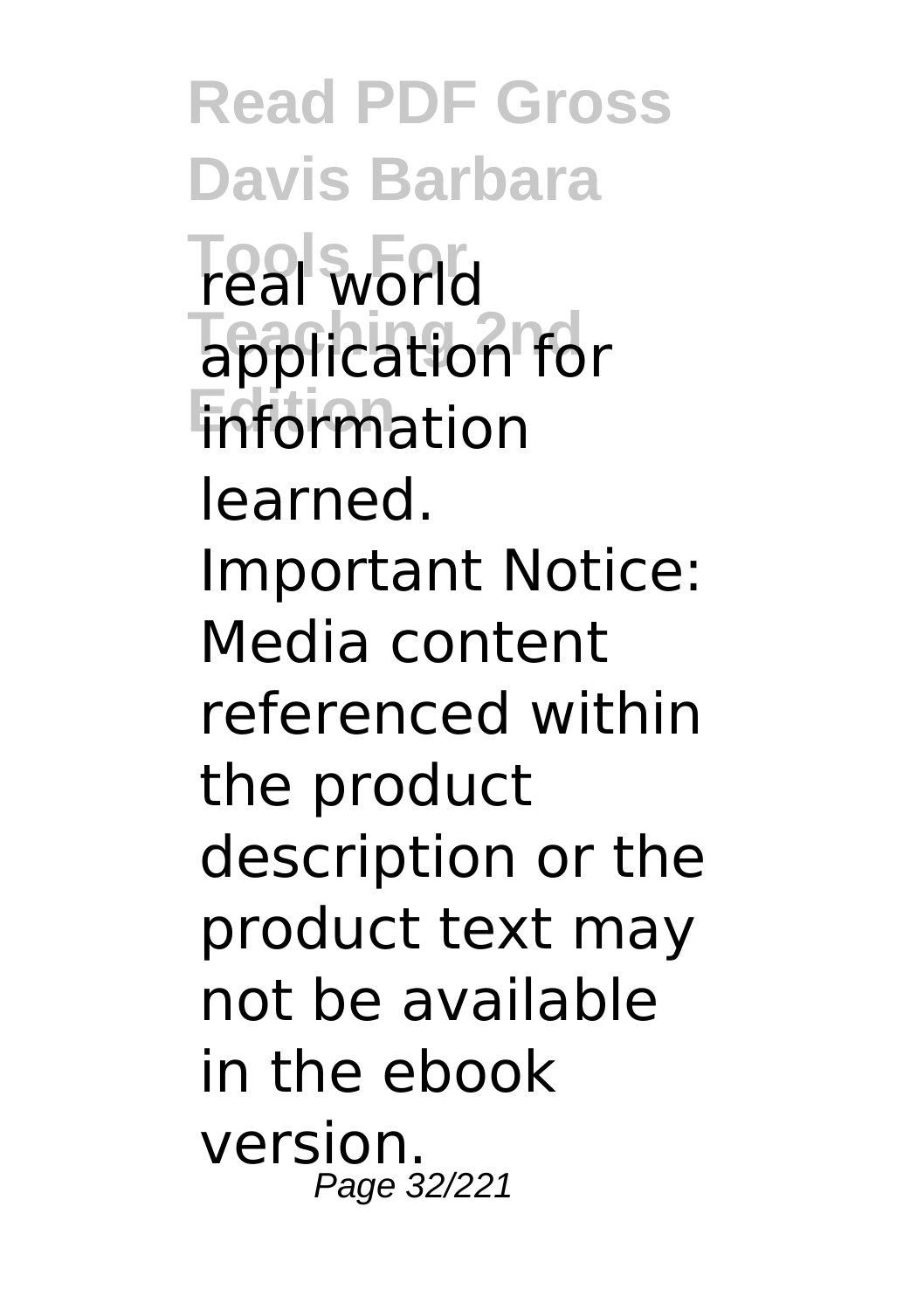real world application for information learned. Important Notice: Media content referenced within the product description or the product text may not be available in the ebook version.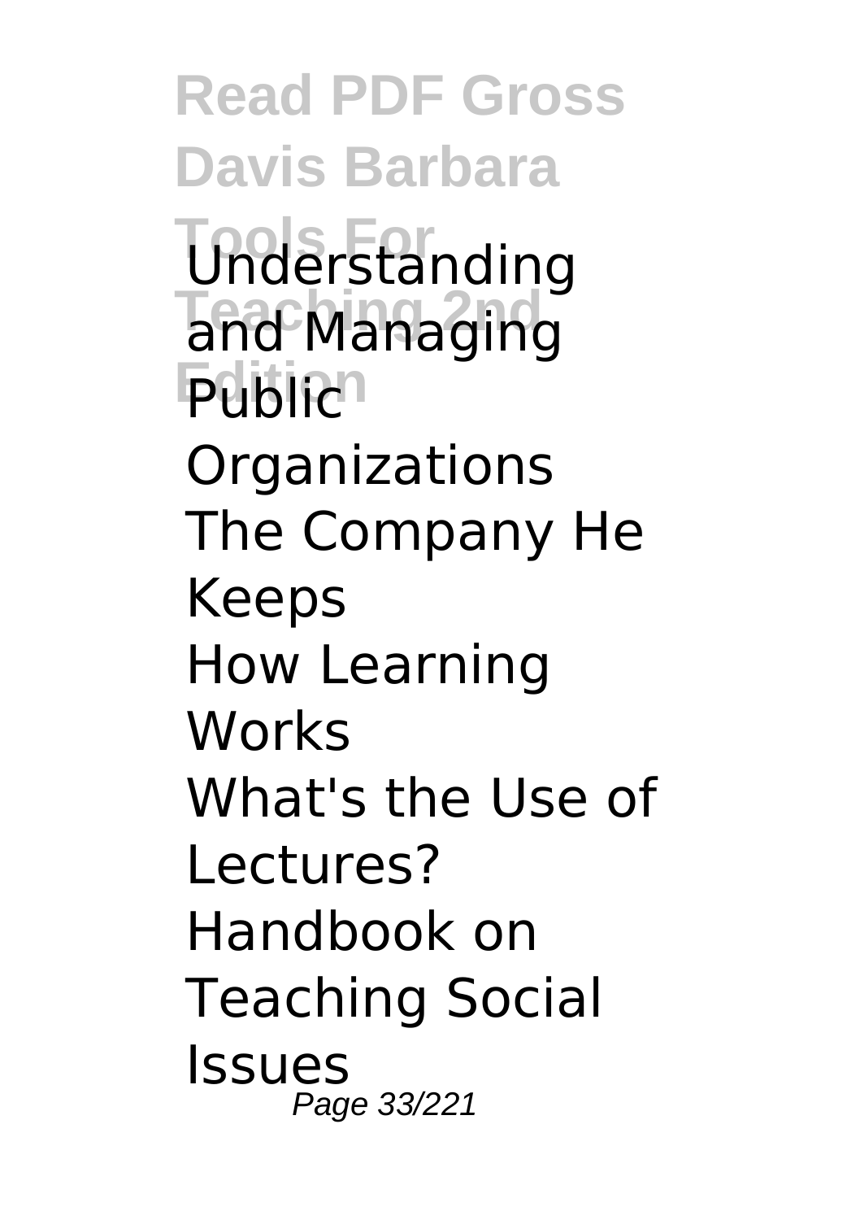Understanding and Managing Public Organizations
The Company He Keeps
How Learning Works
What's the Use of Lectures?
Handbook on Teaching Social Issues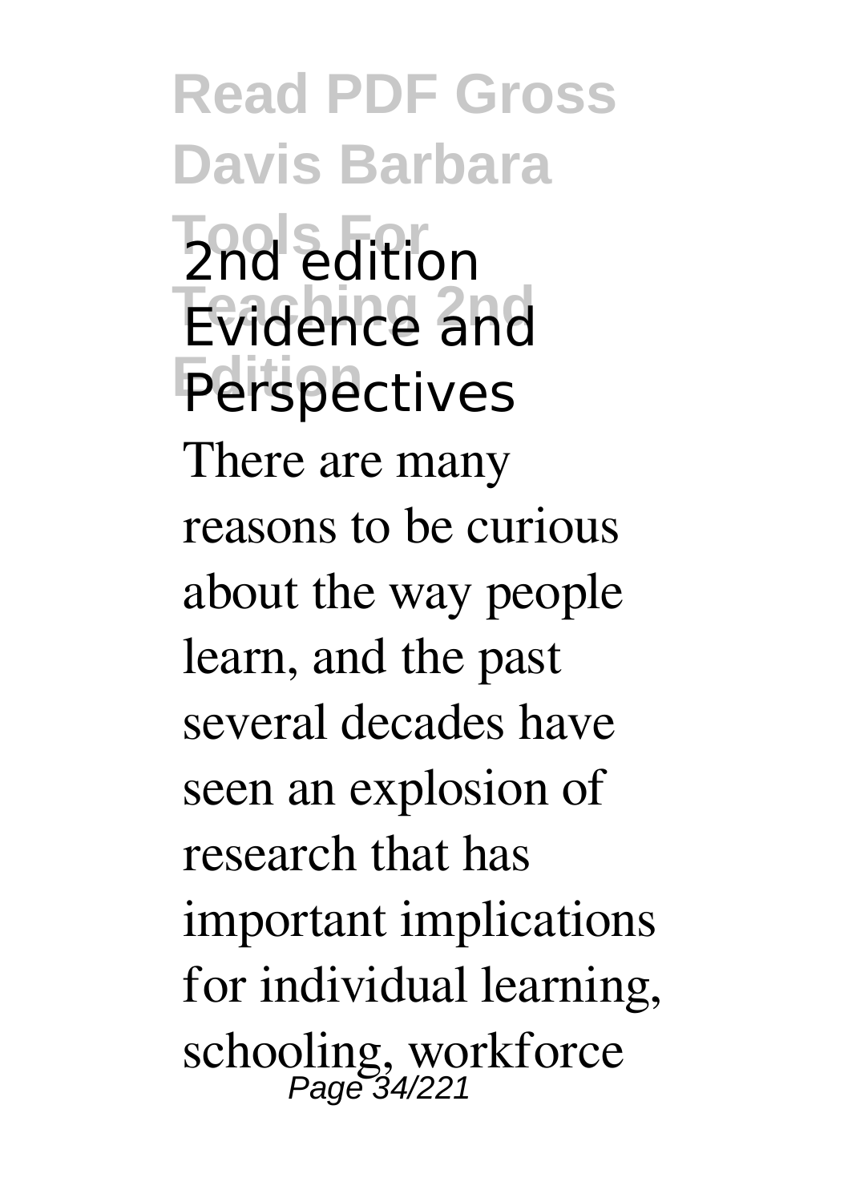2nd edition Evidence and Perspectives

There are many reasons to be curious about the way people learn, and the past several decades have seen an explosion of research that has important implications for individual learning, schooling, workforce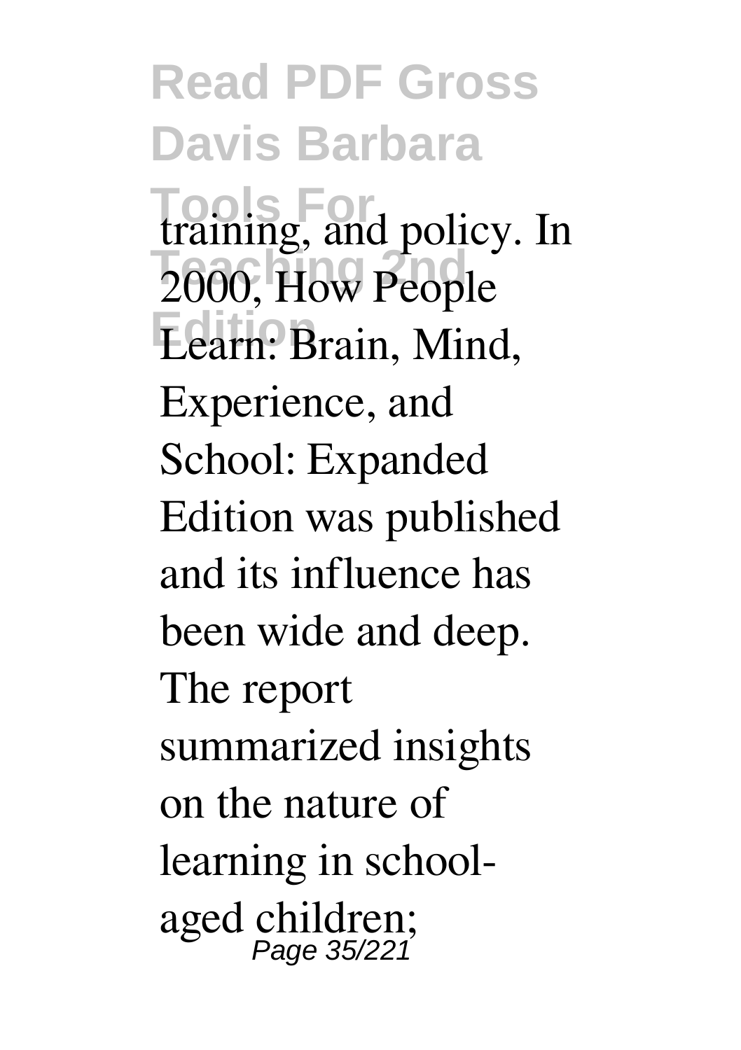training, and policy. In 2000, How People Learn: Brain, Mind, Experience, and School: Expanded Edition was published and its influence has been wide and deep. The report summarized insights on the nature of learning in school-aged children;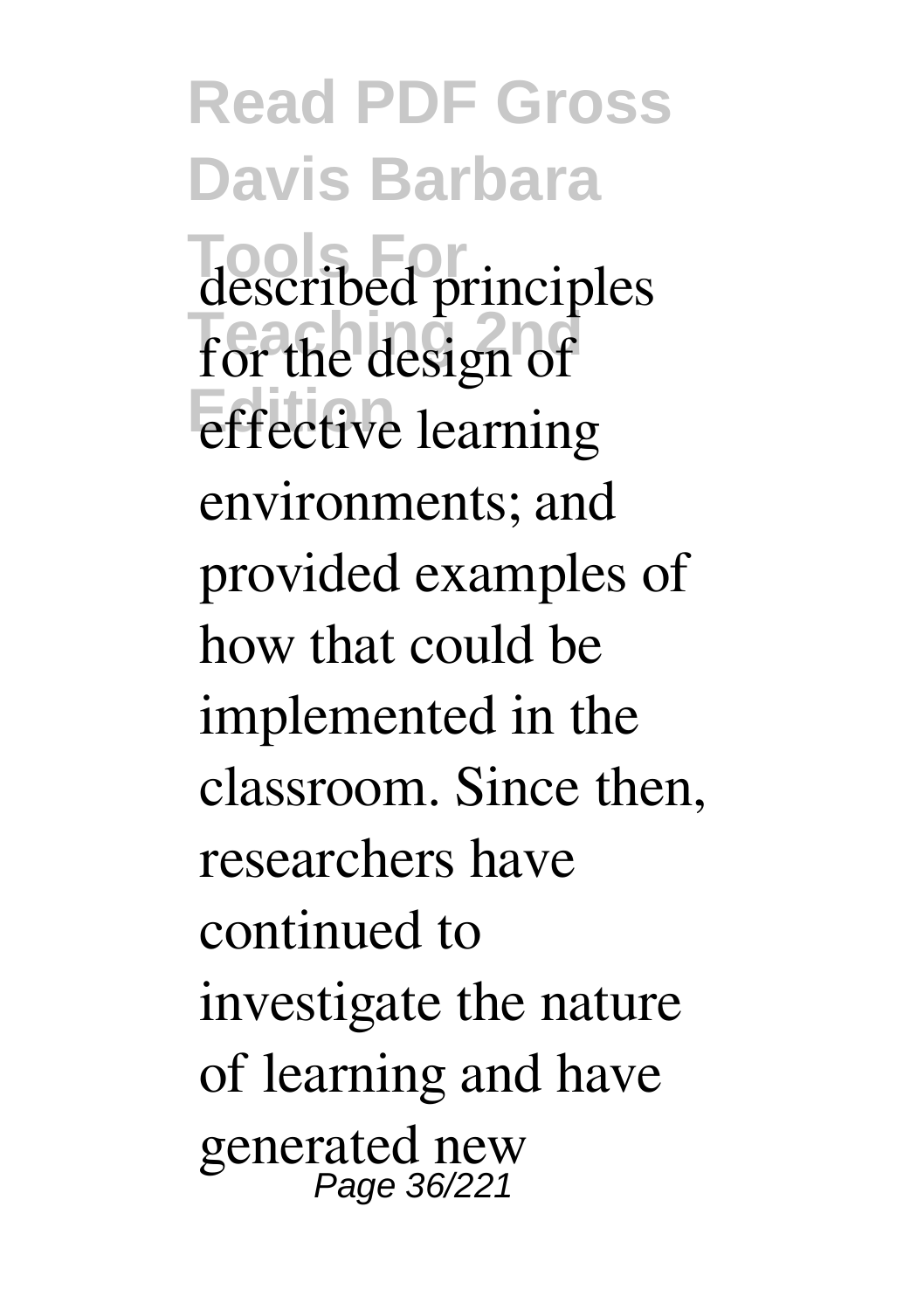described principles for the design of effective learning environments; and provided examples of how that could be implemented in the classroom. Since then, researchers have continued to investigate the nature of learning and have generated new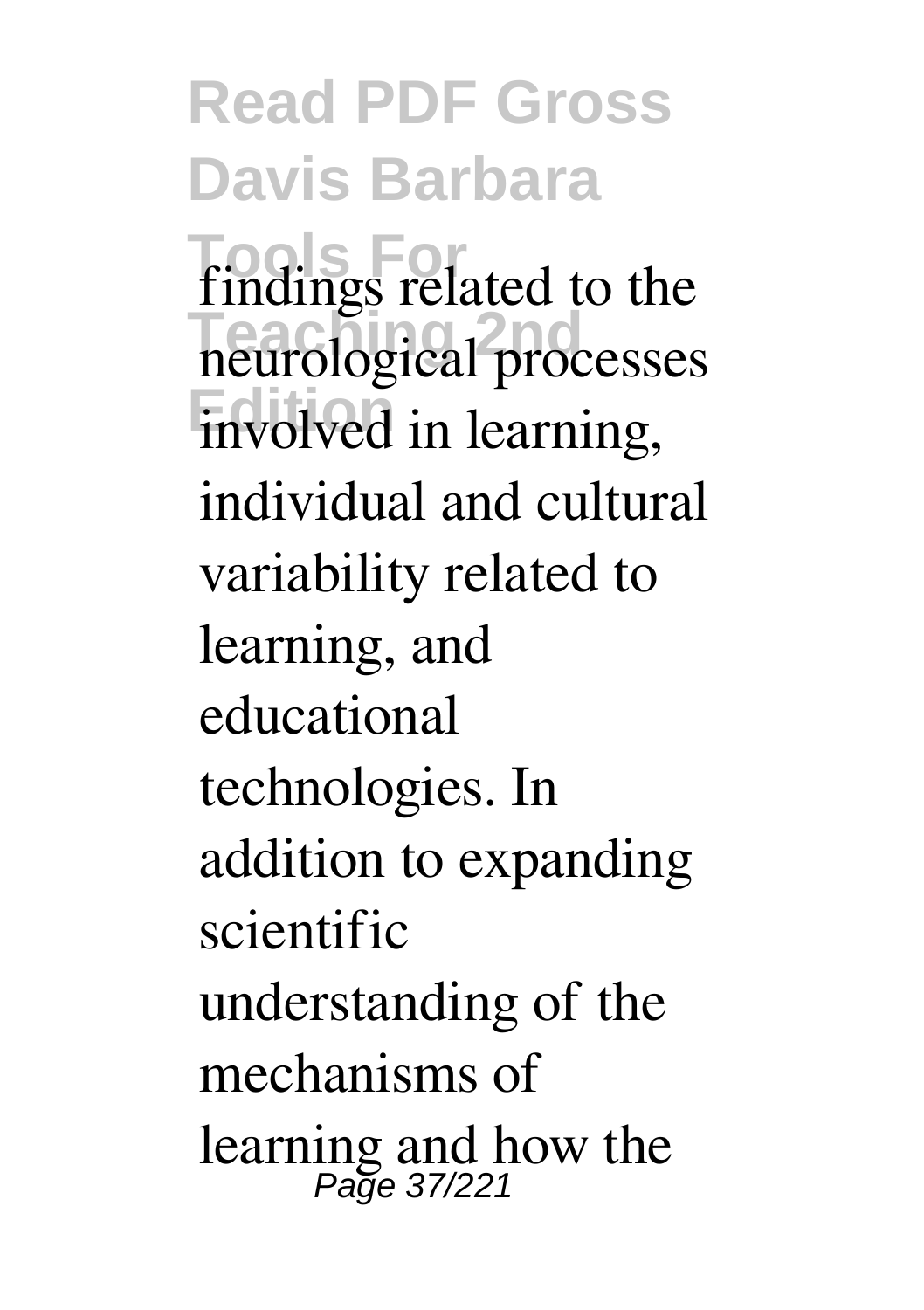findings related to the neurological processes involved in learning, individual and cultural variability related to learning, and educational technologies. In addition to expanding scientific understanding of the mechanisms of learning and how the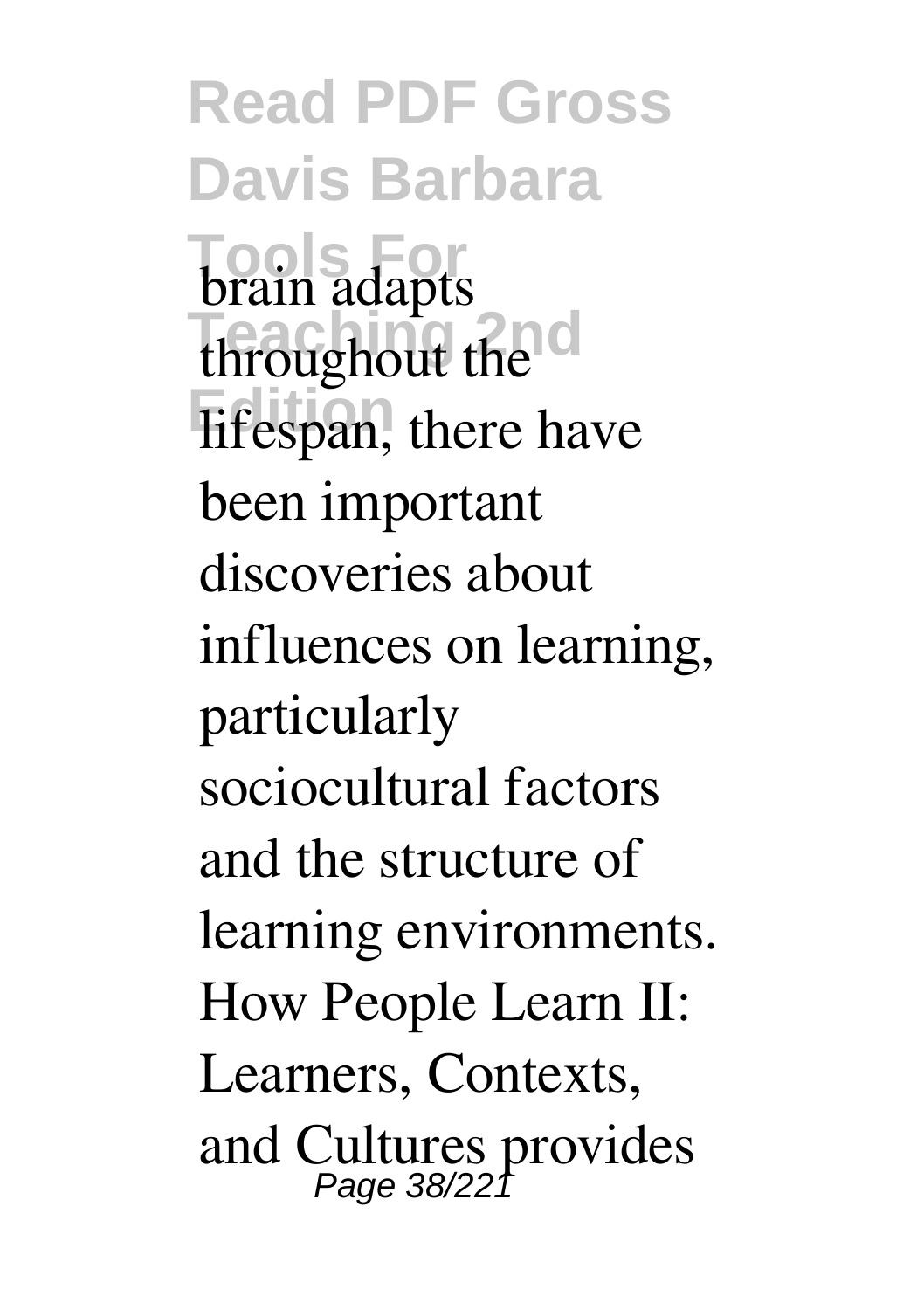brain adapts throughout the lifespan, there have been important discoveries about influences on learning, particularly sociocultural factors and the structure of learning environments. How People Learn II: Learners, Contexts, and Cultures provides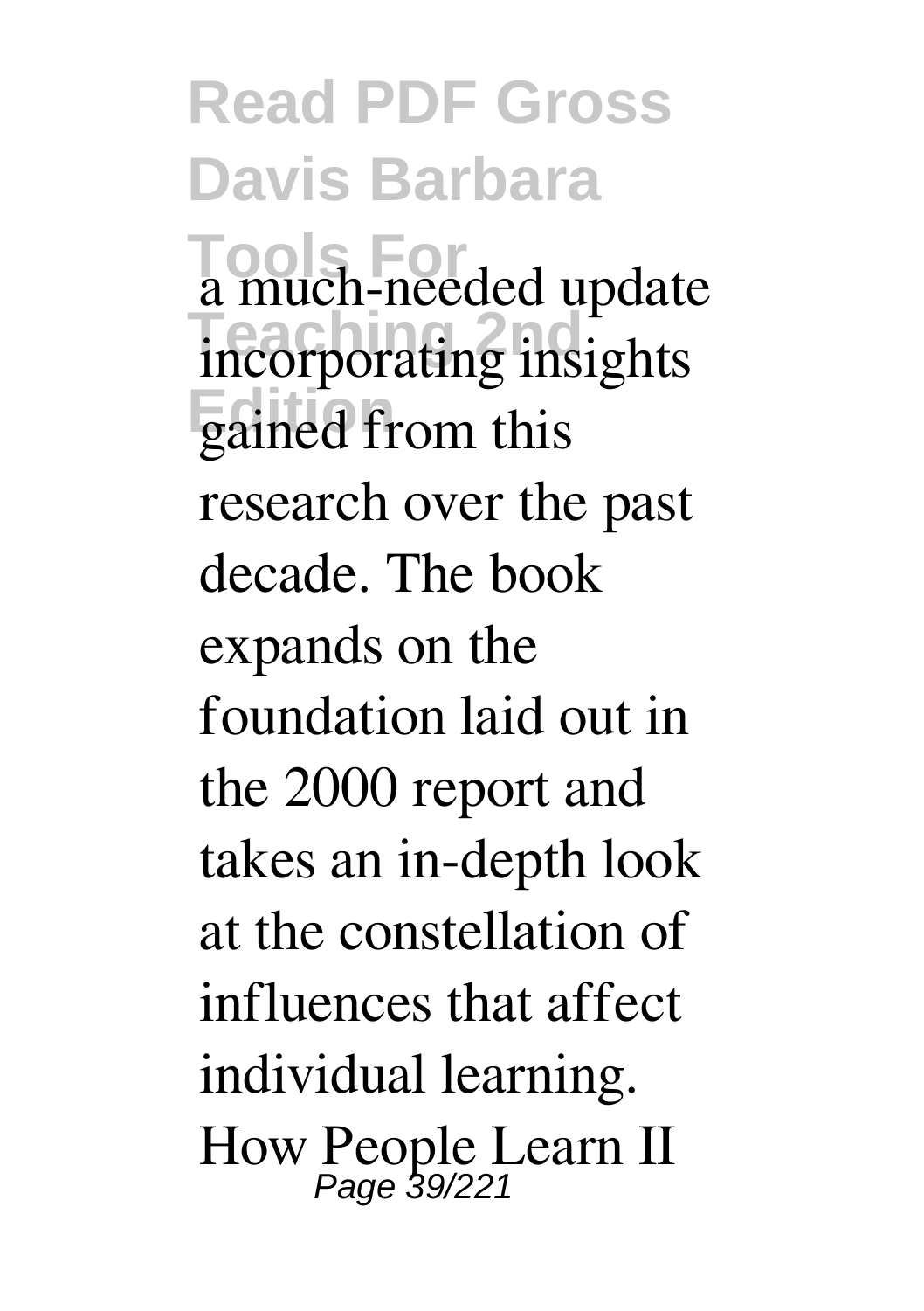a much-needed update incorporating insights gained from this research over the past decade. The book expands on the foundation laid out in the 2000 report and takes an in-depth look at the constellation of influences that affect individual learning. How People Learn II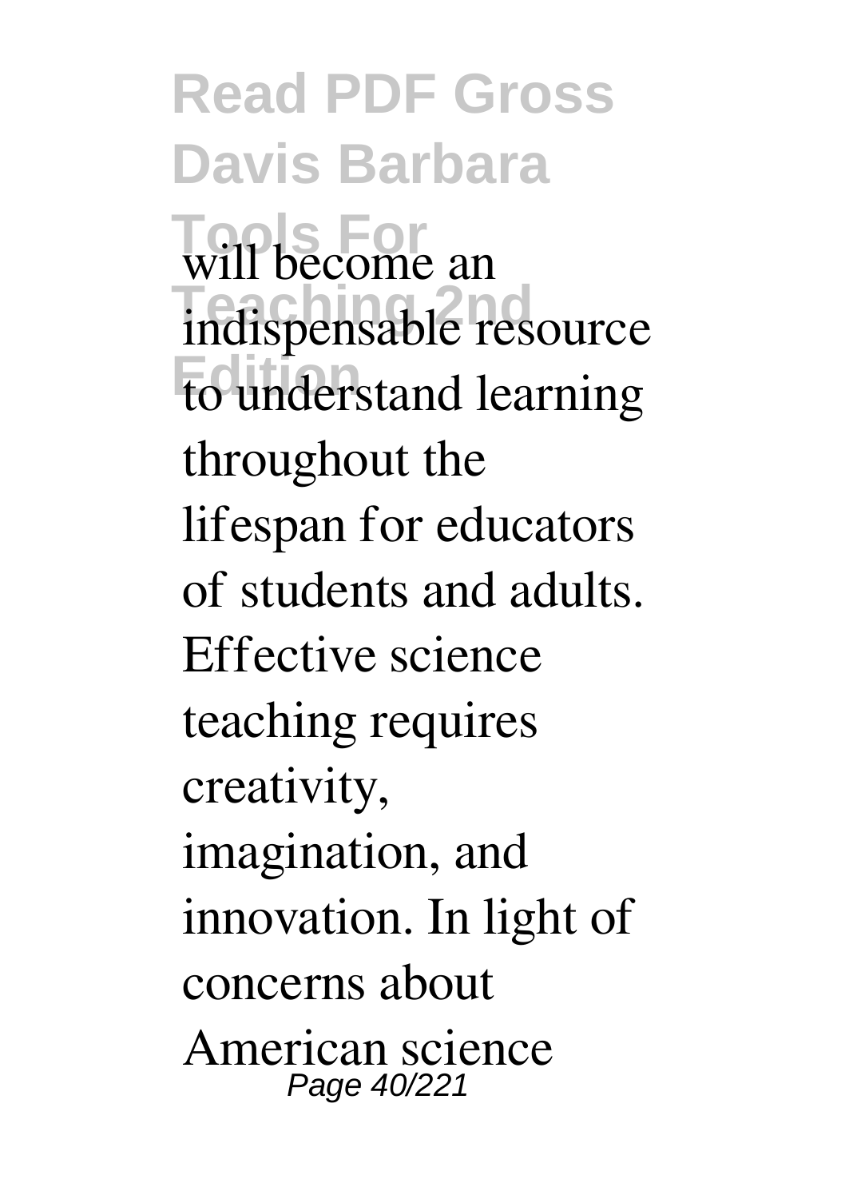will become an indispensable resource to understand learning throughout the lifespan for educators of students and adults. Effective science teaching requires creativity, imagination, and innovation. In light of concerns about American science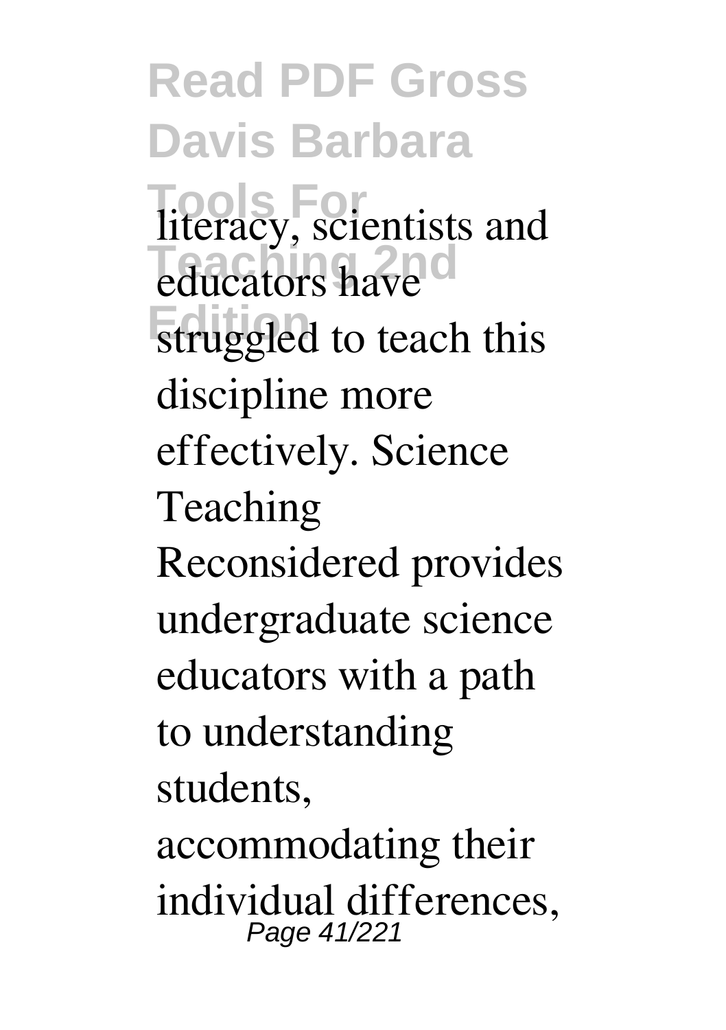literacy, scientists and educators have struggled to teach this discipline more effectively. Science Teaching Reconsidered provides undergraduate science educators with a path to understanding students, accommodating their individual differences,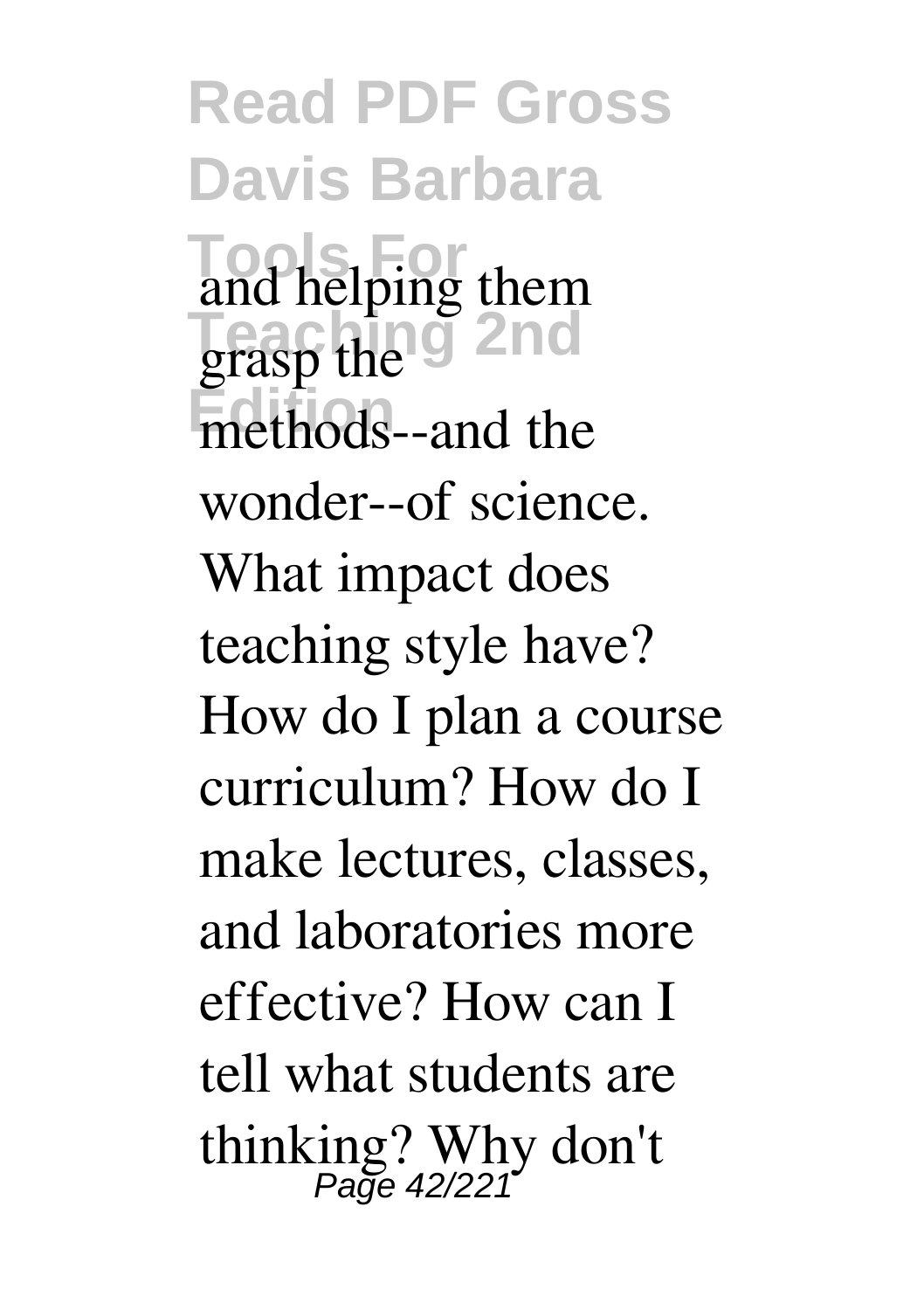and helping them grasp the methods--and the wonder--of science. What impact does teaching style have? How do I plan a course curriculum? How do I make lectures, classes, and laboratories more effective? How can I tell what students are thinking? Why don't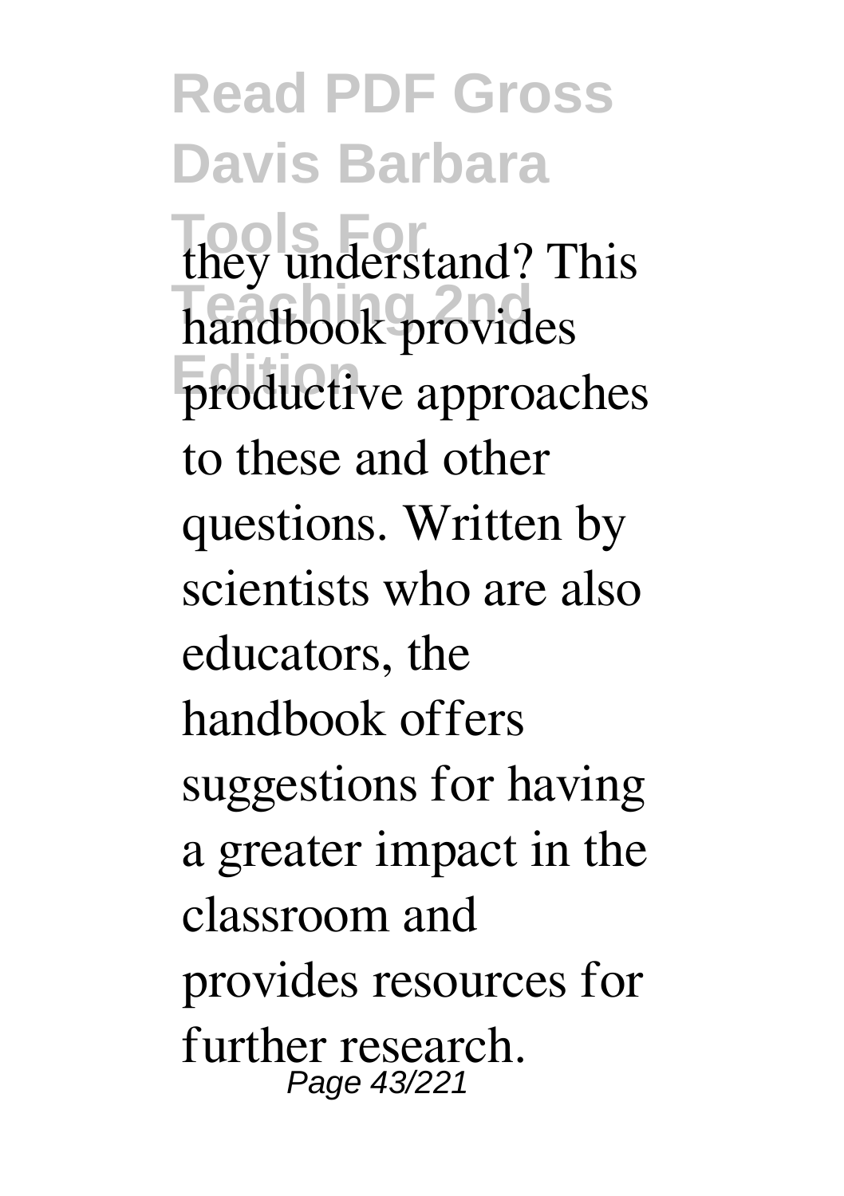they understand? This handbook provides productive approaches to these and other questions. Written by scientists who are also educators, the handbook offers suggestions for having a greater impact in the classroom and provides resources for further research.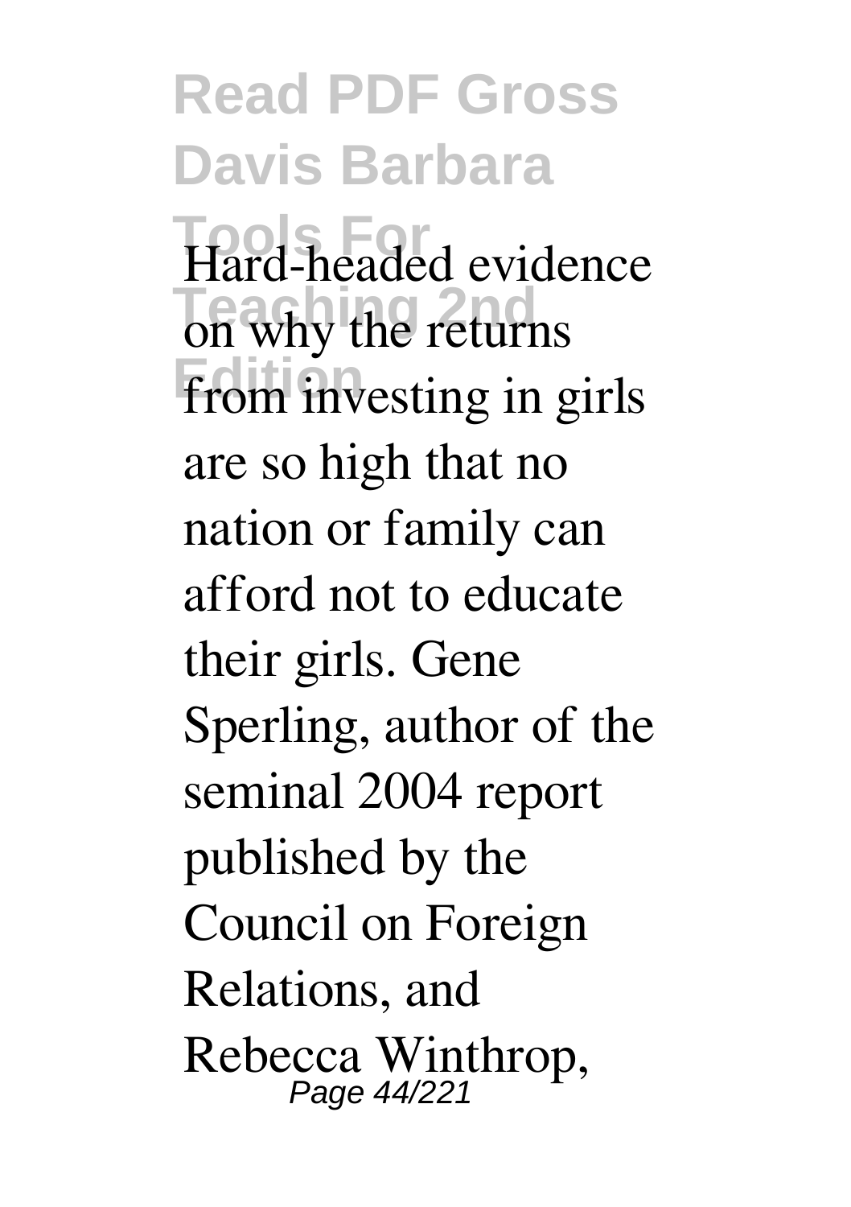Hard-headed evidence on why the returns from investing in girls are so high that no nation or family can afford not to educate their girls. Gene Sperling, author of the seminal 2004 report published by the Council on Foreign Relations, and Rebecca Winthrop,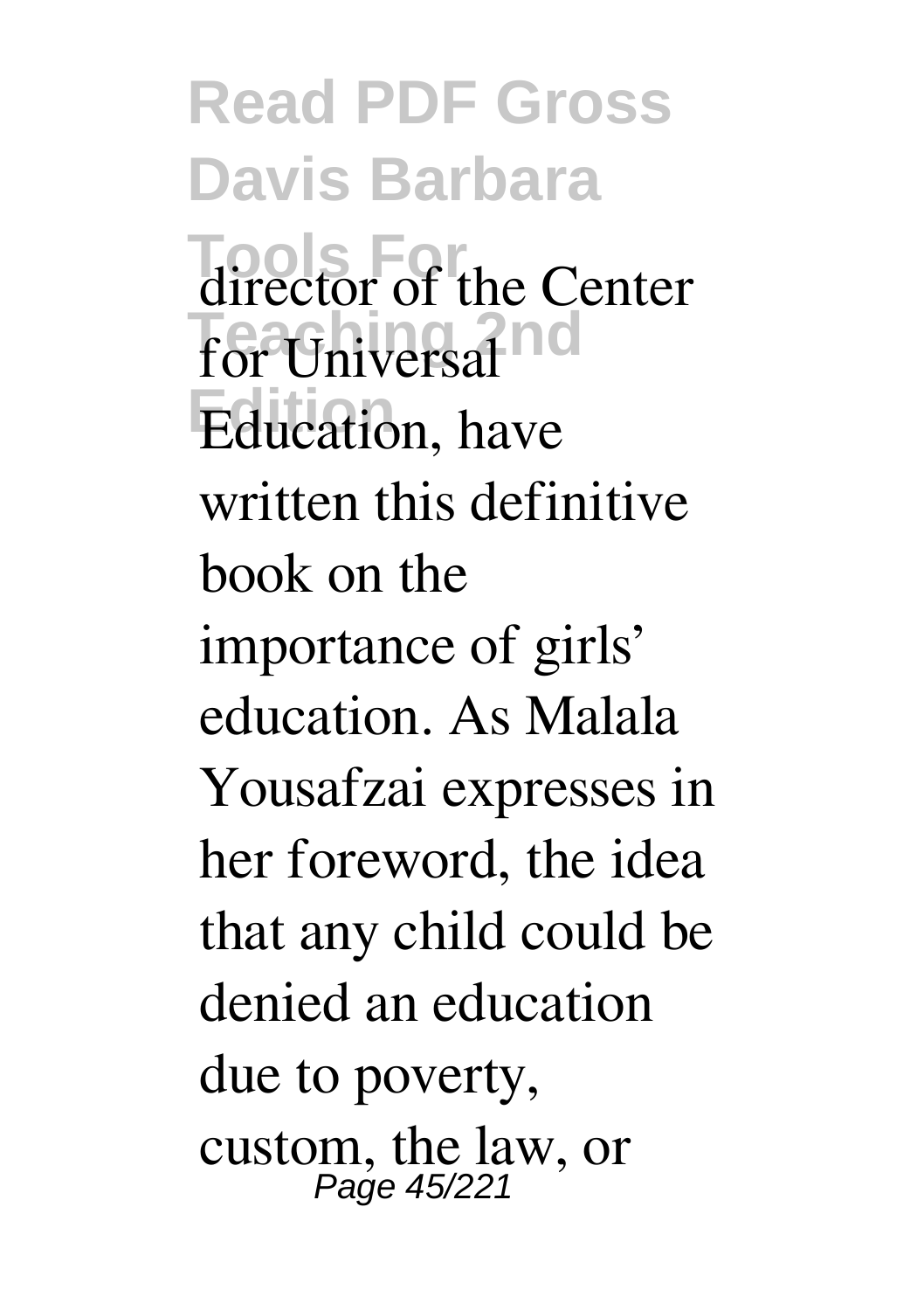director of the Center for Universal Education, have written this definitive book on the importance of girls' education. As Malala Yousafzai expresses in her foreword, the idea that any child could be denied an education due to poverty, custom, the law, or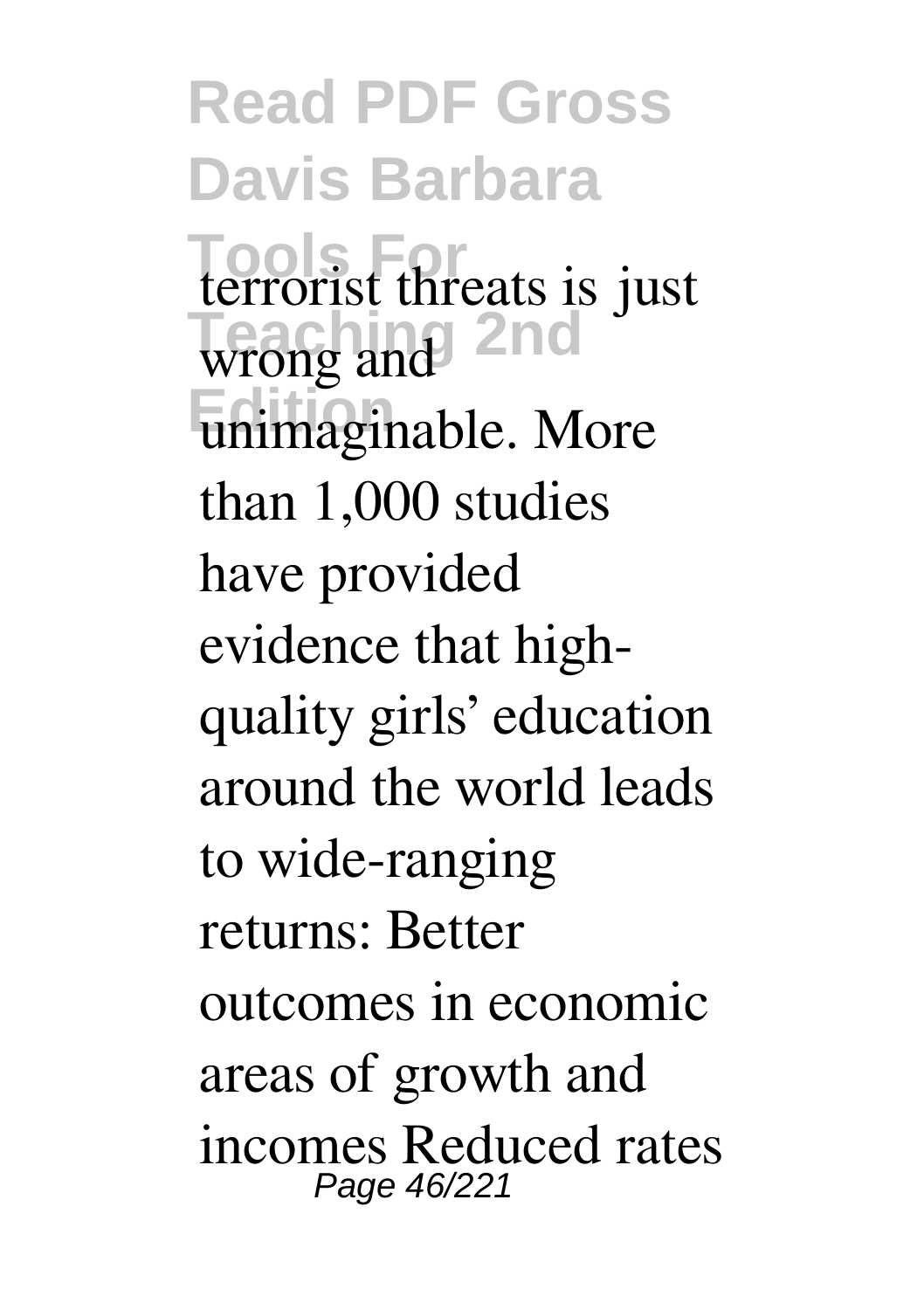terrorist threats is just wrong and unimaginable. More than 1,000 studies have provided evidence that high-quality girls' education around the world leads to wide-ranging returns: Better outcomes in economic areas of growth and incomes Reduced rates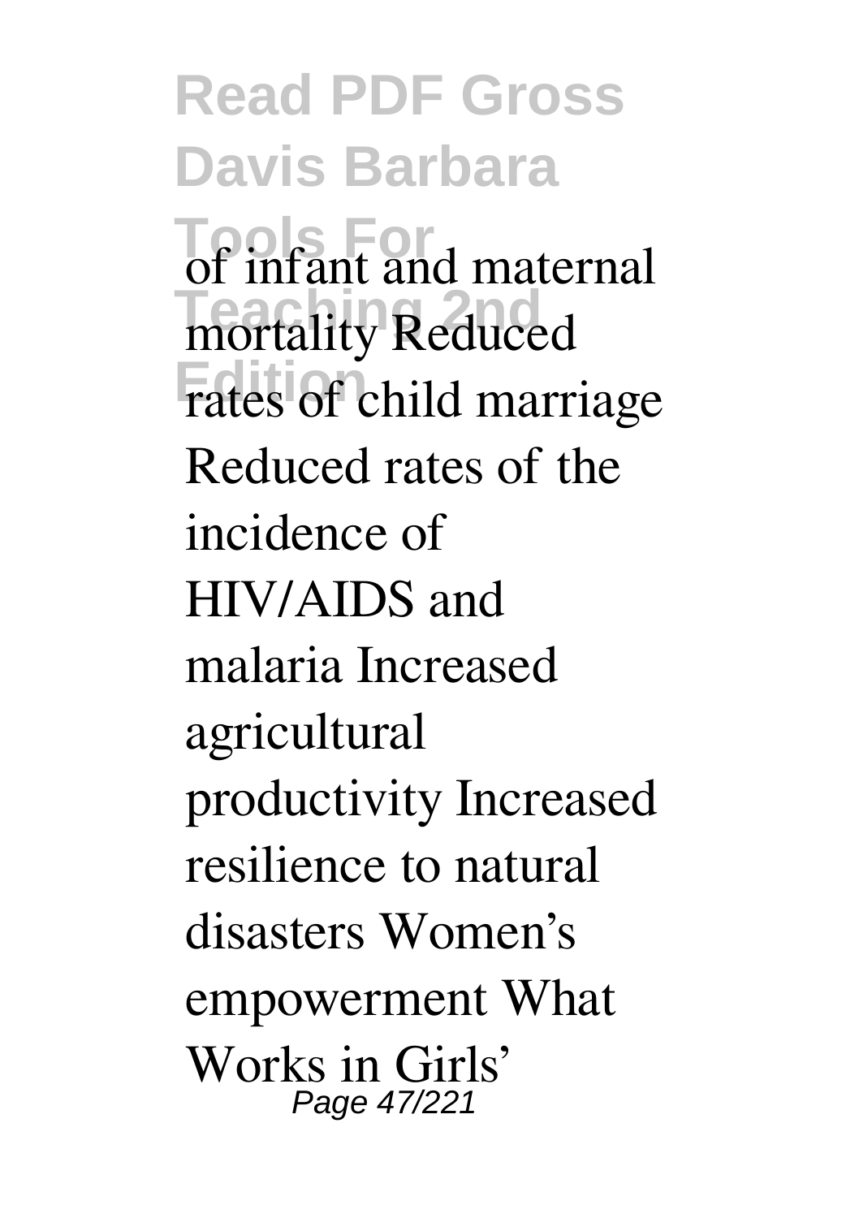of infant and maternal mortality Reduced rates of child marriage Reduced rates of the incidence of HIV/AIDS and malaria Increased agricultural productivity Increased resilience to natural disasters Women's empowerment What Works in Girls'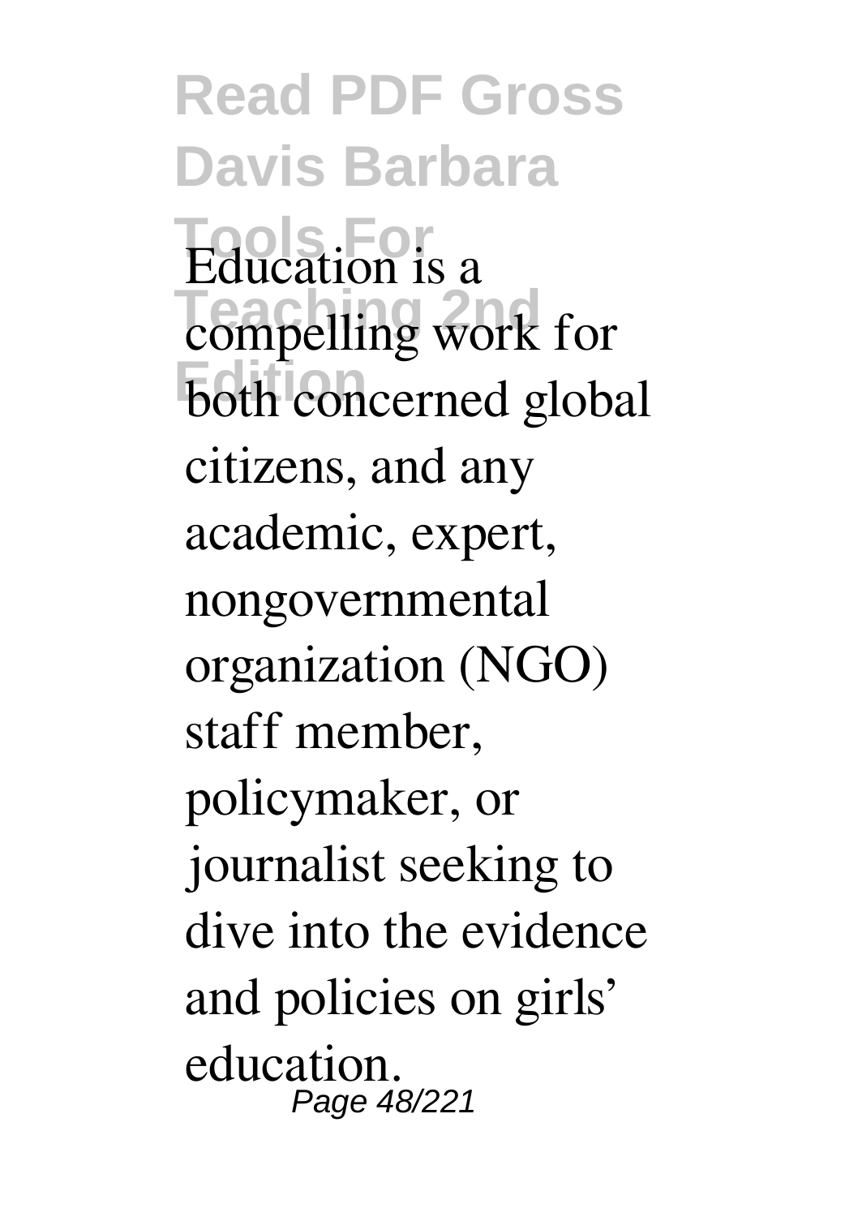Education is a compelling work for both concerned global citizens, and any academic, expert, nongovernmental organization (NGO) staff member, policymaker, or journalist seeking to dive into the evidence and policies on girls' education.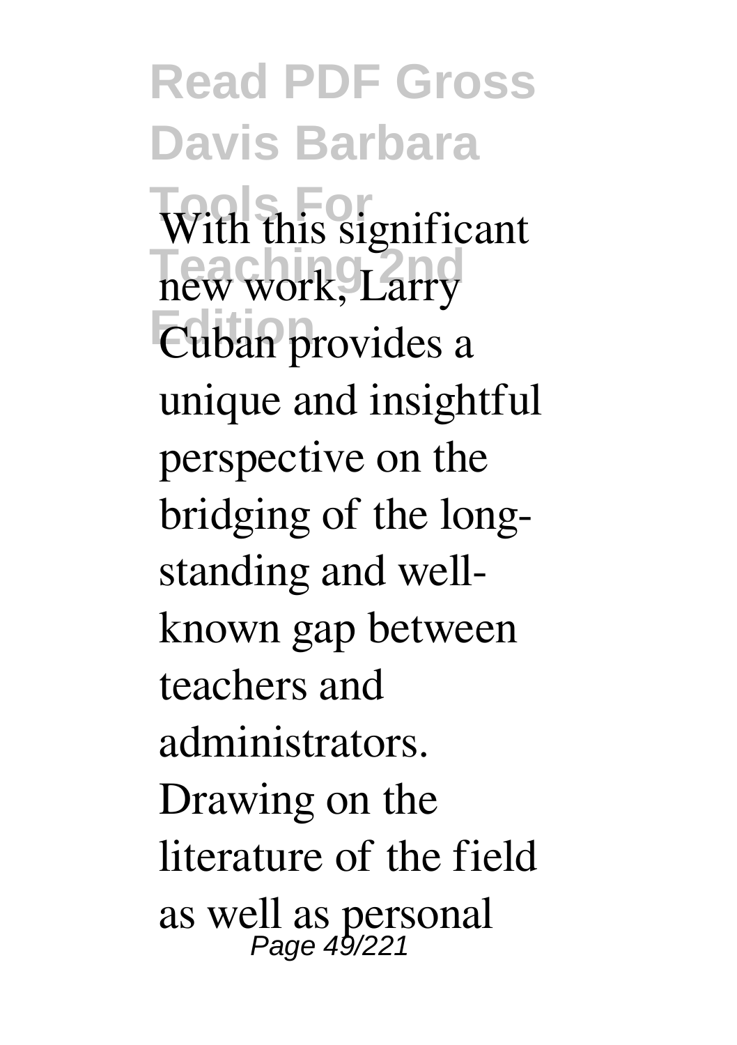With this significant new work, Larry Cuban provides a unique and insightful perspective on the bridging of the long-standing and well-known gap between teachers and administrators. Drawing on the literature of the field as well as personal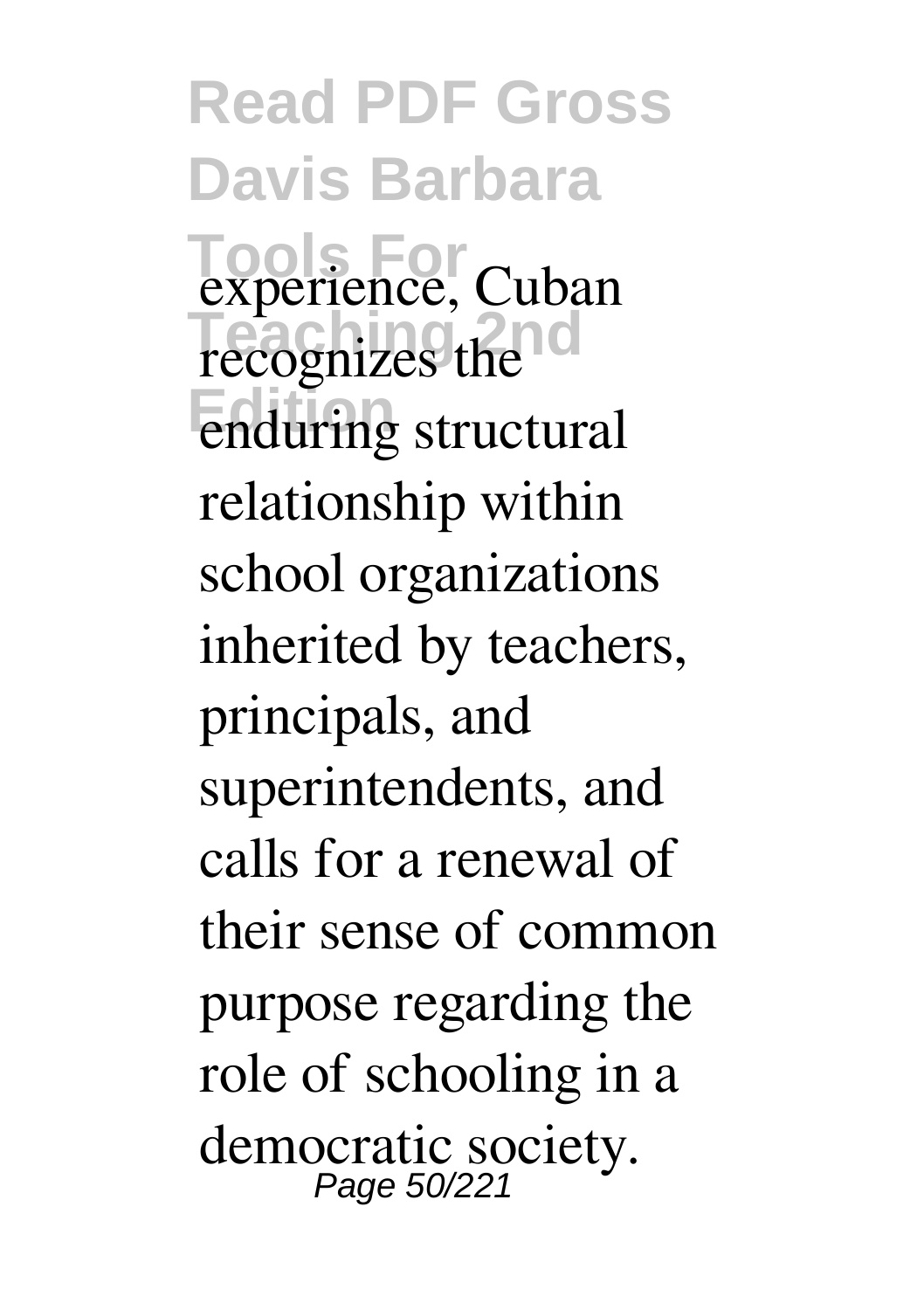experience, Cuban recognizes the enduring structural relationship within school organizations inherited by teachers, principals, and superintendents, and calls for a renewal of their sense of common purpose regarding the role of schooling in a democratic society.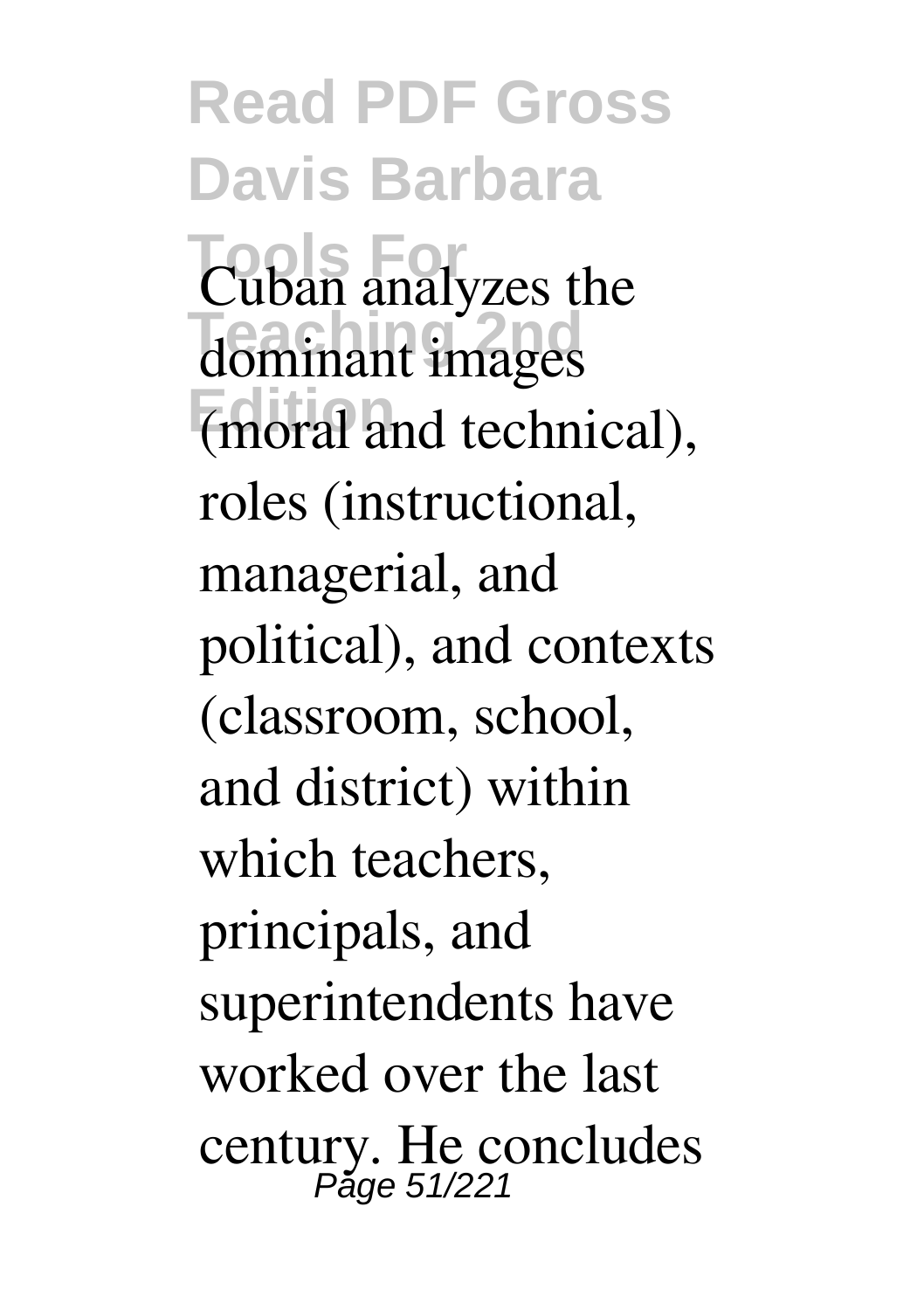Cuban analyzes the dominant images (moral and technical), roles (instructional, managerial, and political), and contexts (classroom, school, and district) within which teachers, principals, and superintendents have worked over the last century. He concludes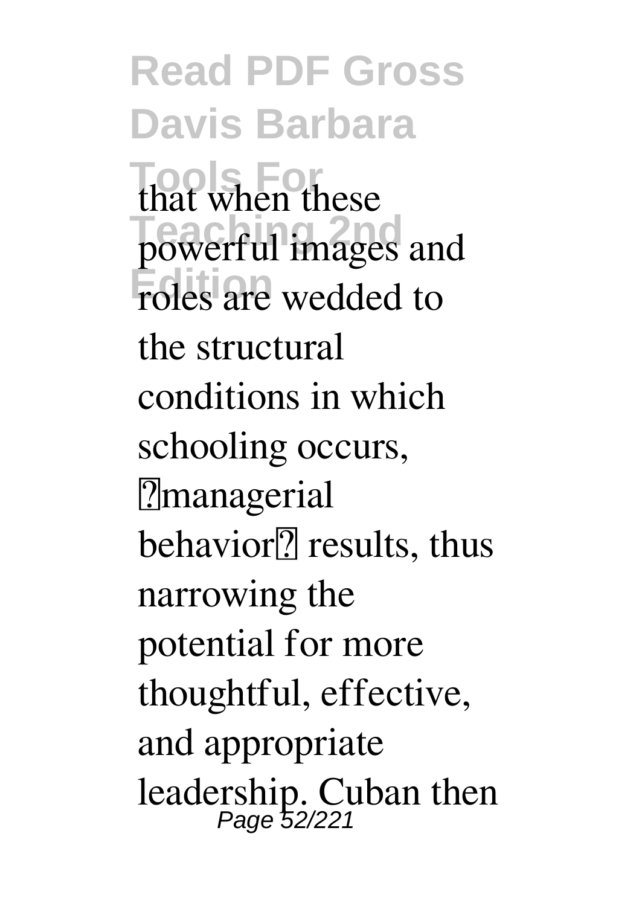that when these powerful images and roles are wedded to the structural conditions in which schooling occurs, managerial behavior results, thus narrowing the potential for more thoughtful, effective, and appropriate leadership. Cuban then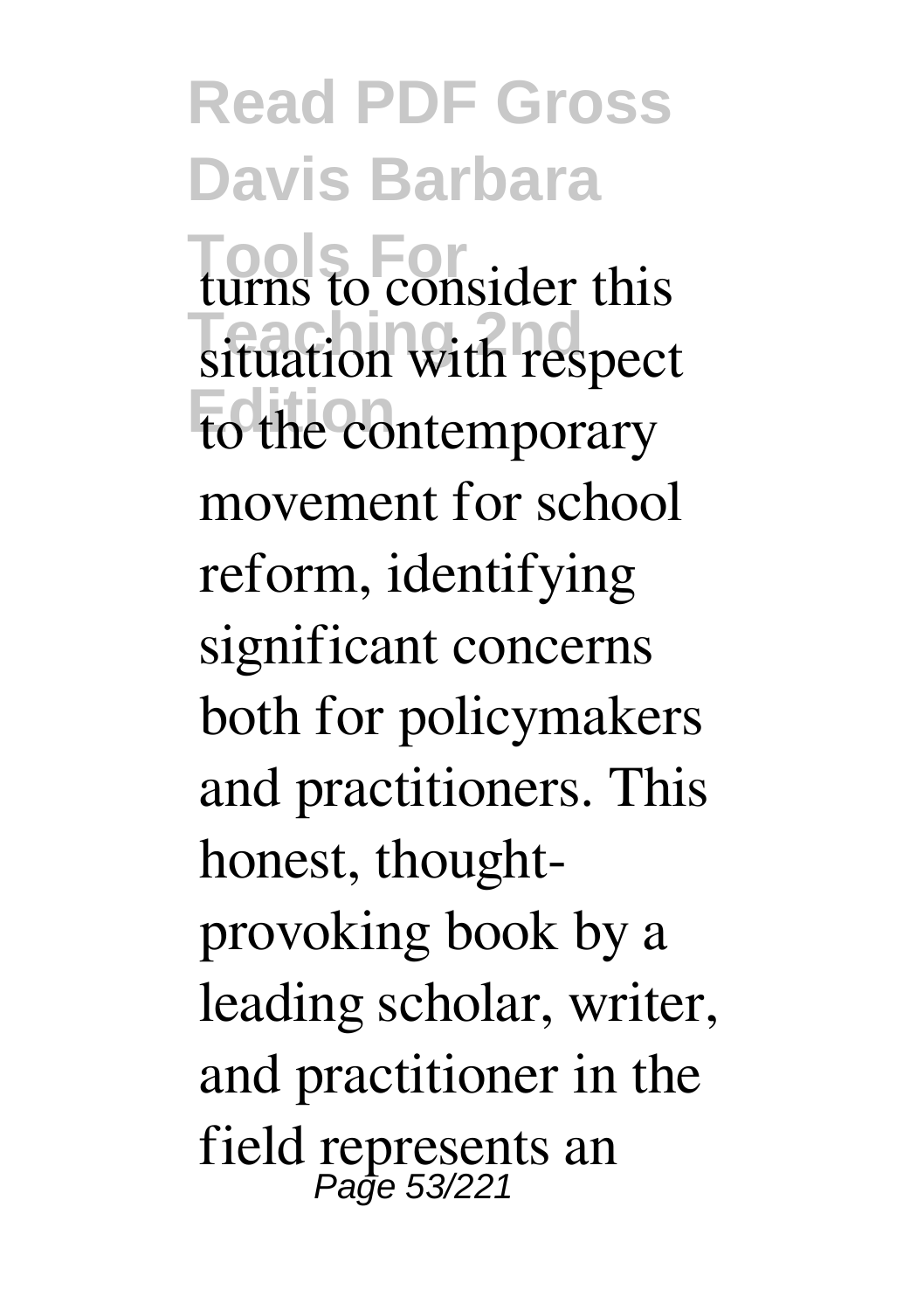turns to consider this situation with respect to the contemporary movement for school reform, identifying significant concerns both for policymakers and practitioners. This honest, thought-provoking book by a leading scholar, writer, and practitioner in the field represents an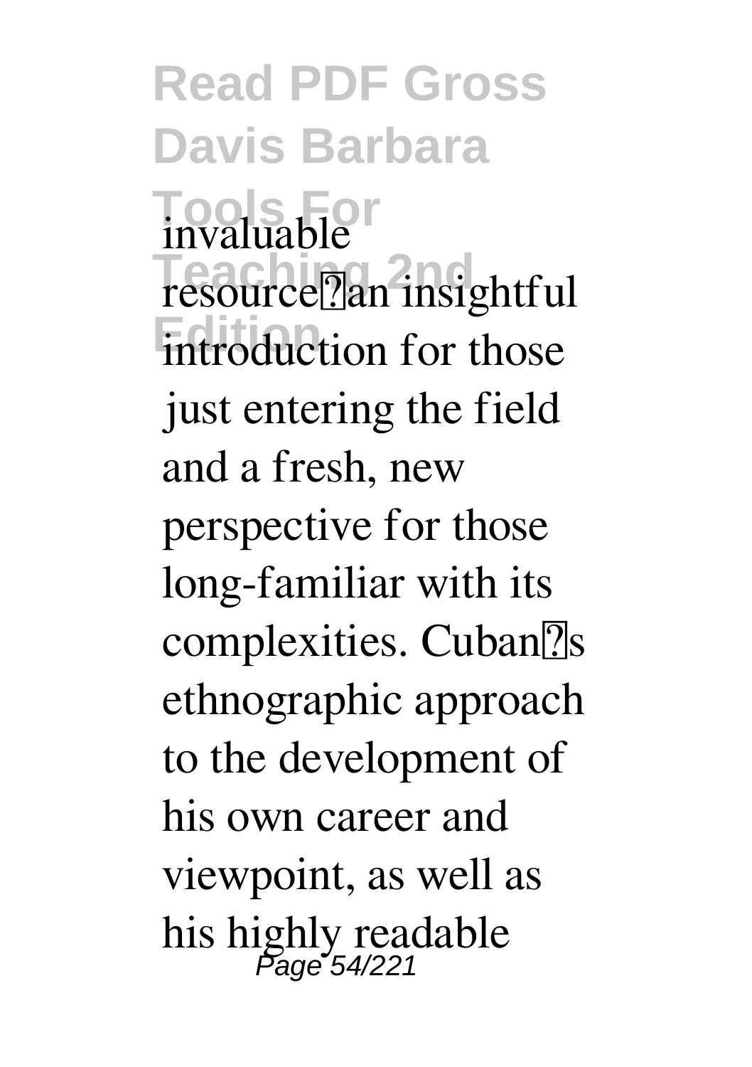invaluable resource—an insightful introduction for those just entering the field and a fresh, new perspective for those long-familiar with its complexities. Cuban's ethnographic approach to the development of his own career and viewpoint, as well as his highly readable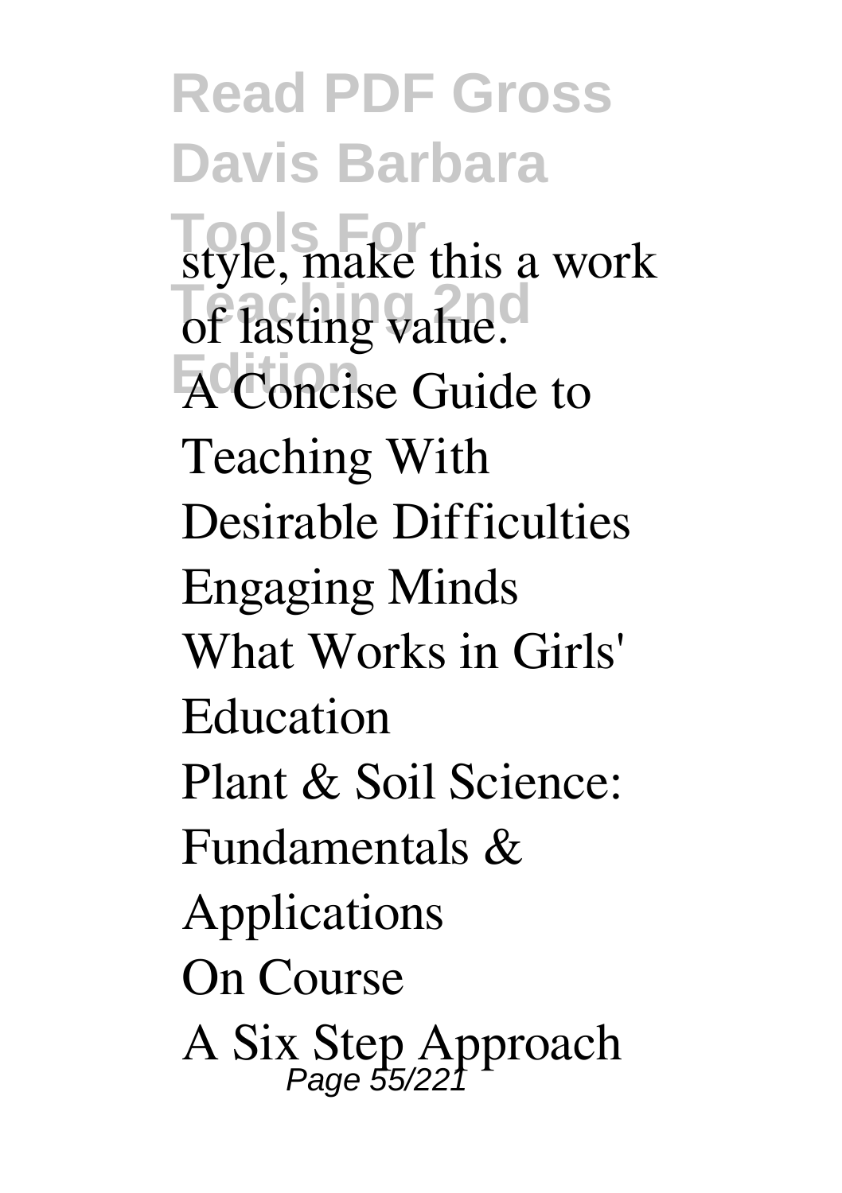style, make this a work of lasting value.

A Concise Guide to Teaching With Desirable Difficulties

Engaging Minds

What Works in Girls' Education

Plant & Soil Science: Fundamentals & Applications

On Course

A Six Step Approach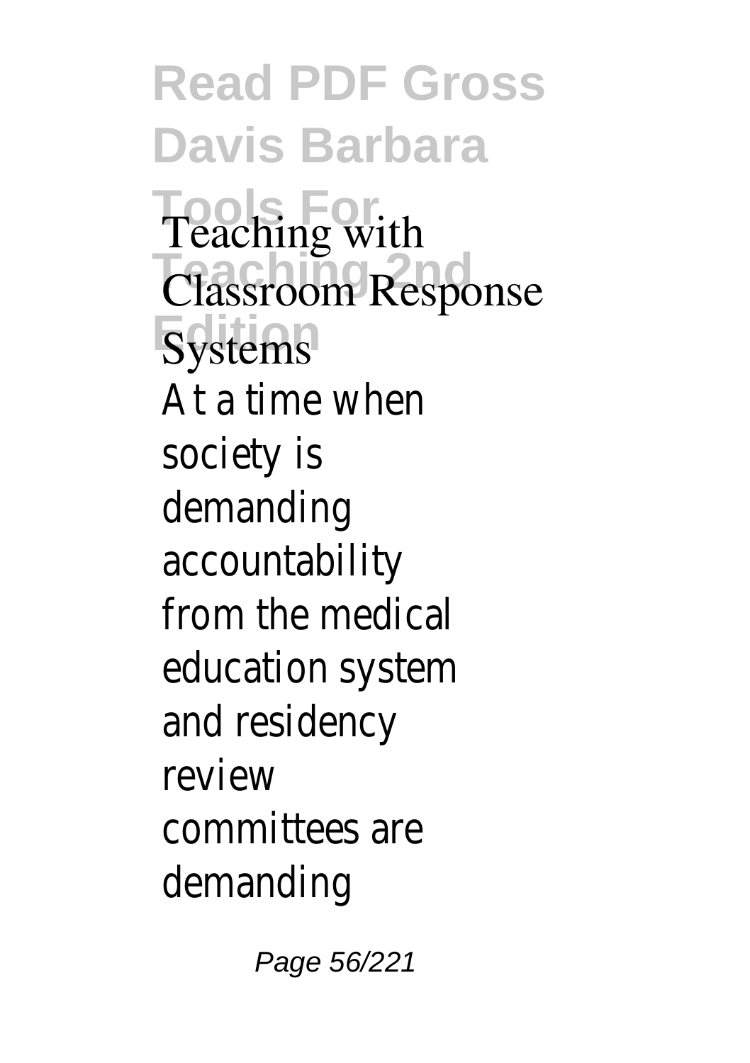Teaching with Classroom Response Systems

At a time when society is demanding accountability from the medical education system and residency review committees are demanding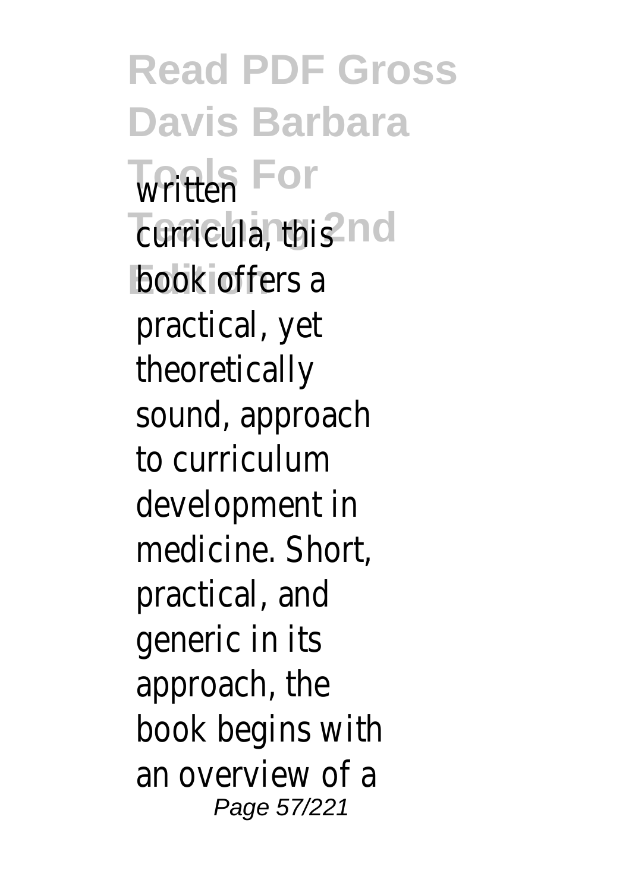written curricula, this book offers a practical, yet theoretically sound, approach to curriculum development in medicine. Short, practical, and generic in its approach, the book begins with an overview of a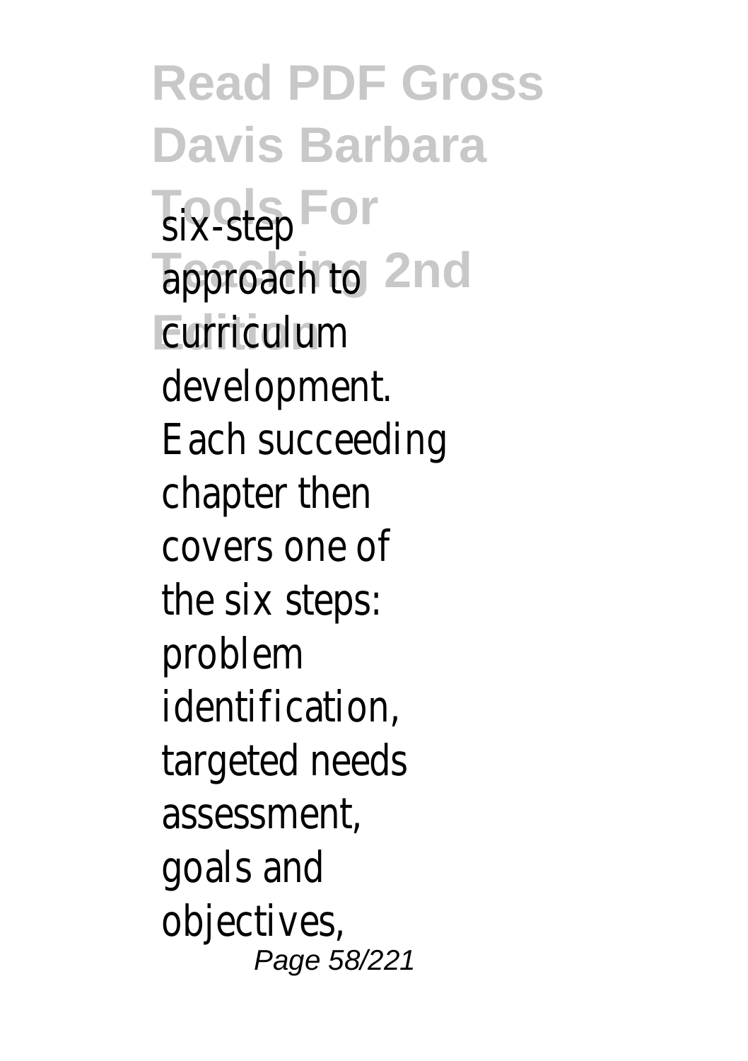six-step approach to curriculum development. Each succeeding chapter then covers one of the six steps: problem identification, targeted needs assessment, goals and objectives,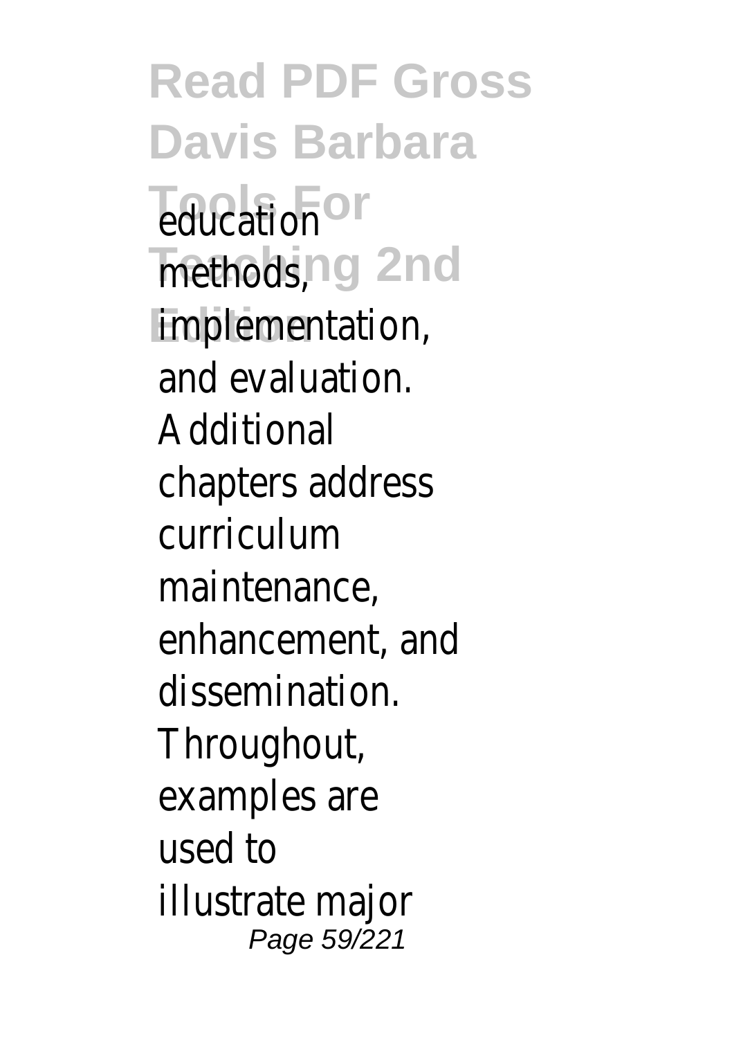education methods, implementation, and evaluation. Additional chapters address curriculum maintenance, enhancement, and dissemination. Throughout, examples are used to illustrate major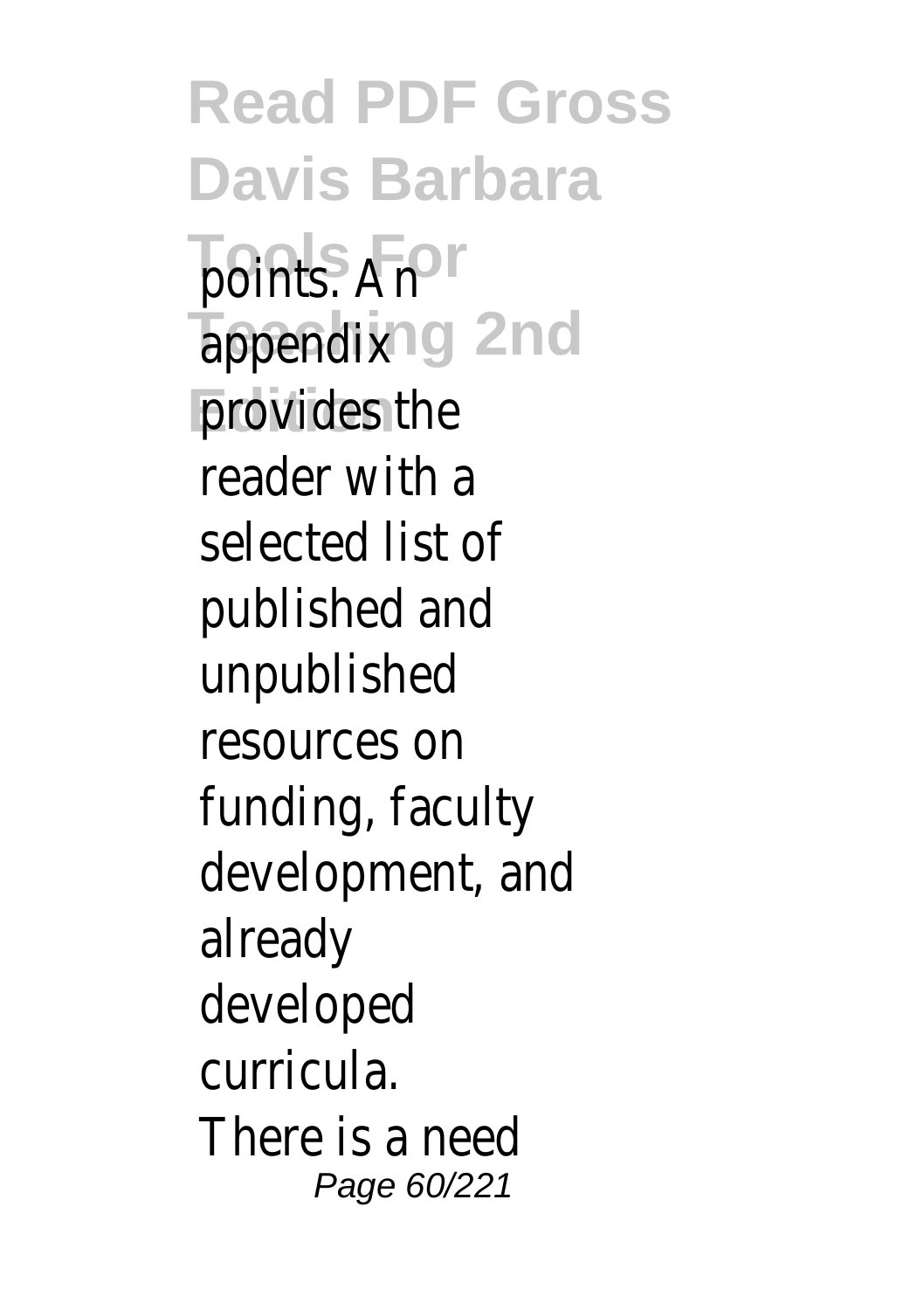points. An appendix provides the reader with a selected list of published and unpublished resources on funding, faculty development, and already developed curricula. There is a need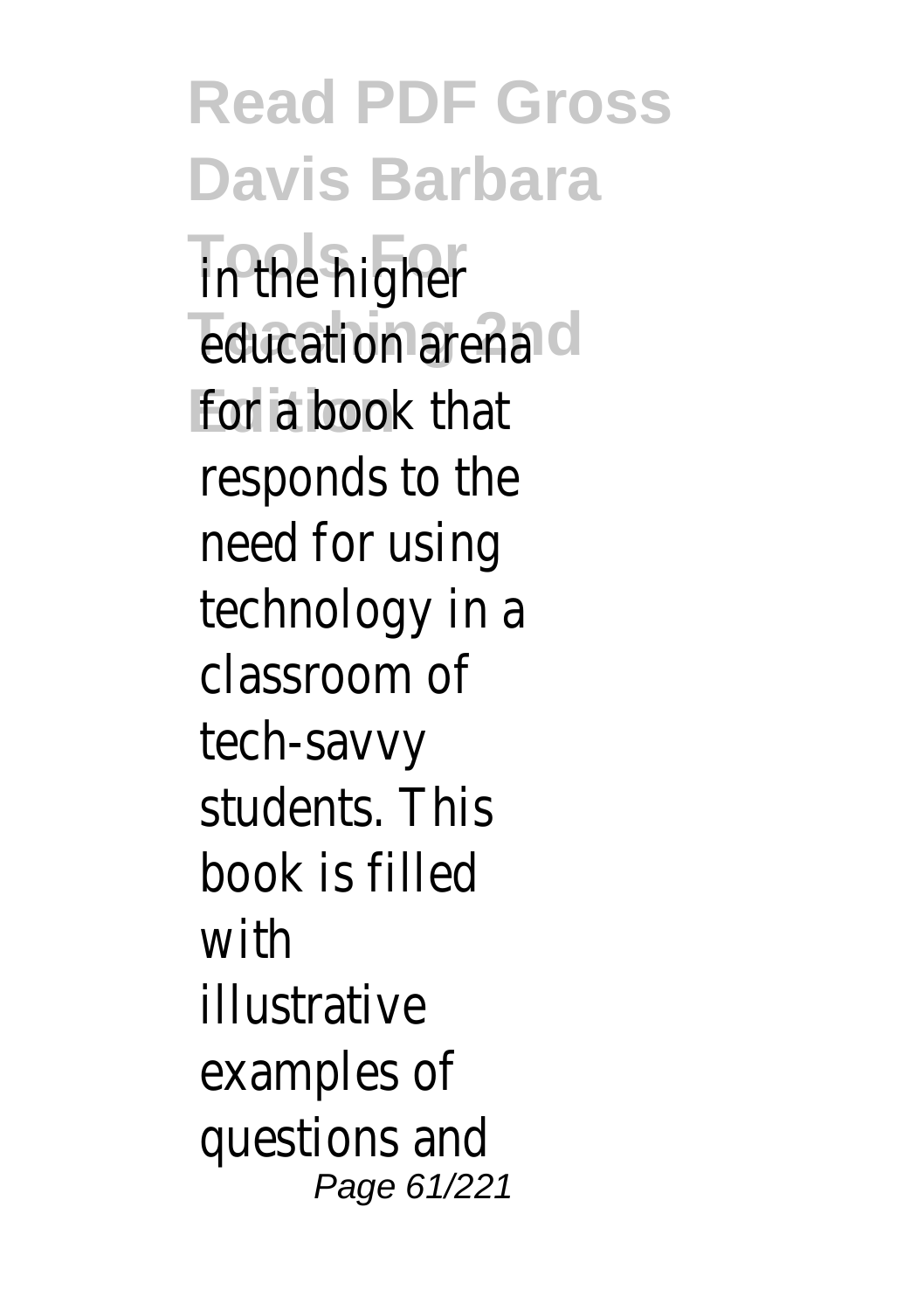in the higher education arena for a book that responds to the need for using technology in a classroom of tech-savvy students. This book is filled with illustrative examples of questions and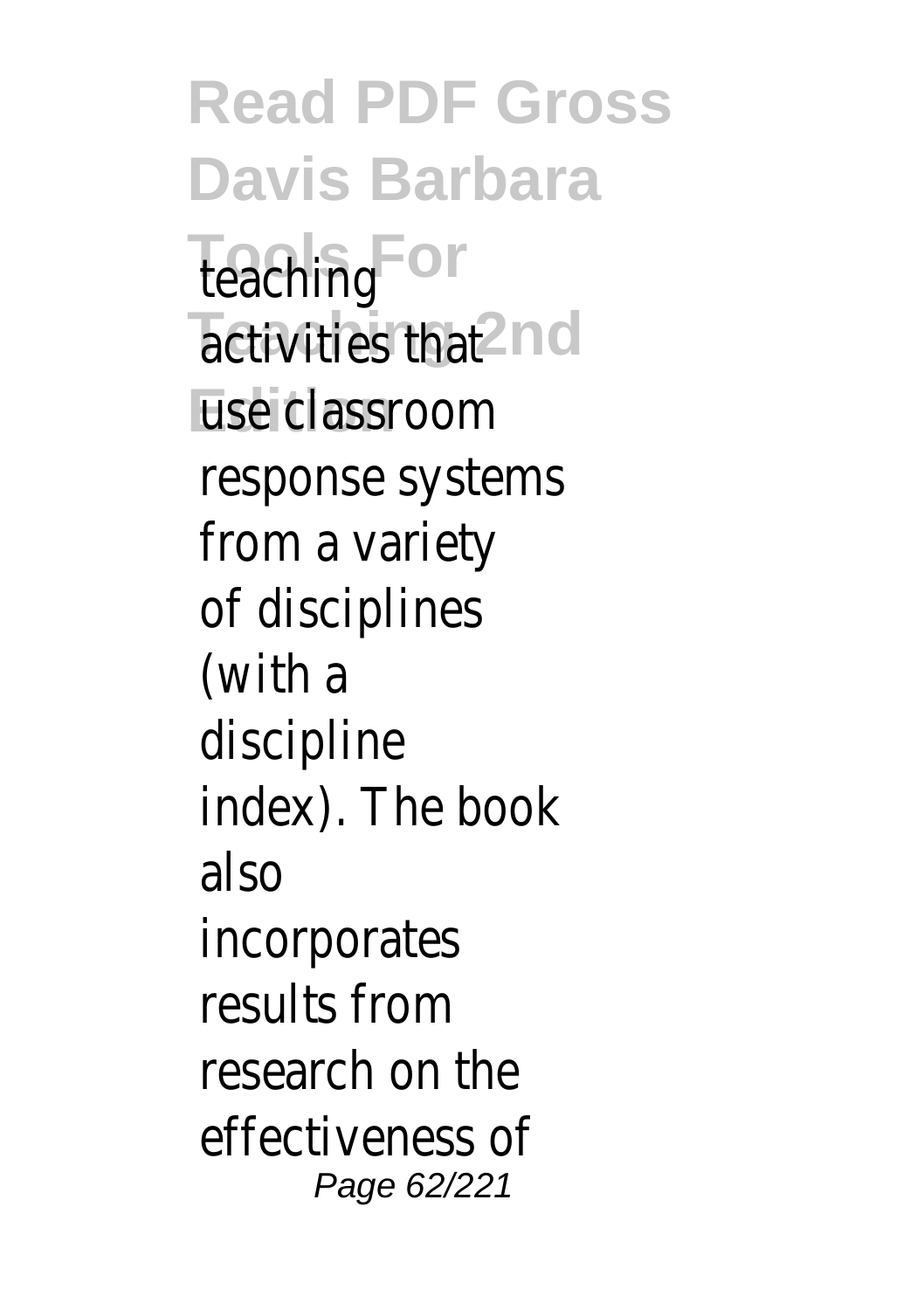teaching activities that use classroom response systems from a variety of disciplines (with a discipline index). The book also incorporates results from research on the effectiveness of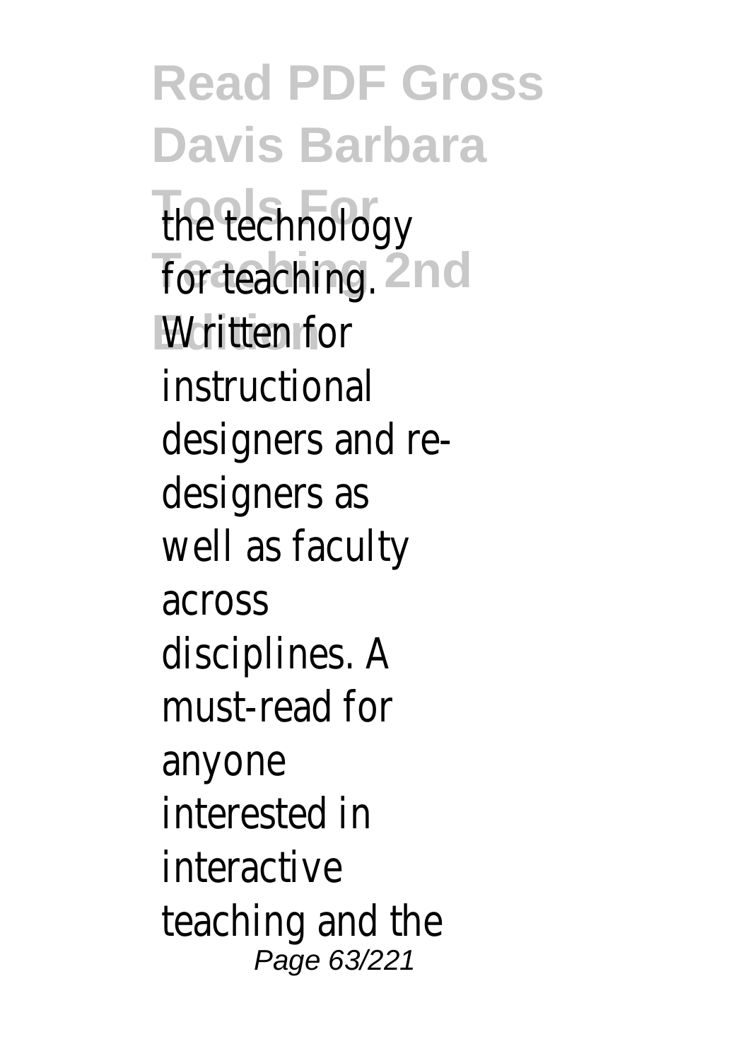the technology for teaching. Written for instructional designers and re-designers as well as faculty across disciplines. A must-read for anyone interested in interactive teaching and the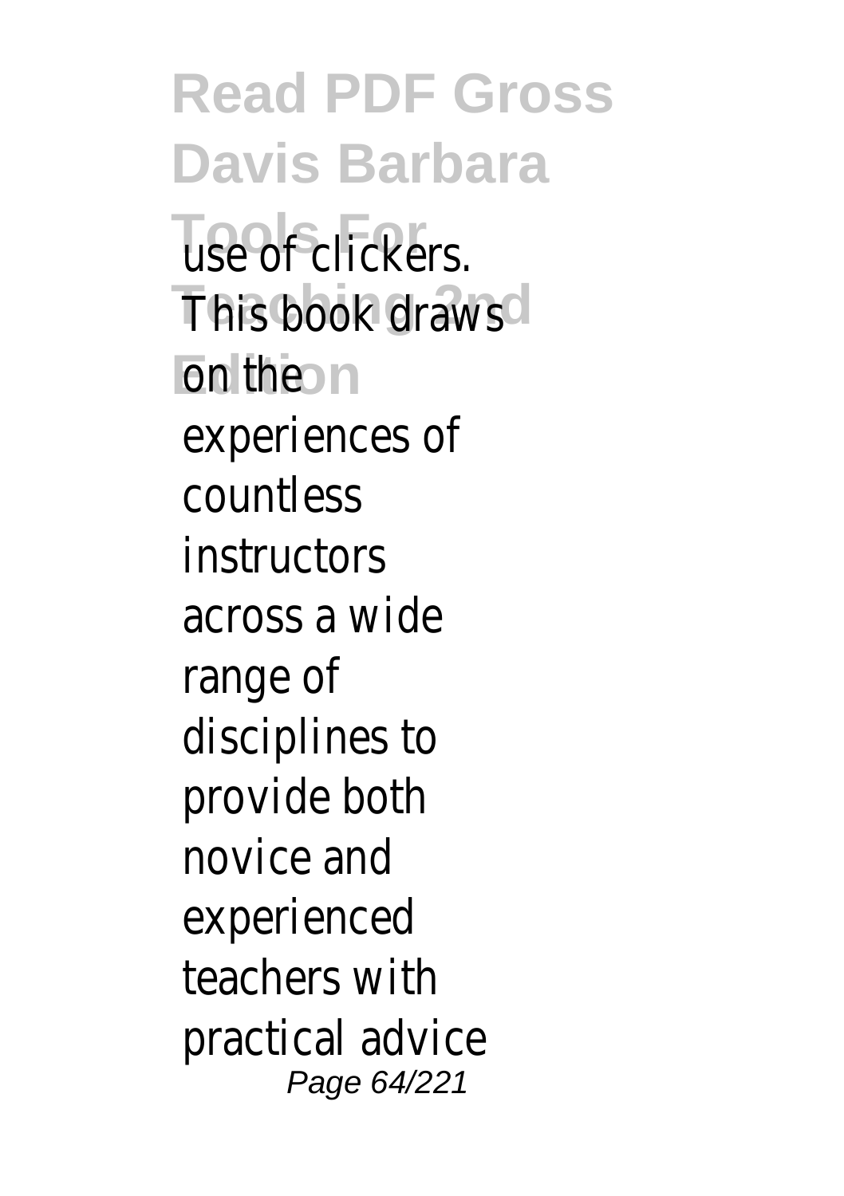use of clickers. This book draws on the experiences of countless instructors across a wide range of disciplines to provide both novice and experienced teachers with practical advice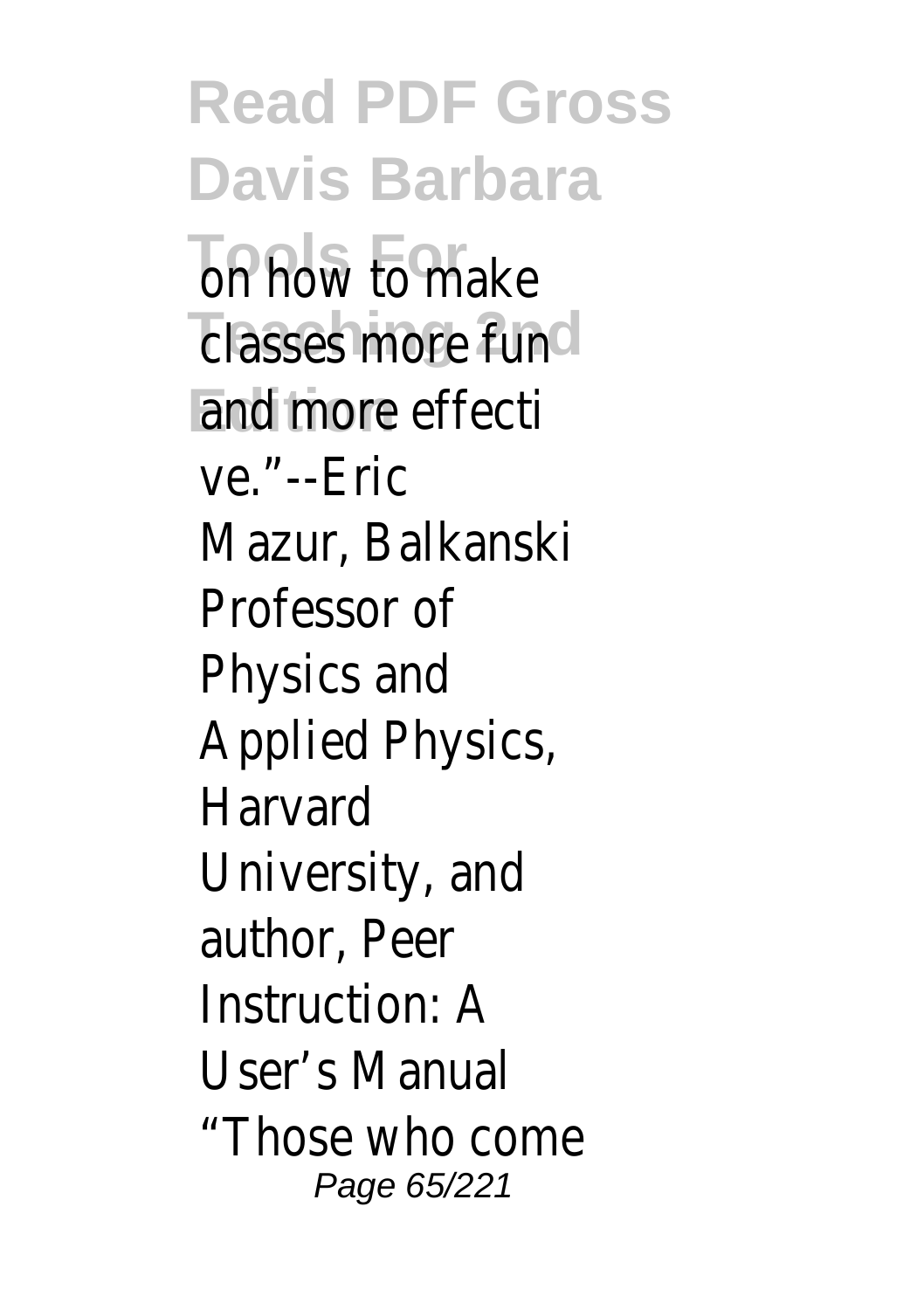on how to make classes more fun and more effective."--Eric Mazur, Balkanski Professor of Physics and Applied Physics, Harvard University, and author, Peer Instruction: A User's Manual "Those who come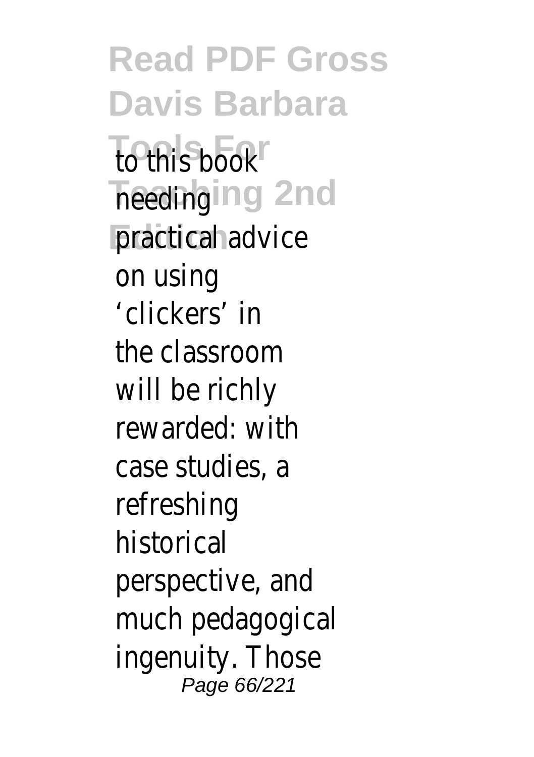to this book heeding practical advice on using 'clickers' in the classroom will be richly rewarded: with case studies, a refreshing historical perspective, and much pedagogical ingenuity. Those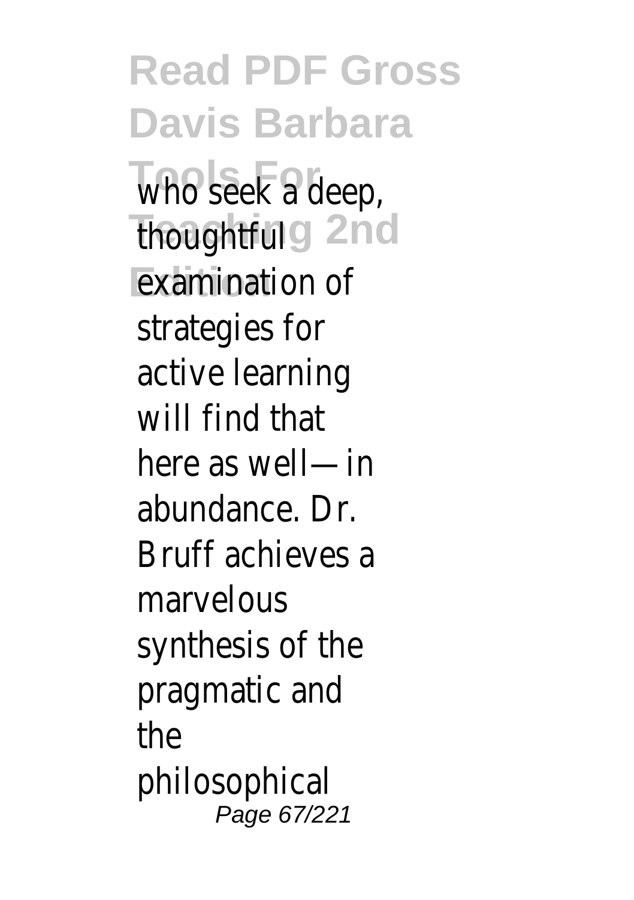who seek a deep, thoughtful examination of strategies for active learning will find that here as well—in abundance. Dr. Bruff achieves a marvelous synthesis of the pragmatic and the philosophical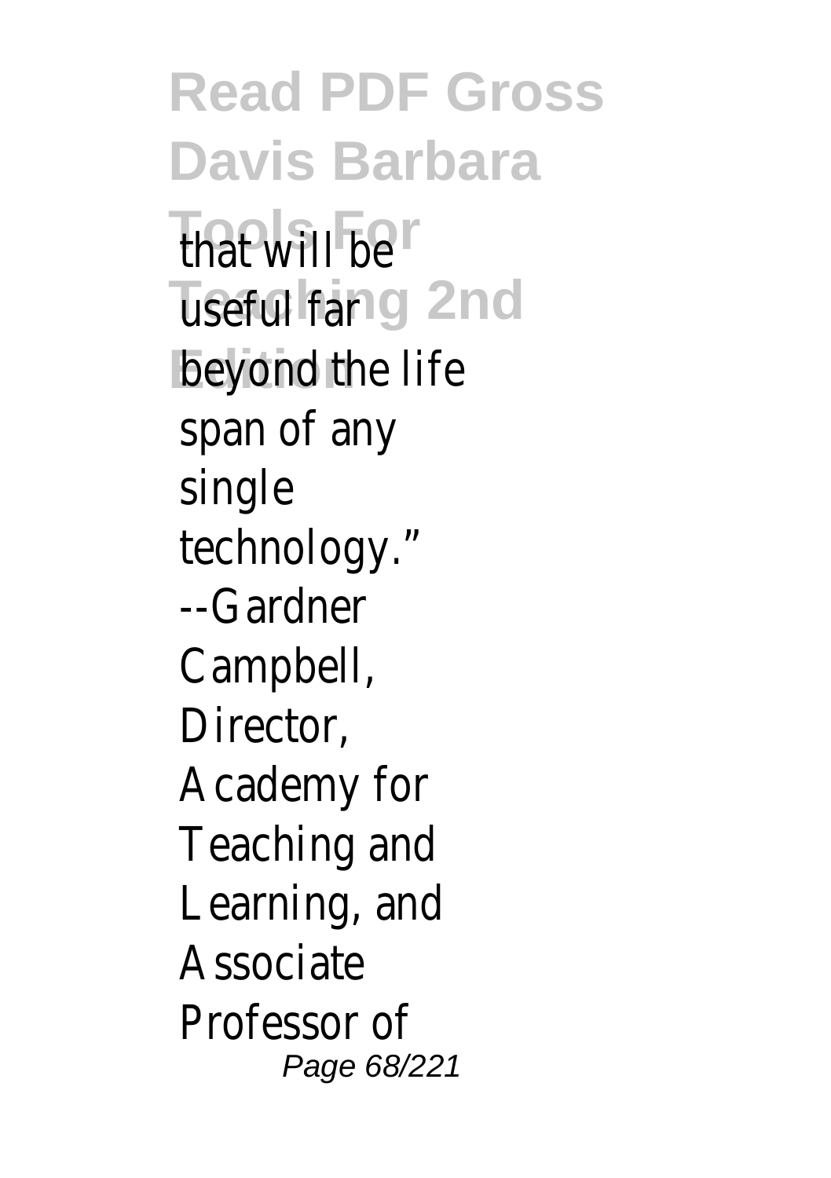that will be useful far beyond the life span of any single technology." --Gardner Campbell, Director, Academy for Teaching and Learning, and Associate Professor of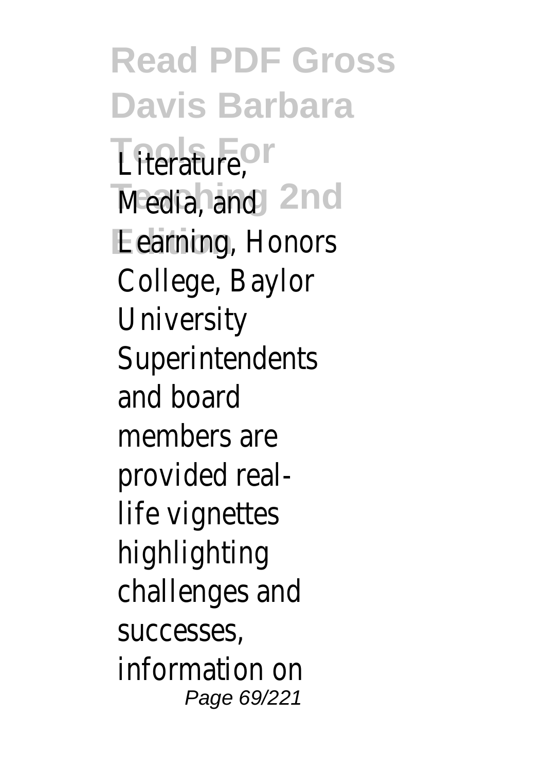Literature, Media, and Learning, Honors College, Baylor University Superintendents and board members are provided real-life vignettes highlighting challenges and successes, information on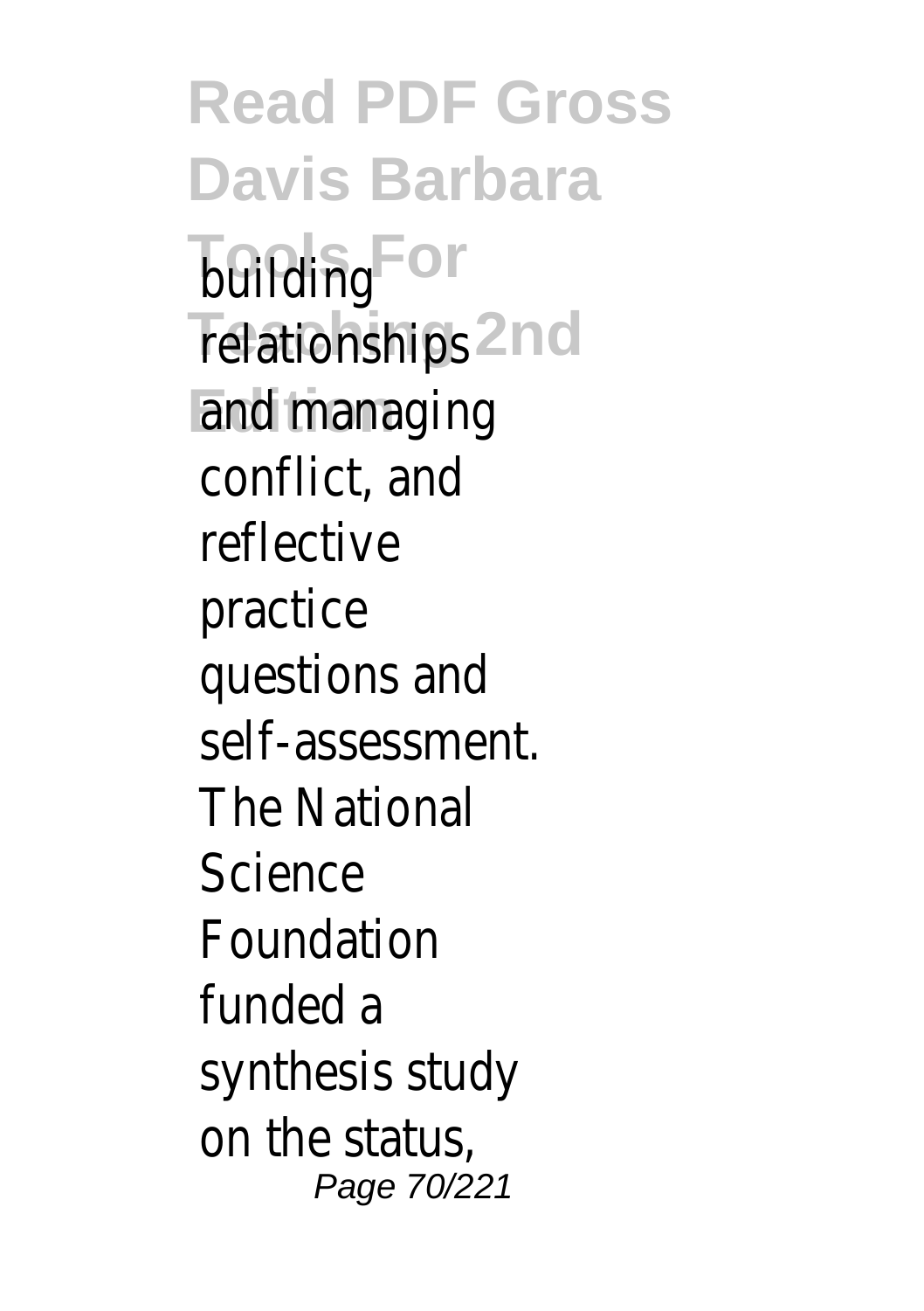building relationships and managing conflict, and reflective practice questions and self-assessment. The National Science Foundation funded a synthesis study on the status,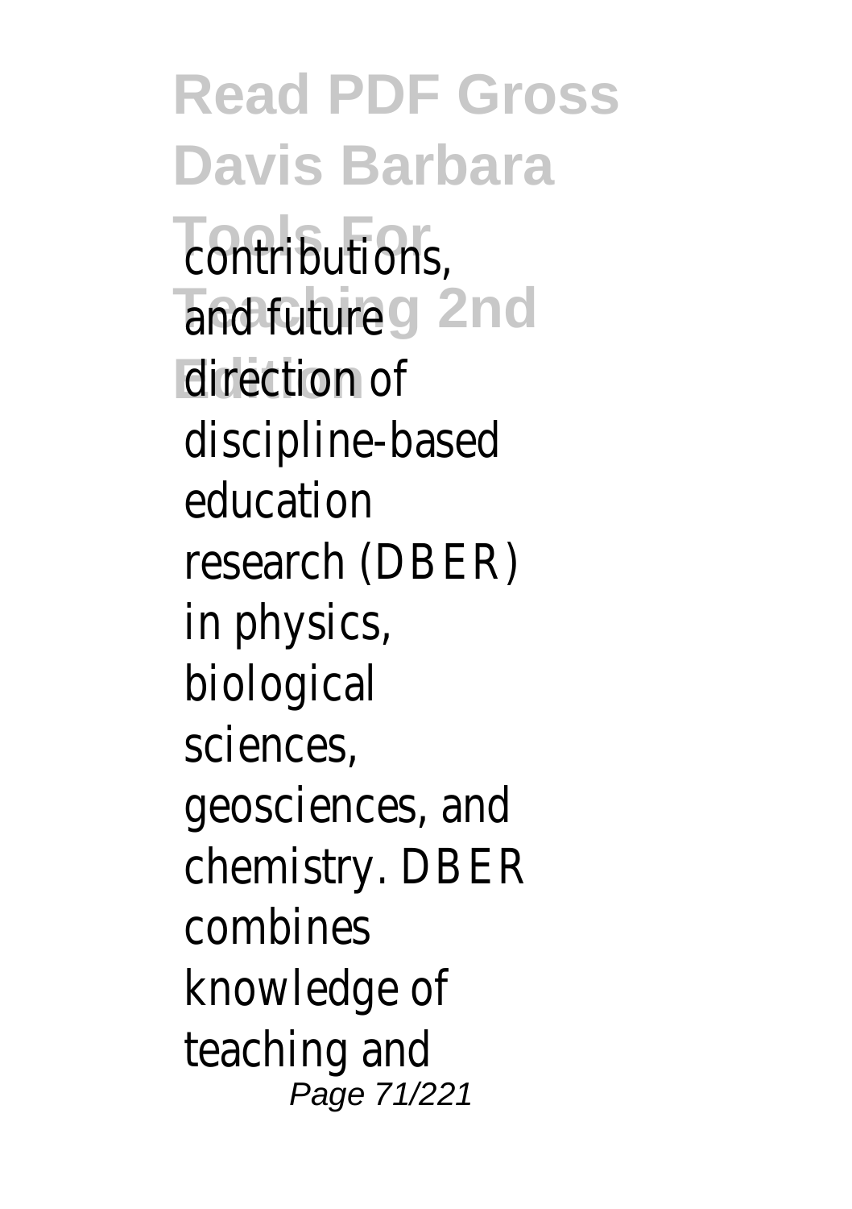contributions, and future direction of discipline-based education research (DBER) in physics, biological sciences, geosciences, and chemistry. DBER combines knowledge of teaching and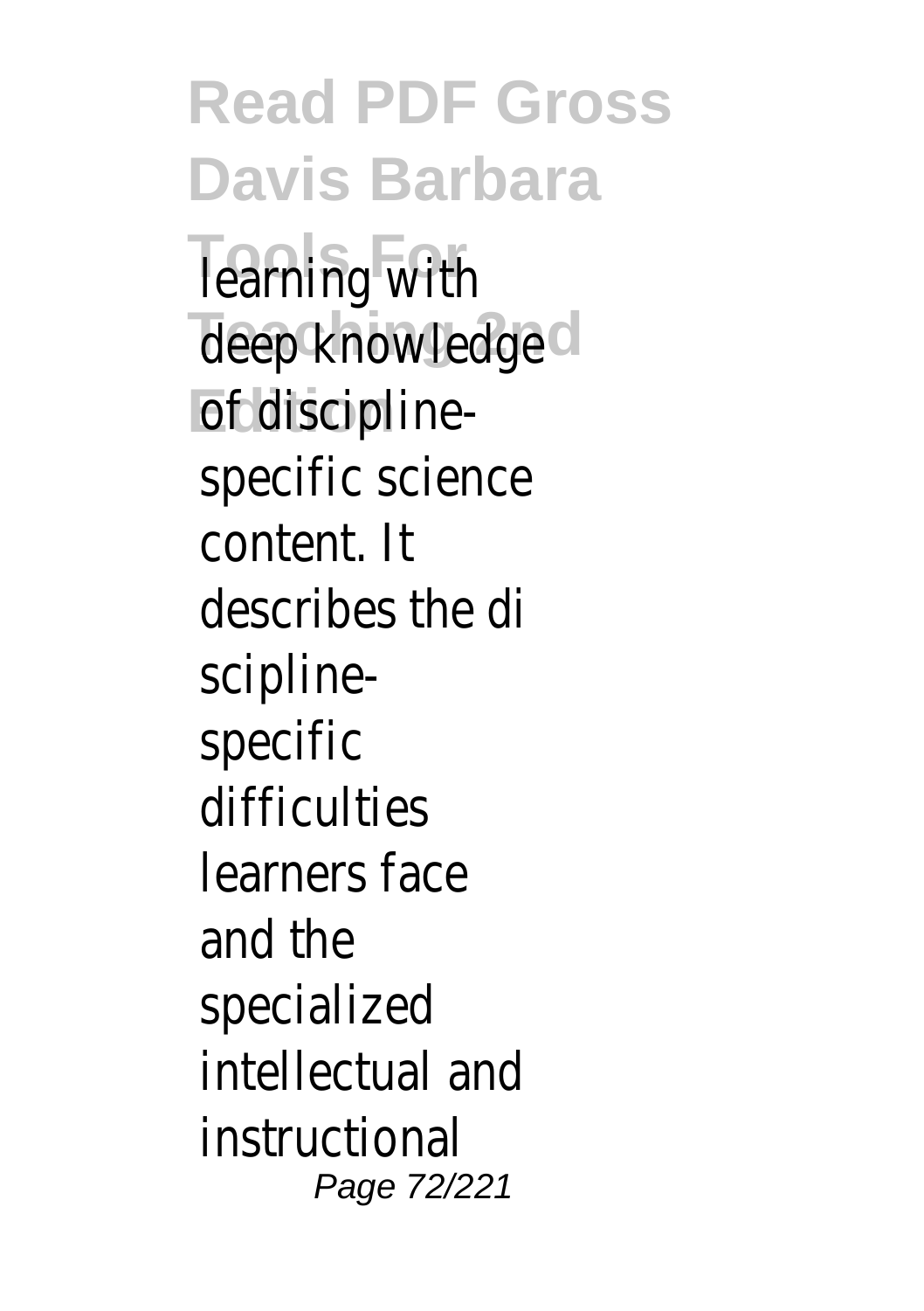learning with deep knowledge of discipline-specific science content. It describes the discipline-specific difficulties learners face and the specialized intellectual and instructional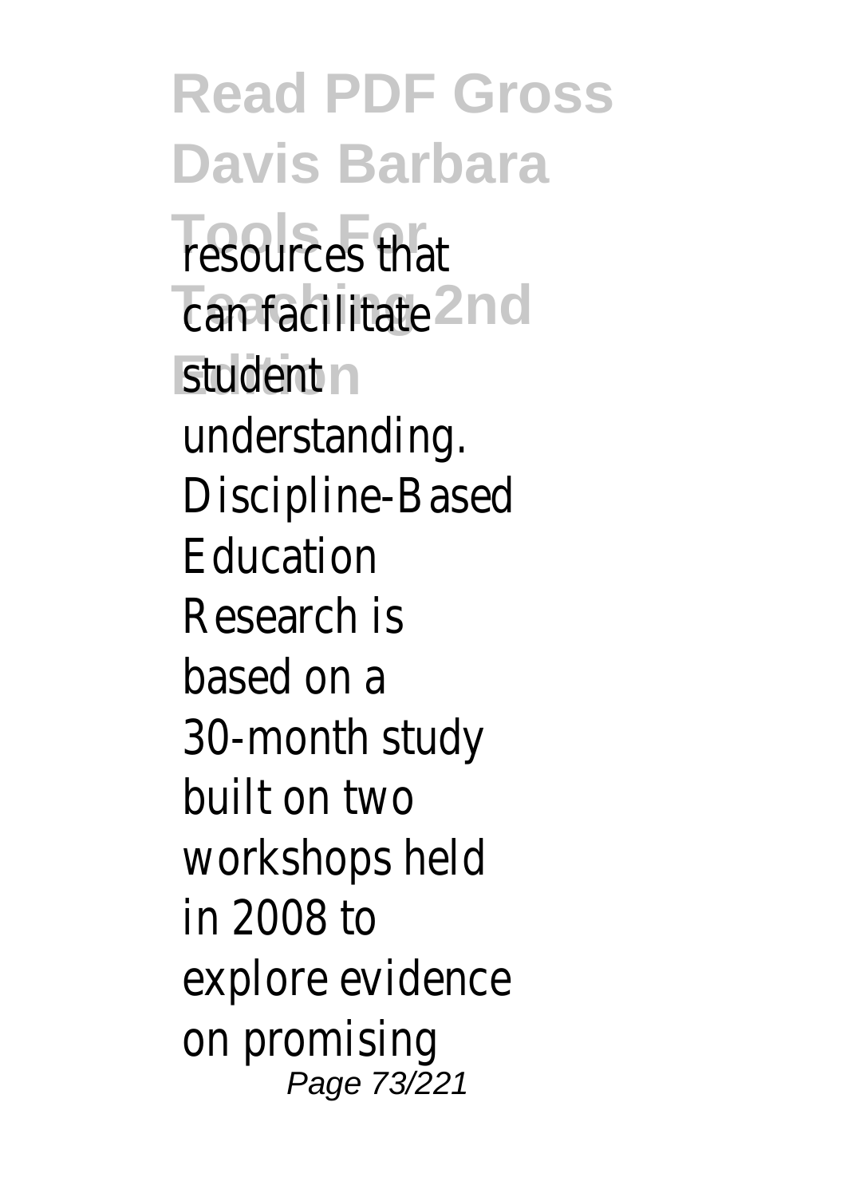resources that can facilitate student understanding. Discipline-Based Education Research is based on a 30-month study built on two workshops held in 2008 to explore evidence on promising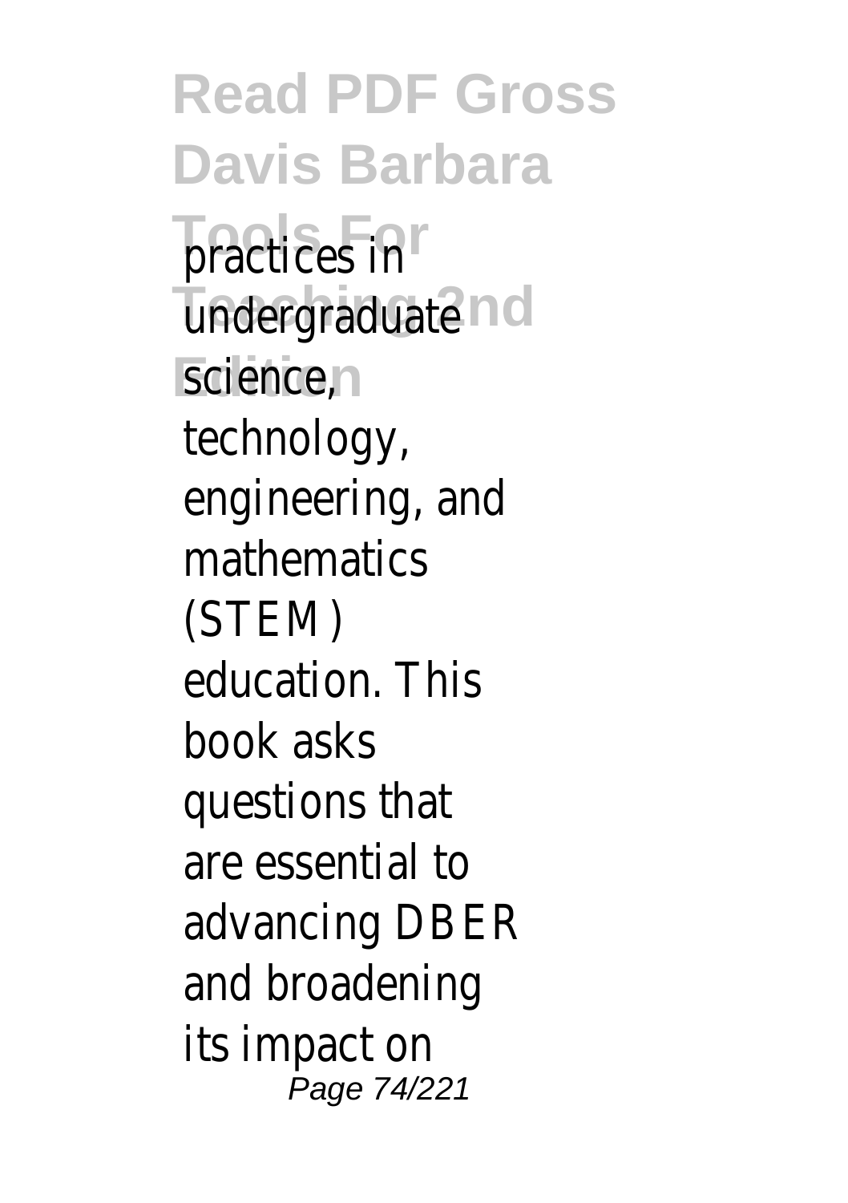practices in undergraduate science, technology, engineering, and mathematics (STEM) education. This book asks questions that are essential to advancing DBER and broadening its impact on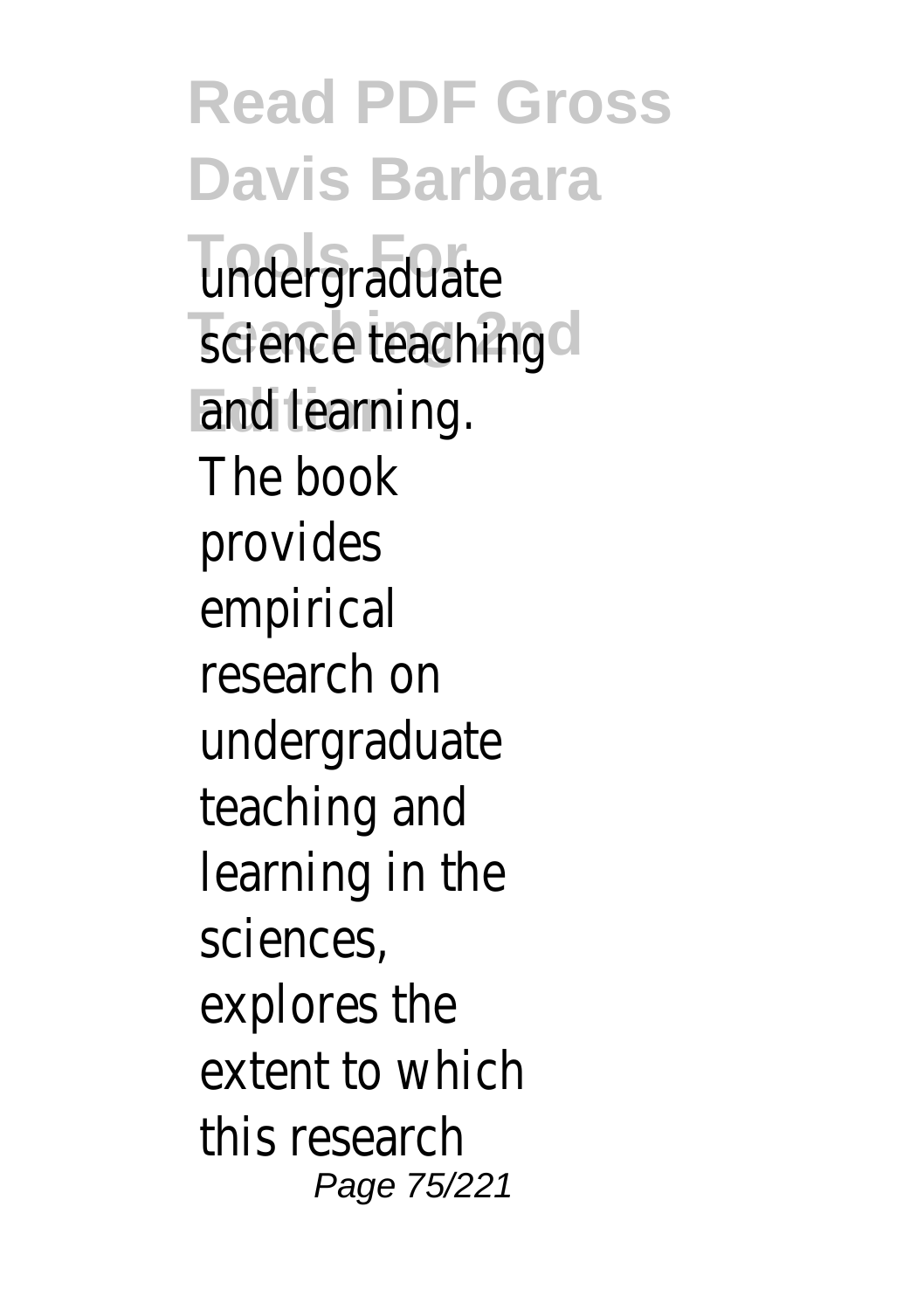undergraduate science teaching and learning. The book provides empirical research on undergraduate teaching and learning in the sciences, explores the extent to which this research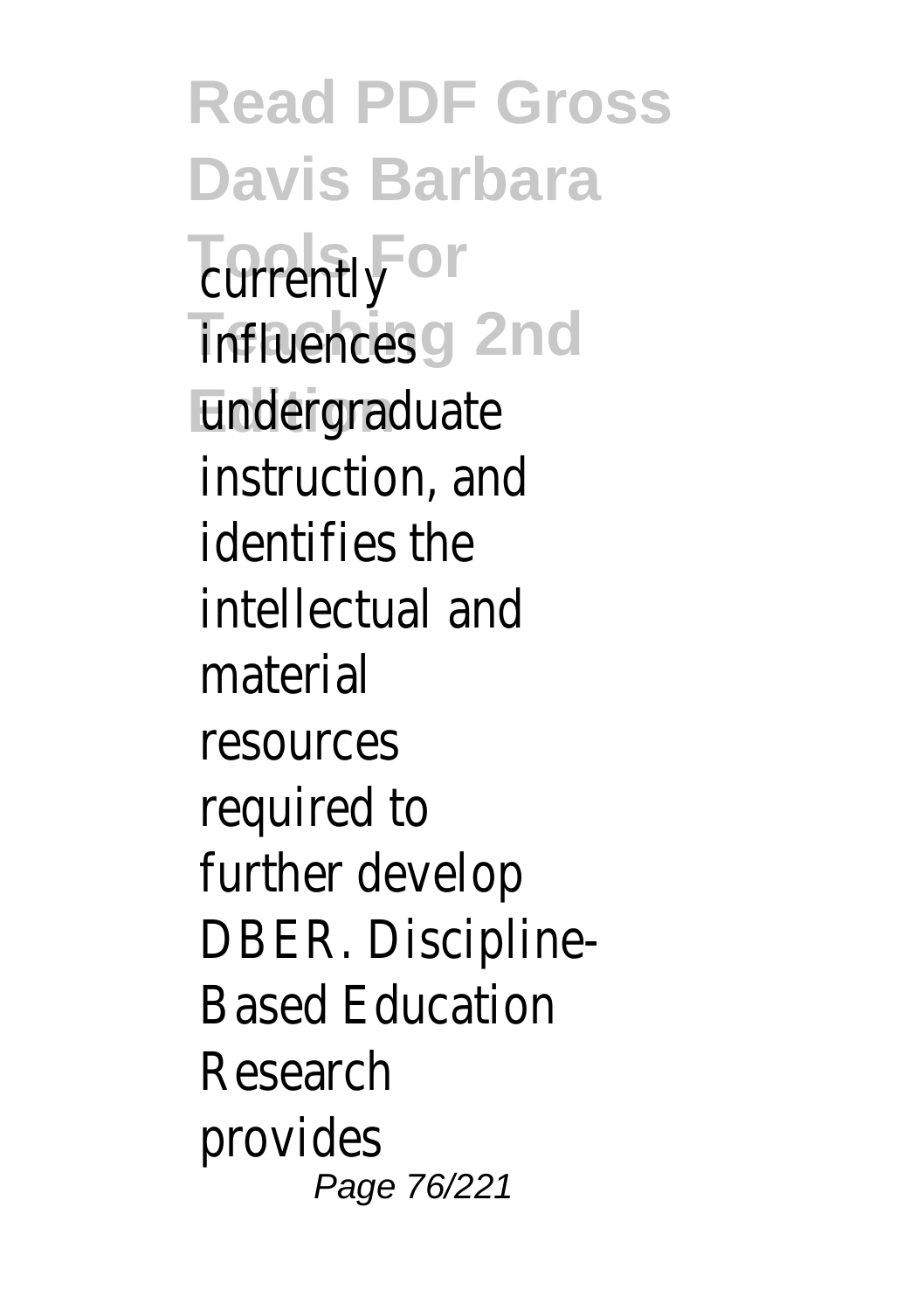currently influences undergraduate instruction, and identifies the intellectual and material resources required to further develop DBER. Discipline-Based Education Research provides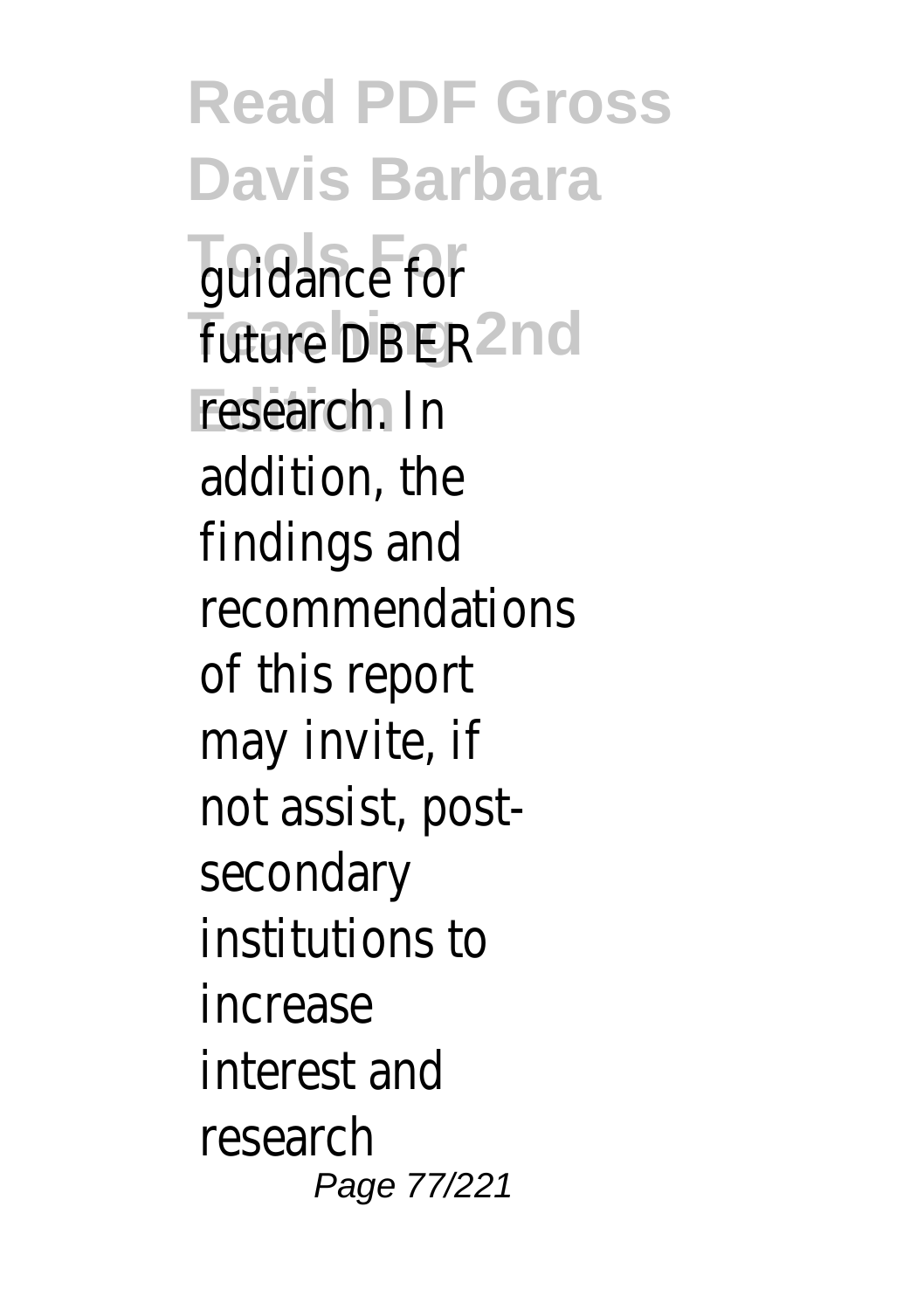guidance for future DBER research. In addition, the findings and recommendations of this report may invite, if not assist, post-secondary institutions to increase interest and research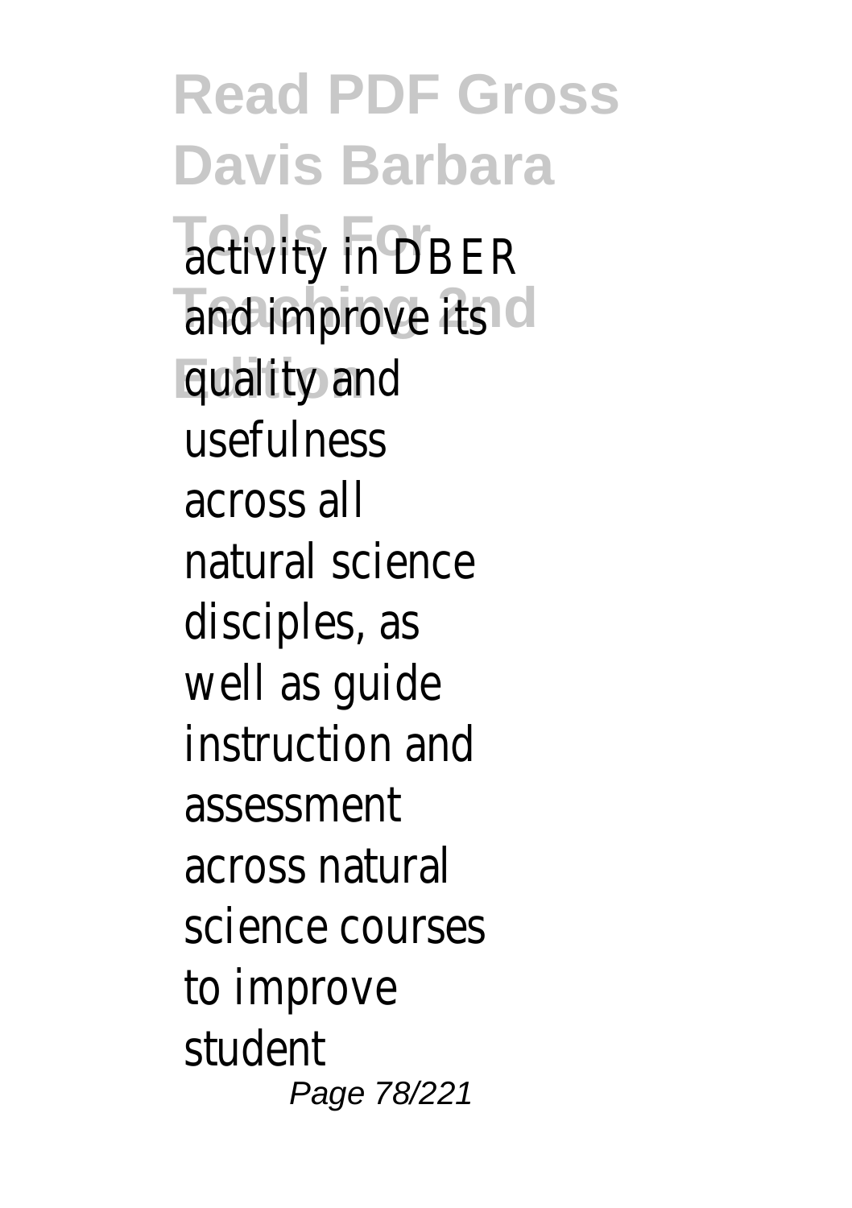activity in DBER and improve its quality and usefulness across all natural science disciples, as well as guide instruction and assessment across natural science courses to improve student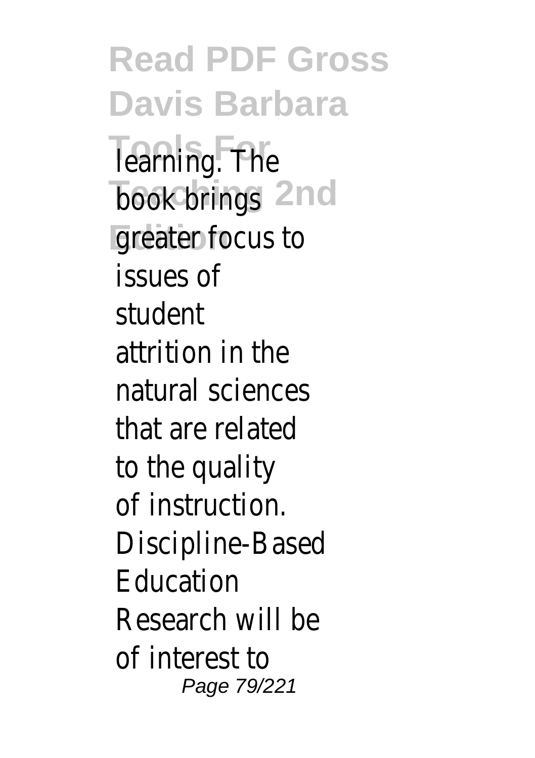learning. The book brings greater focus to issues of student attrition in the natural sciences that are related to the quality of instruction. Discipline-Based Education Research will be of interest to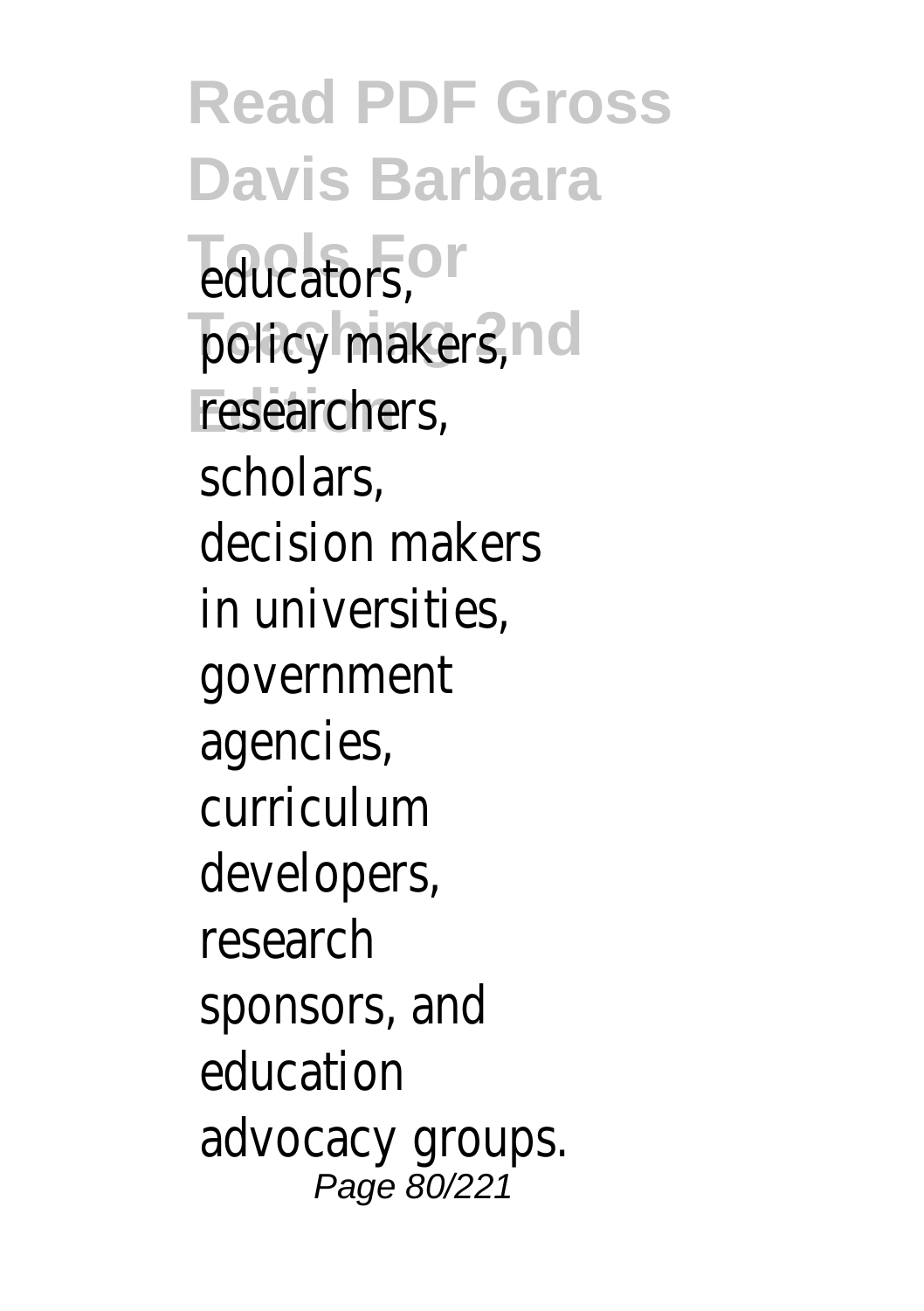educators, policy makers, researchers, scholars, decision makers in universities, government agencies, curriculum developers, research sponsors, and education advocacy groups.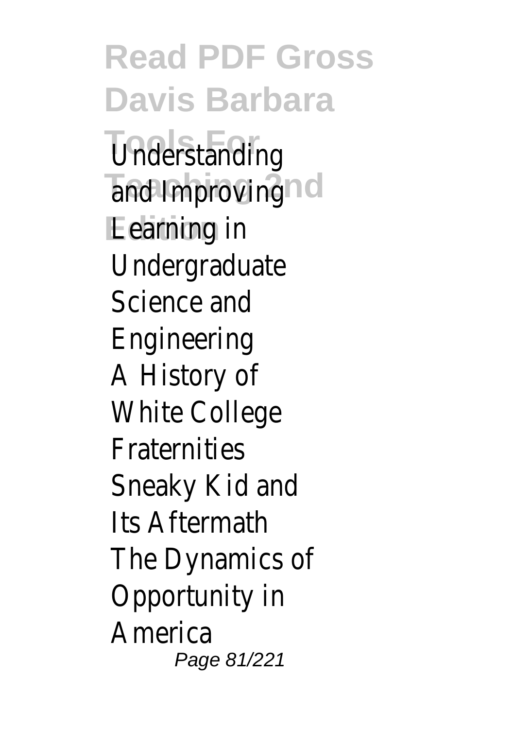Understanding and Improving Learning in Undergraduate Science and Engineering

A History of White College Fraternities

Sneaky Kid and Its Aftermath

The Dynamics of Opportunity in America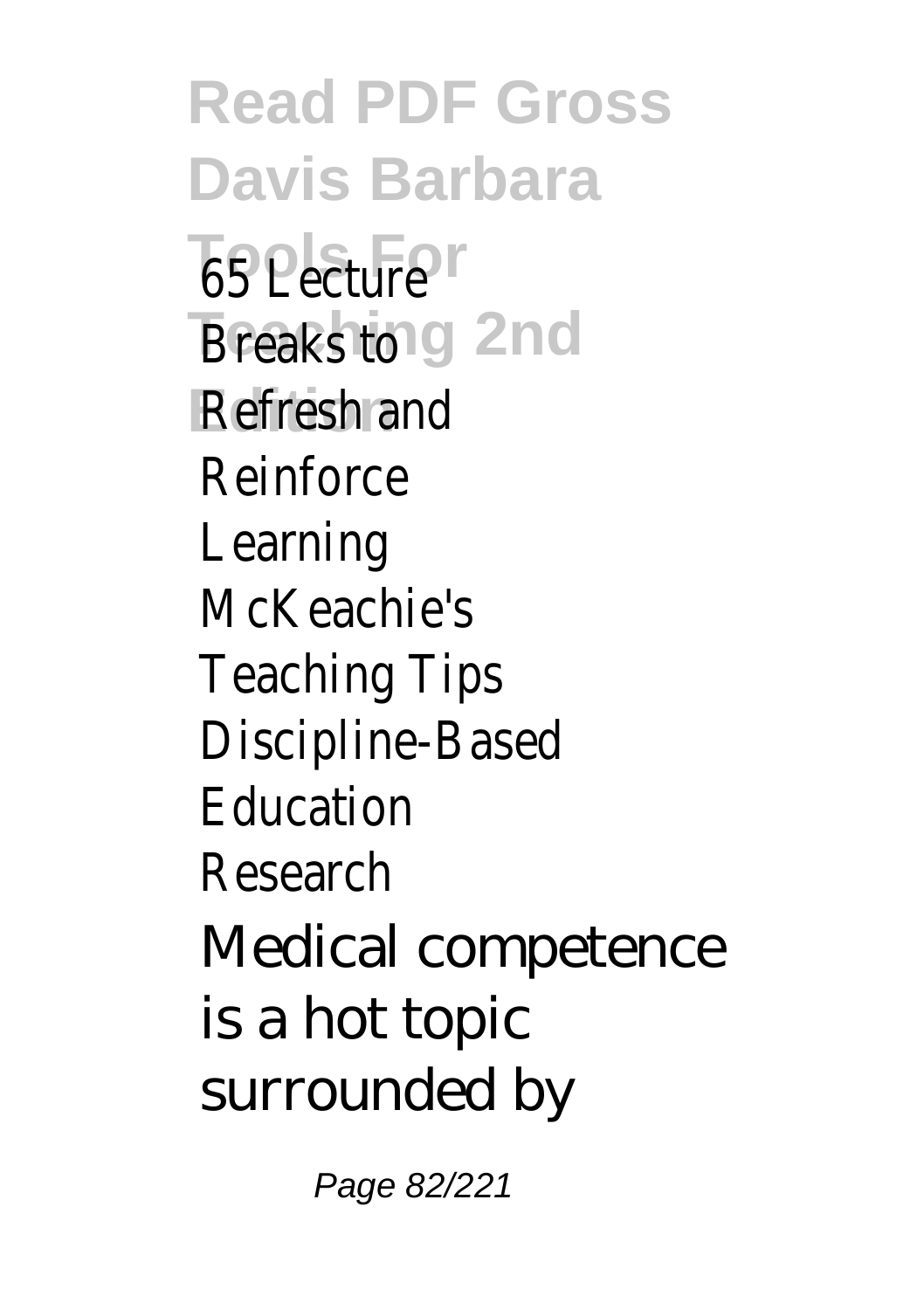65 Lecture Breaks to Refresh and Reinforce Learning
McKeachie's Teaching Tips
Discipline-Based Education Research
Medical competence is a hot topic surrounded by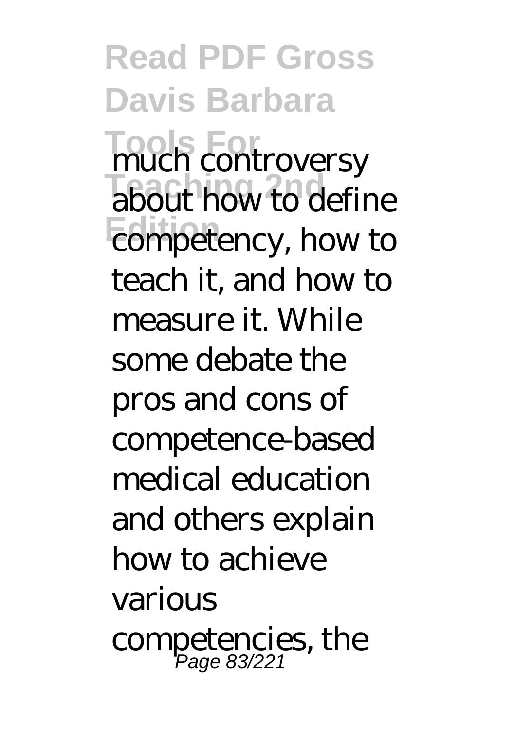much controversy about how to define competency, how to teach it, and how to measure it. While some debate the pros and cons of competence-based medical education and others explain how to achieve various competencies, the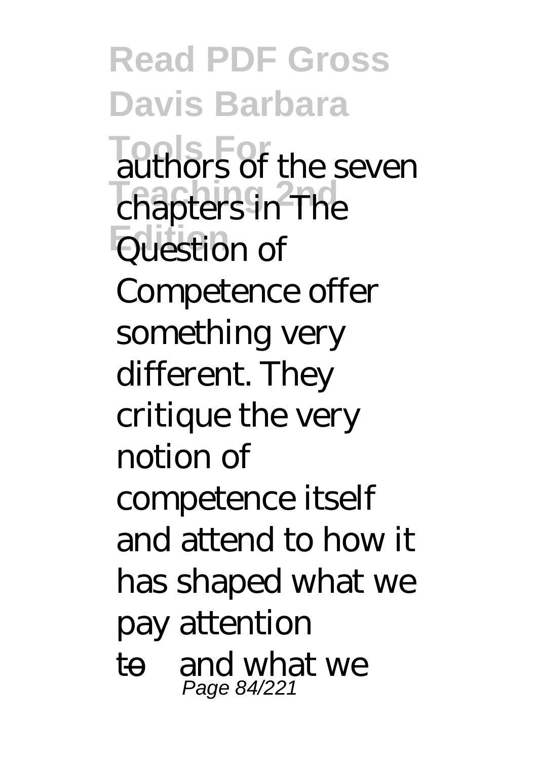authors of the seven chapters in The Question of Competence offer something very different. They critique the very notion of competence itself and attend to how it has shaped what we pay attention to—and what we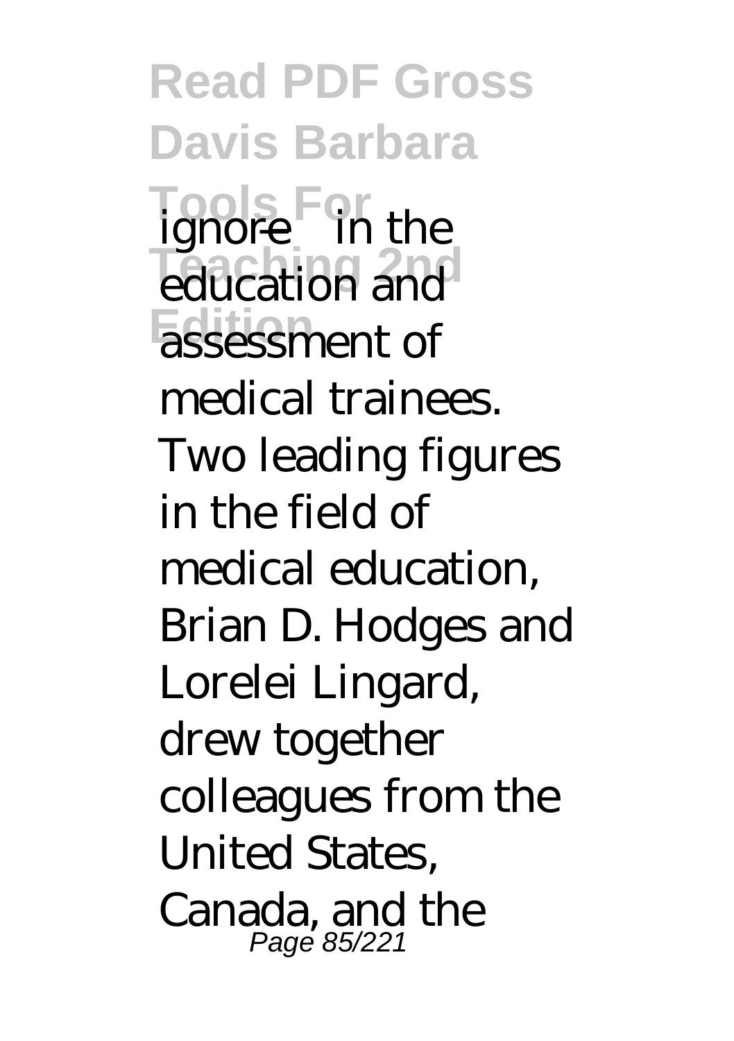ignore—in the education and assessment of medical trainees. Two leading figures in the field of medical education, Brian D. Hodges and Lorelei Lingard, drew together colleagues from the United States, Canada, and the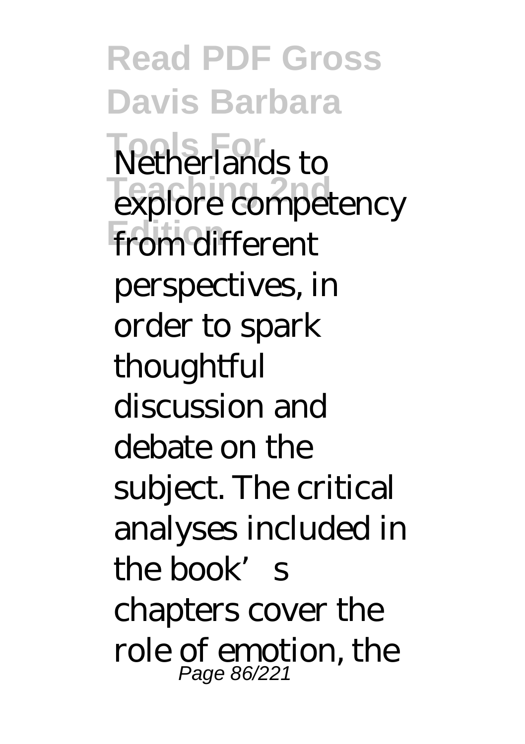Netherlands to explore competency from different perspectives, in order to spark thoughtful discussion and debate on the subject. The critical analyses included in the book's chapters cover the role of emotion, the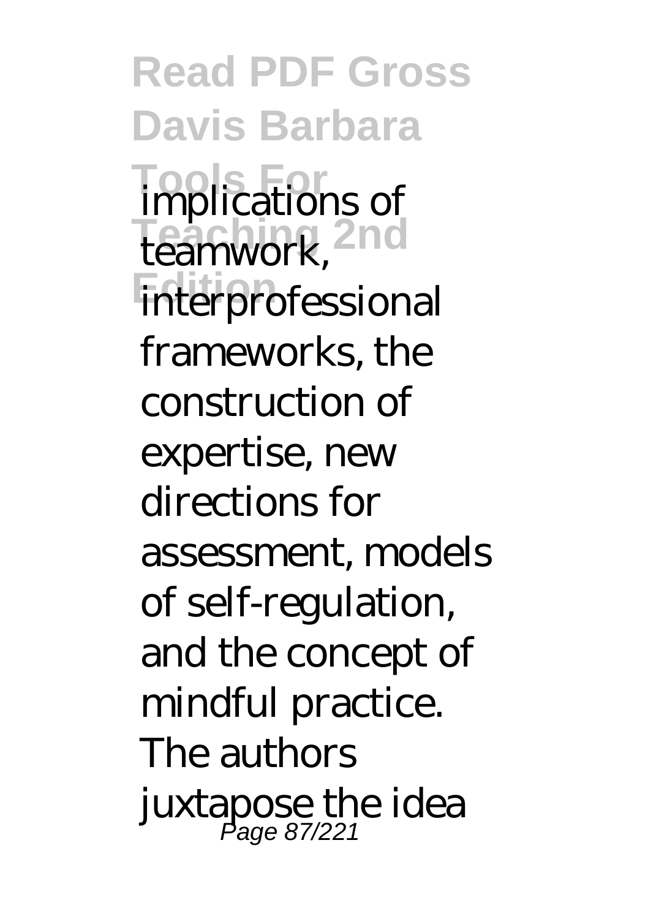implications of teamwork, interprofessional frameworks, the construction of expertise, new directions for assessment, models of self-regulation, and the concept of mindful practice. The authors juxtapose the idea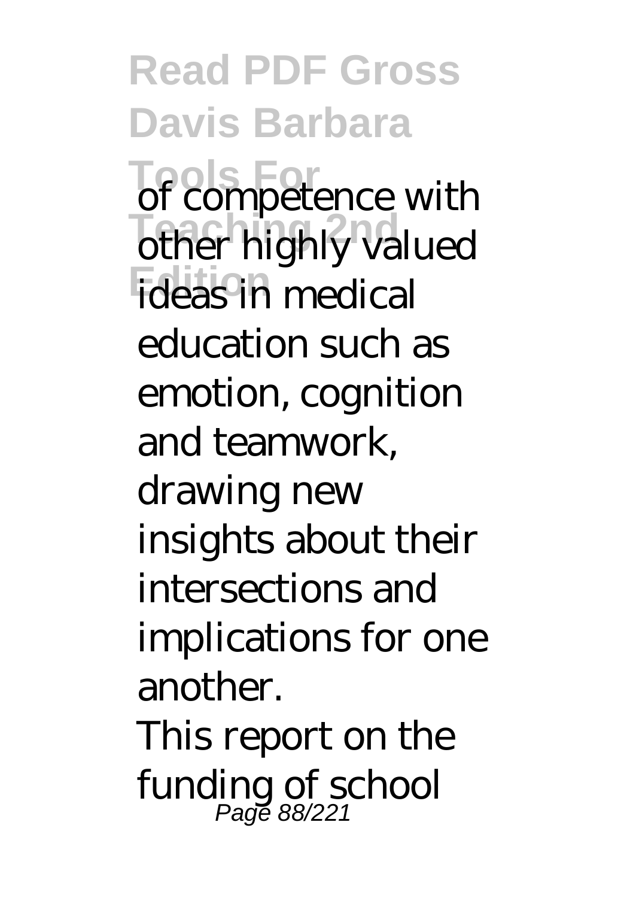of competence with other highly valued ideas in medical education such as emotion, cognition and teamwork, drawing new insights about their intersections and implications for one another.

This report on the funding of school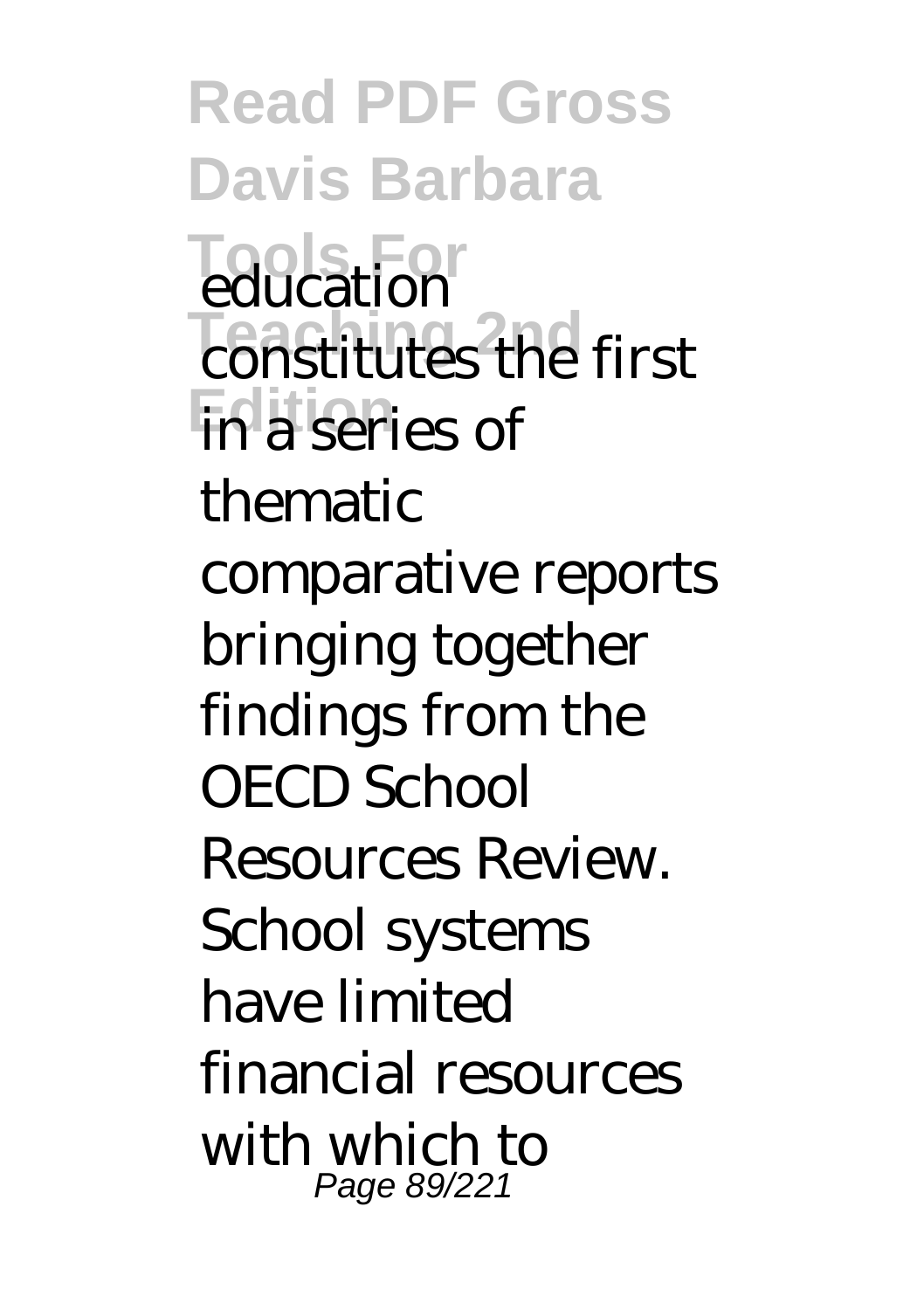education constitutes the first in a series of thematic comparative reports bringing together findings from the OECD School Resources Review. School systems have limited financial resources with which to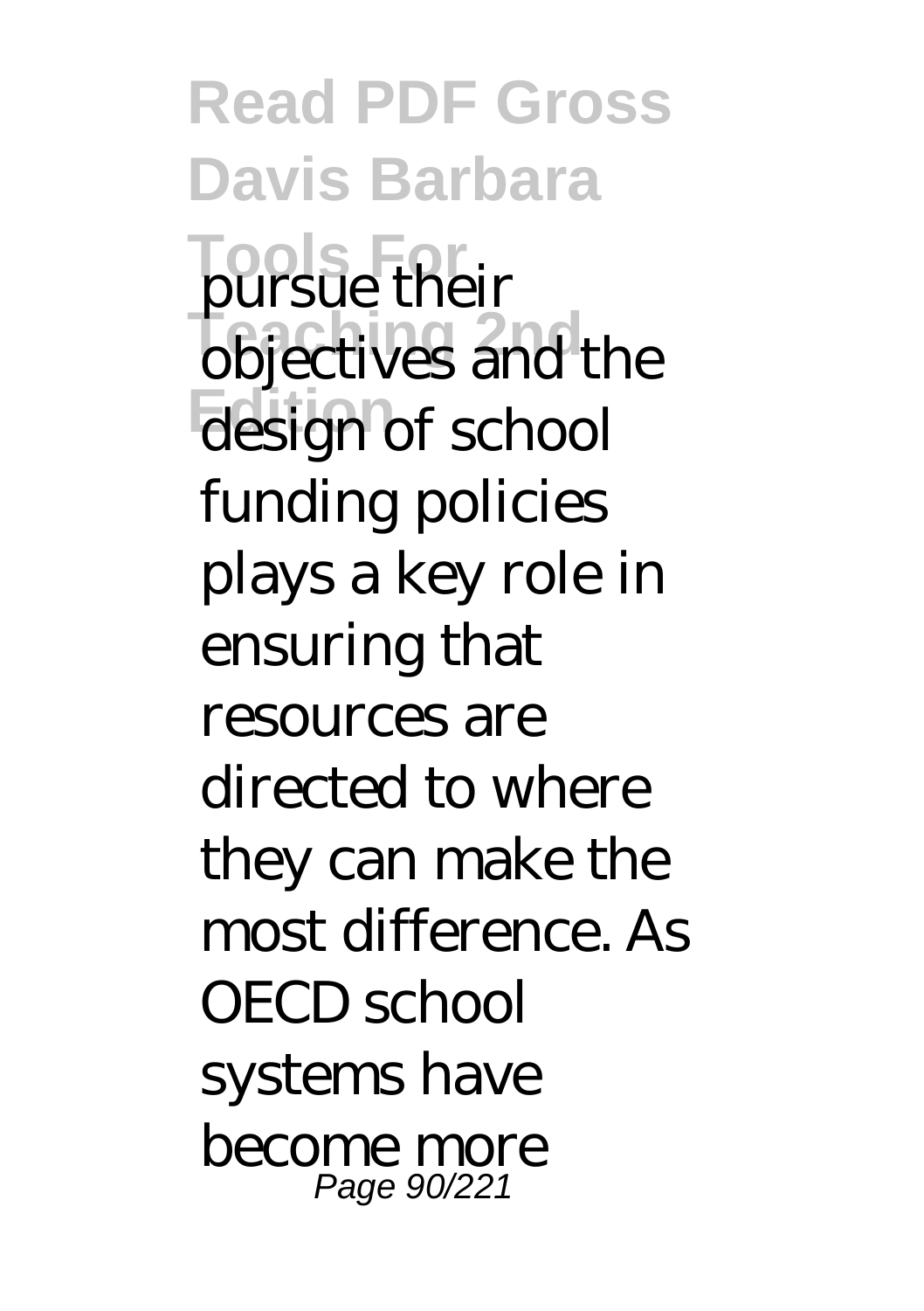pursue their objectives and the design of school funding policies plays a key role in ensuring that resources are directed to where they can make the most difference. As OECD school systems have become more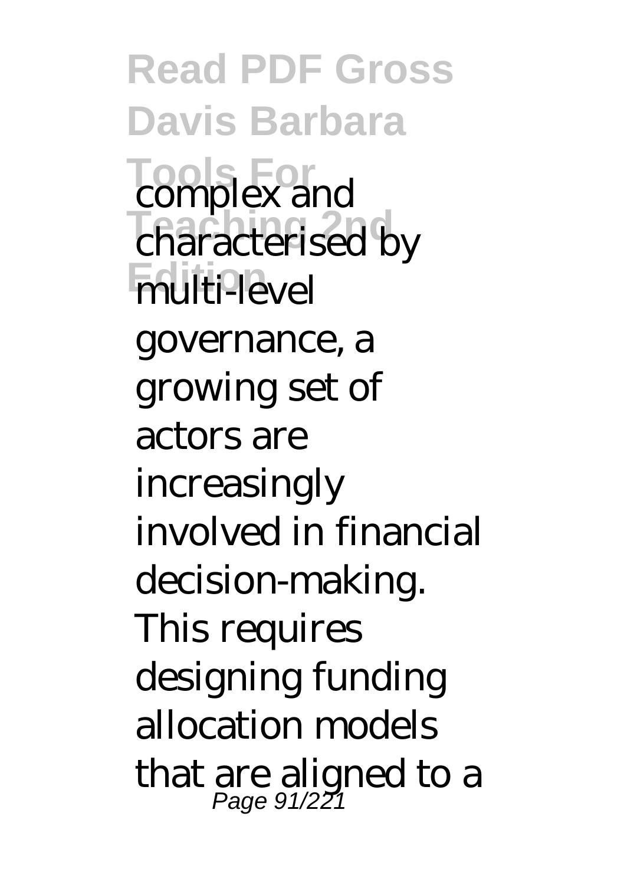complex and characterised by multi-level governance, a growing set of actors are increasingly involved in financial decision-making. This requires designing funding allocation models that are aligned to a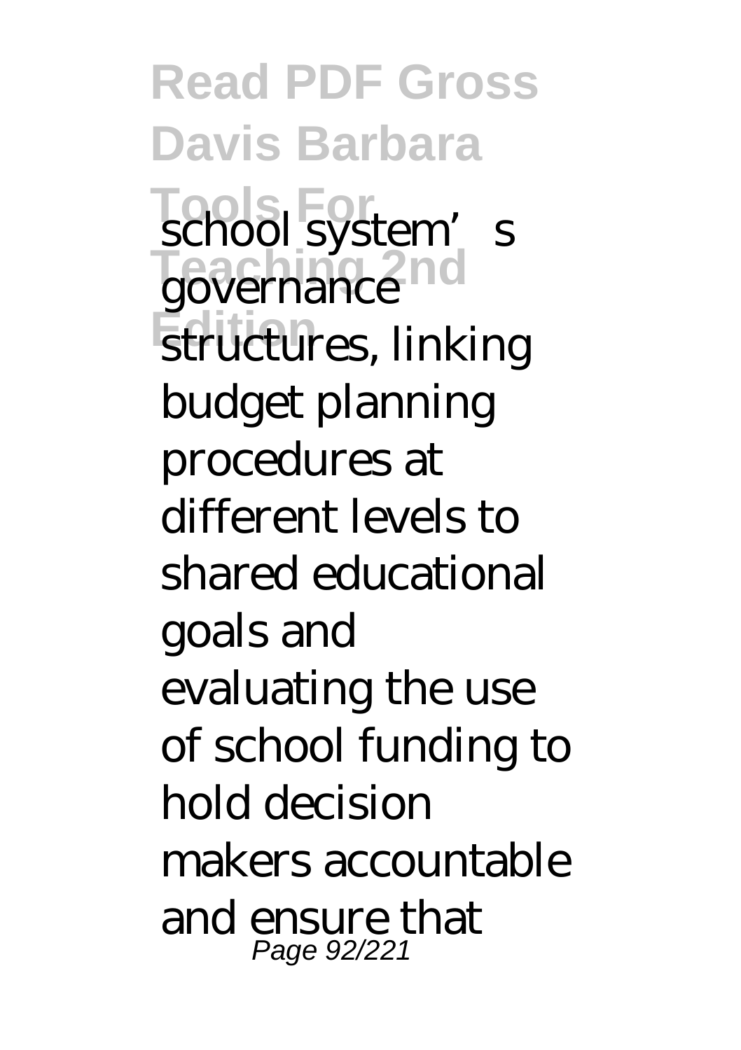school system's governance structures, linking budget planning procedures at different levels to shared educational goals and evaluating the use of school funding to hold decision makers accountable and ensure that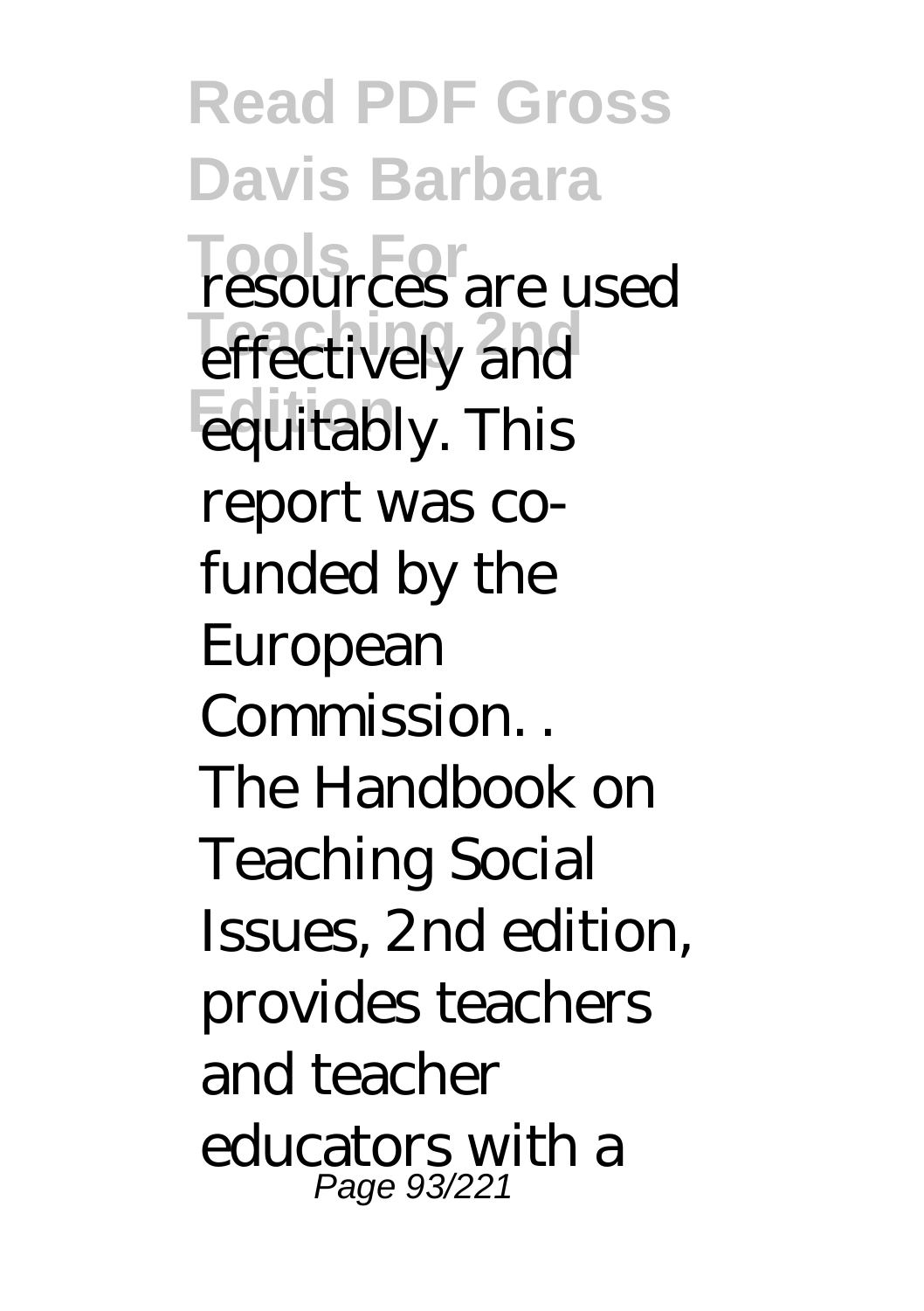resources are used effectively and equitably. This report was co-funded by the European Commission. .
The Handbook on Teaching Social Issues, 2nd edition, provides teachers and teacher educators with a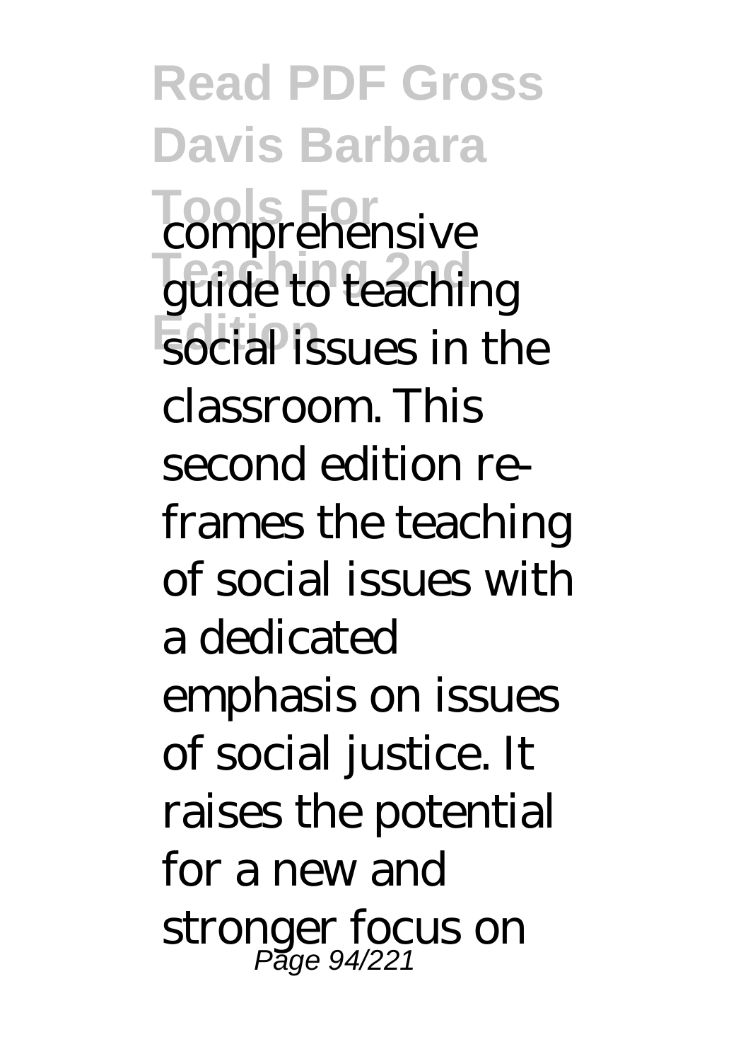comprehensive guide to teaching social issues in the classroom. This second edition re-frames the teaching of social issues with a dedicated emphasis on issues of social justice. It raises the potential for a new and stronger focus on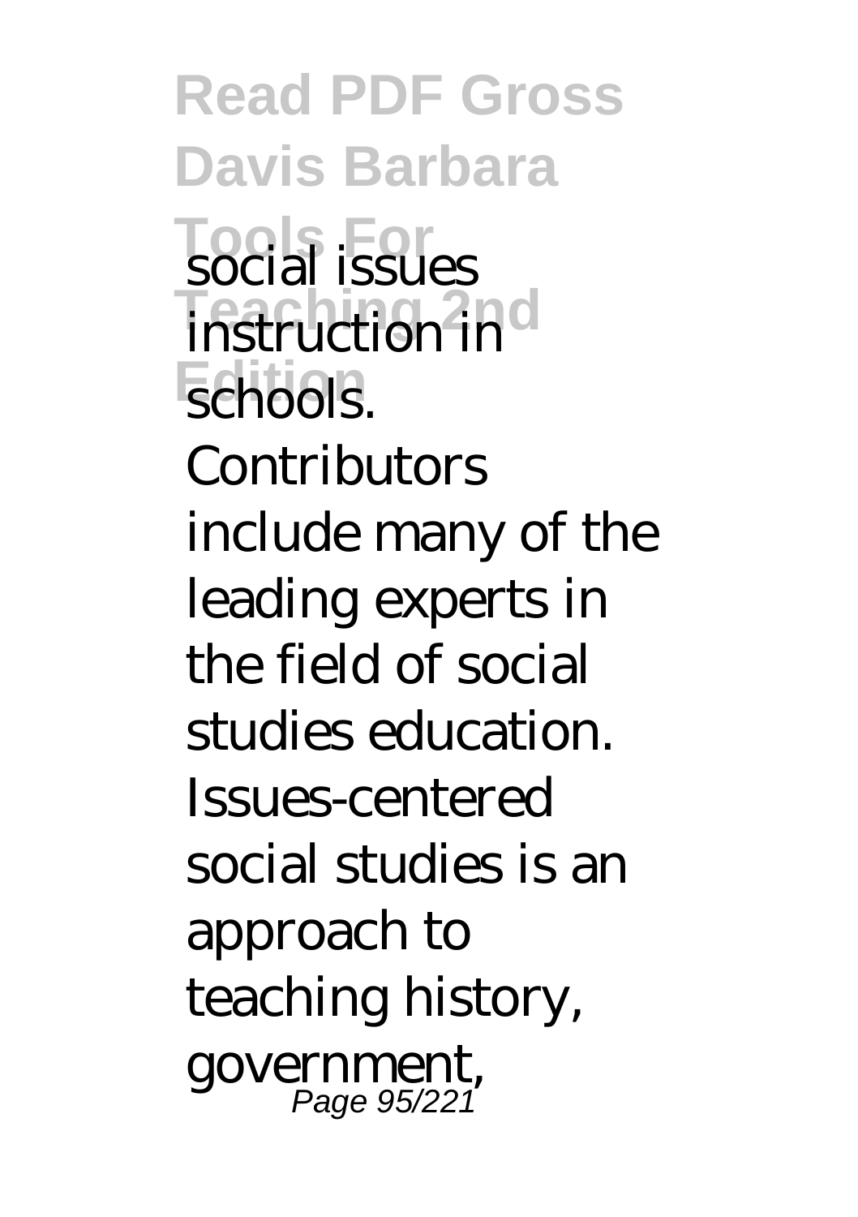social issues instruction in schools. Contributors include many of the leading experts in the field of social studies education. Issues-centered social studies is an approach to teaching history, government,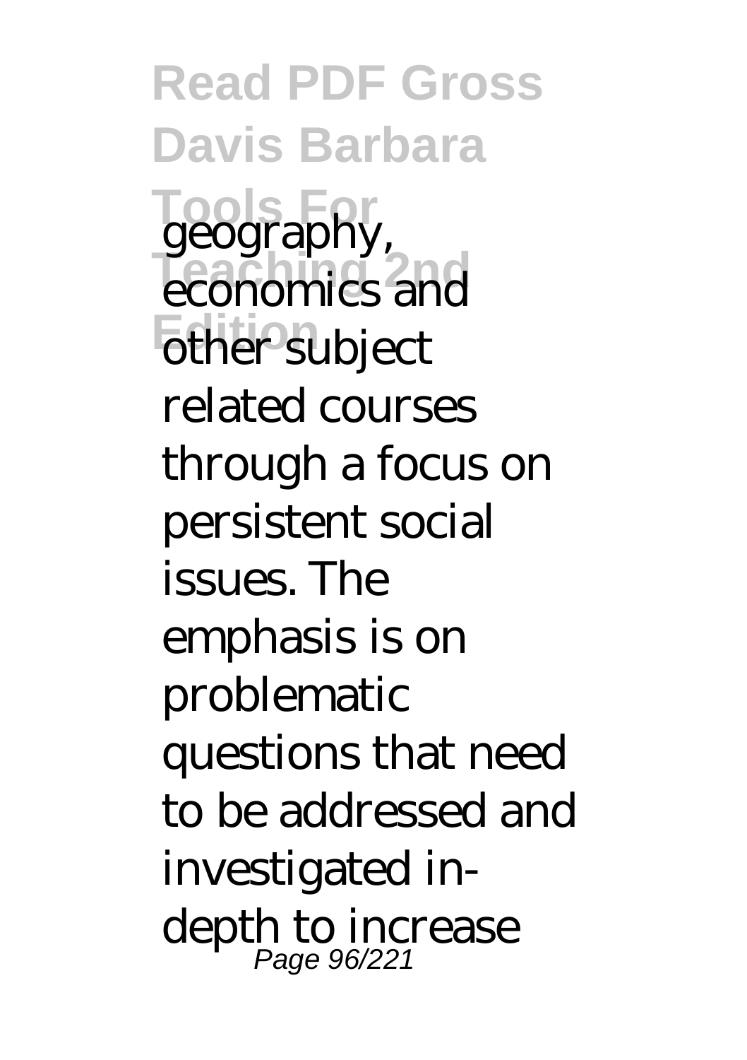geography, economics and other subject related courses through a focus on persistent social issues. The emphasis is on problematic questions that need to be addressed and investigated in-depth to increase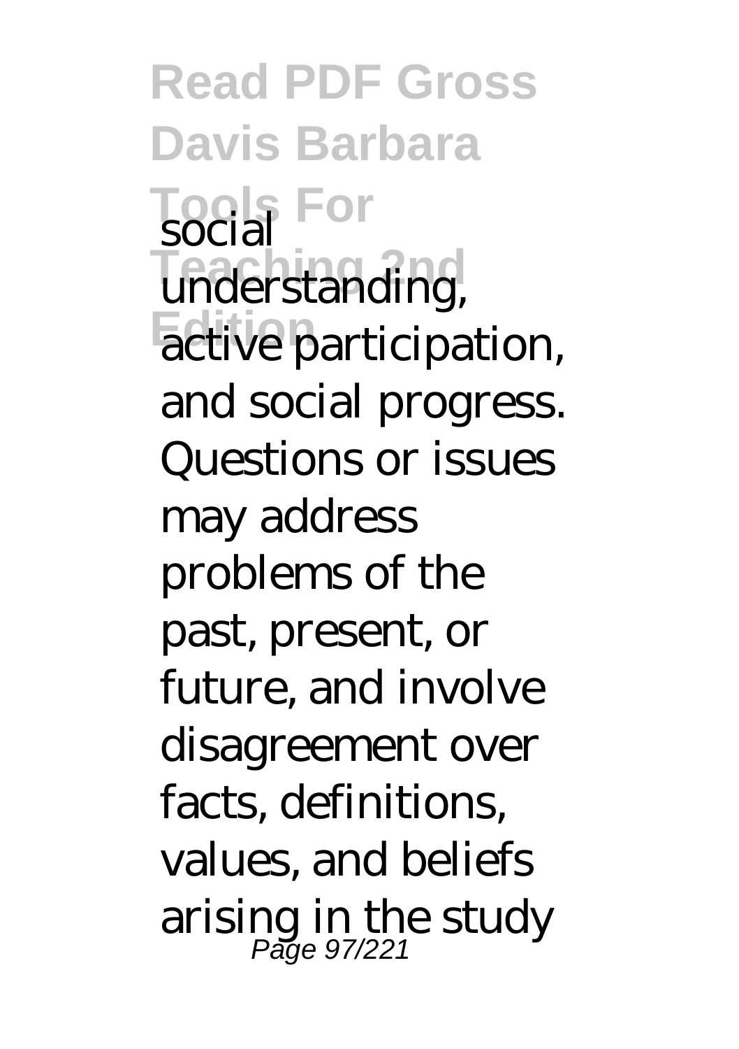social understanding, active participation, and social progress. Questions or issues may address problems of the past, present, or future, and involve disagreement over facts, definitions, values, and beliefs arising in the study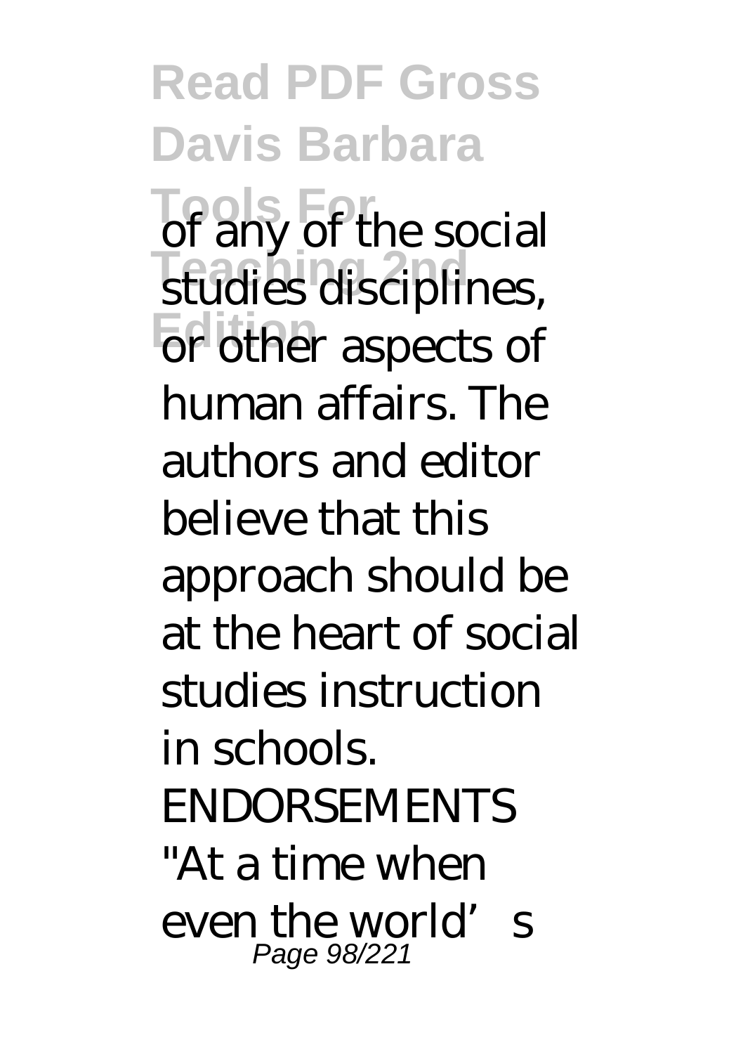of any of the social studies disciplines, or other aspects of human affairs. The authors and editor believe that this approach should be at the heart of social studies instruction in schools. ENDORSEMENTS "At a time when even the world's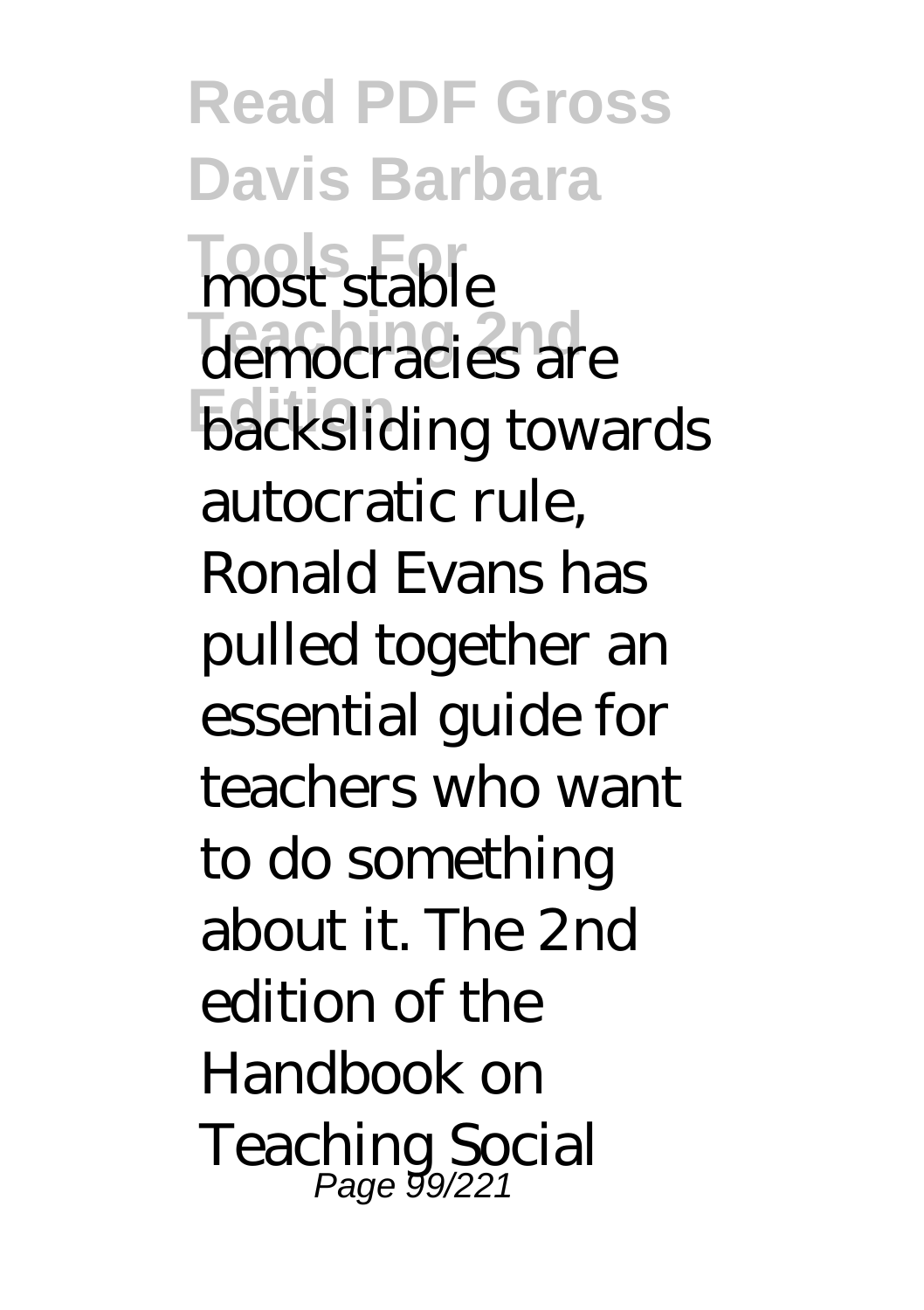most stable democracies are backsliding towards autocratic rule, Ronald Evans has pulled together an essential guide for teachers who want to do something about it. The 2nd edition of the Handbook on Teaching Social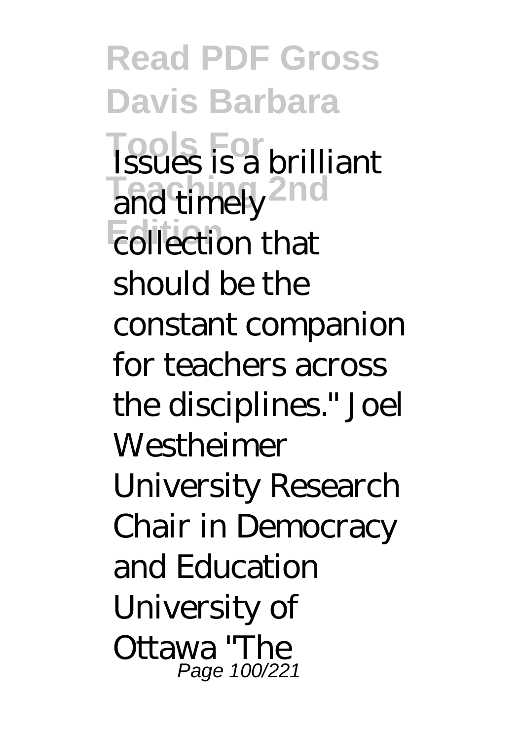Issues is a brilliant and timely collection that should be the constant companion for teachers across the disciplines." Joel Westheimer University Research Chair in Democracy and Education University of Ottawa "The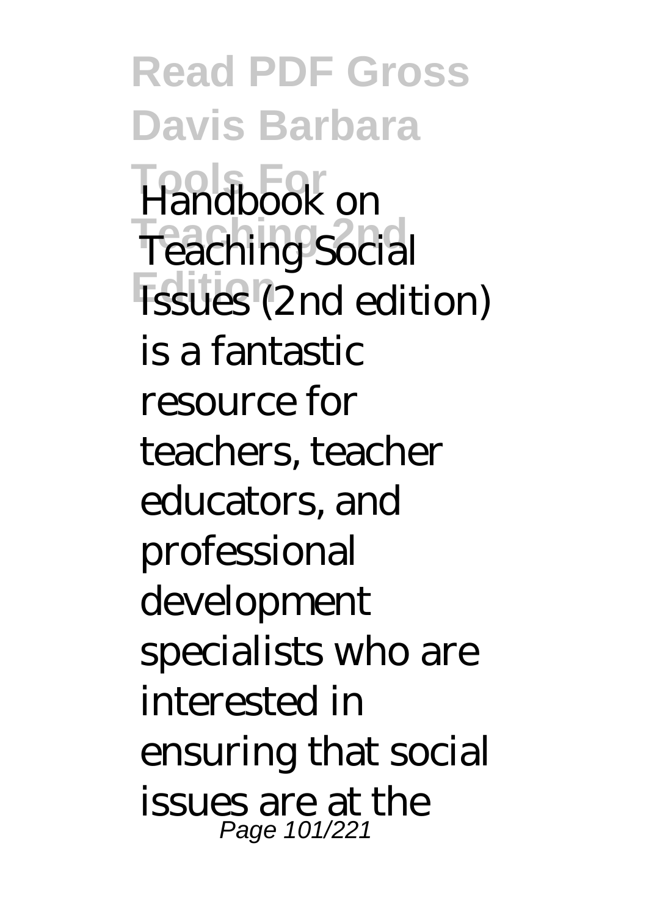Handbook on Teaching Social Issues (2nd edition) is a fantastic resource for teachers, teacher educators, and professional development specialists who are interested in ensuring that social issues are at the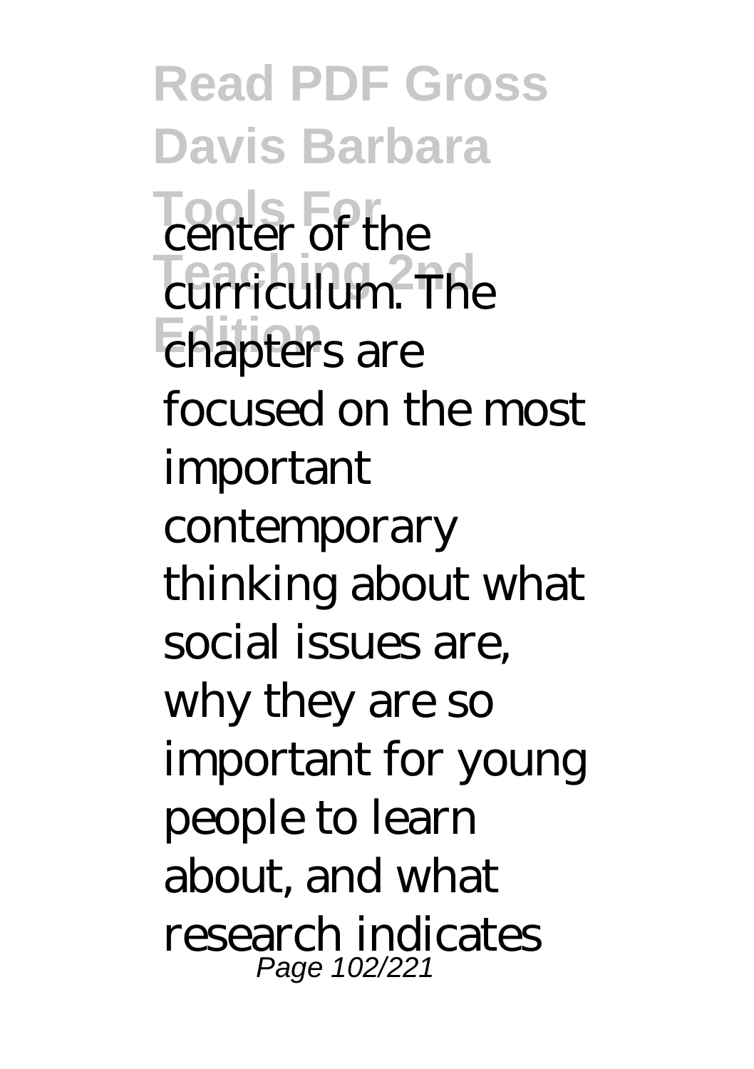center of the curriculum. The chapters are focused on the most important contemporary thinking about what social issues are, why they are so important for young people to learn about, and what research indicates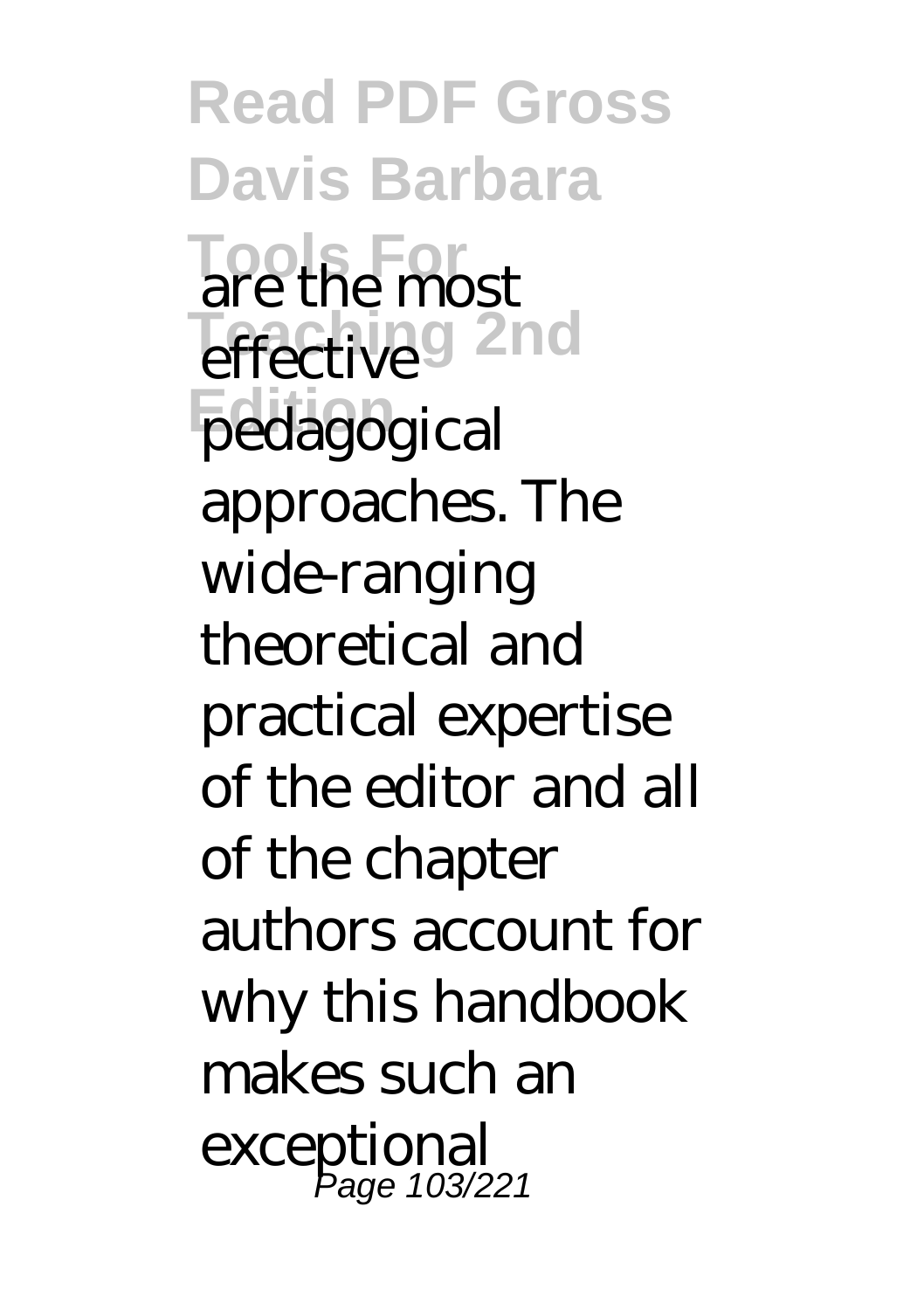are the most effective pedagogical approaches. The wide-ranging theoretical and practical expertise of the editor and all of the chapter authors account for why this handbook makes such an exceptional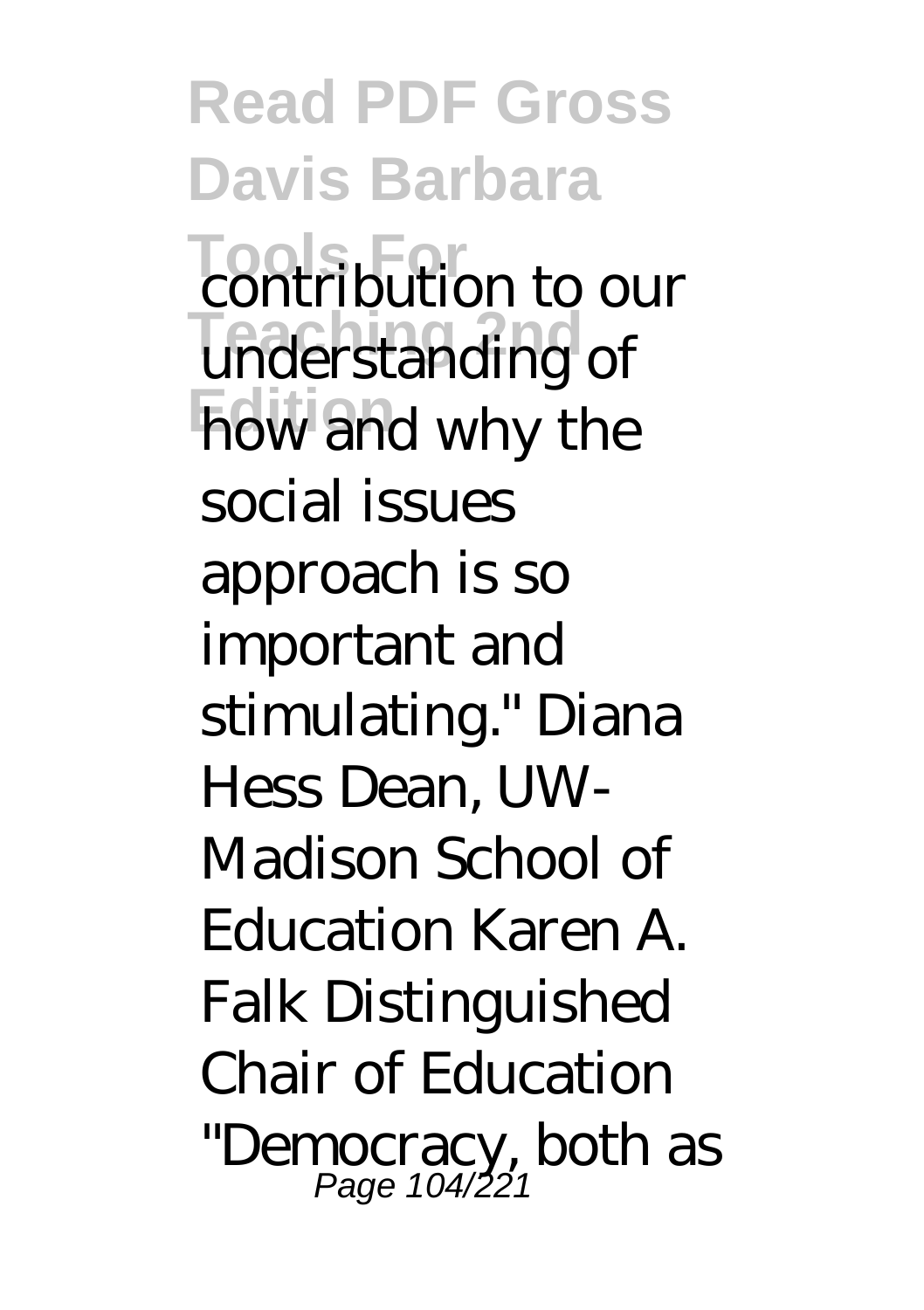contribution to our understanding of how and why the social issues approach is so important and stimulating." Diana Hess Dean, UW-Madison School of Education Karen A. Falk Distinguished Chair of Education "Democracy, both as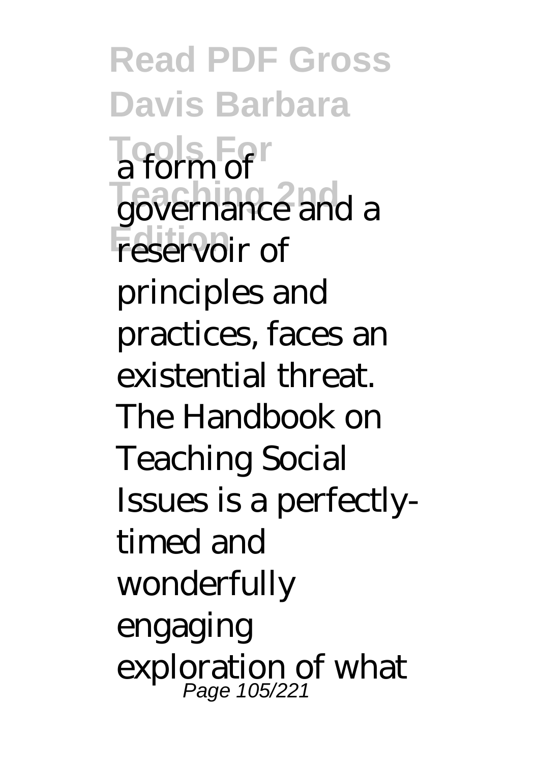a form of governance and a reservoir of principles and practices, faces an existential threat. The Handbook on Teaching Social Issues is a perfectly-timed and wonderfully engaging exploration of what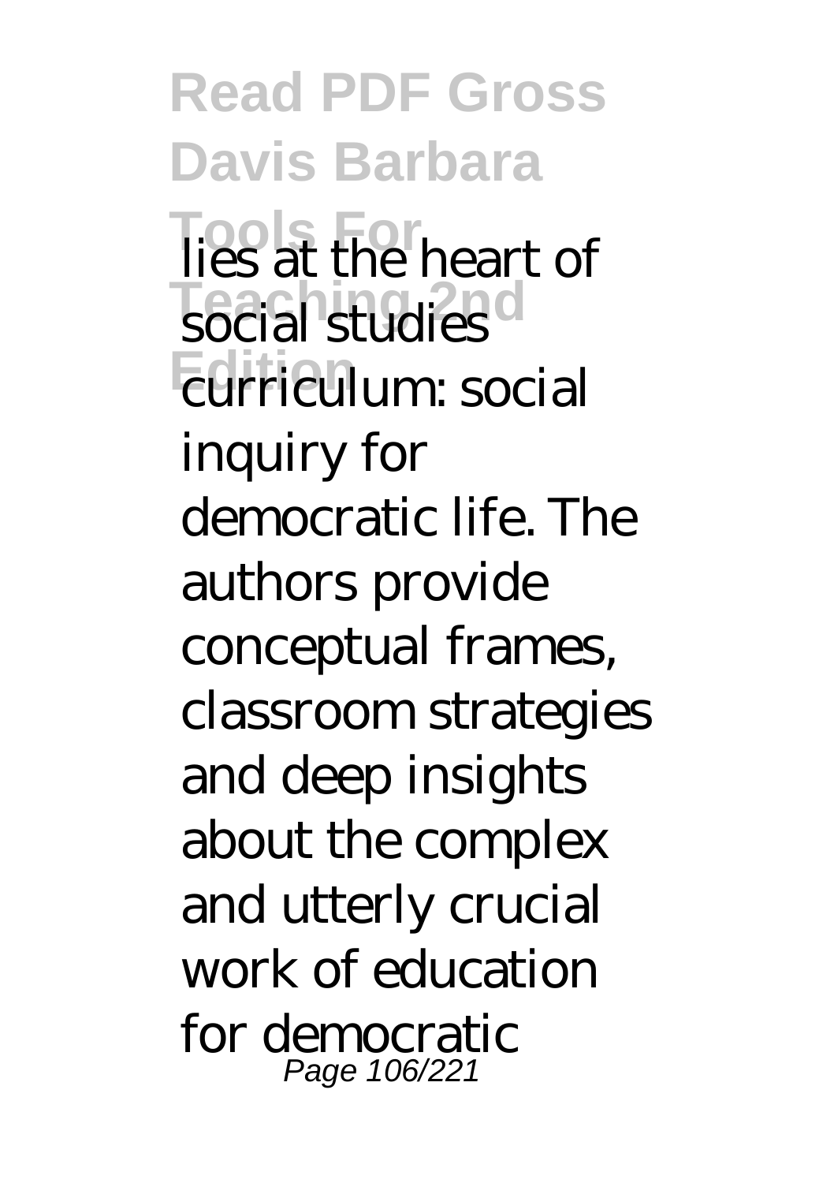lies at the heart of social studies curriculum: social inquiry for democratic life. The authors provide conceptual frames, classroom strategies and deep insights about the complex and utterly crucial work of education for democratic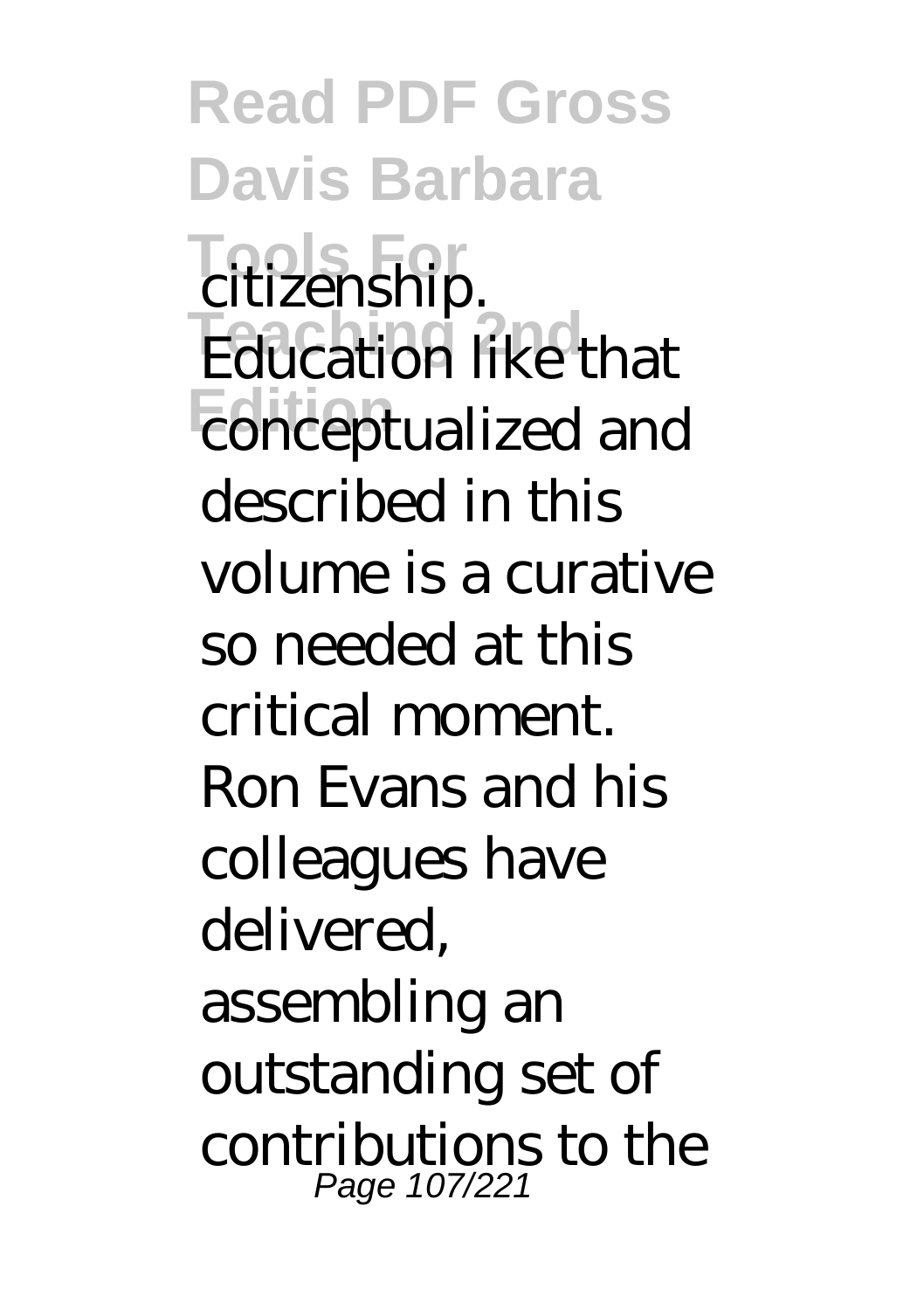citizenship. Education like that conceptualized and described in this volume is a curative so needed at this critical moment. Ron Evans and his colleagues have delivered, assembling an outstanding set of contributions to the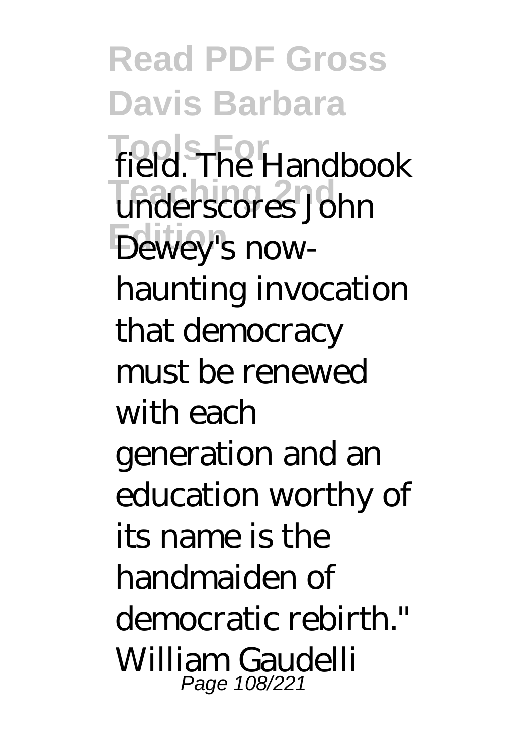field. The Handbook underscores John Dewey's now-haunting invocation that democracy must be renewed with each generation and an education worthy of its name is the handmaiden of democratic rebirth." William Gaudelli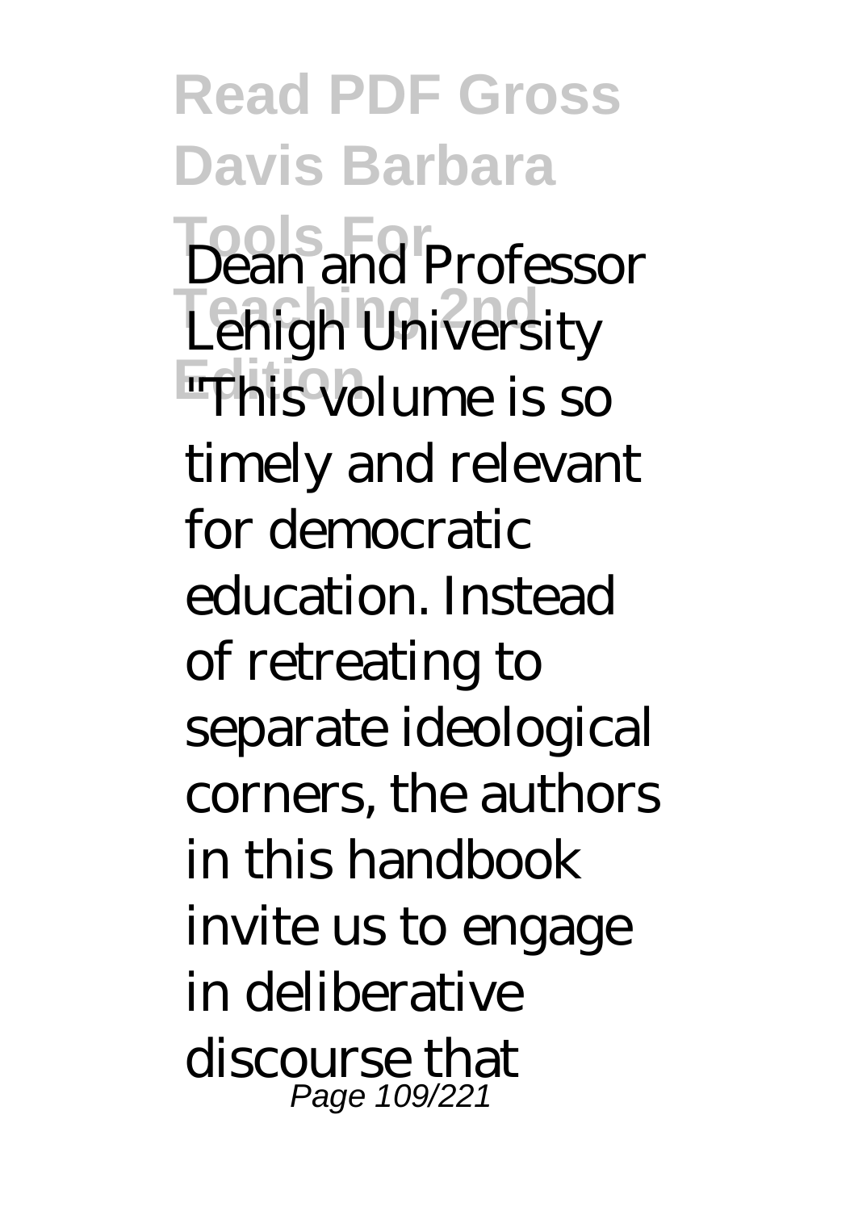Dean and Professor
Lehigh University
"This volume is so timely and relevant for democratic education. Instead of retreating to separate ideological corners, the authors in this handbook invite us to engage in deliberative discourse that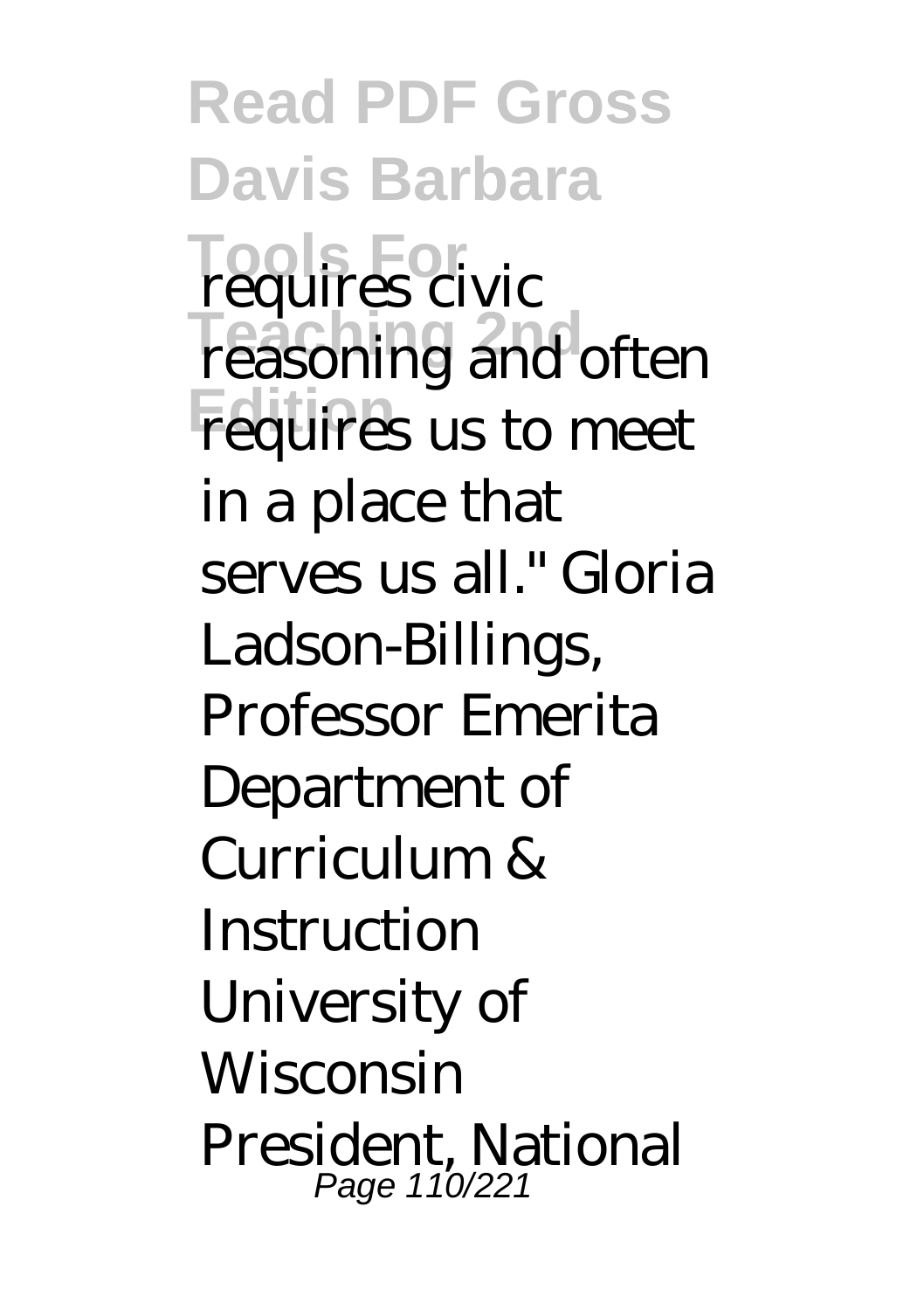requires civic reasoning and often requires us to meet in a place that serves us all." Gloria Ladson-Billings, Professor Emerita Department of Curriculum & Instruction University of Wisconsin President, National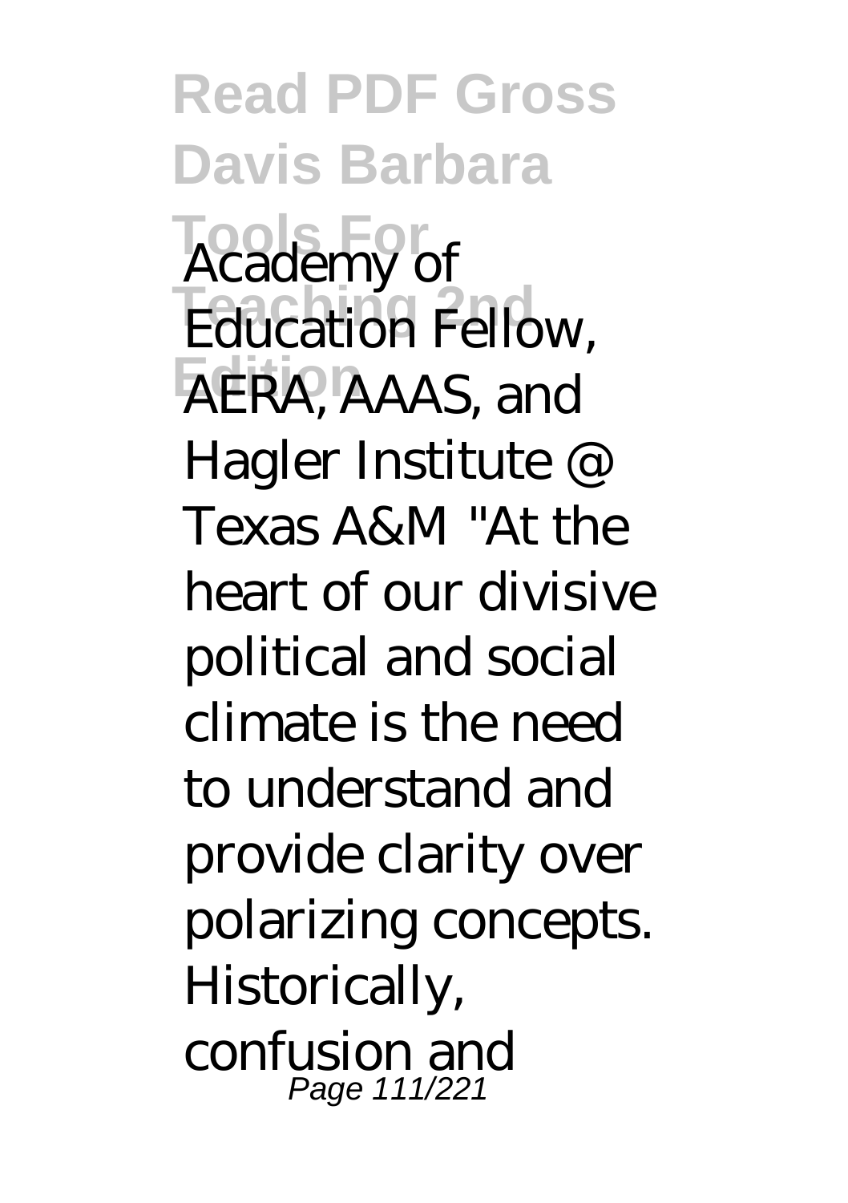Academy of Education Fellow, AERA, AAAS, and Hagler Institute @ Texas A&M "At the heart of our divisive political and social climate is the need to understand and provide clarity over polarizing concepts. Historically, confusion and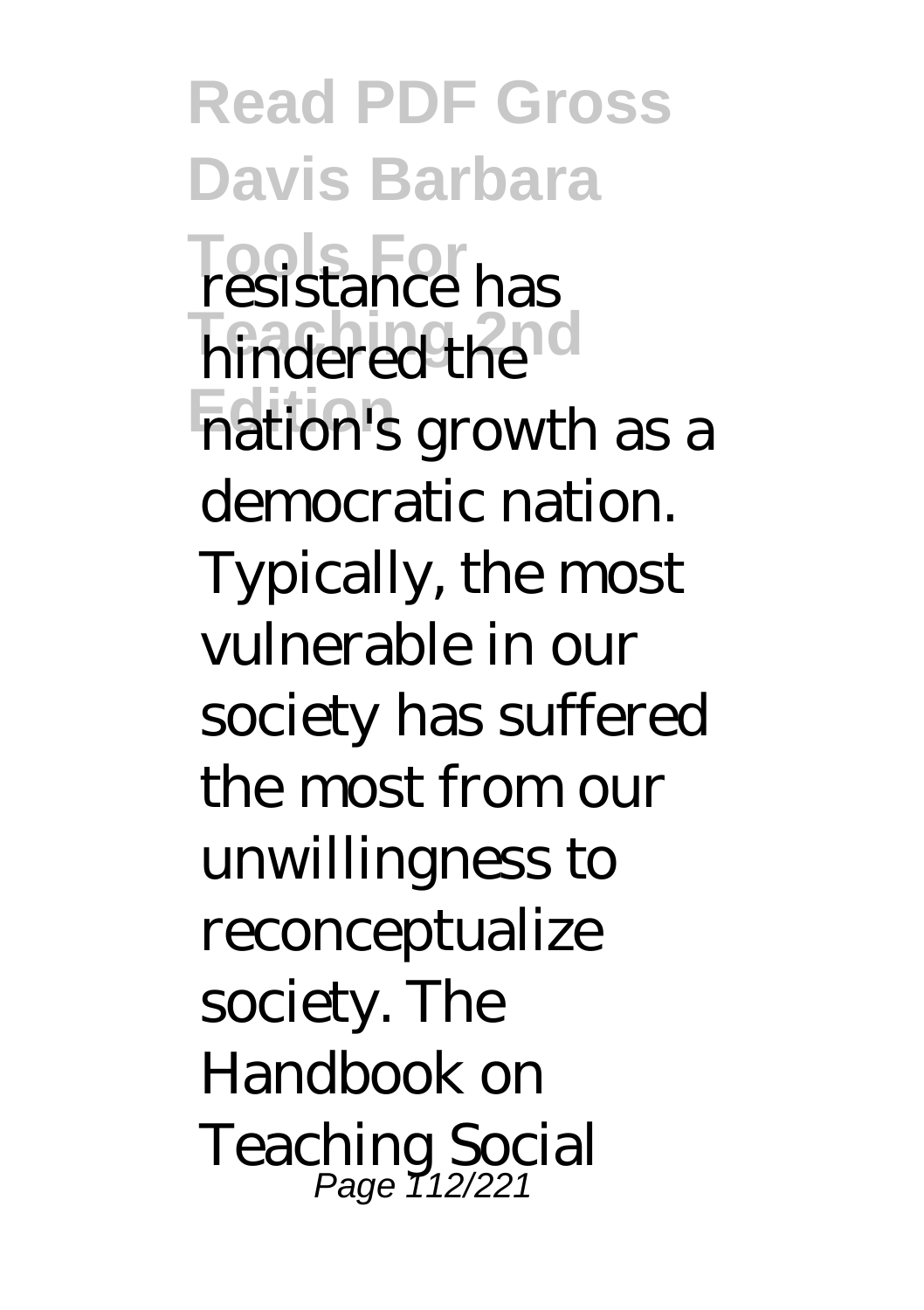resistance has hindered the nation's growth as a democratic nation. Typically, the most vulnerable in our society has suffered the most from our unwillingness to reconceptualize society. The Handbook on Teaching Social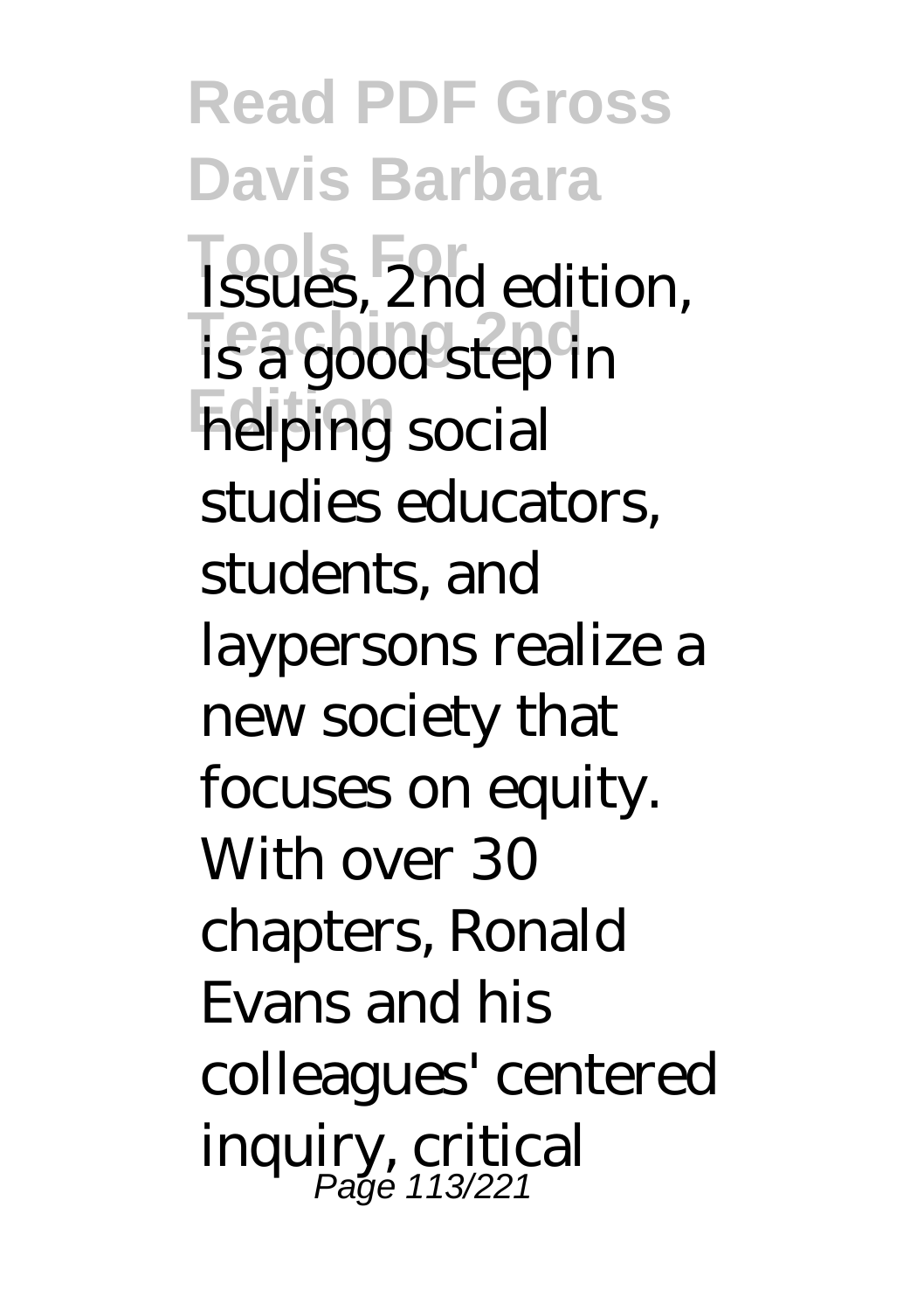Issues, 2nd edition, is a good step in helping social studies educators, students, and laypersons realize a new society that focuses on equity. With over 30 chapters, Ronald Evans and his colleagues' centered inquiry, critical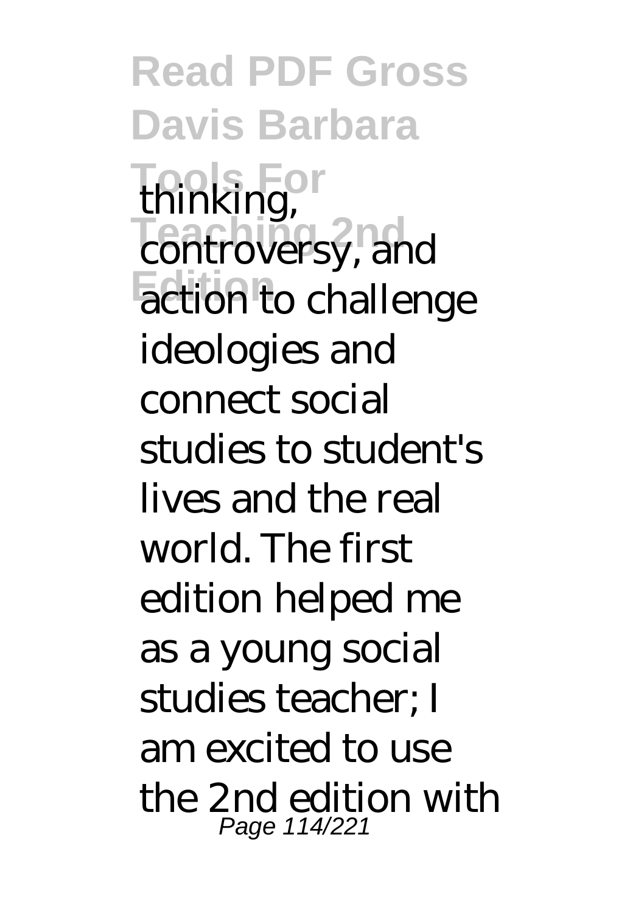thinking, controversy, and action to challenge ideologies and connect social studies to student's lives and the real world. The first edition helped me as a young social studies teacher; I am excited to use the 2nd edition with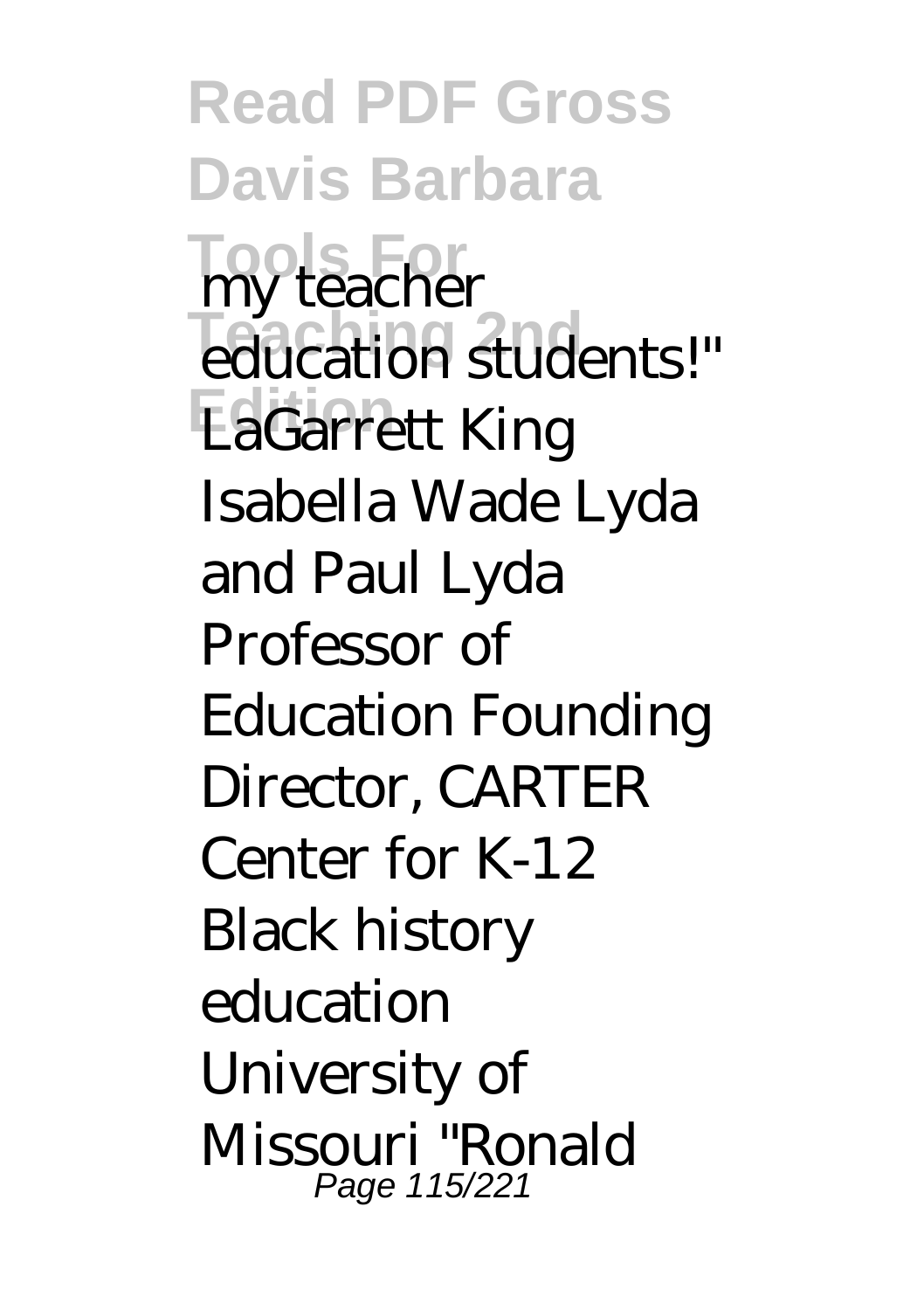my teacher education students!" LaGarrett King Isabella Wade Lyda and Paul Lyda Professor of Education Founding Director, CARTER Center for K-12 Black history education University of Missouri "Ronald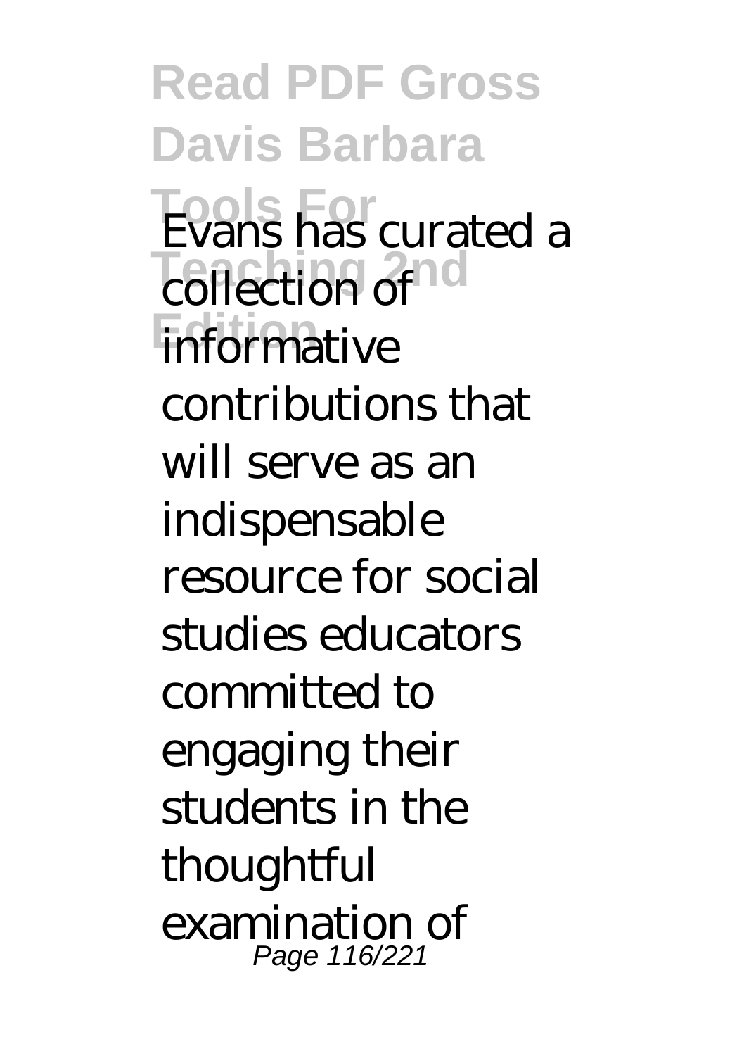Evans has curated a collection of informative contributions that will serve as an indispensable resource for social studies educators committed to engaging their students in the thoughtful examination of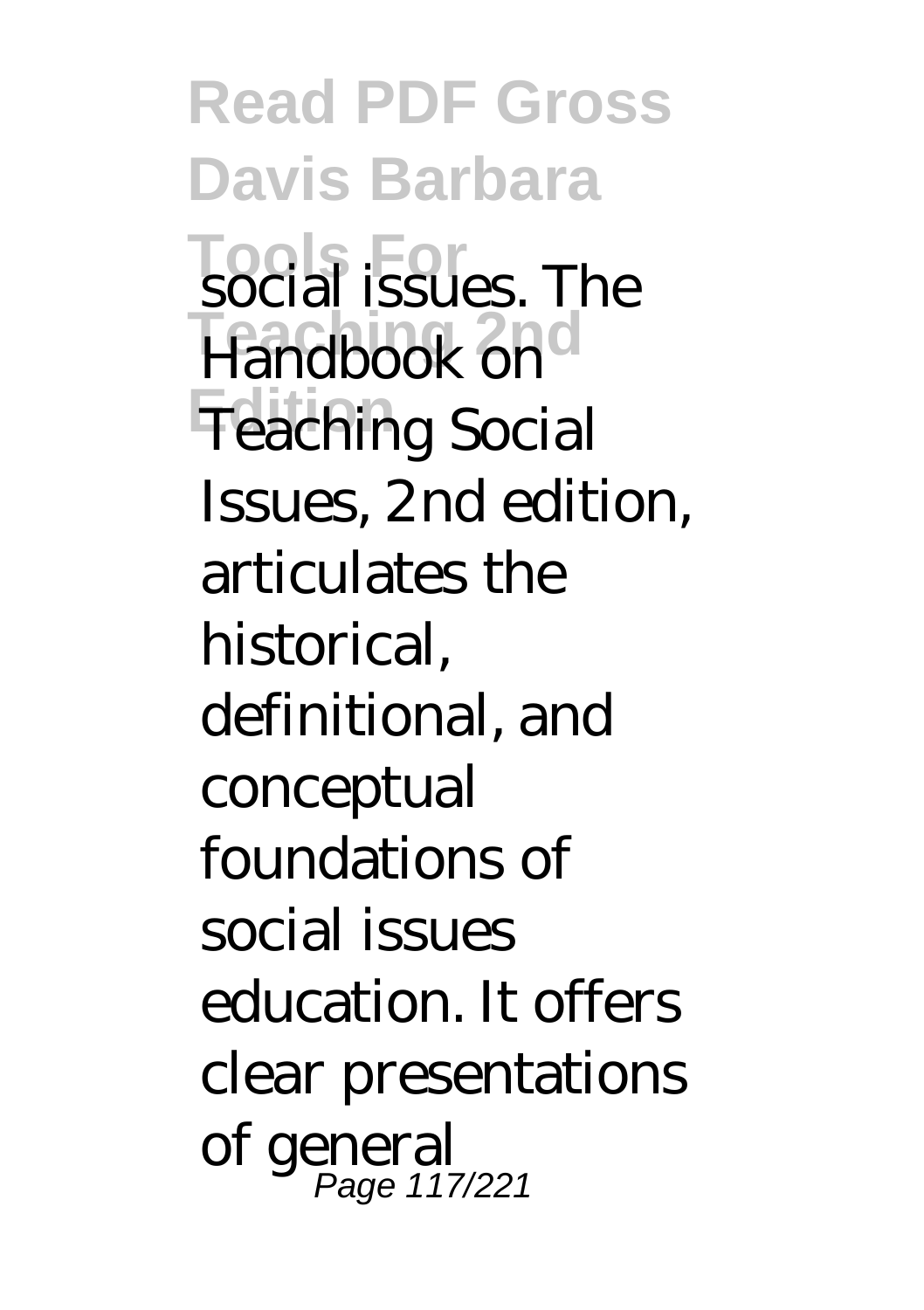social issues. The Handbook on Teaching Social Issues, 2nd edition, articulates the historical, definitional, and conceptual foundations of social issues education. It offers clear presentations of general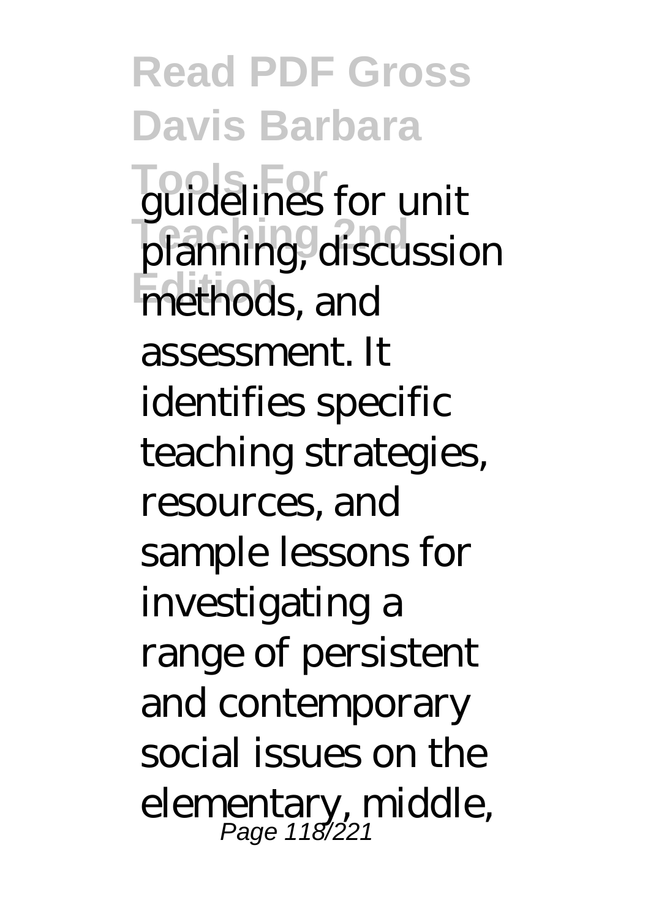guidelines for unit planning, discussion methods, and assessment. It identifies specific teaching strategies, resources, and sample lessons for investigating a range of persistent and contemporary social issues on the elementary, middle,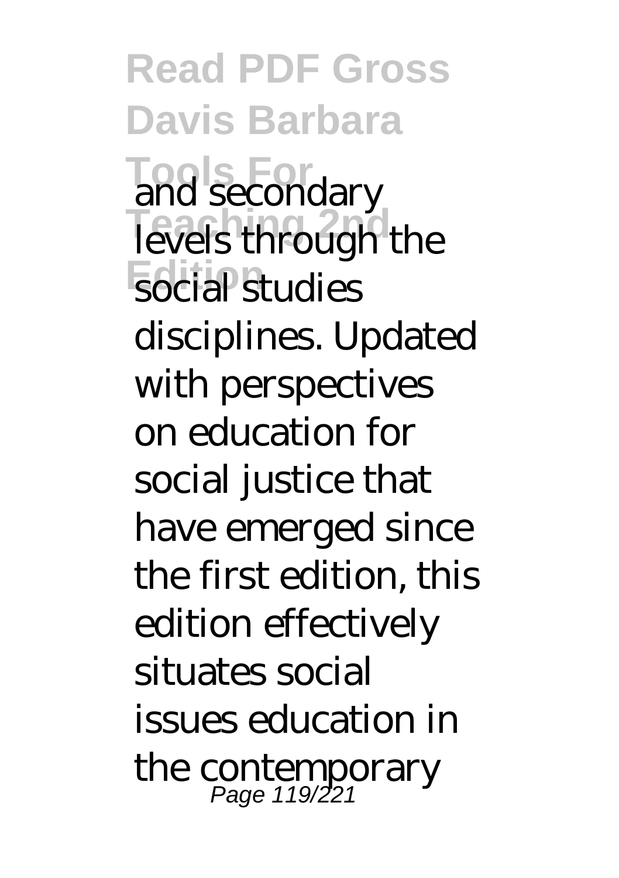and secondary levels through the social studies disciplines. Updated with perspectives on education for social justice that have emerged since the first edition, this edition effectively situates social issues education in the contemporary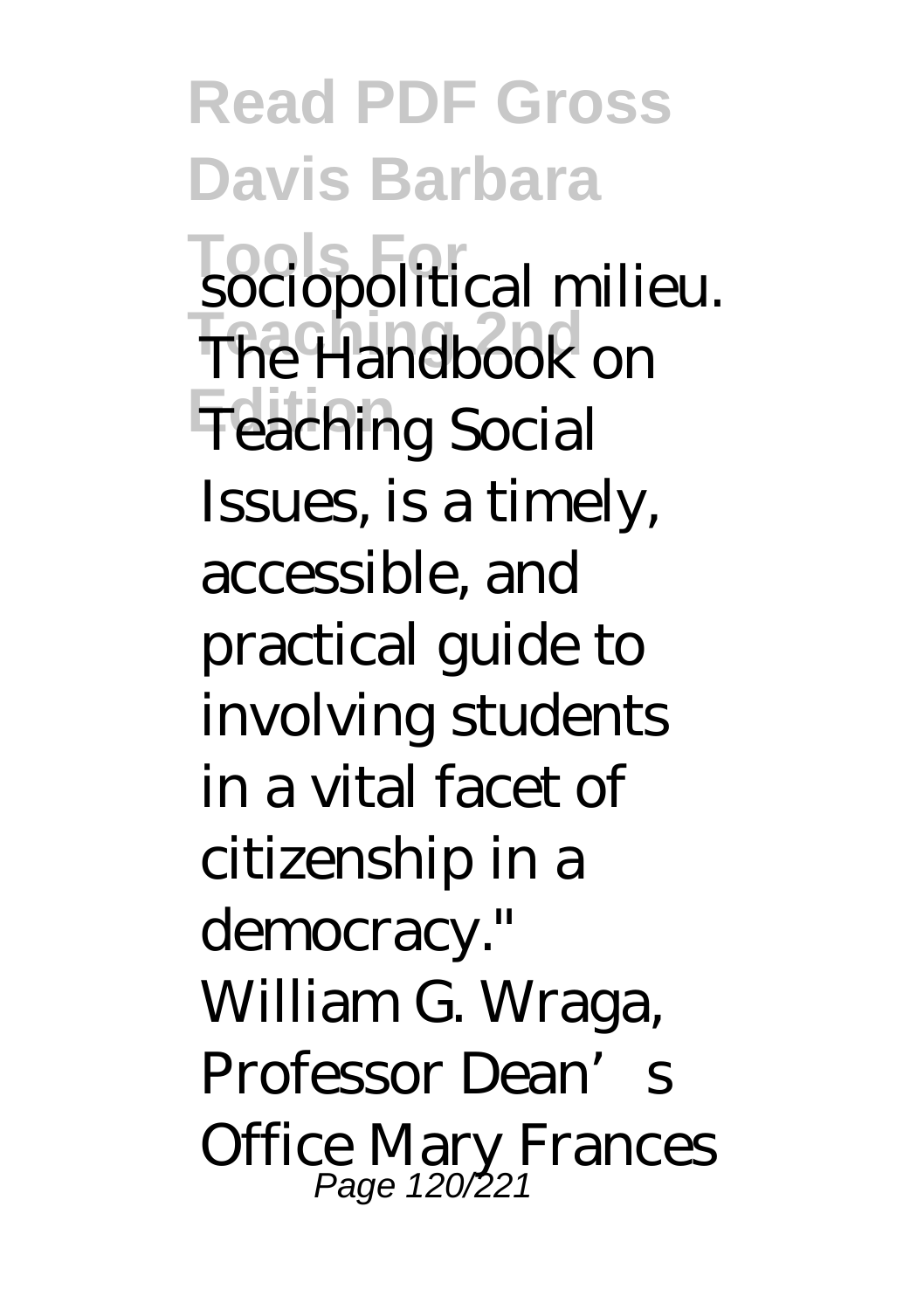sociopolitical milieu. The Handbook on Teaching Social Issues, is a timely, accessible, and practical guide to involving students in a vital facet of citizenship in a democracy." William G. Wraga, Professor Dean's Office Mary Frances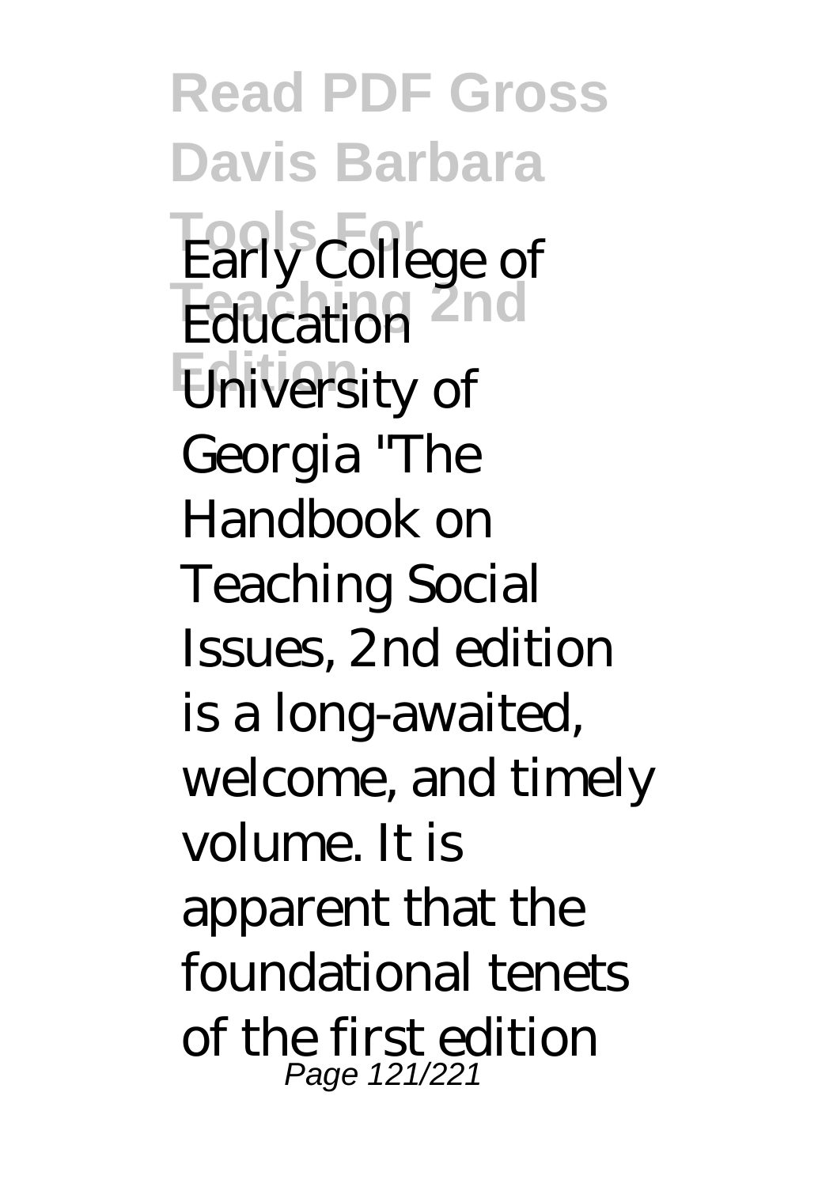Early College of Education University of Georgia "The Handbook on Teaching Social Issues, 2nd edition is a long-awaited, welcome, and timely volume. It is apparent that the foundational tenets of the first edition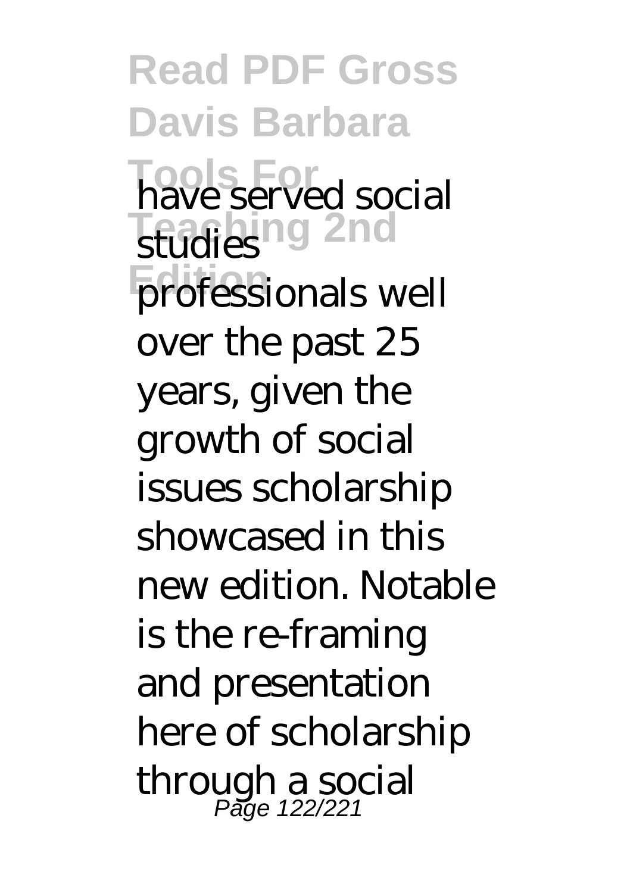have served social studies professionals well over the past 25 years, given the growth of social issues scholarship showcased in this new edition. Notable is the re-framing and presentation here of scholarship through a social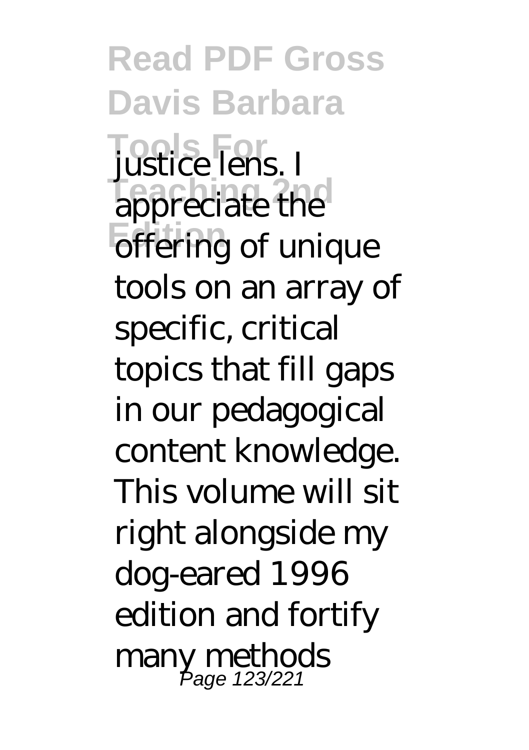justice lens. I appreciate the offering of unique tools on an array of specific, critical topics that fill gaps in our pedagogical content knowledge. This volume will sit right alongside my dog-eared 1996 edition and fortify many methods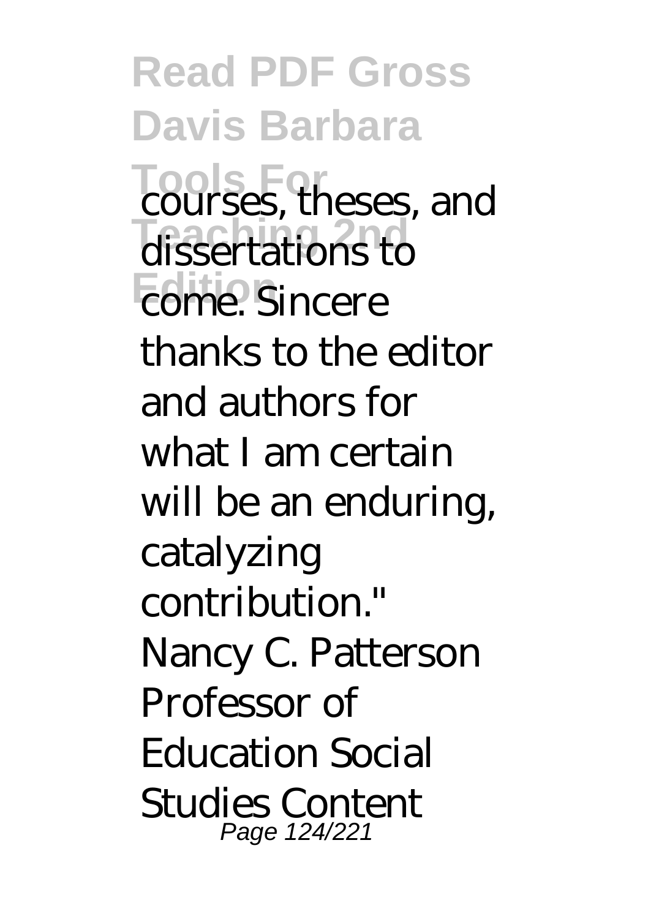courses, theses, and dissertations to come. Sincere thanks to the editor and authors for what I am certain will be an enduring, catalyzing contribution." Nancy C. Patterson Professor of Education Social Studies Content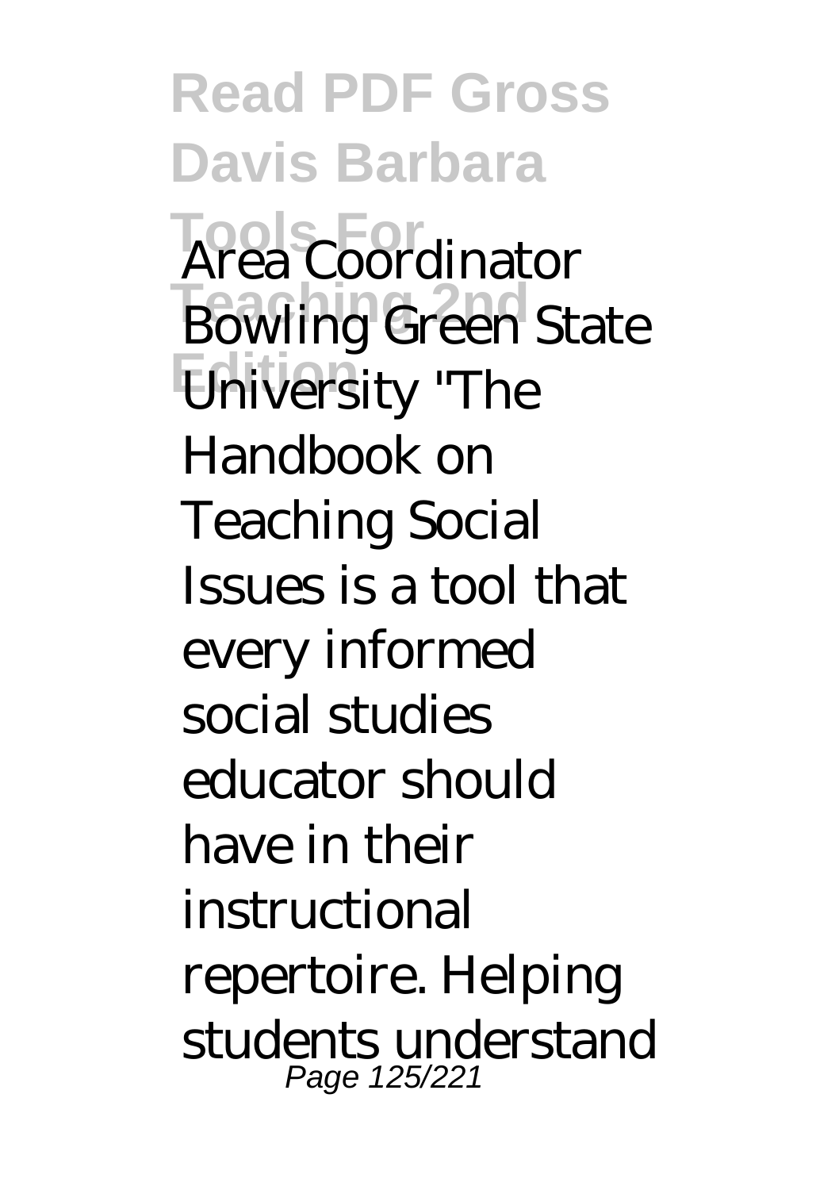Area Coordinator Bowling Green State University "The Handbook on Teaching Social Issues is a tool that every informed social studies educator should have in their instructional repertoire. Helping students understand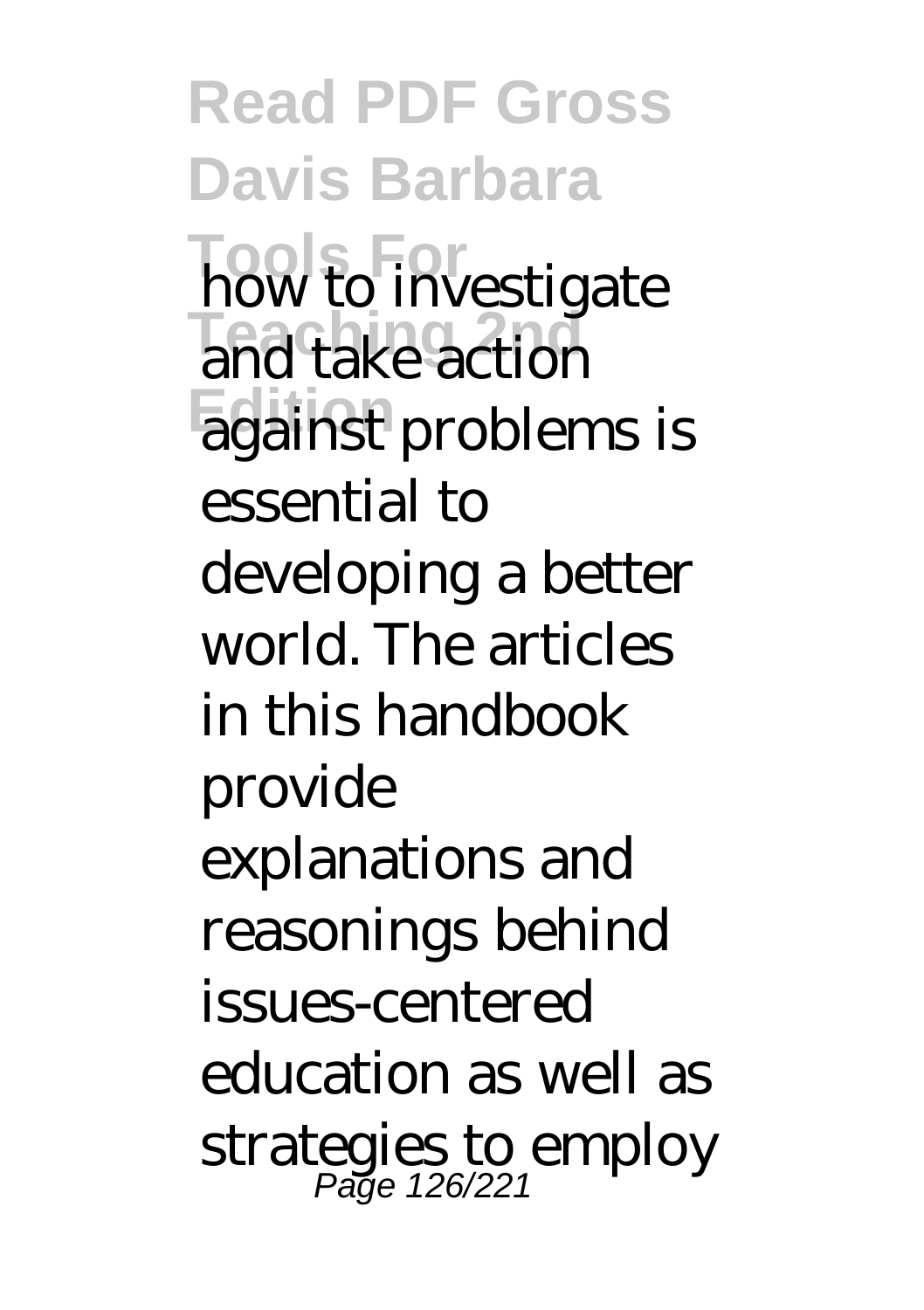how to investigate and take action against problems is essential to developing a better world. The articles in this handbook provide explanations and reasonings behind issues-centered education as well as strategies to employ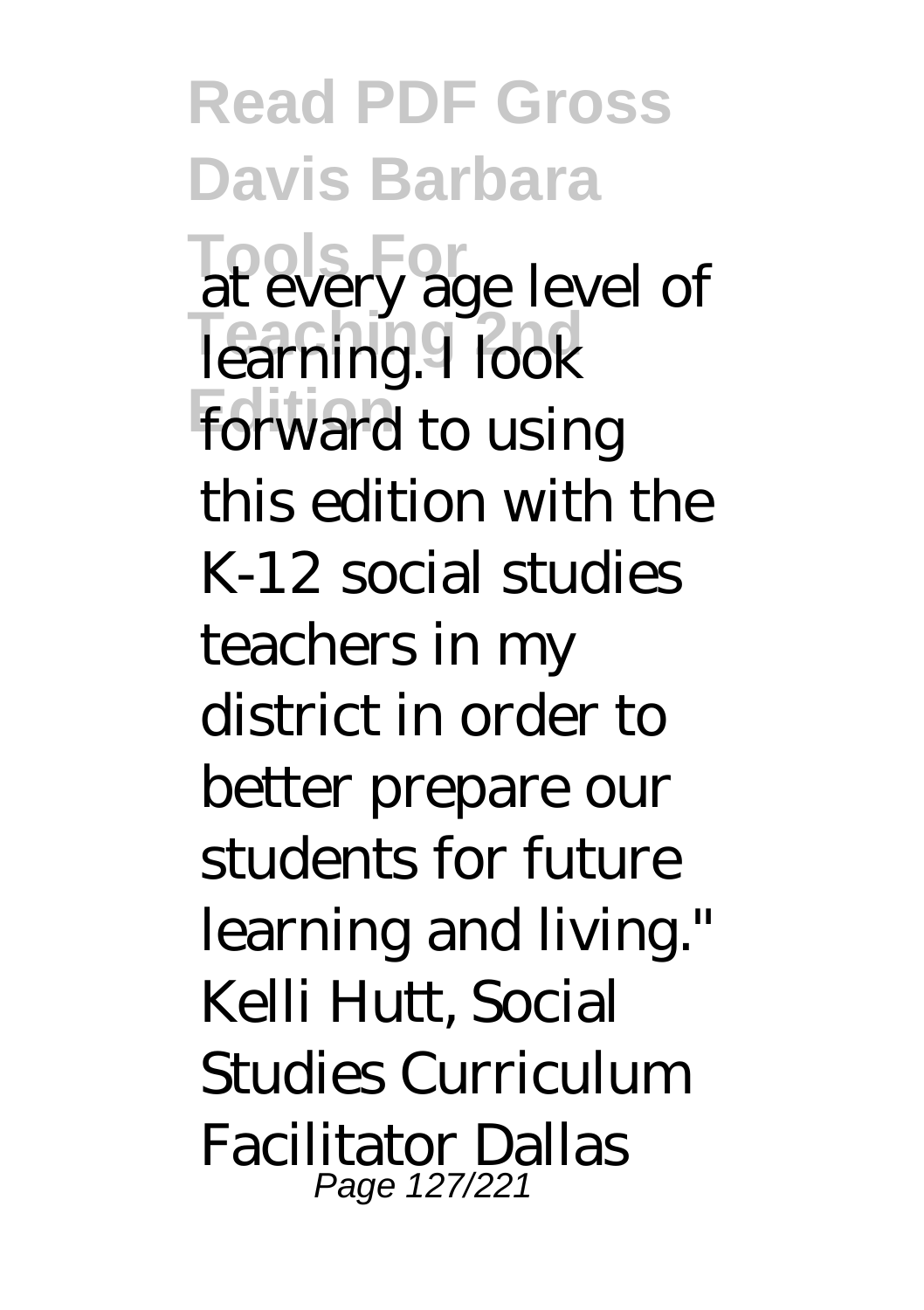at every age level of learning. I look forward to using this edition with the K-12 social studies teachers in my district in order to better prepare our students for future learning and living." Kelli Hutt, Social Studies Curriculum Facilitator Dallas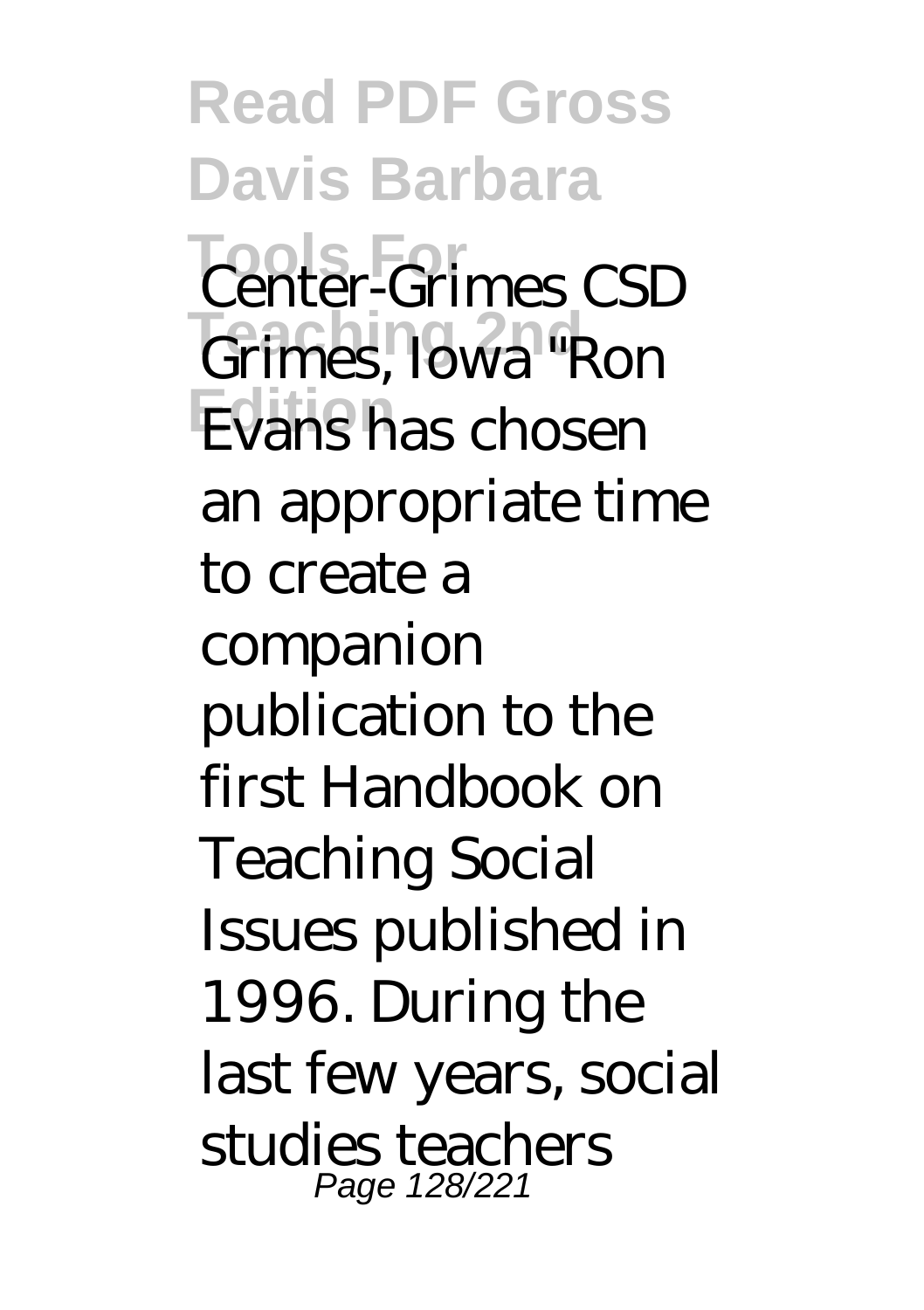Center-Grimes CSD Grimes, Iowa "Ron Evans has chosen an appropriate time to create a companion publication to the first Handbook on Teaching Social Issues published in 1996. During the last few years, social studies teachers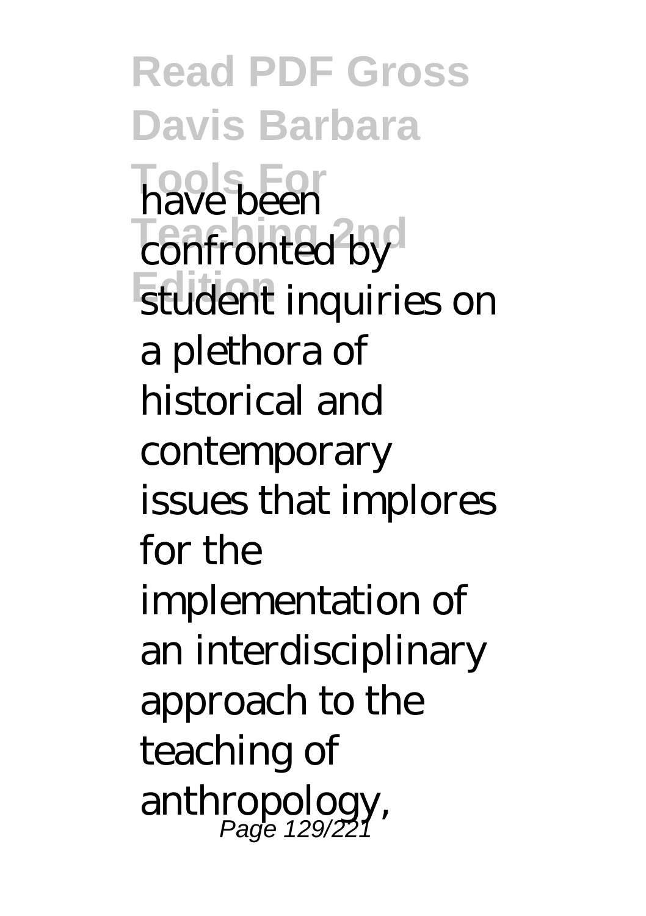have been confronted by student inquiries on a plethora of historical and contemporary issues that implores for the implementation of an interdisciplinary approach to the teaching of anthropology,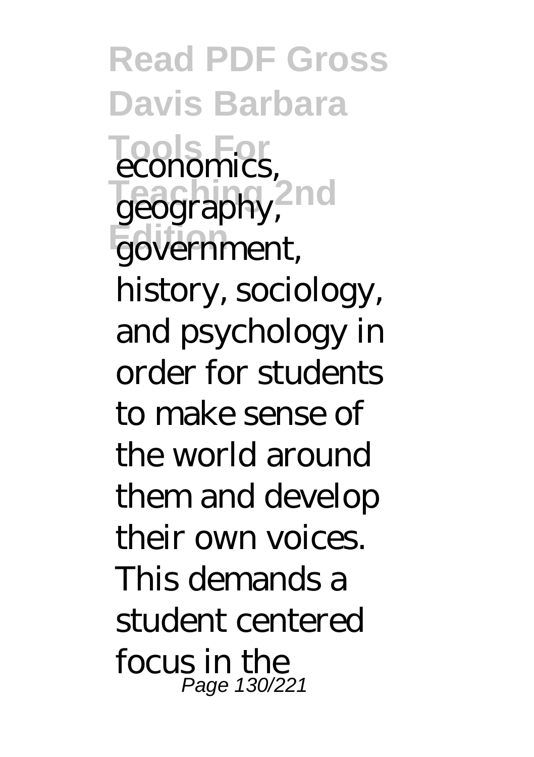economics, geography, government, history, sociology, and psychology in order for students to make sense of the world around them and develop their own voices. This demands a student centered focus in the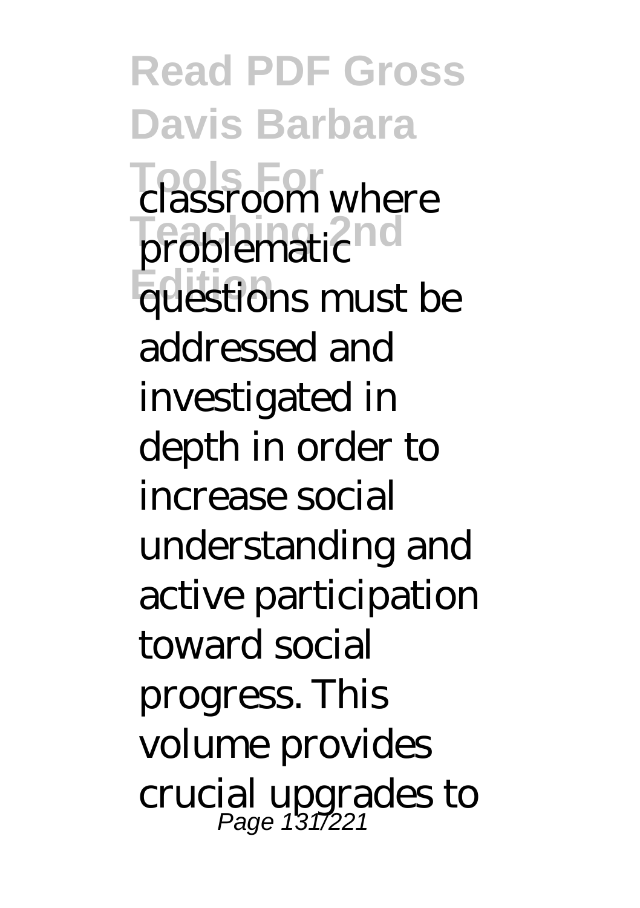classroom where problematic questions must be addressed and investigated in depth in order to increase social understanding and active participation toward social progress. This volume provides crucial upgrades to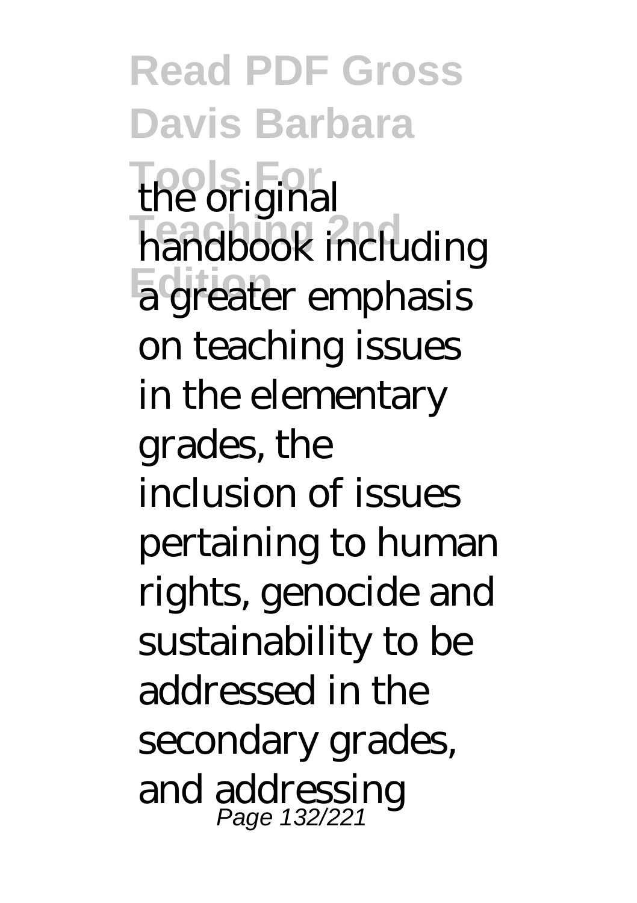the original handbook including a greater emphasis on teaching issues in the elementary grades, the inclusion of issues pertaining to human rights, genocide and sustainability to be addressed in the secondary grades, and addressing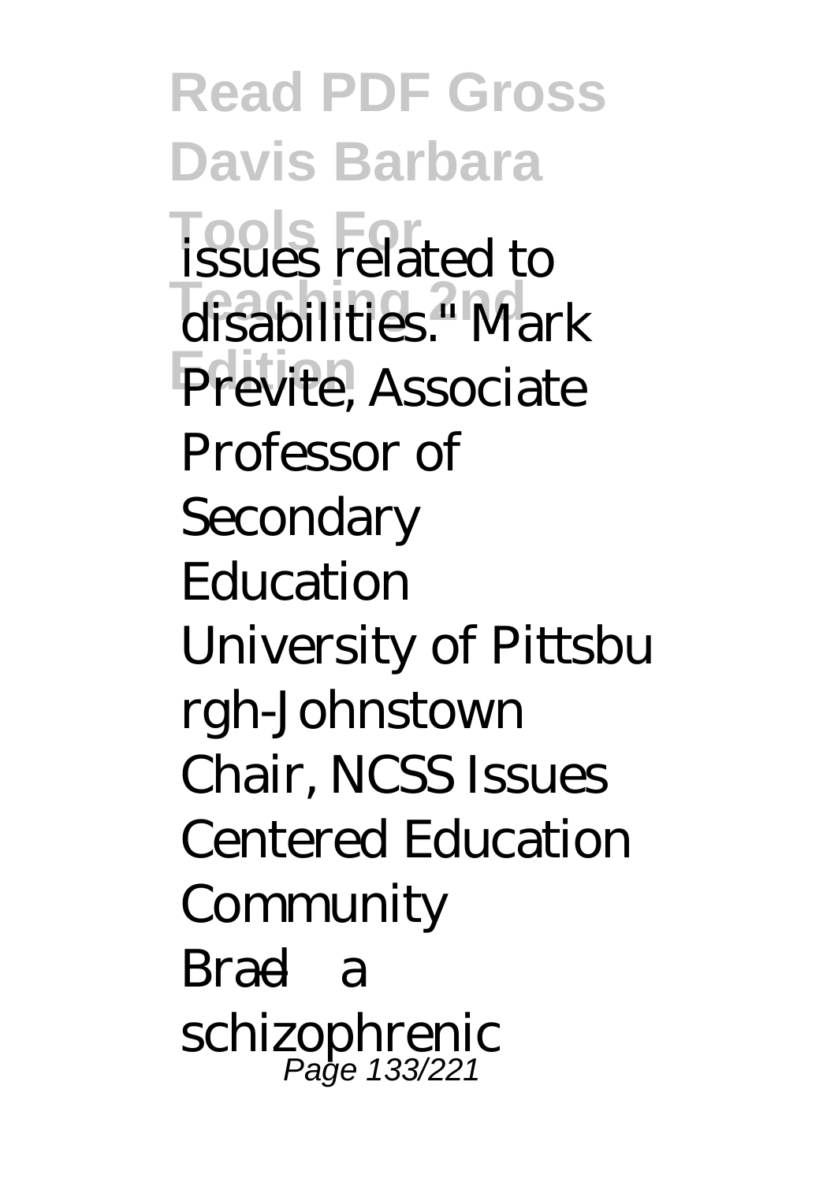issues related to disabilities." Mark Previte, Associate Professor of Secondary Education University of Pittsburgh-Johnstown Chair, NCSS Issues Centered Education Community

Brad—a schizophrenic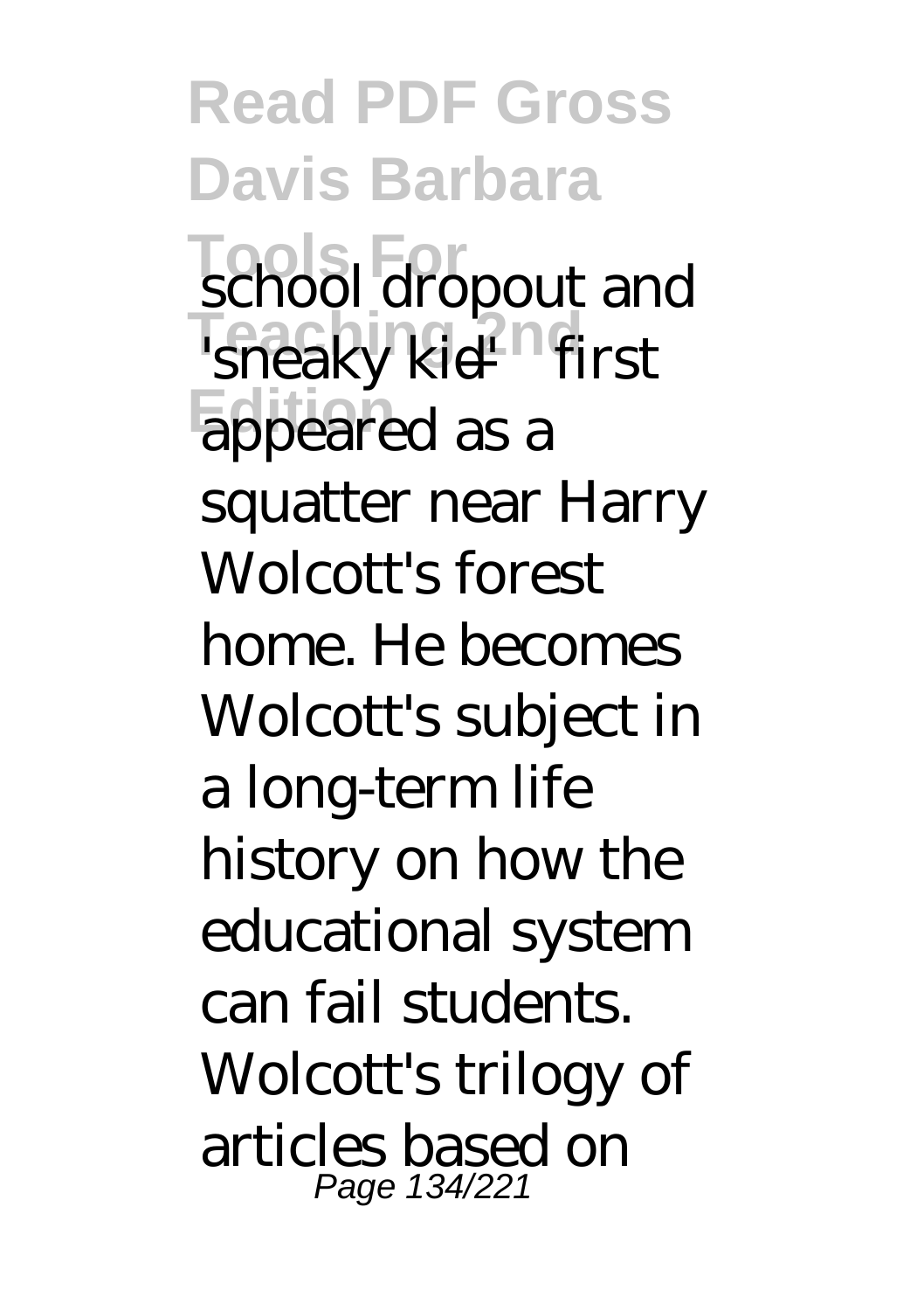school dropout and 'sneaky kid'—first appeared as a squatter near Harry Wolcott's forest home. He becomes Wolcott's subject in a long-term life history on how the educational system can fail students. Wolcott's trilogy of articles based on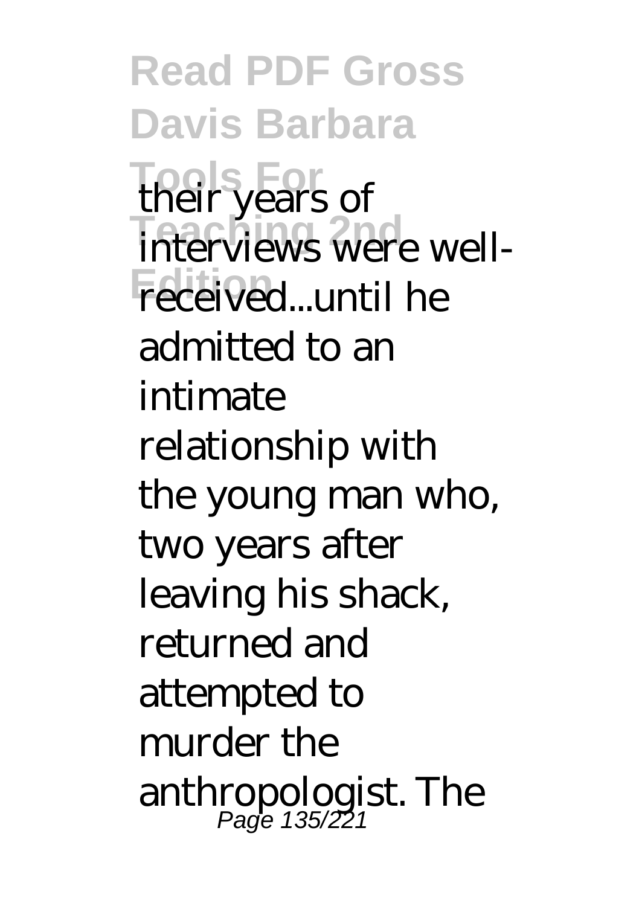their years of interviews were well-received...until he admitted to an intimate relationship with the young man who, two years after leaving his shack, returned and attempted to murder the anthropologist. The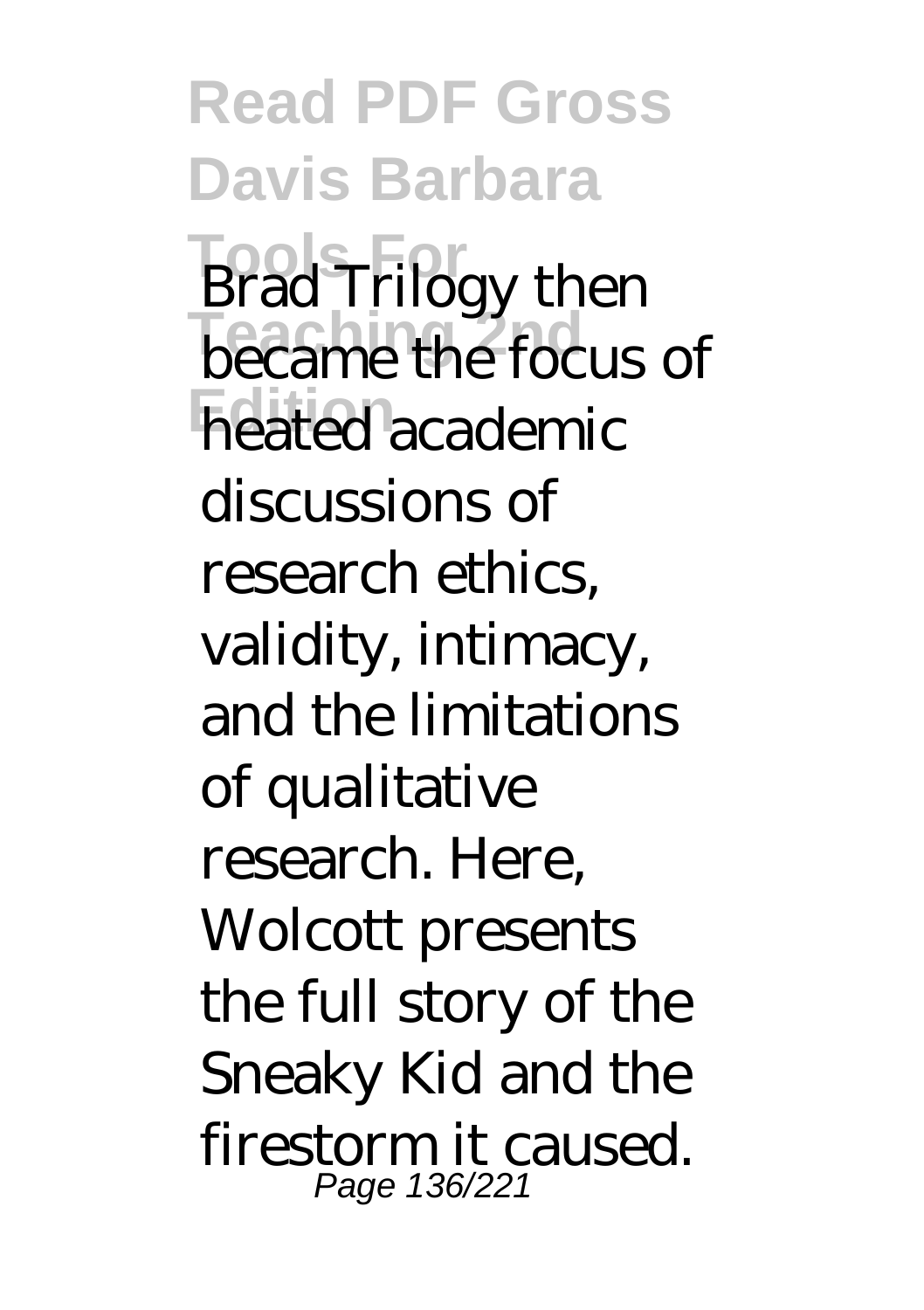Brad Trilogy then became the focus of heated academic discussions of research ethics, validity, intimacy, and the limitations of qualitative research. Here, Wolcott presents the full story of the Sneaky Kid and the firestorm it caused.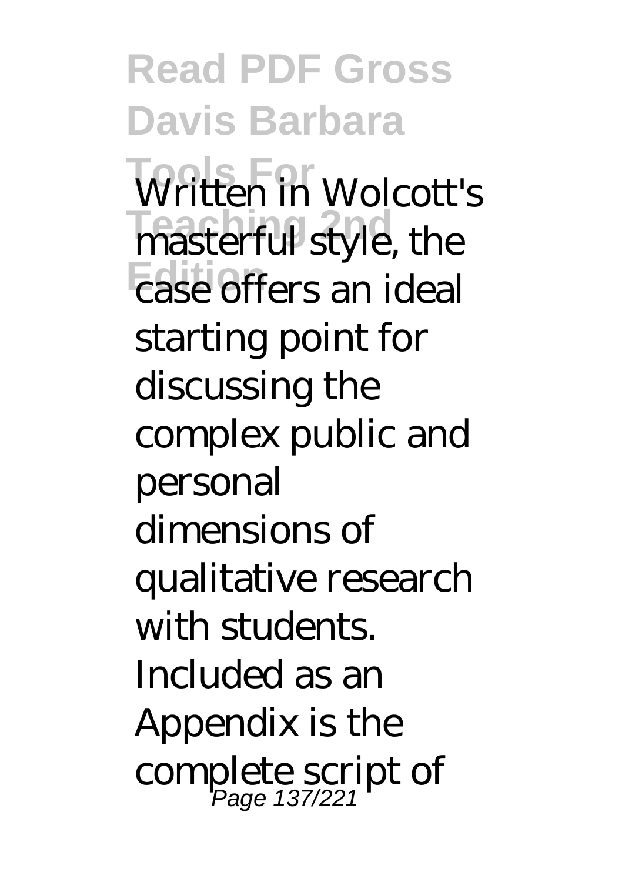Written in Wolcott's masterful style, the case offers an ideal starting point for discussing the complex public and personal dimensions of qualitative research with students. Included as an Appendix is the complete script of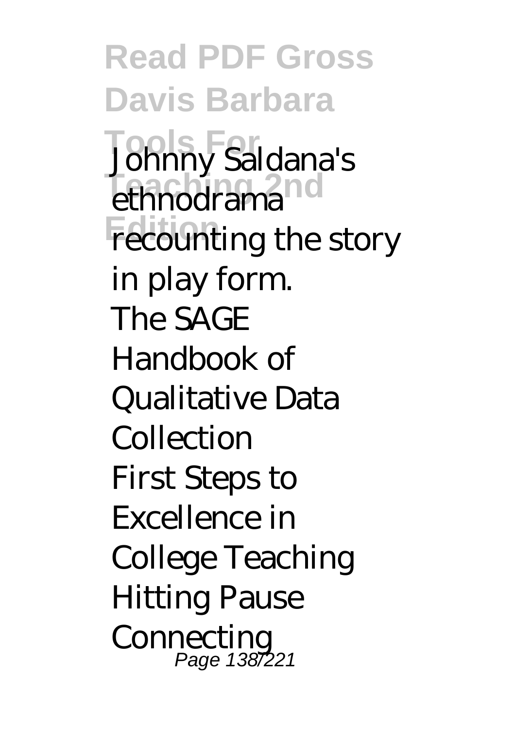Johnny Saldana's ethnodrama recounting the story in play form.

The SAGE Handbook of Qualitative Data Collection

First Steps to Excellence in College Teaching

Hitting Pause

Connecting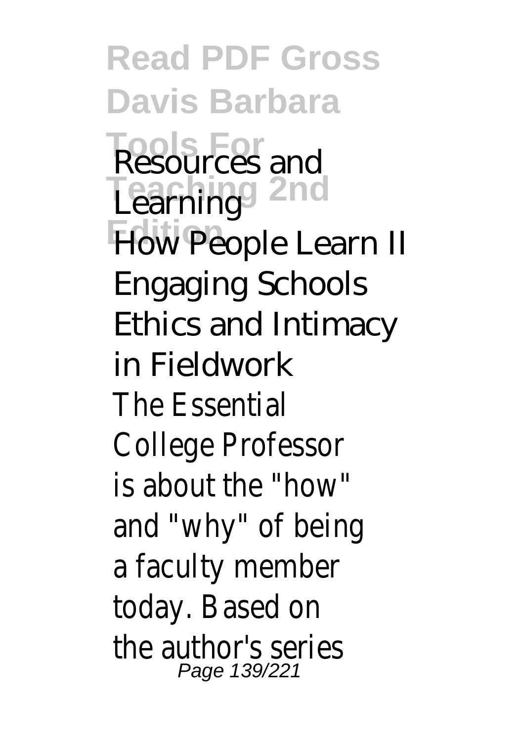Resources and Learning
How People Learn II
Engaging Schools
Ethics and Intimacy in Fieldwork

The Essential College Professor is about the "how" and "why" of being a faculty member today. Based on the author's series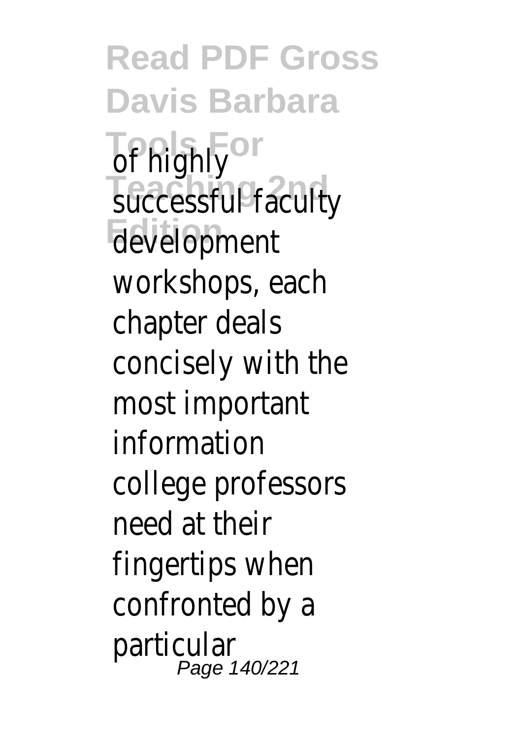of highly successful faculty development workshops, each chapter deals concisely with the most important information college professors need at their fingertips when confronted by a particular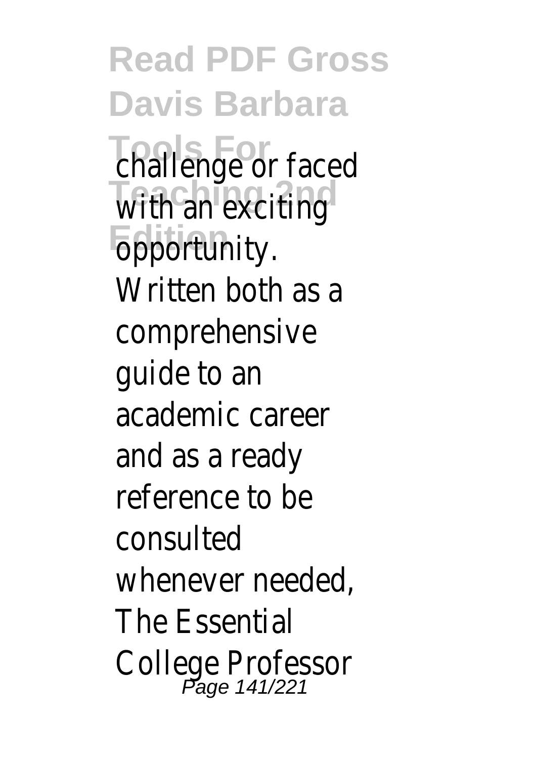challenge or faced with an exciting opportunity. Written both as a comprehensive guide to an academic career and as a ready reference to be consulted whenever needed, The Essential College Professor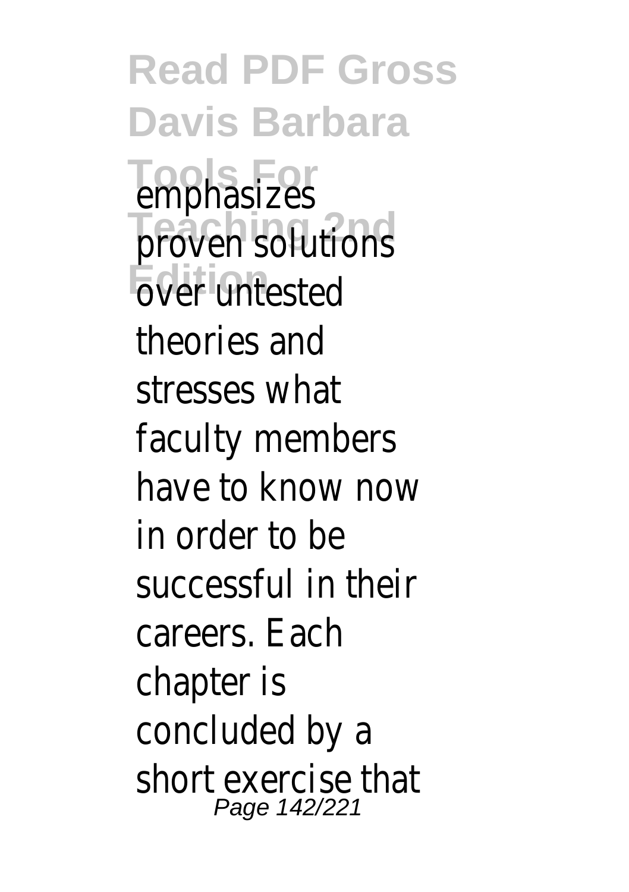emphasizes proven solutions over untested theories and stresses what faculty members have to know now in order to be successful in their careers. Each chapter is concluded by a short exercise that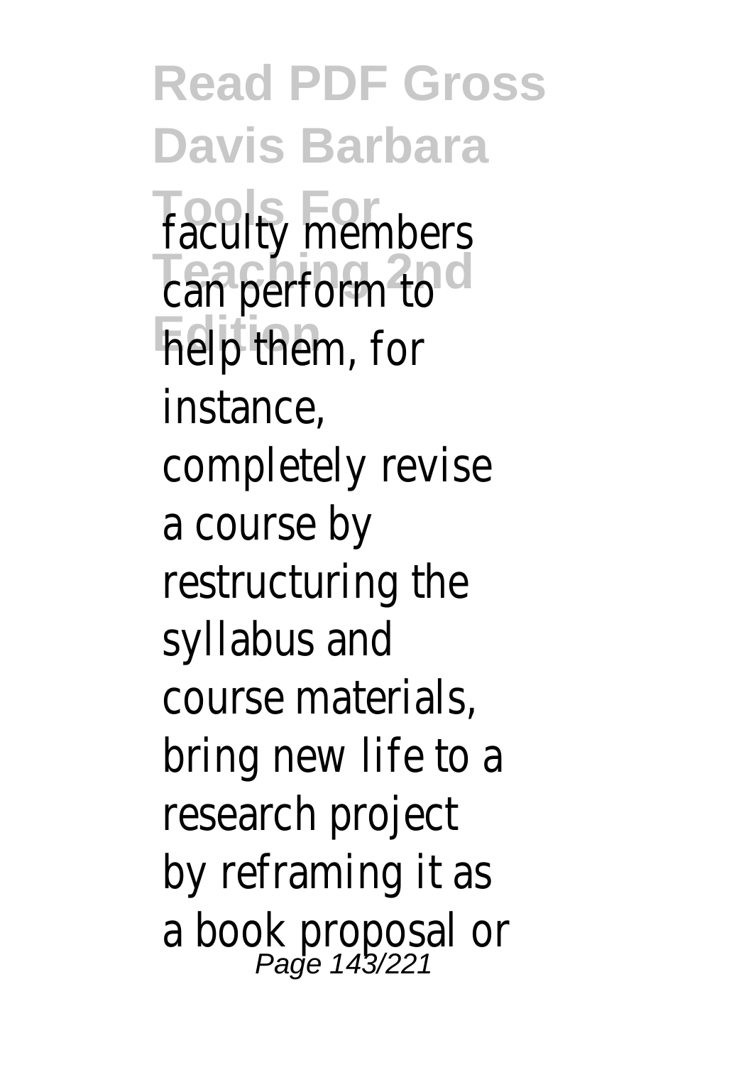faculty members can perform to help them, for instance, completely revise a course by restructuring the syllabus and course materials, bring new life to a research project by reframing it as a book proposal or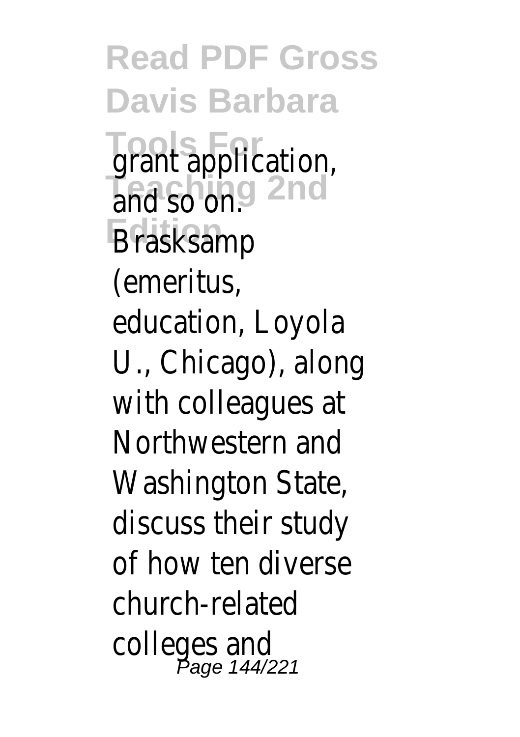grant application, and so on. Brasksamp (emeritus, education, Loyola U., Chicago), along with colleagues at Northwestern and Washington State, discuss their study of how ten diverse church-related colleges and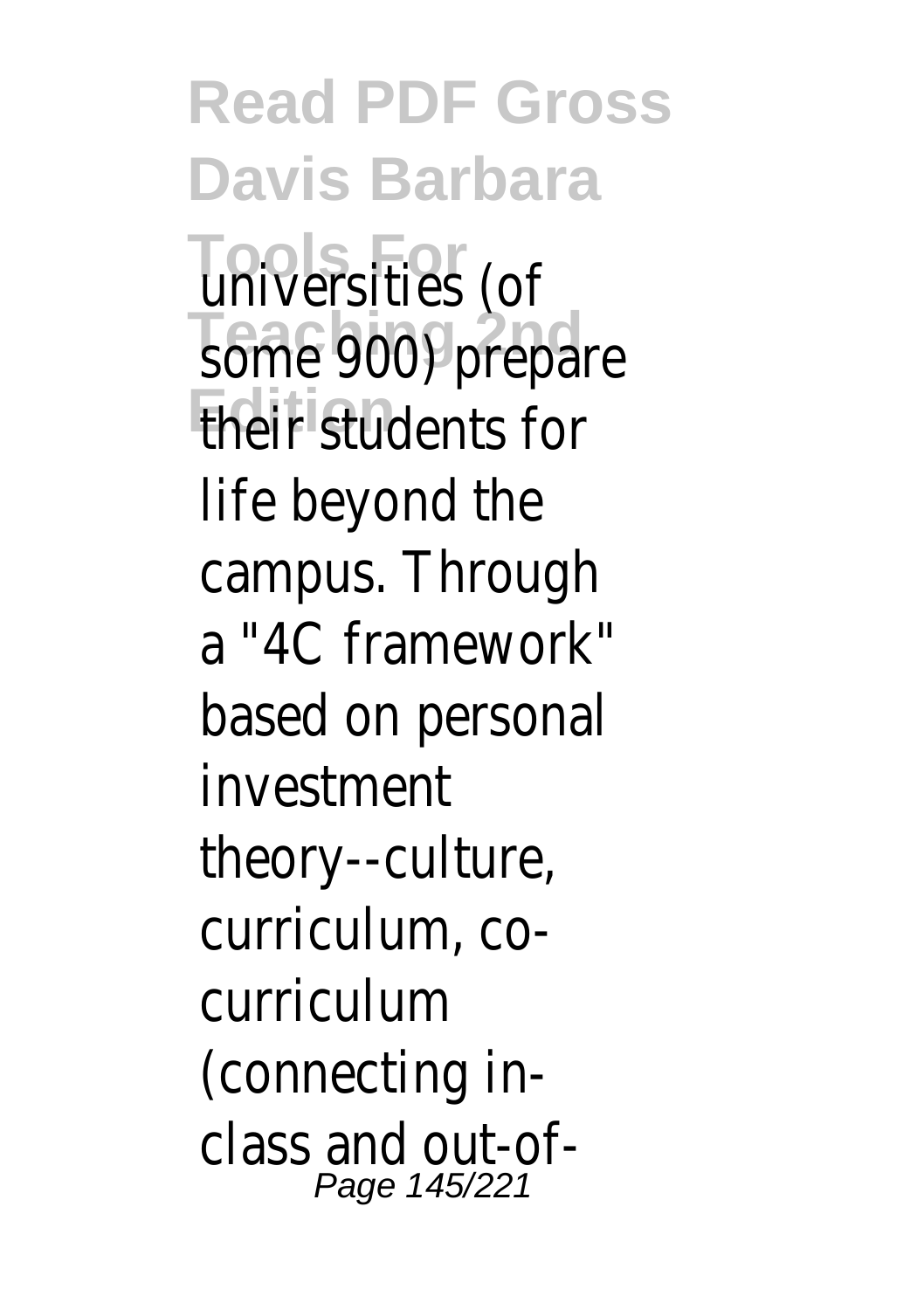universities (of some 900) prepare their students for life beyond the campus. Through a "4C framework" based on personal investment theory--culture, curriculum, co-curriculum (connecting in-class and out-of-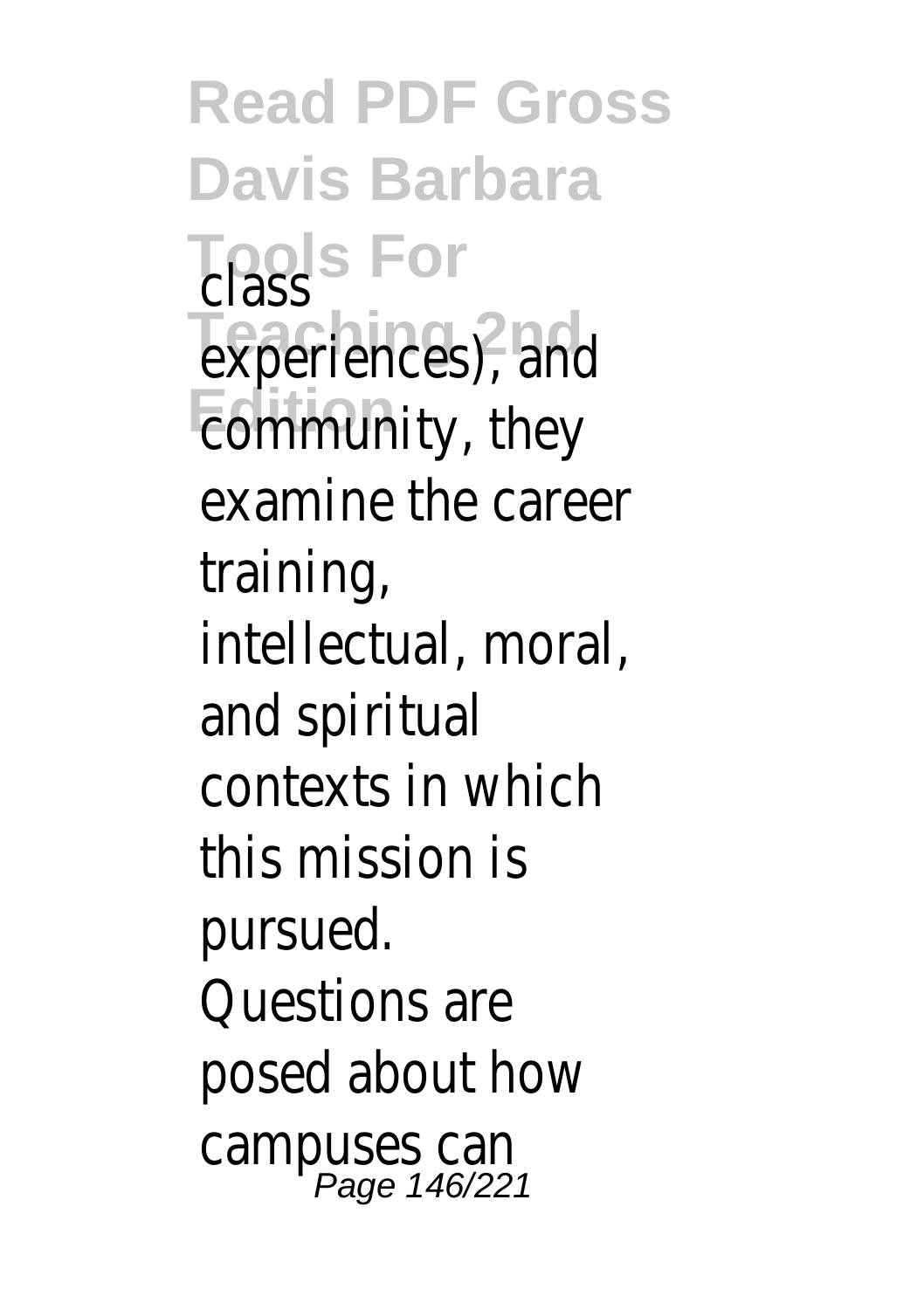class experiences), and community, they examine the career training, intellectual, moral, and spiritual contexts in which this mission is pursued. Questions are posed about how campuses can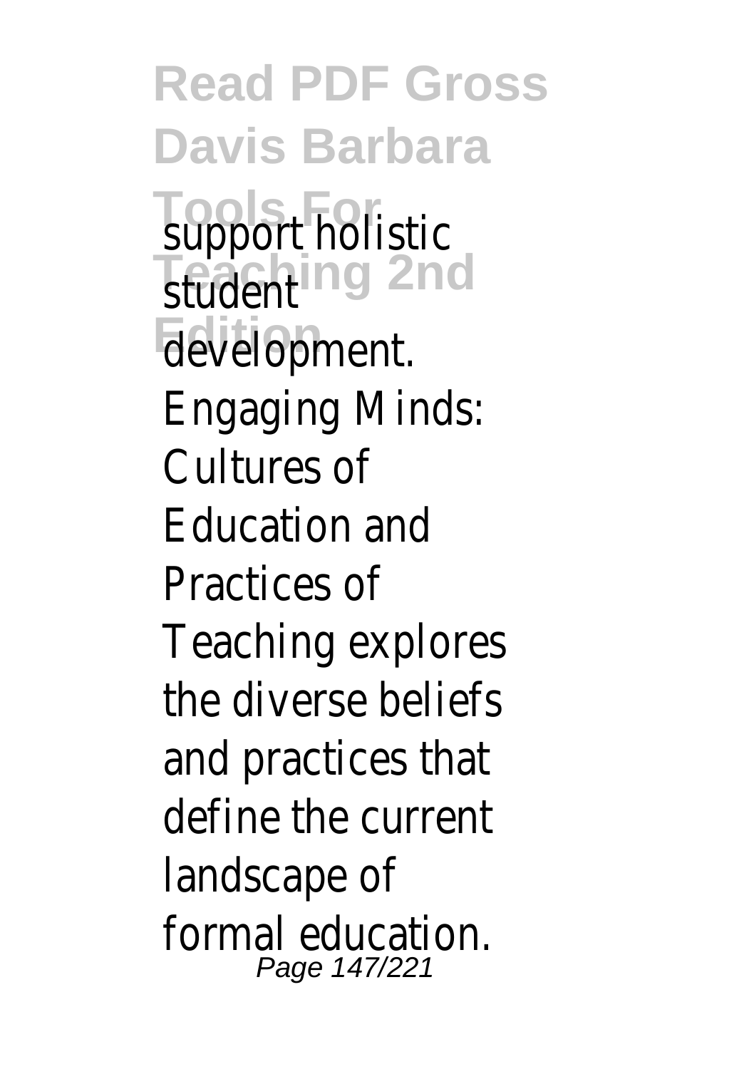support holistic student development. Engaging Minds: Cultures of Education and Practices of Teaching explores the diverse beliefs and practices that define the current landscape of formal education.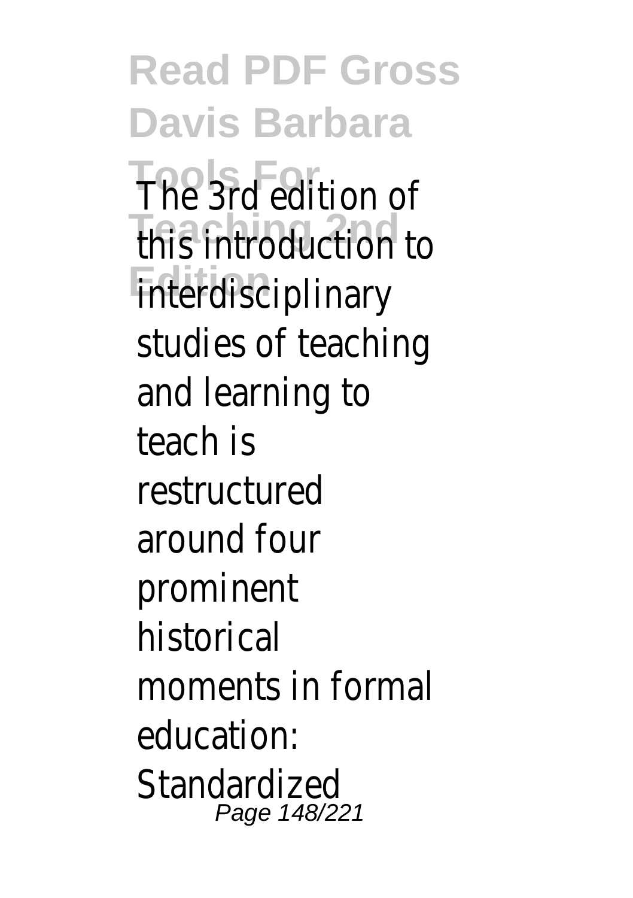The 3rd edition of this introduction to interdisciplinary studies of teaching and learning to teach is restructured around four prominent historical moments in formal education: Standardized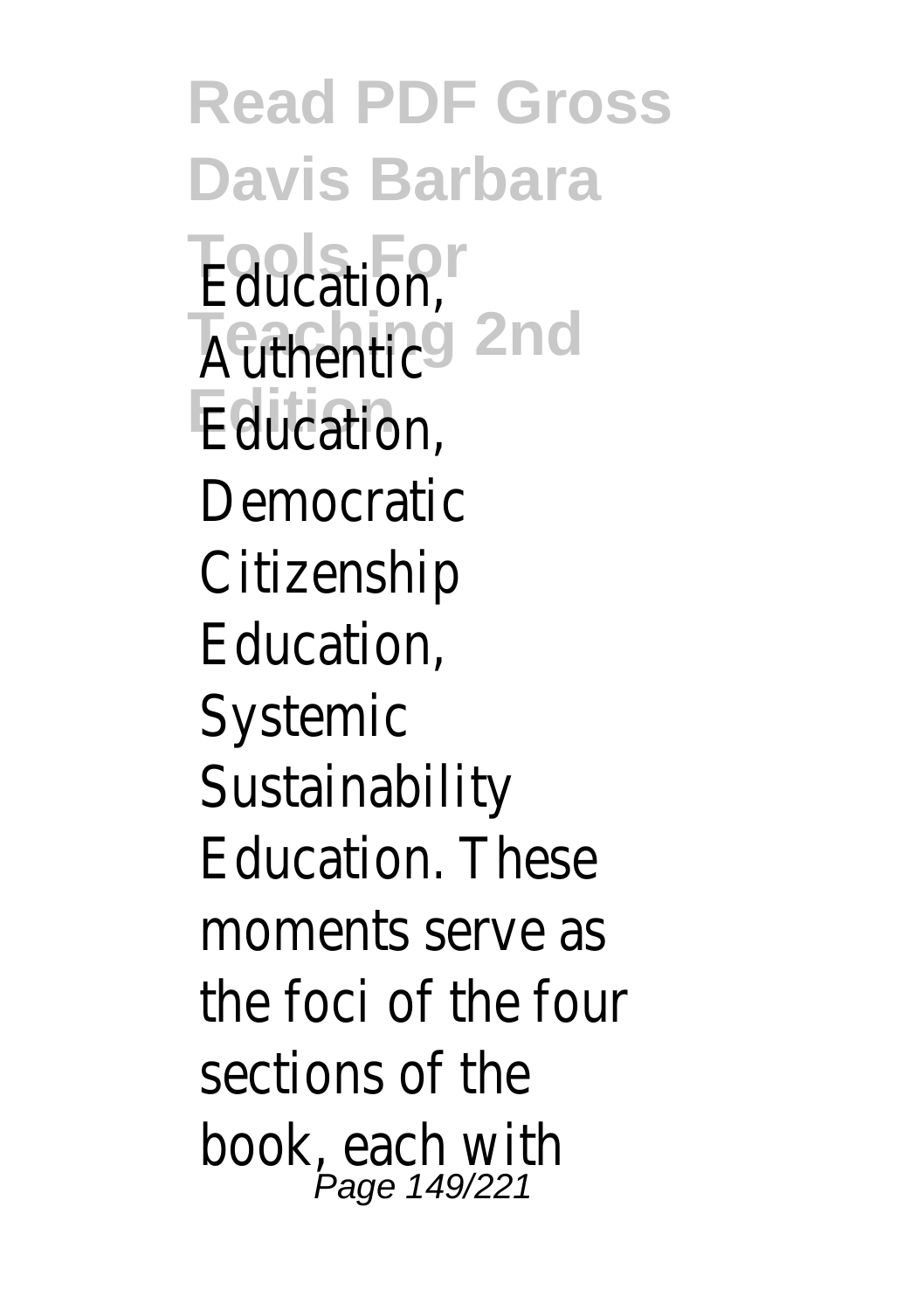Education, Authentic Education, Democratic Citizenship Education, Systemic Sustainability Education. These moments serve as the foci of the four sections of the book, each with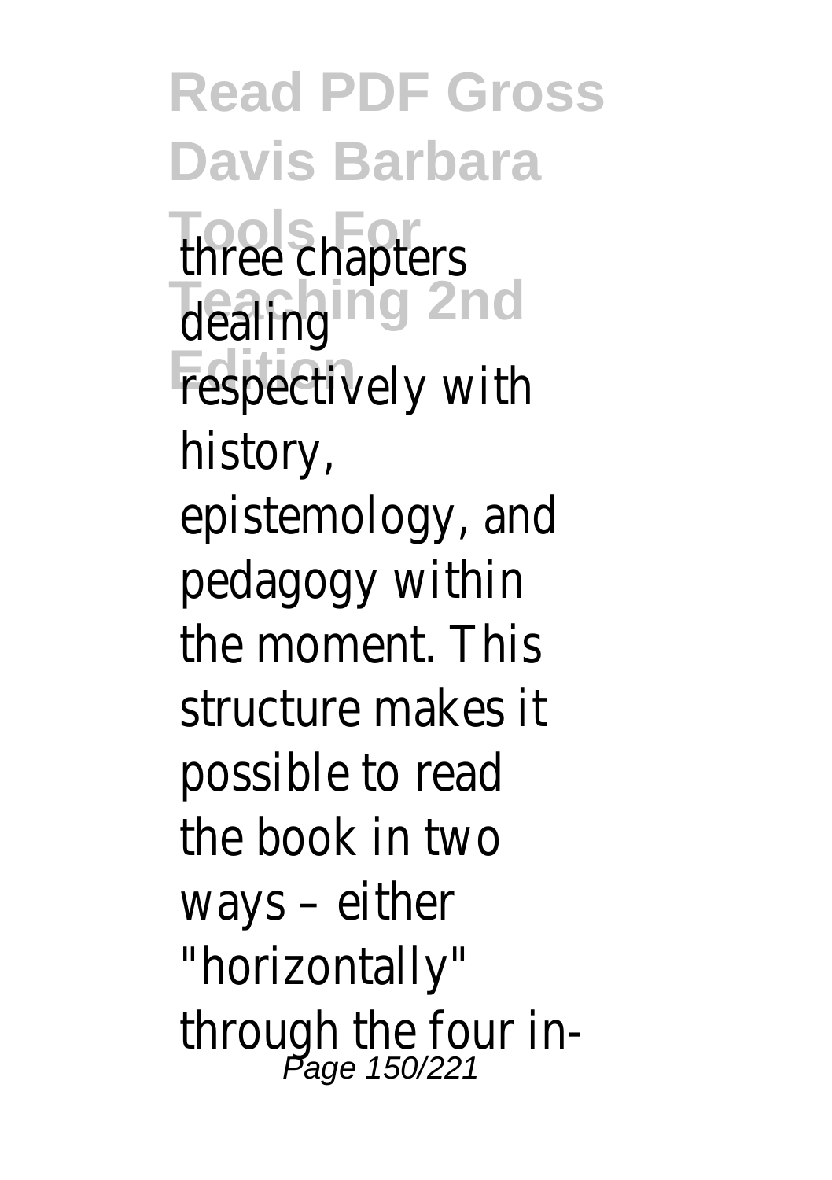three chapters dealing respectively with history, epistemology, and pedagogy within the moment. This structure makes it possible to read the book in two ways – either "horizontally" through the four in-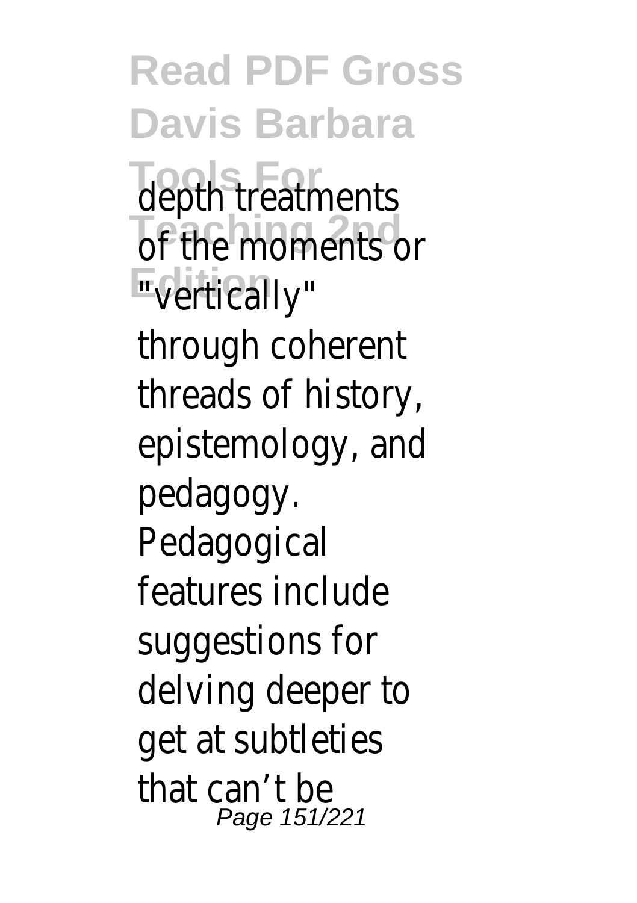depth treatments of the moments or "vertically" through coherent threads of history, epistemology, and pedagogy. Pedagogical features include suggestions for delving deeper to get at subtleties that can't be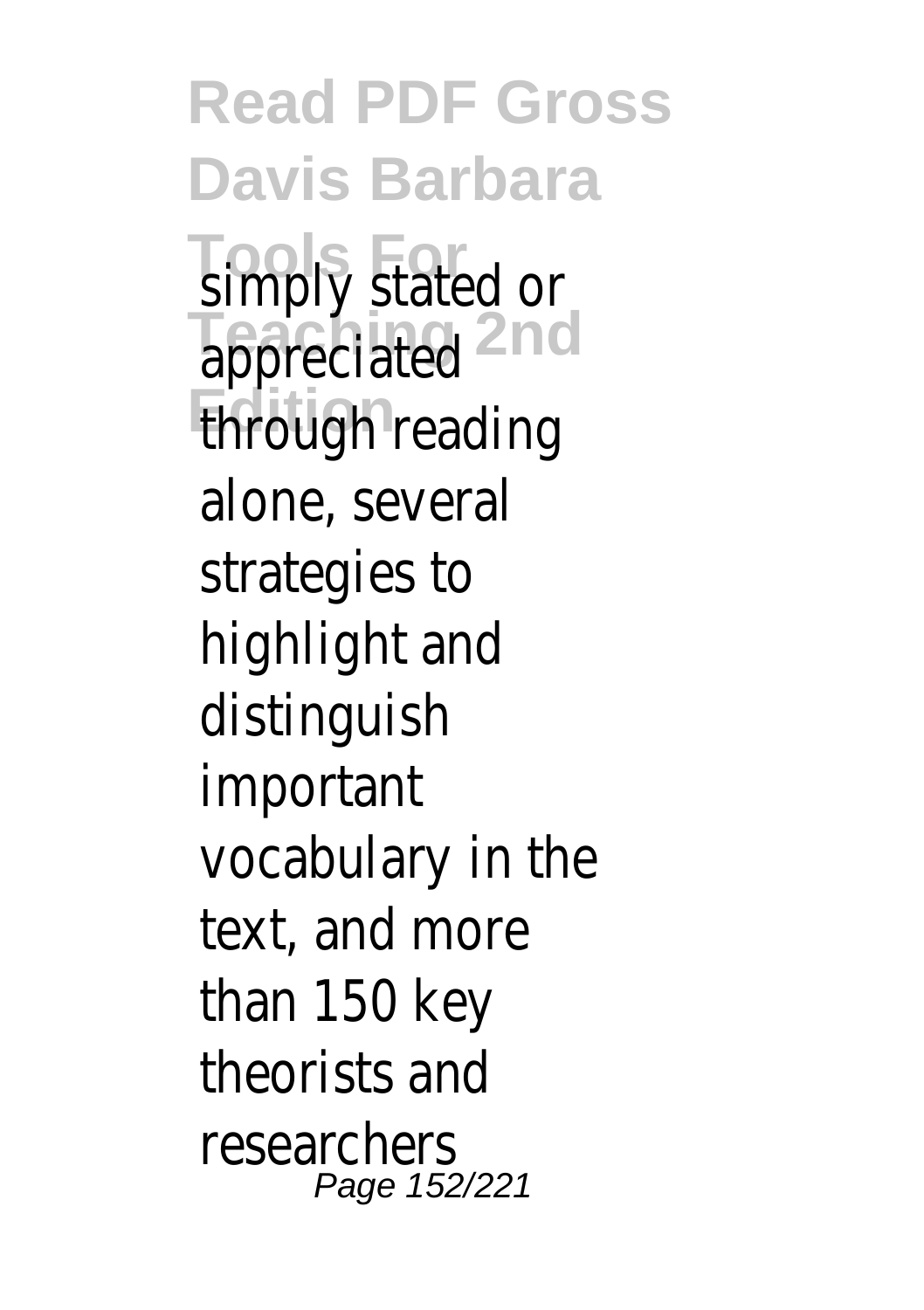simply stated or appreciated through reading alone, several strategies to highlight and distinguish important vocabulary in the text, and more than 150 key theorists and researchers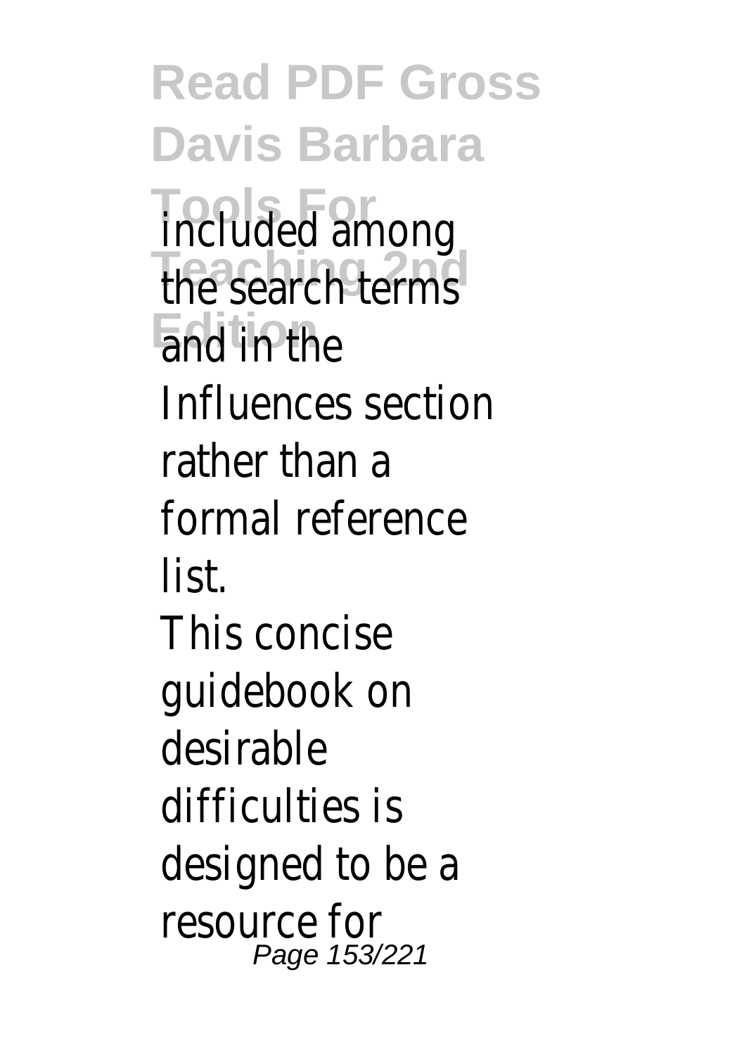included among the search terms and in the Influences section rather than a formal reference list.

This concise guidebook on desirable difficulties is designed to be a resource for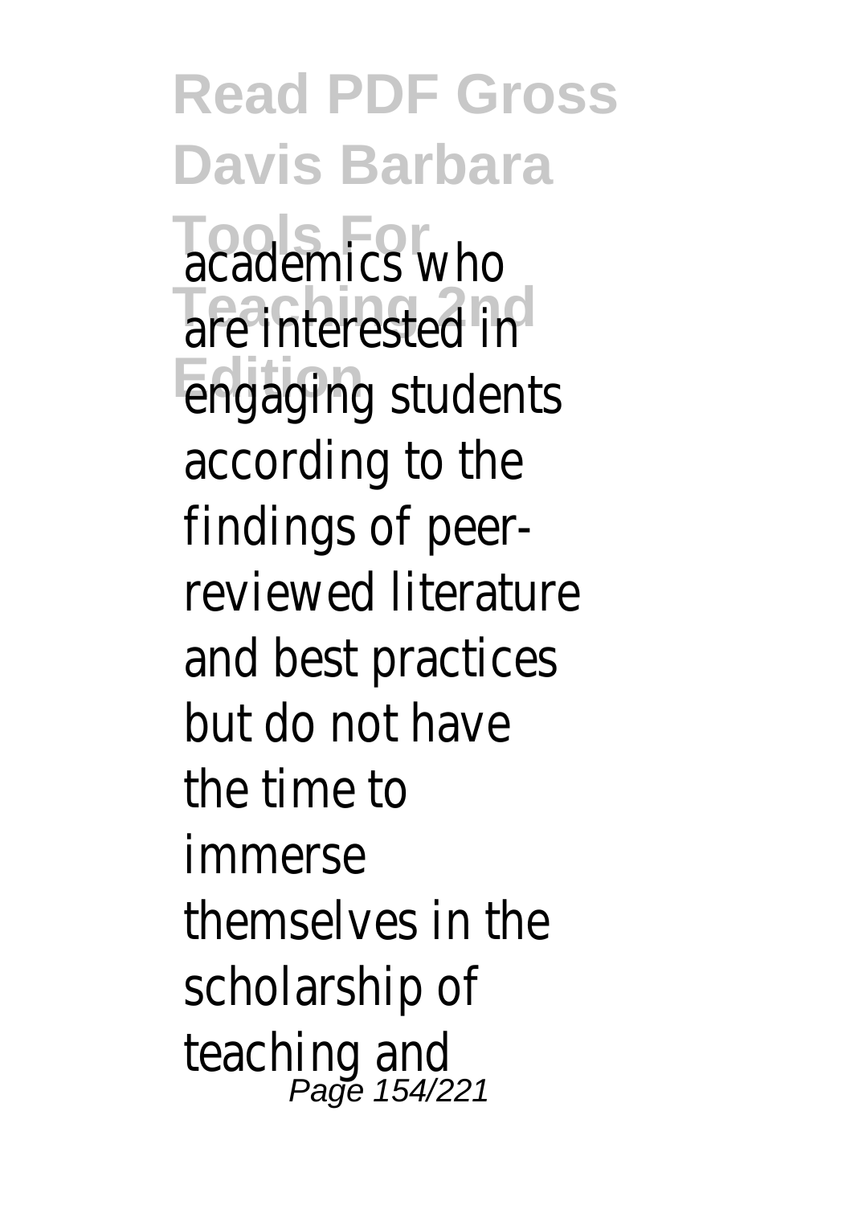academics who are interested in engaging students according to the findings of peer-reviewed literature and best practices but do not have the time to immerse themselves in the scholarship of teaching and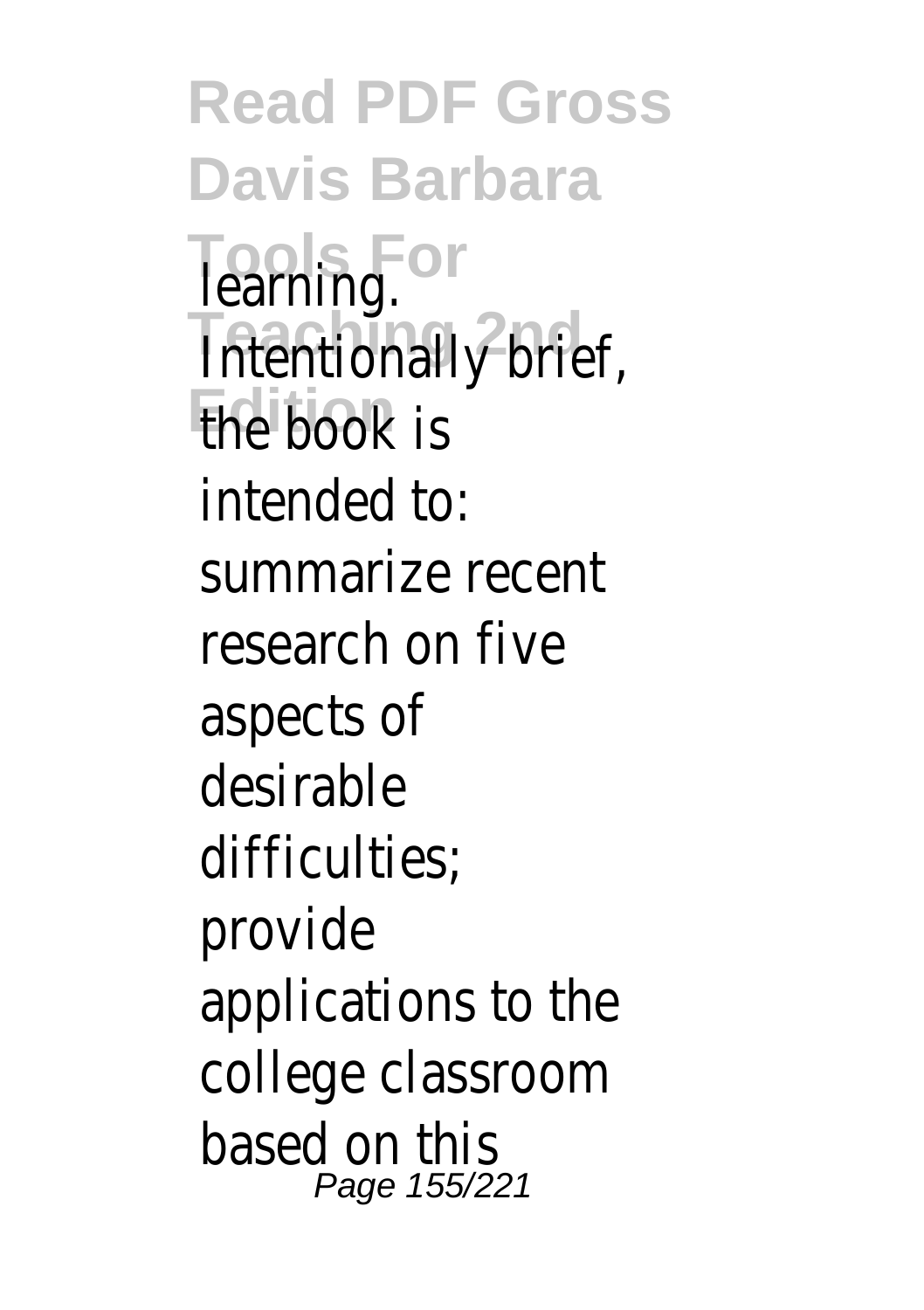learning. Intentionally brief, the book is intended to: summarize recent research on five aspects of desirable difficulties; provide applications to the college classroom based on this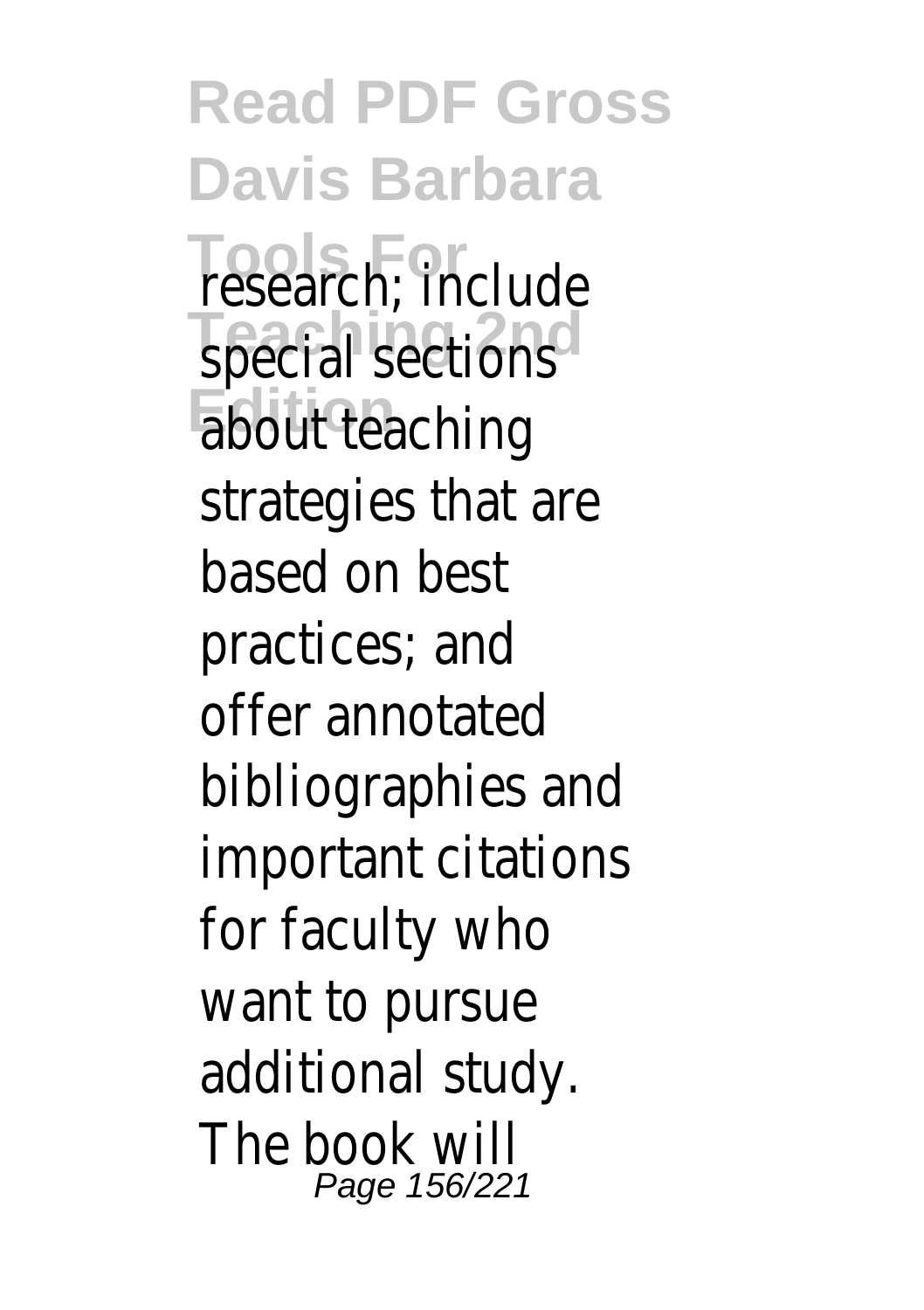research; include special sections about teaching strategies that are based on best practices; and offer annotated bibliographies and important citations for faculty who want to pursue additional study. The book will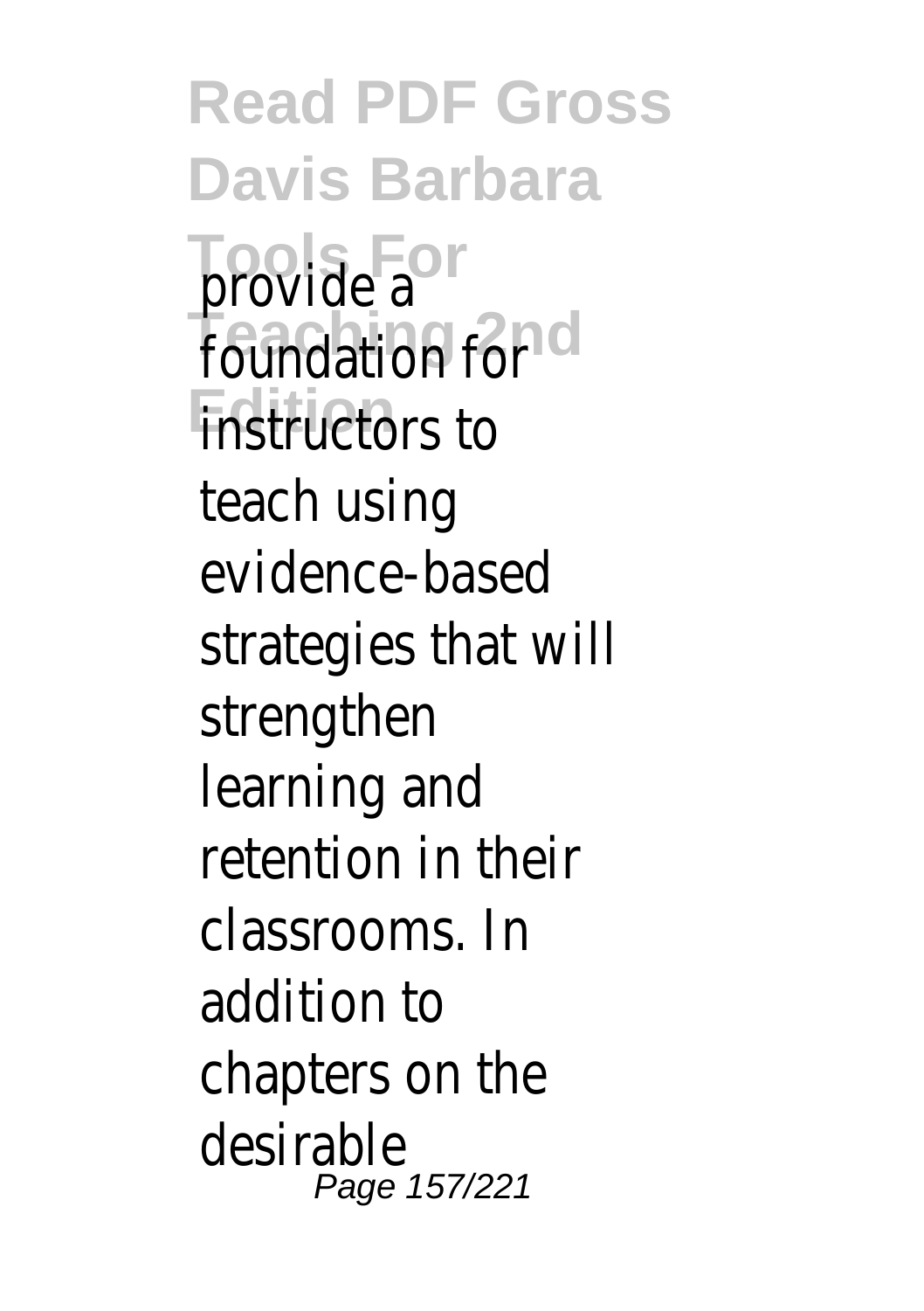provide a foundation for instructors to teach using evidence-based strategies that will strengthen learning and retention in their classrooms. In addition to chapters on the desirable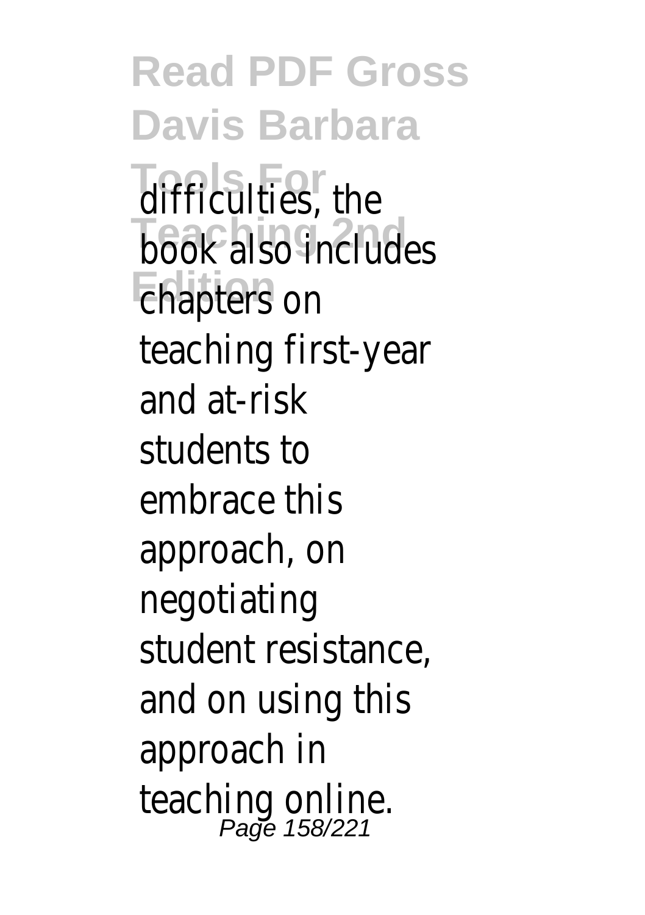difficulties, the book also includes chapters on teaching first-year and at-risk students to embrace this approach, on negotiating student resistance, and on using this approach in teaching online.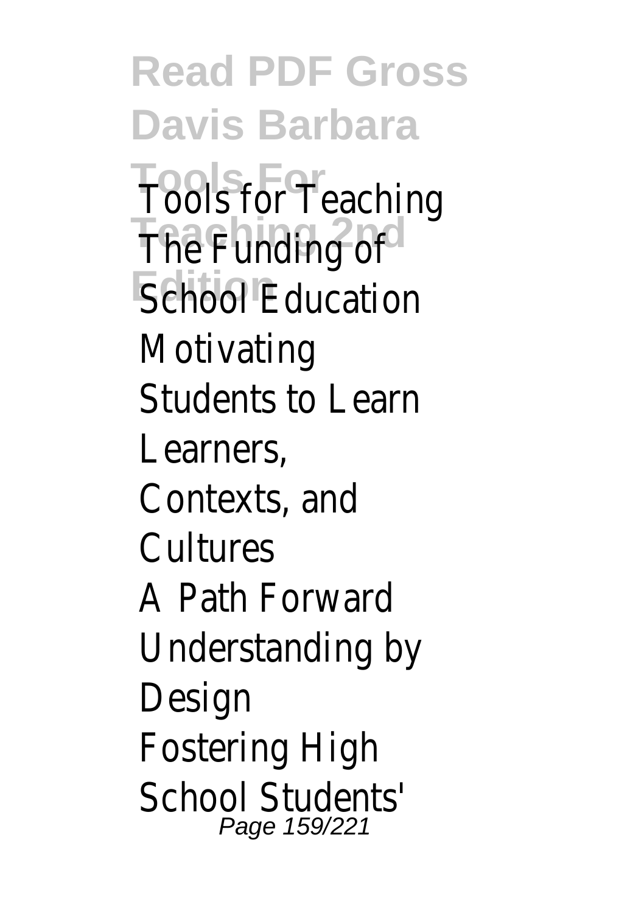Tools for Teaching
The Funding of School Education
Motivating Students to Learn
Learners, Contexts, and Cultures
A Path Forward
Understanding by Design
Fostering High School Students'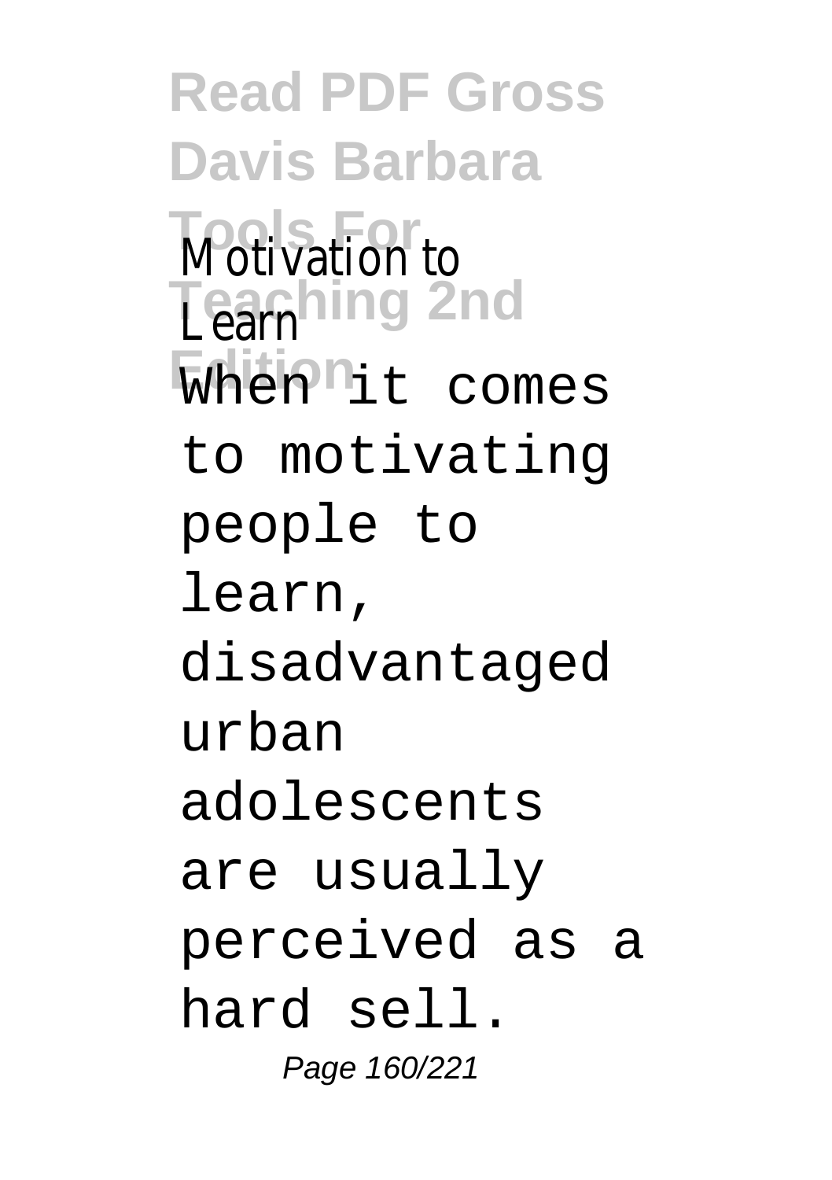Motivation to Learn

When it comes to motivating people to learn, disadvantaged urban adolescents are usually perceived as a hard sell.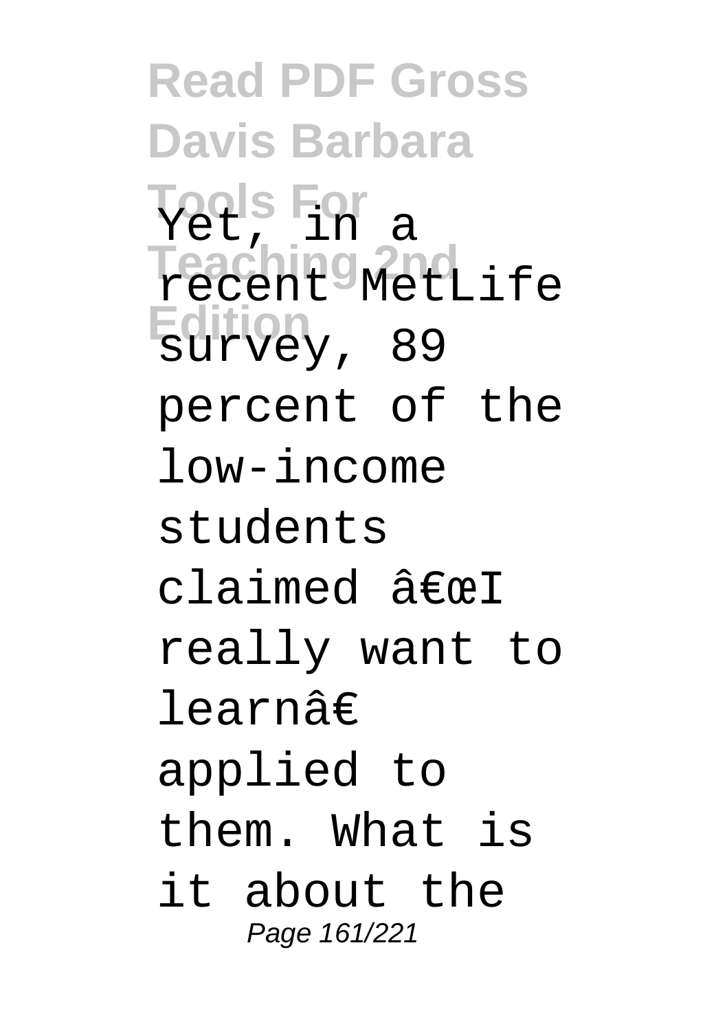Yet, in a recent MetLife survey, 89 percent of the low-income students claimed â€œI really want to learnâ€ applied to them. What is it about the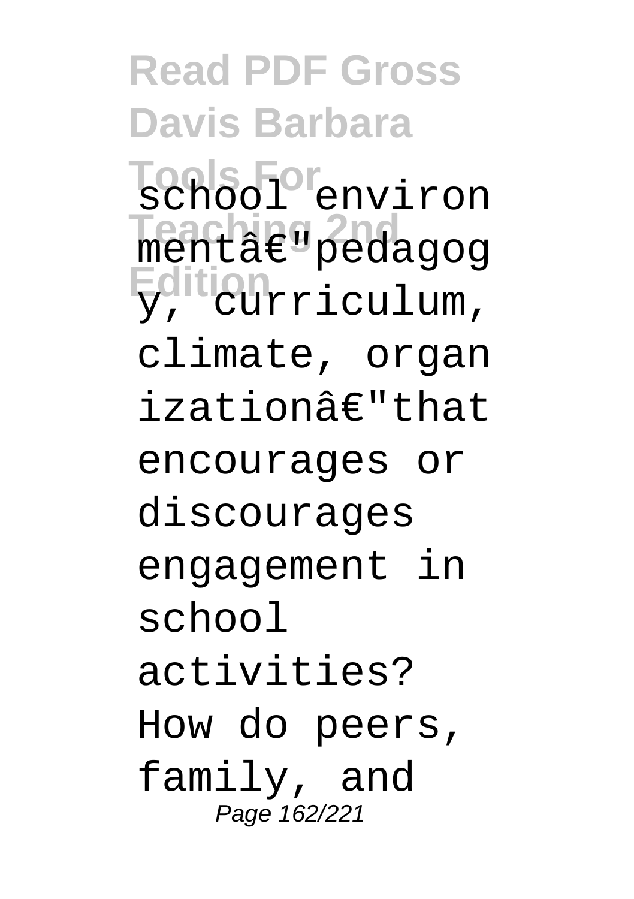school environmentâ€"pedagogy, curriculum, climate, organizationâ€"that encourages or discourages engagement in school activities? How do peers, family, and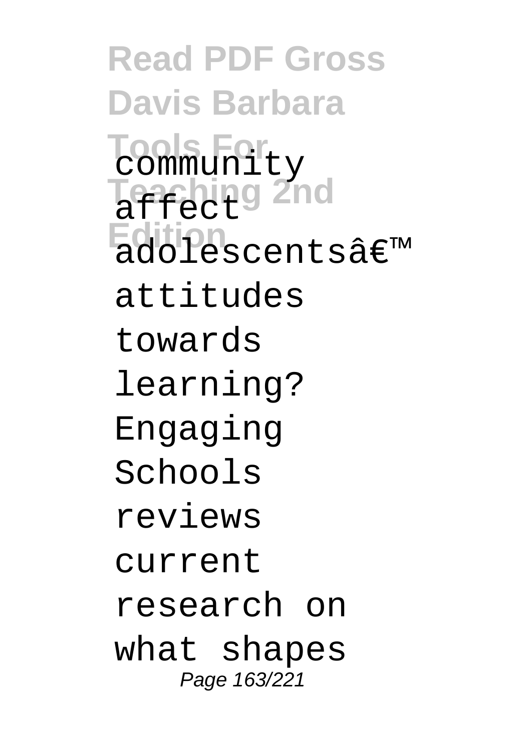community affect adolescentsâ€™ attitudes towards learning? Engaging Schools reviews current research on what shapes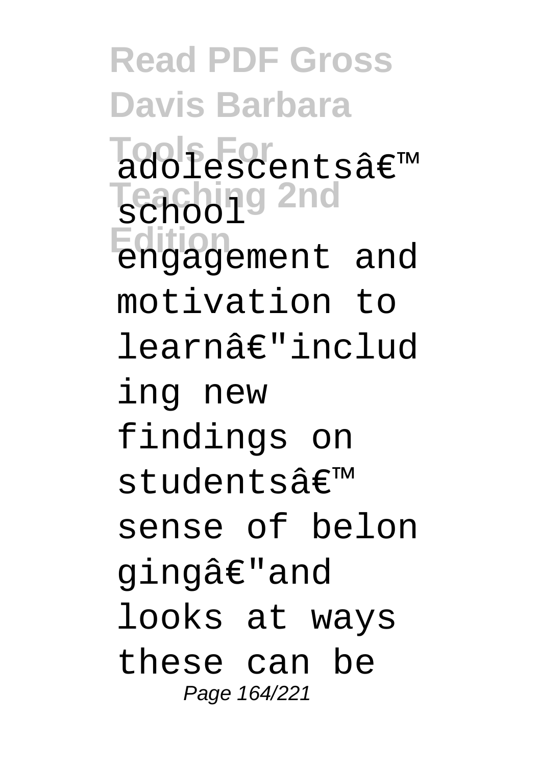adolescentsâ€™ school engagement and motivation to learnâ€"including new findings on studentsâ€™ sense of belongingâ€"and looks at ways these can be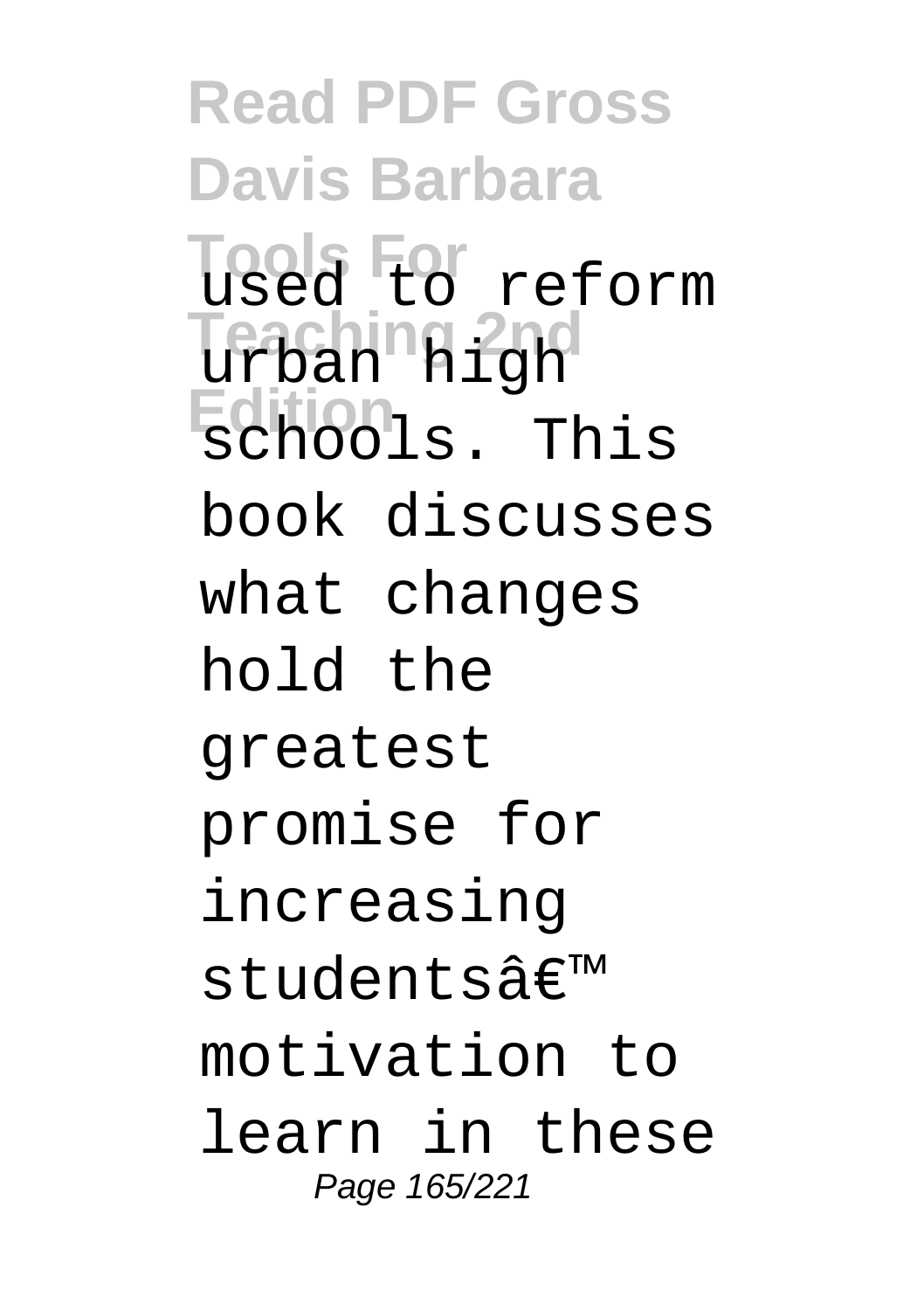used to reform urban high schools. This book discusses what changes hold the greatest promise for increasing studentsâ€™ motivation to learn in these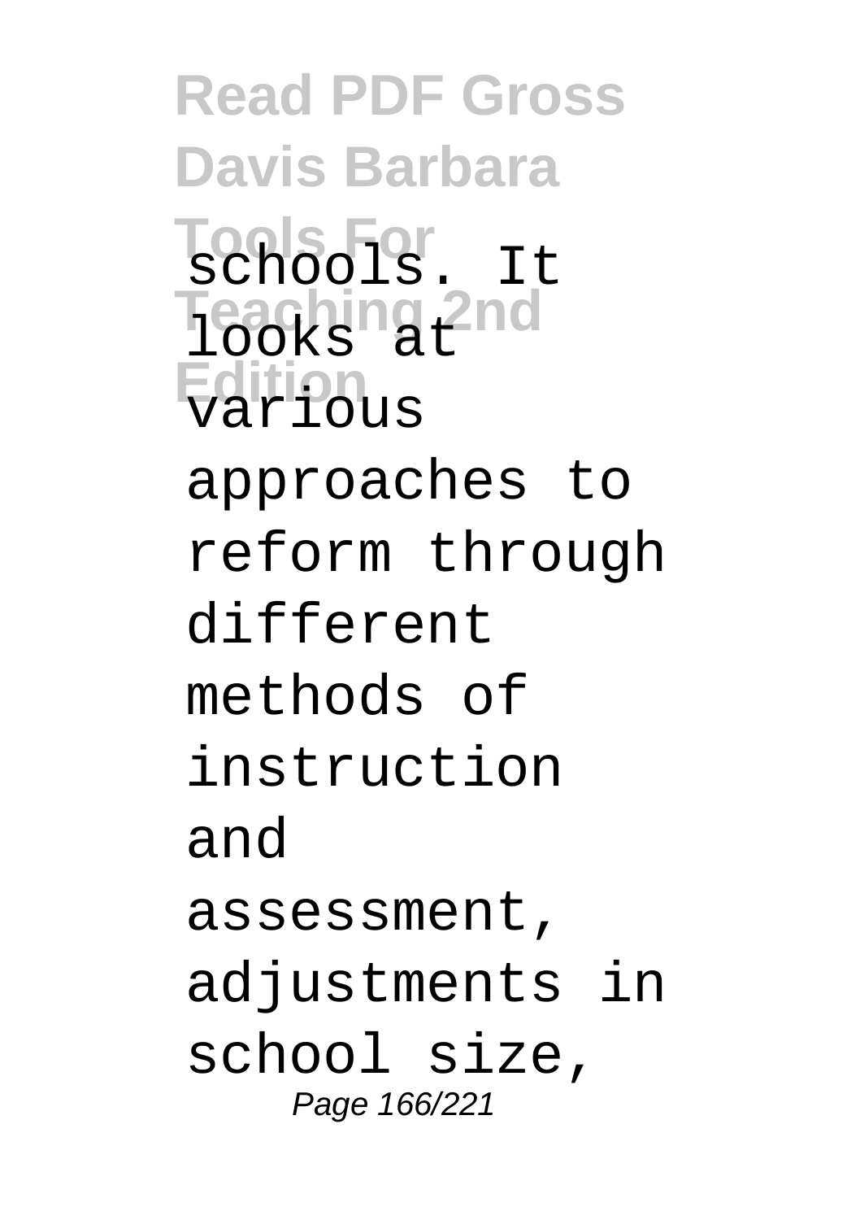schools. It looks at various approaches to reform through different methods of instruction and assessment, adjustments in school size,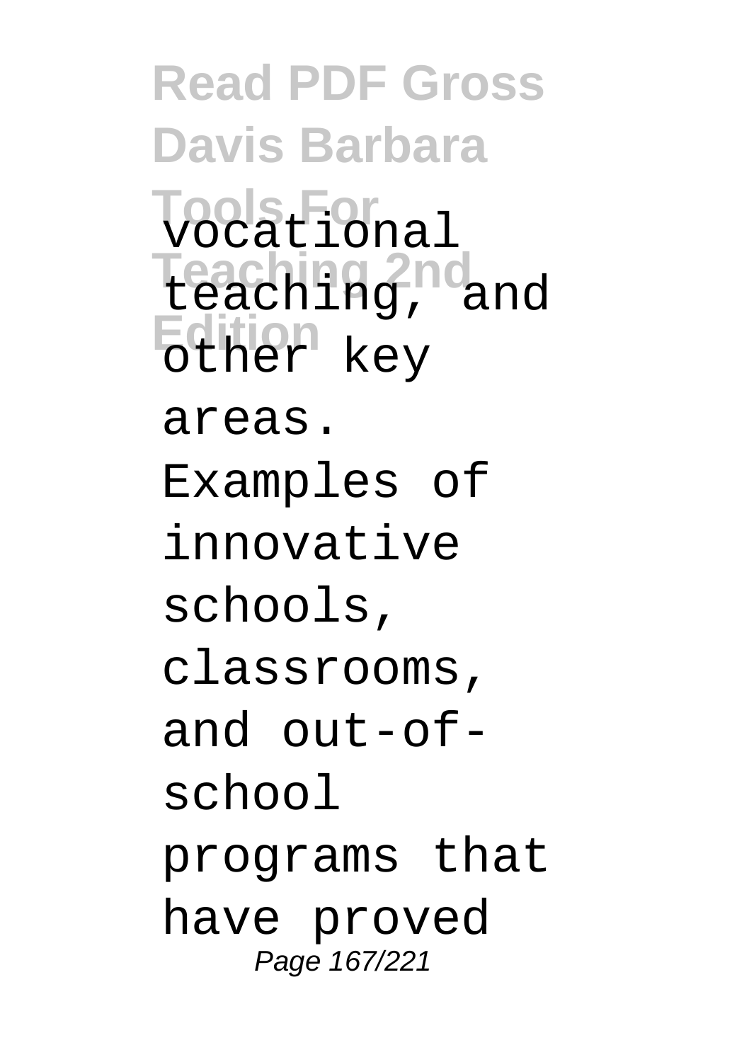vocational teaching, and other key areas. Examples of innovative schools, classrooms, and out-of-school programs that have proved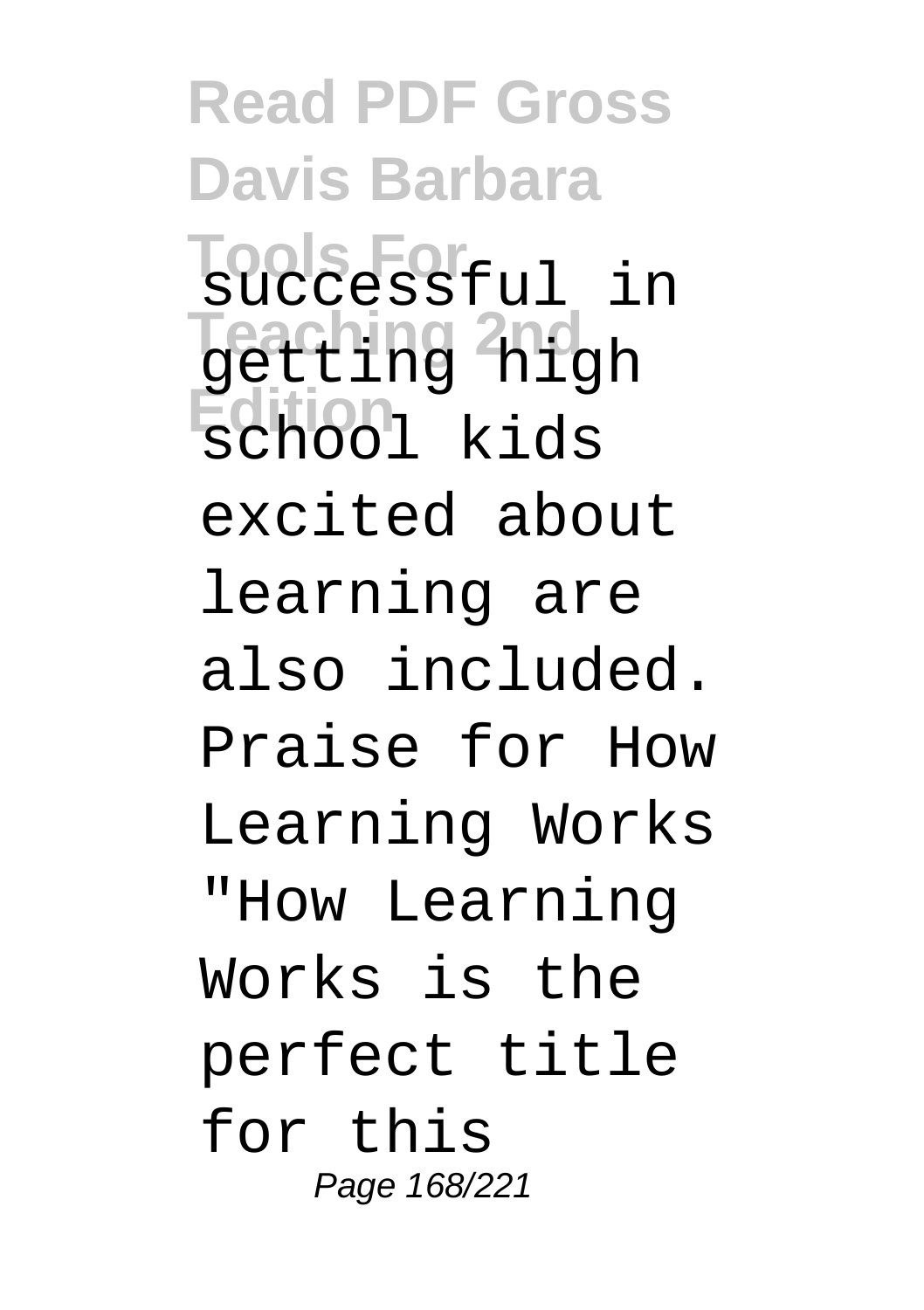successful in getting high school kids excited about learning are also included. Praise for How Learning Works "How Learning Works is the perfect title for this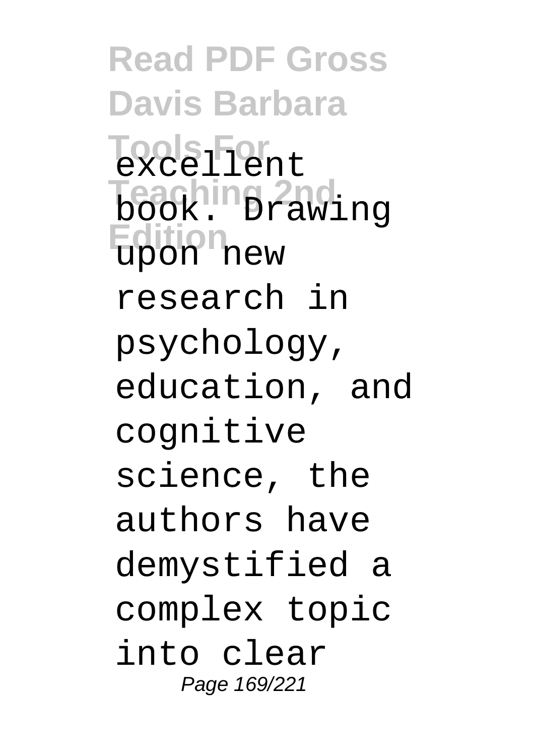excellent book. Drawing upon new research in psychology, education, and cognitive science, the authors have demystified a complex topic into clear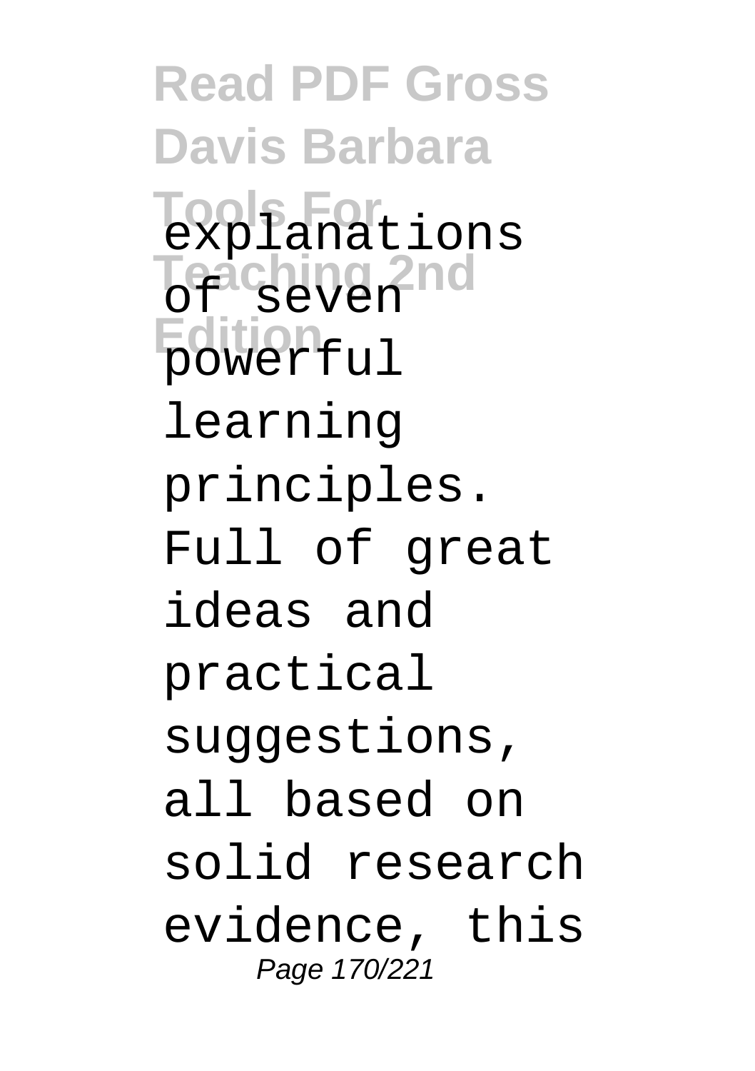explanations of seven powerful learning principles. Full of great ideas and practical suggestions, all based on solid research evidence, this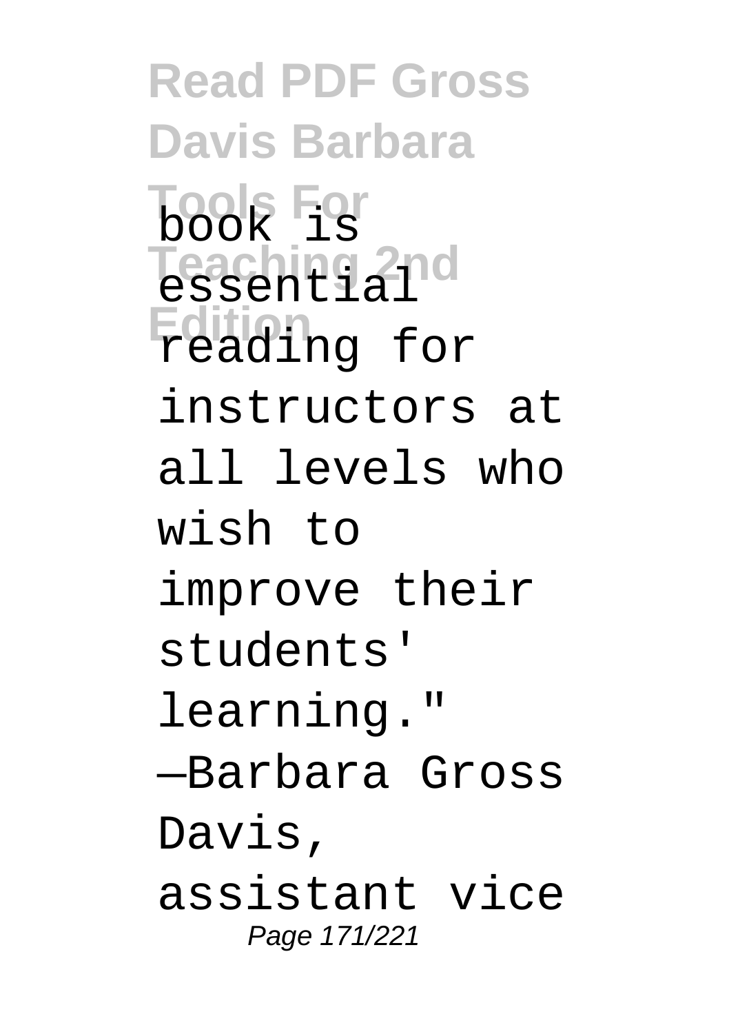book is essential reading for instructors at all levels who wish to improve their students' learning." —Barbara Gross Davis, assistant vice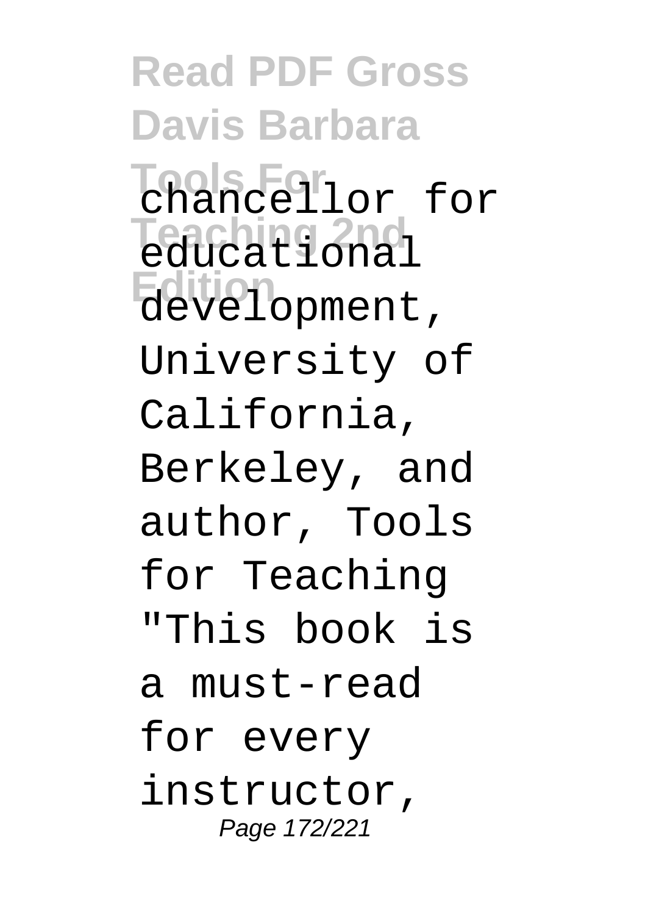chancellor for educational development, University of California, Berkeley, and author, Tools for Teaching "This book is a must-read for every instructor,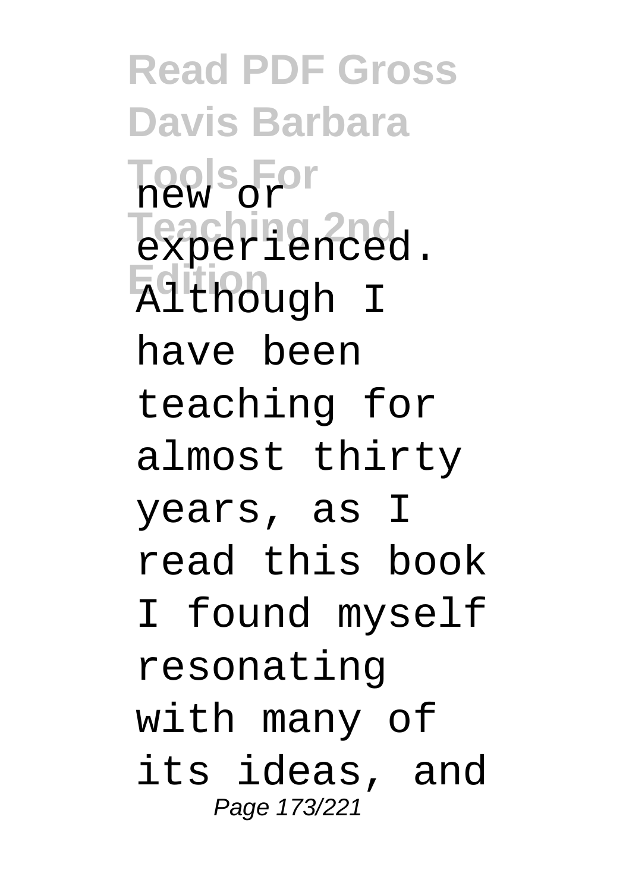new or experienced. Although I have been teaching for almost thirty years, as I read this book I found myself resonating with many of its ideas, and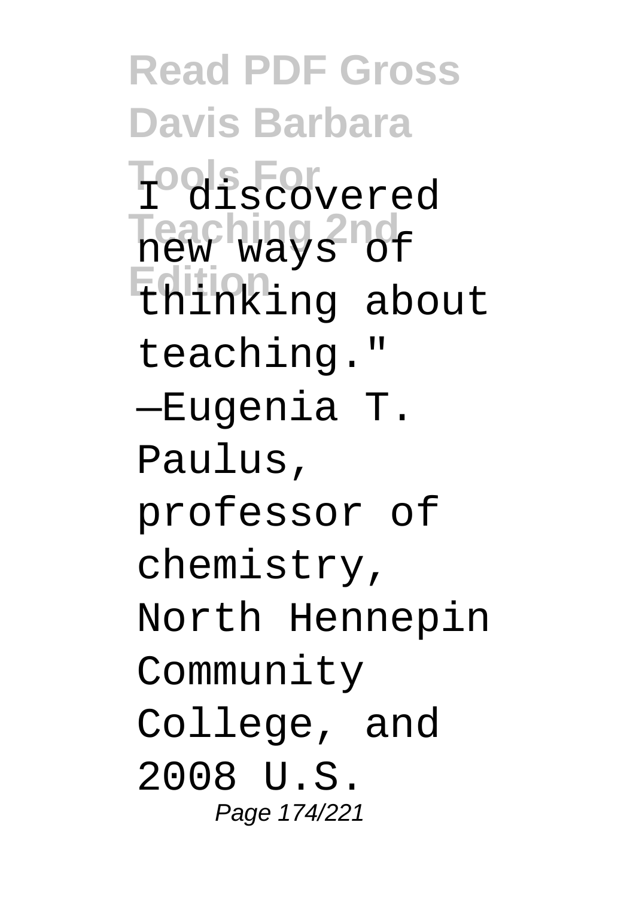I discovered new ways of thinking about teaching."

—Eugenia T. Paulus, professor of chemistry, North Hennepin Community College, and 2008 U.S.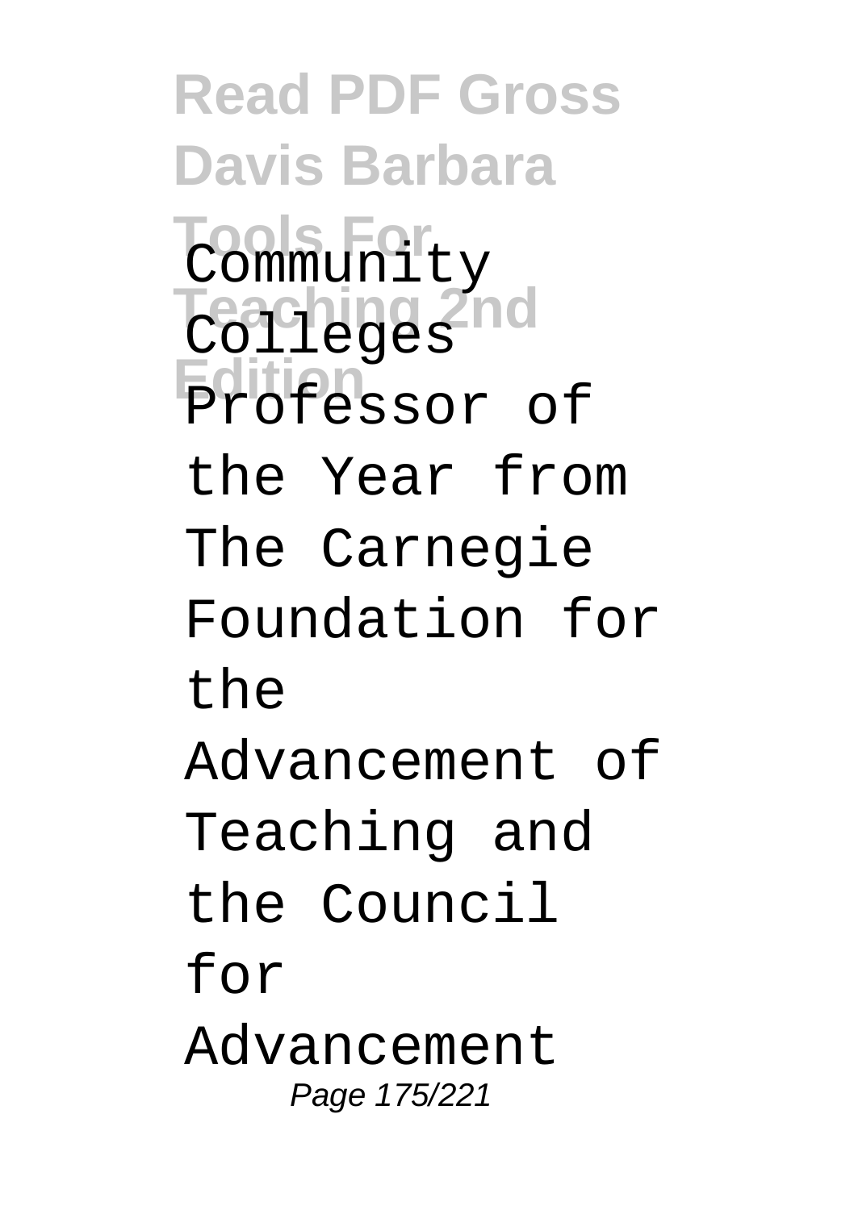Community Colleges Professor of the Year from The Carnegie Foundation for the Advancement of Teaching and the Council for Advancement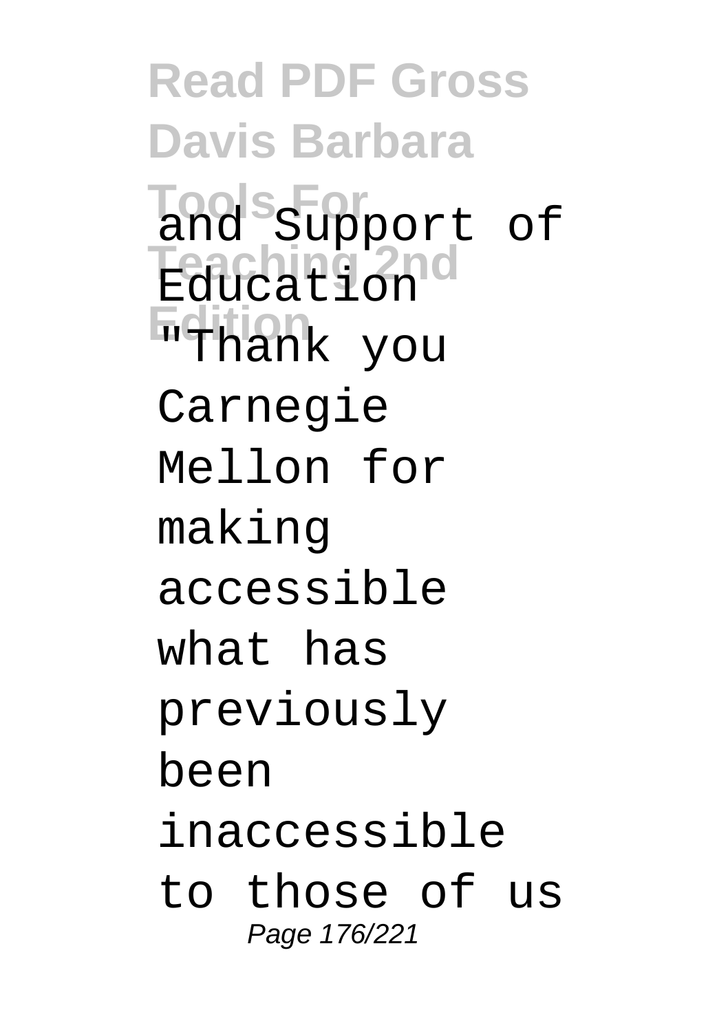and Support of Education

"Thank you Carnegie Mellon for making accessible what has previously been inaccessible to those of us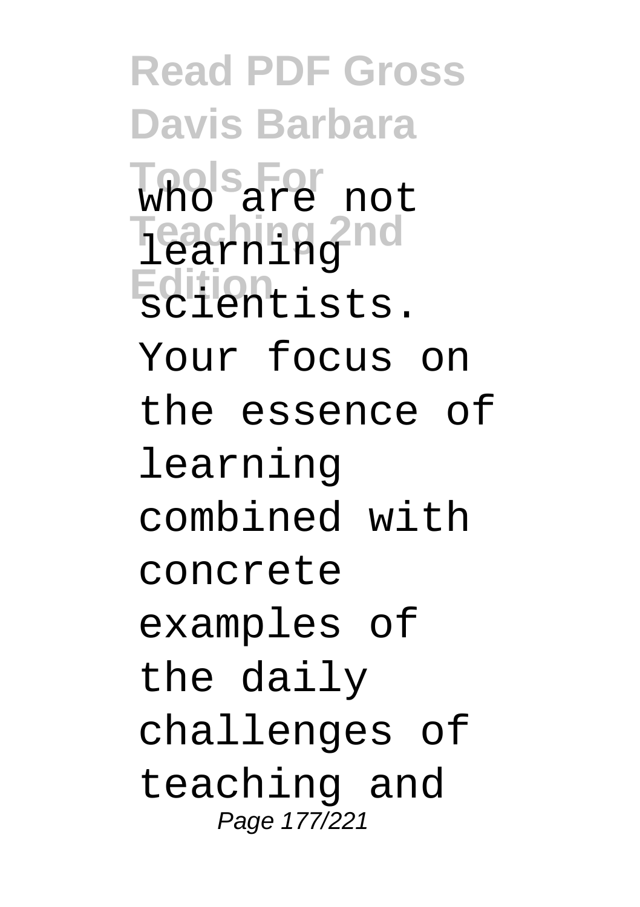who are not learning scientists. Your focus on the essence of learning combined with concrete examples of the daily challenges of teaching and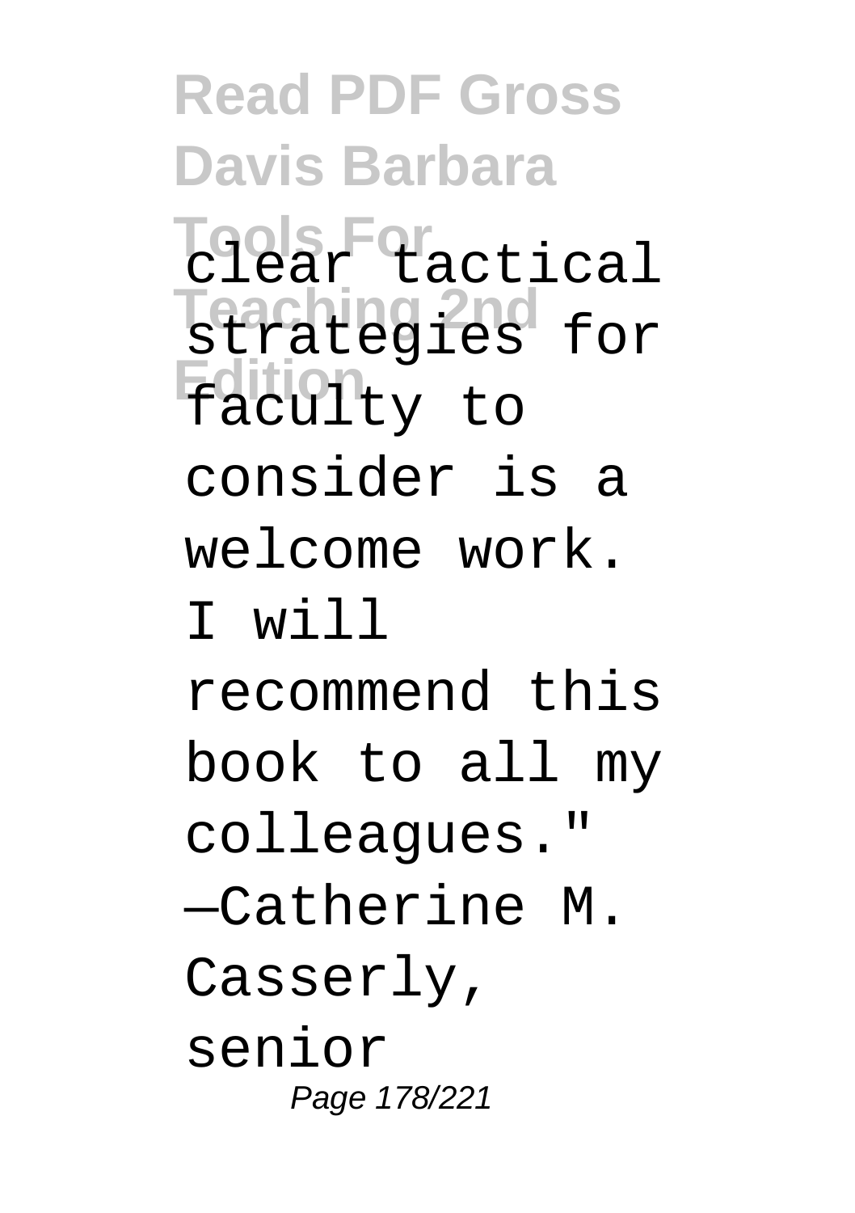clear tactical strategies for faculty to consider is a welcome work. I will recommend this book to all my colleagues." —Catherine M. Casserly, senior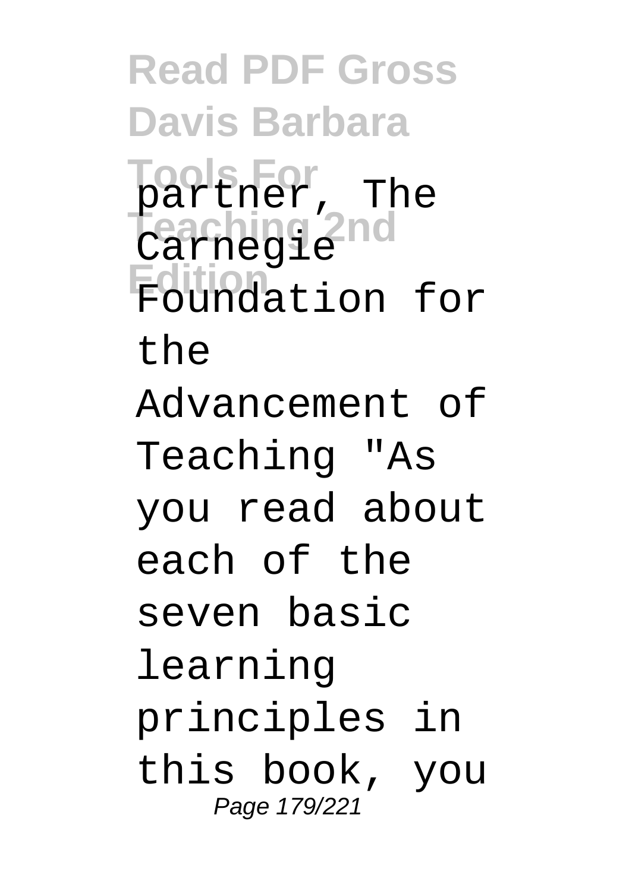partner, The Carnegie Foundation for the Advancement of Teaching "As you read about each of the seven basic learning principles in this book, you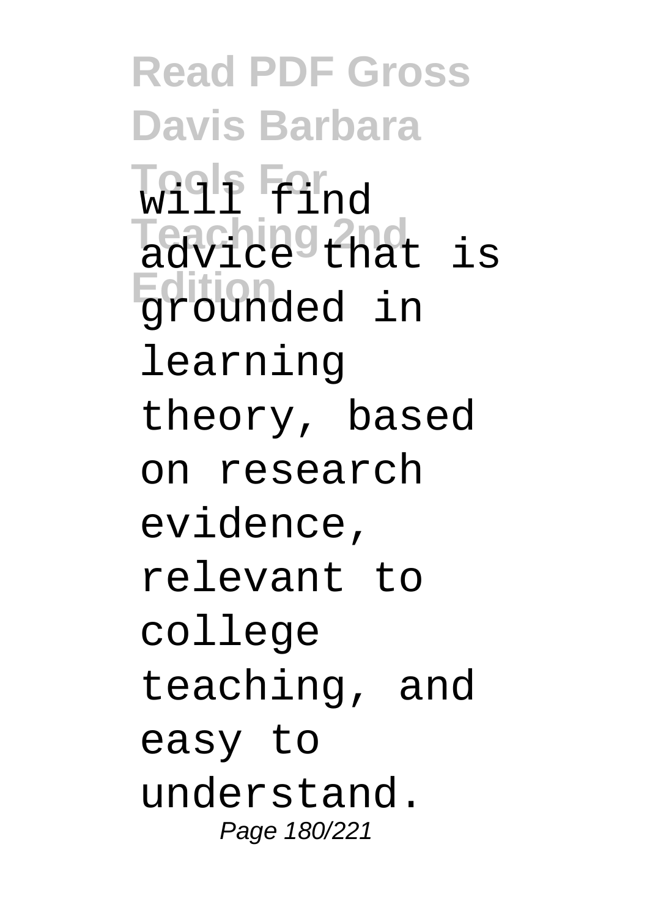will find advice that is grounded in learning theory, based on research evidence, relevant to college teaching, and easy to understand.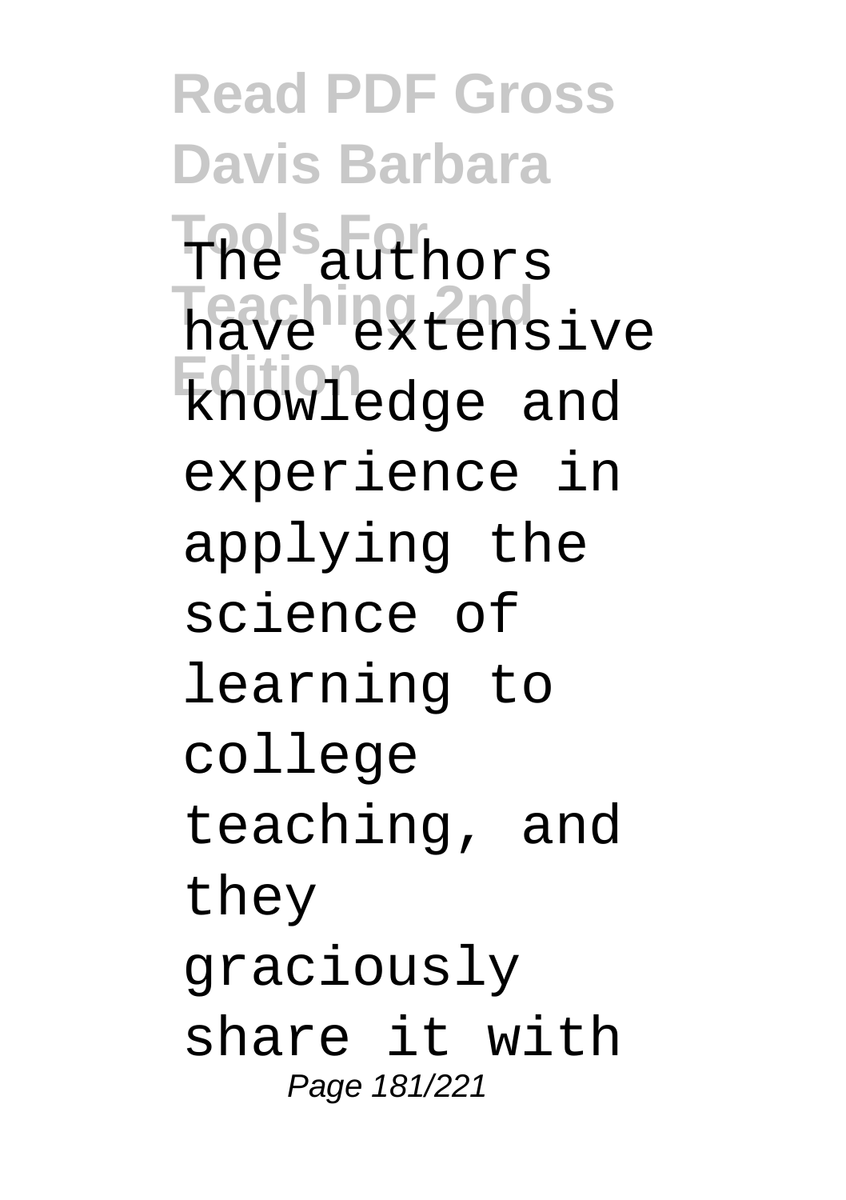The authors have extensive knowledge and experience in applying the science of learning to college teaching, and they graciously share it with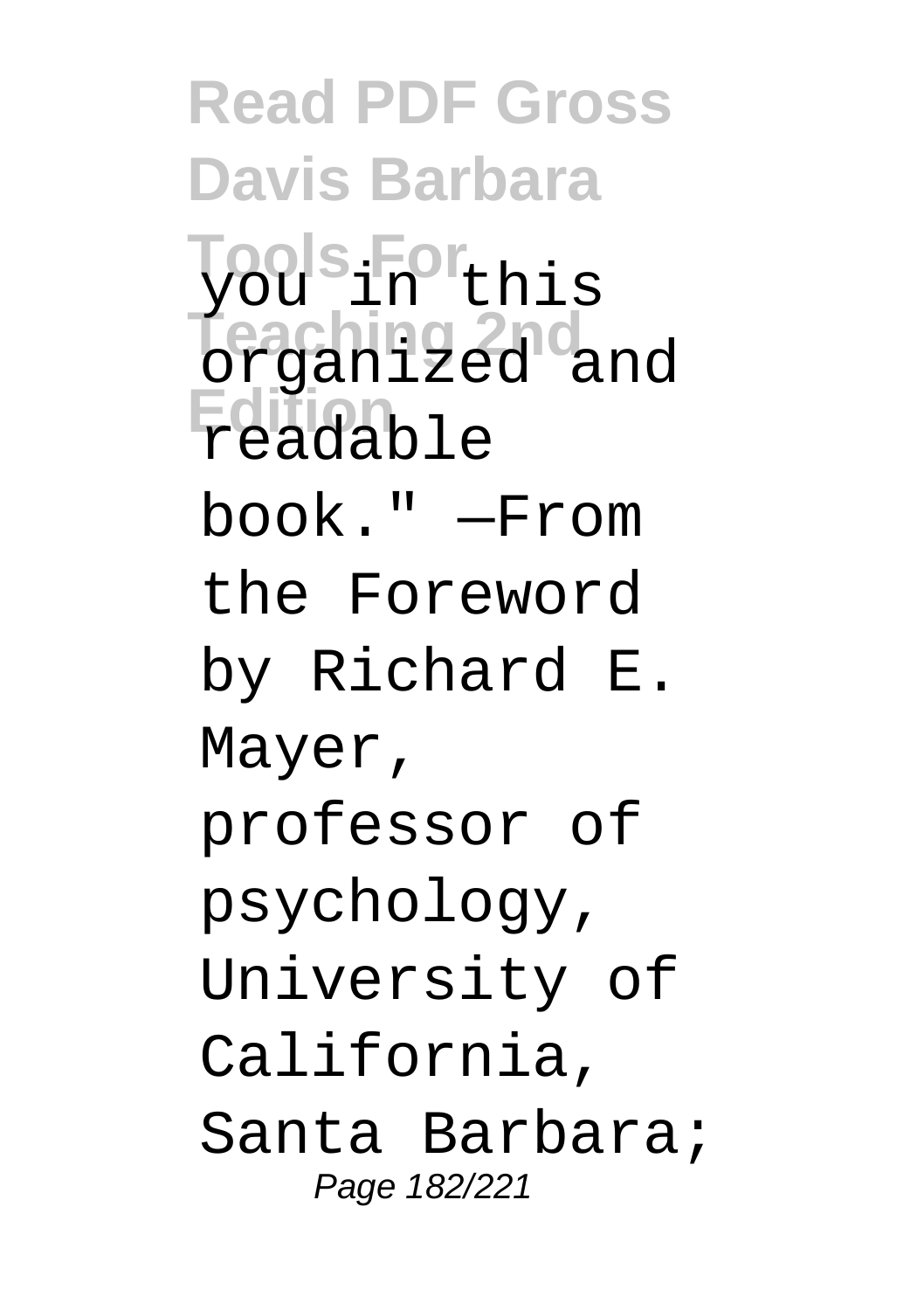you in this organized and readable book." —From the Foreword by Richard E. Mayer, professor of psychology, University of California, Santa Barbara;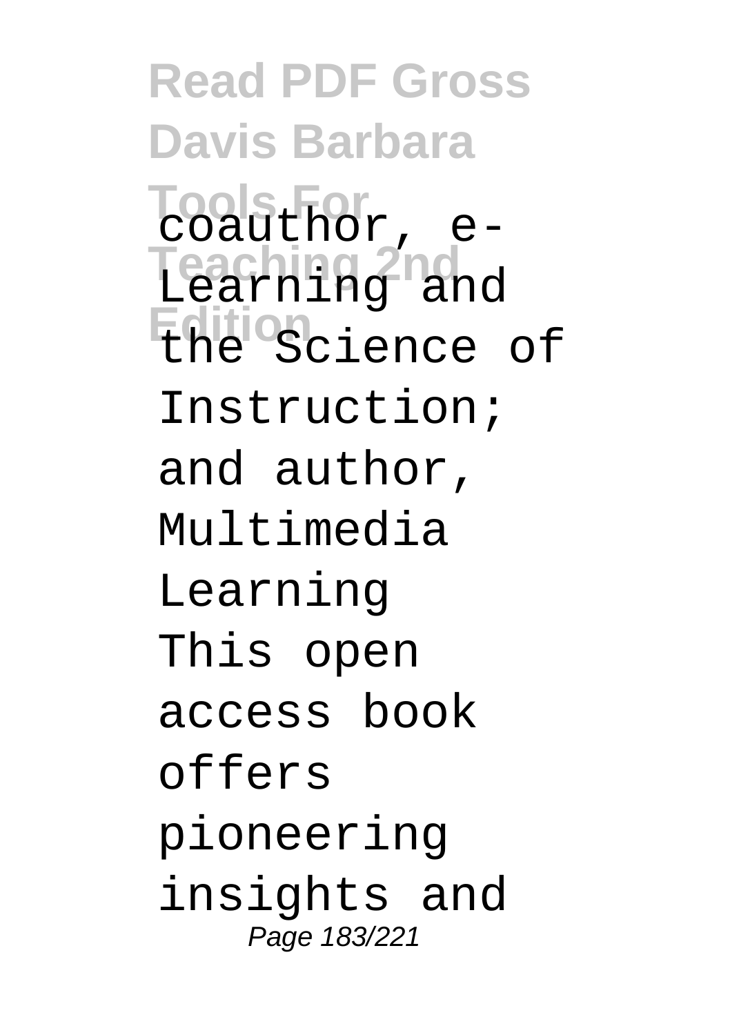coauthor, e-Learning and the Science of Instruction; and author, Multimedia Learning This open access book offers pioneering insights and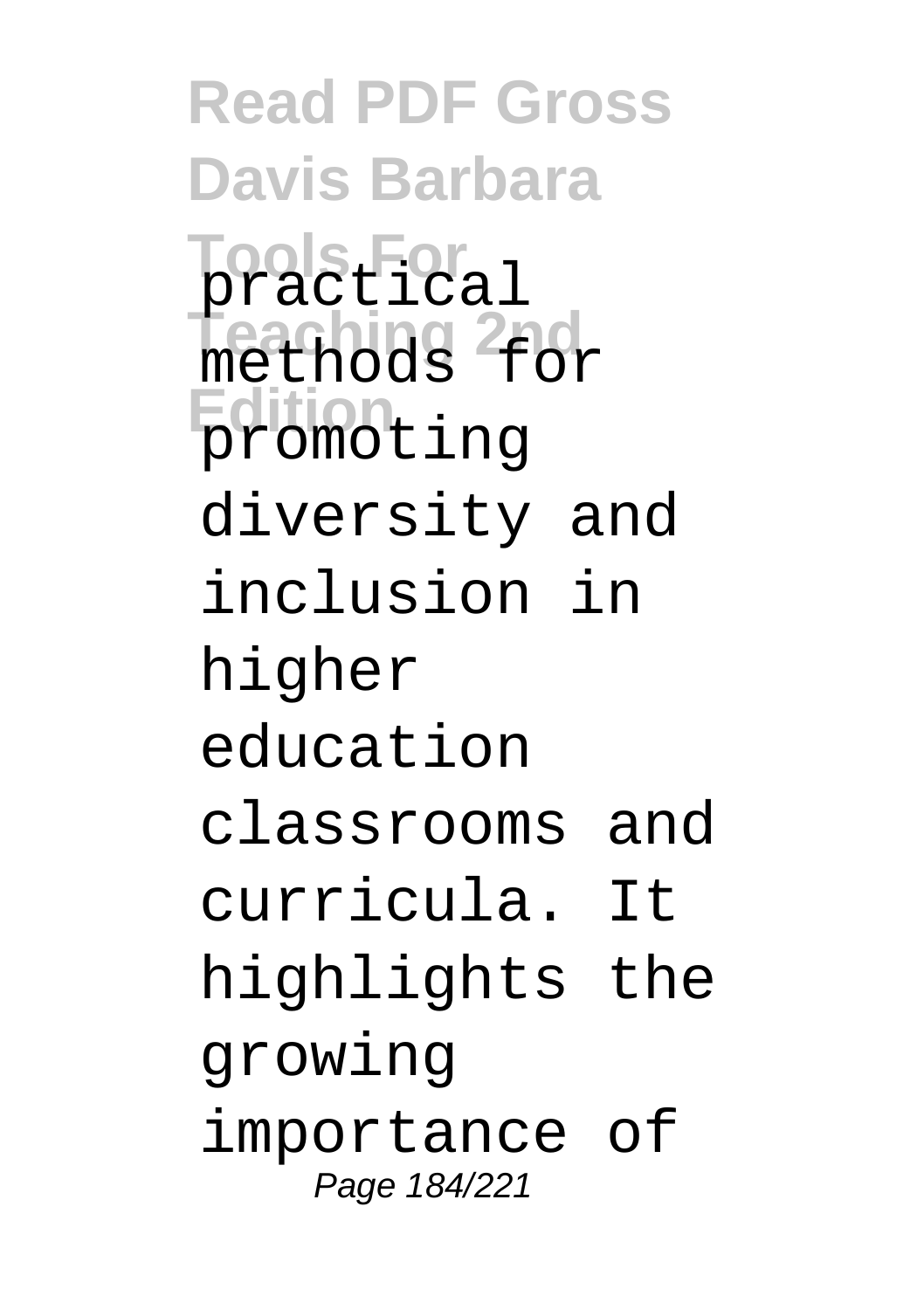practical methods for promoting diversity and inclusion in higher education classrooms and curricula. It highlights the growing importance of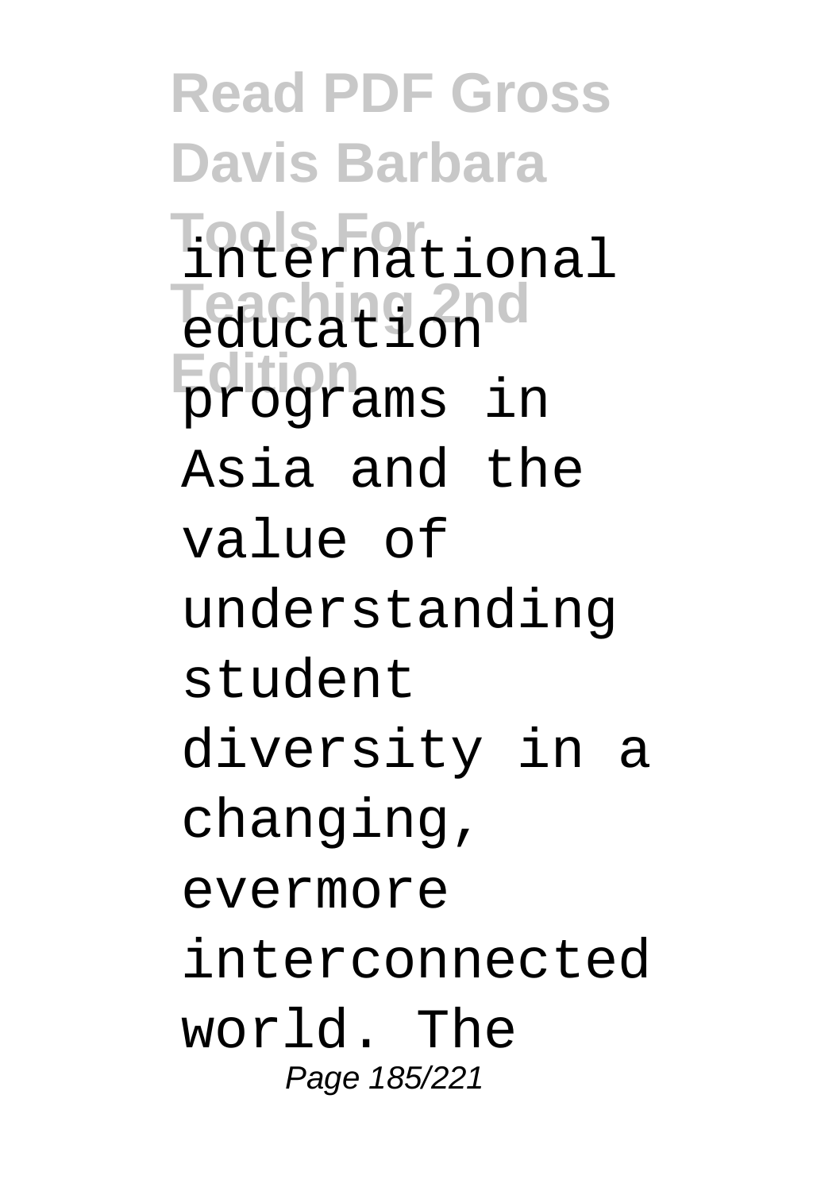international education programs in Asia and the value of understanding student diversity in a changing, evermore interconnected world. The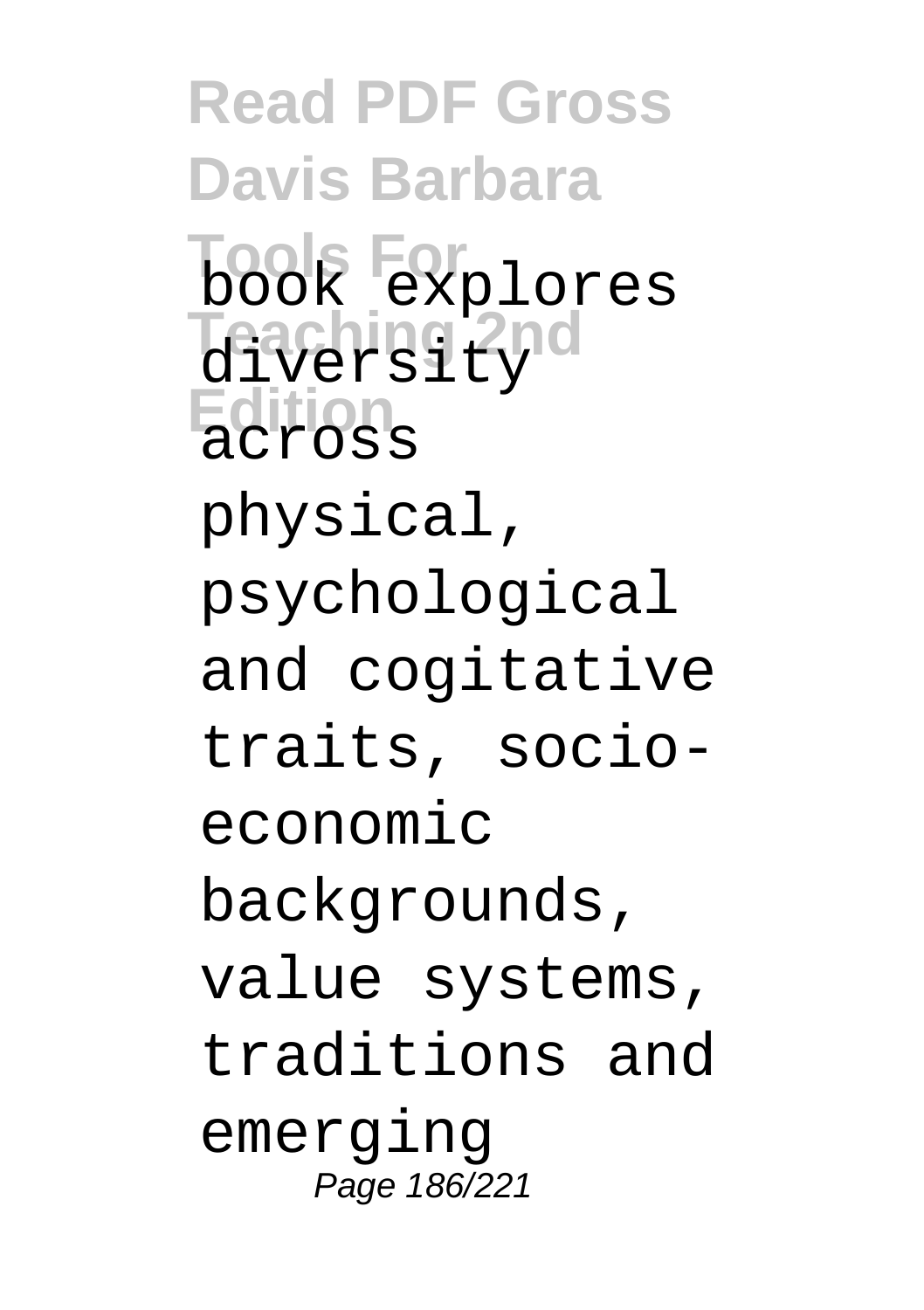book explores diversity across physical, psychological and cogitative traits, socio-economic backgrounds, value systems, traditions and emerging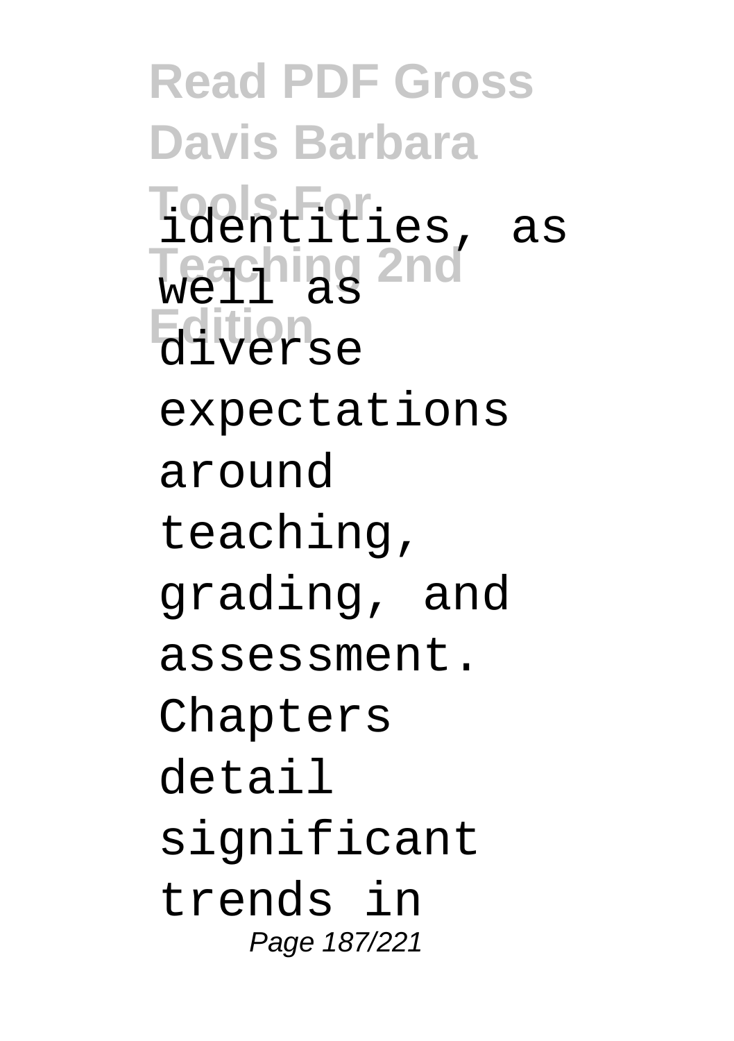identities, as well as diverse expectations around teaching, grading, and assessment. Chapters detail significant trends in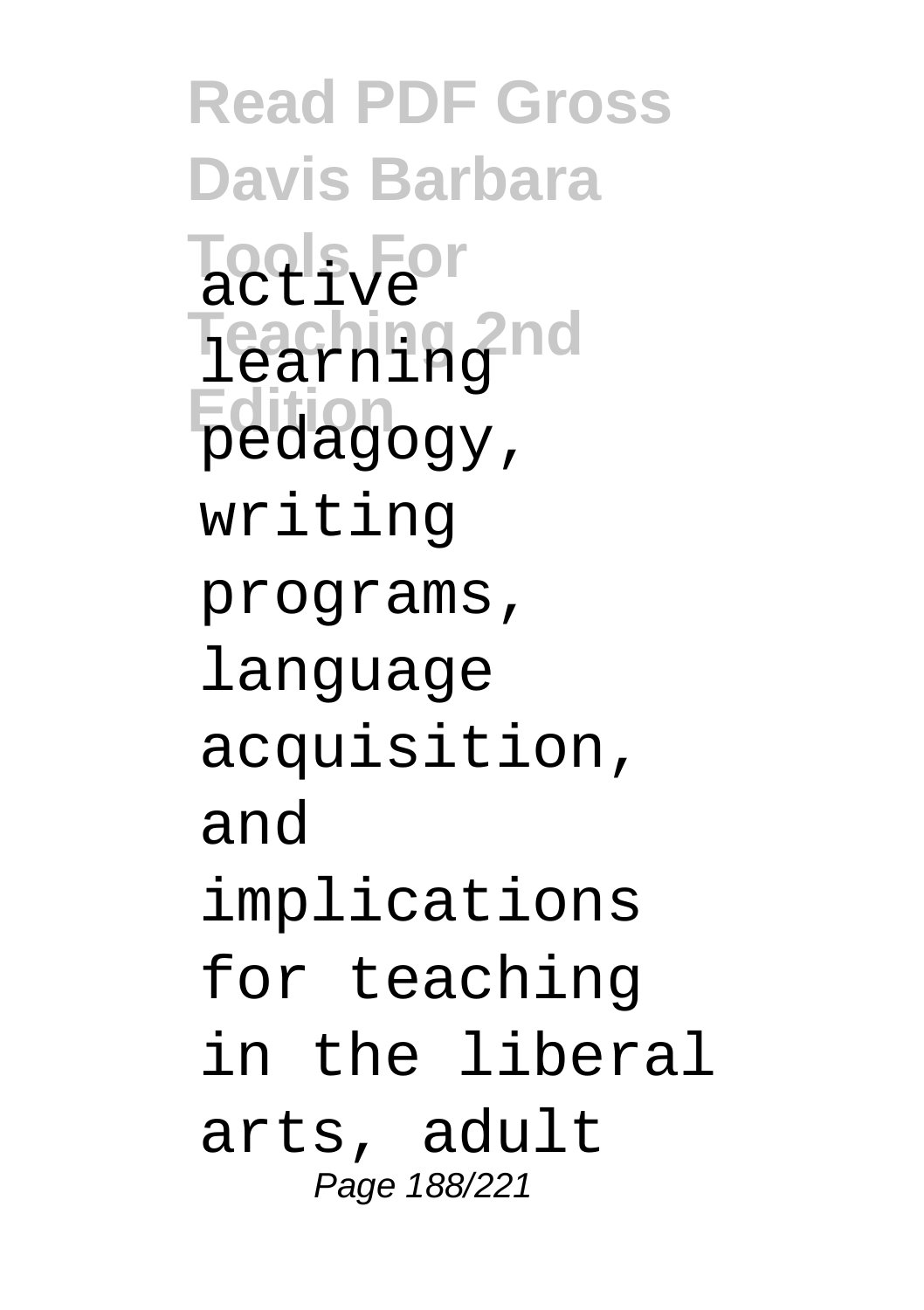active learning pedagogy, writing programs, language acquisition, and implications for teaching in the liberal arts, adult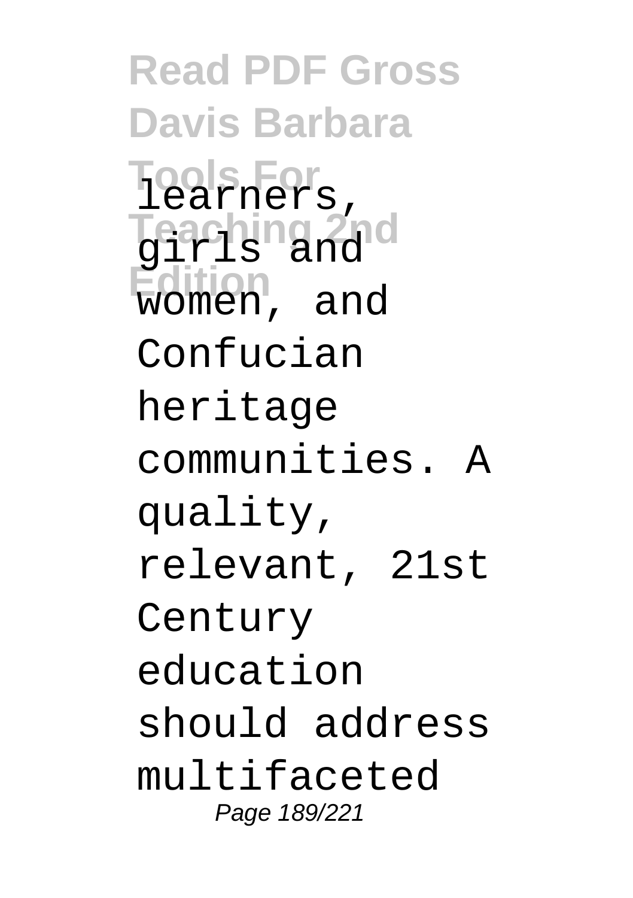learners, girls and women, and Confucian heritage communities. A quality, relevant, 21st Century education should address multifaceted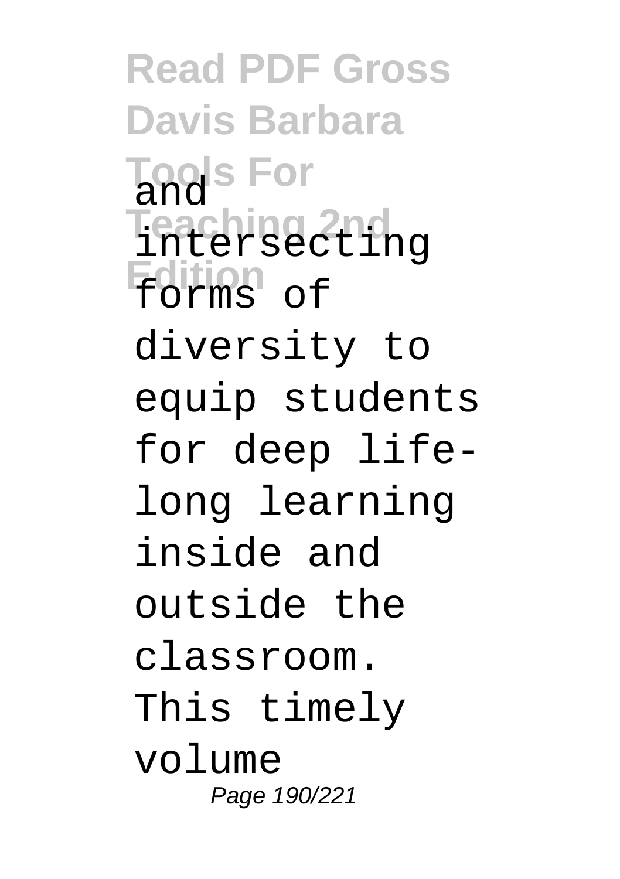and intersecting forms of diversity to equip students for deep life-long learning inside and outside the classroom. This timely volume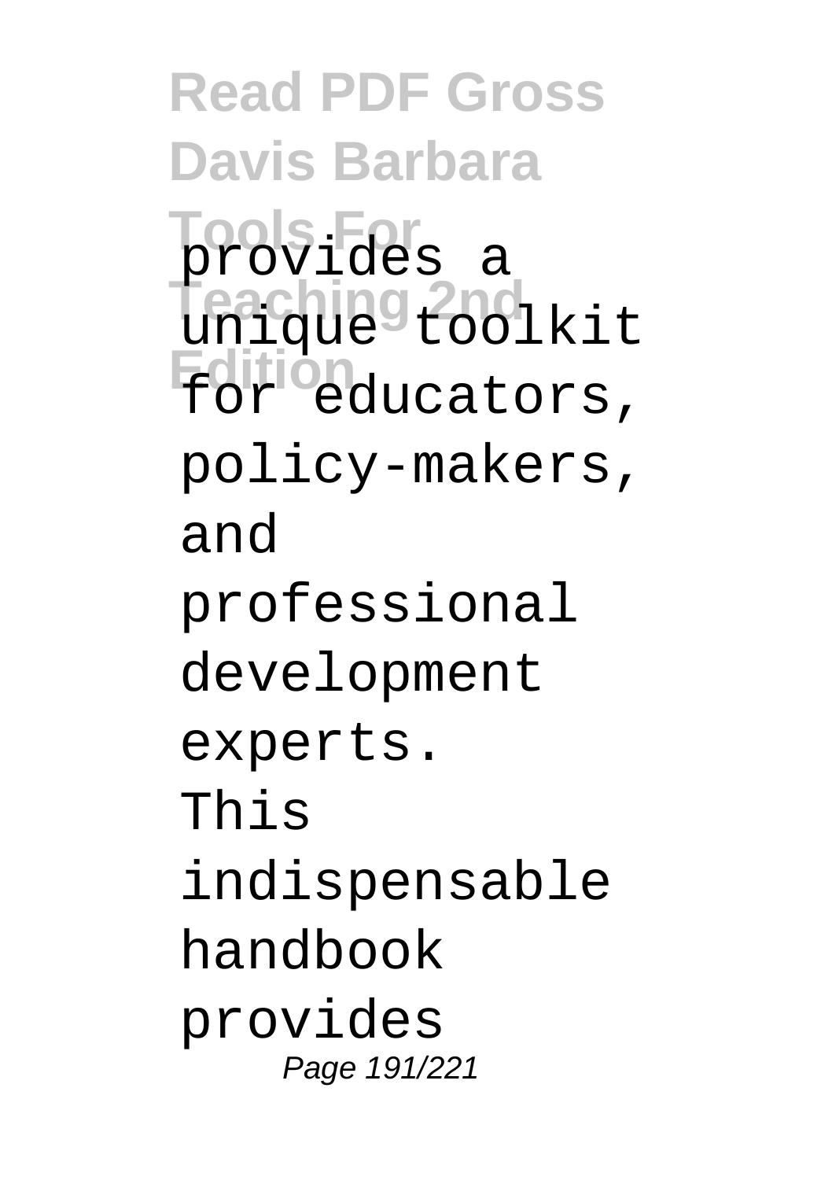provides a unique toolkit for educators, policy-makers, and professional development experts. This indispensable handbook provides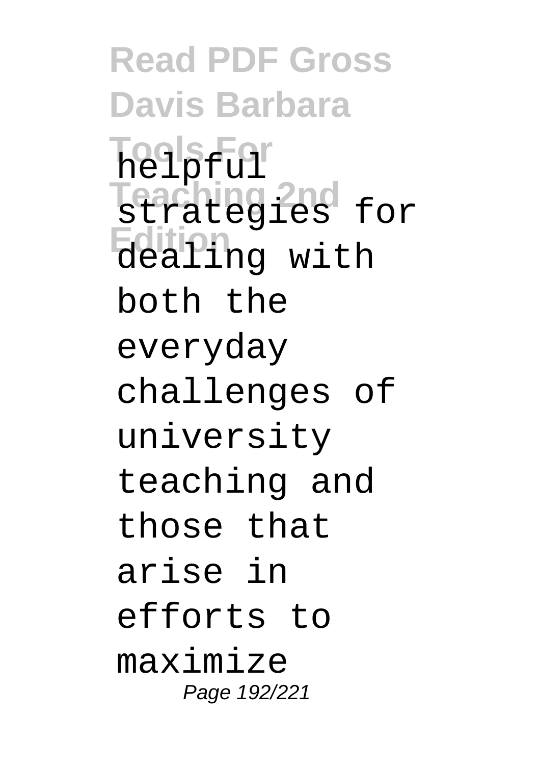helpful strategies for dealing with both the everyday challenges of university teaching and those that arise in efforts to maximize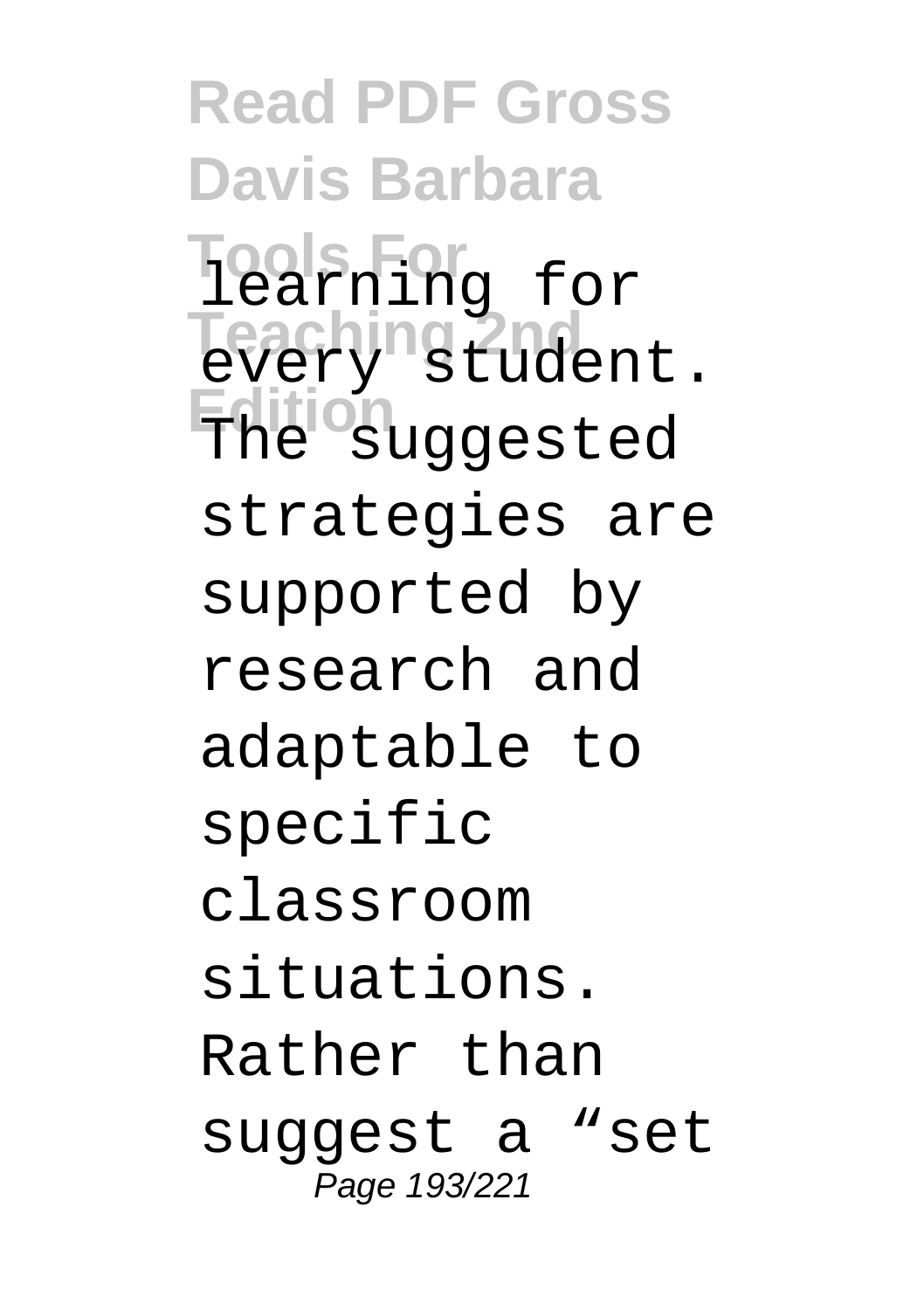learning for every student. The suggested strategies are supported by research and adaptable to specific classroom situations. Rather than suggest a “set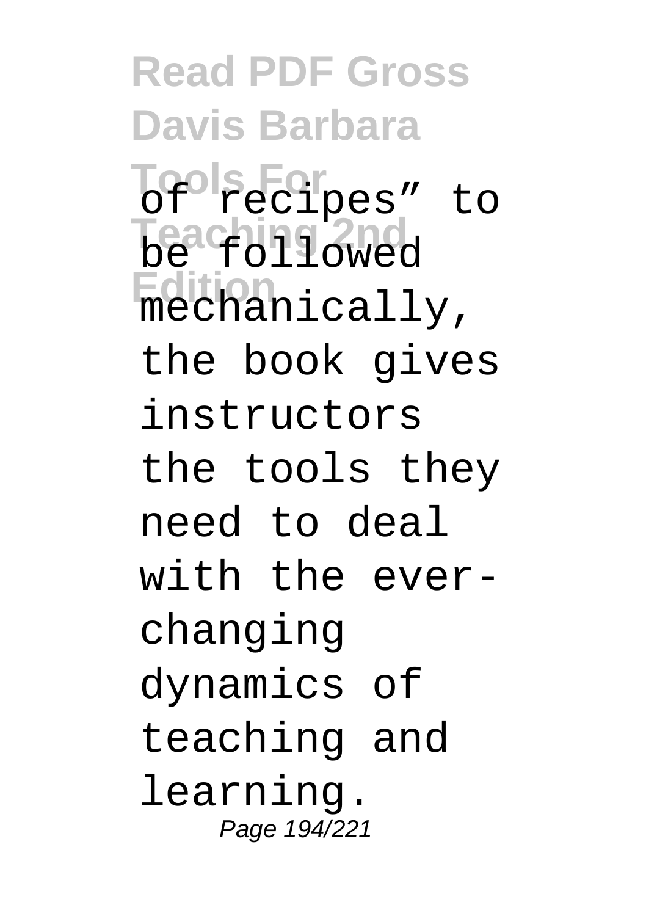of recipes" to be followed mechanically, the book gives instructors the tools they need to deal with the ever-changing dynamics of teaching and learning.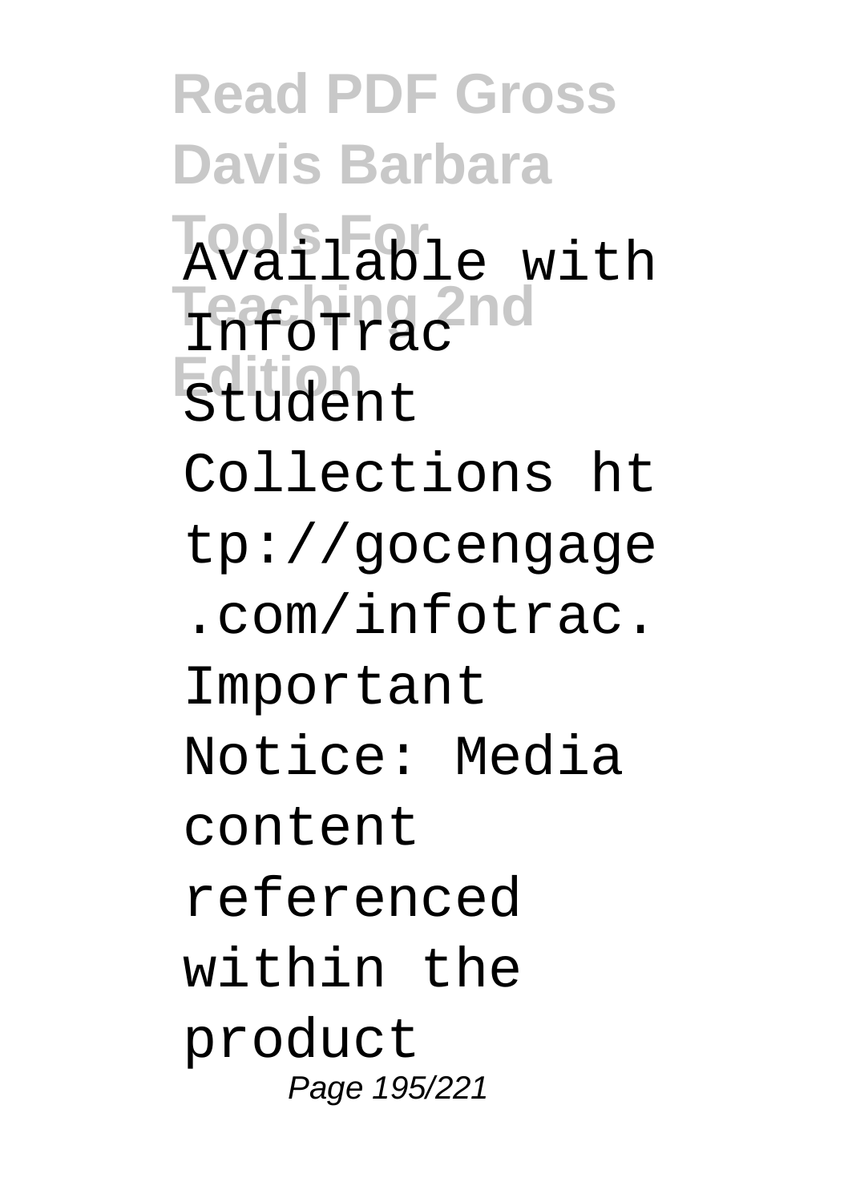Available with InfoTrac Student Collections http://gocengage.com/infotrac. Important Notice: Media content referenced within the product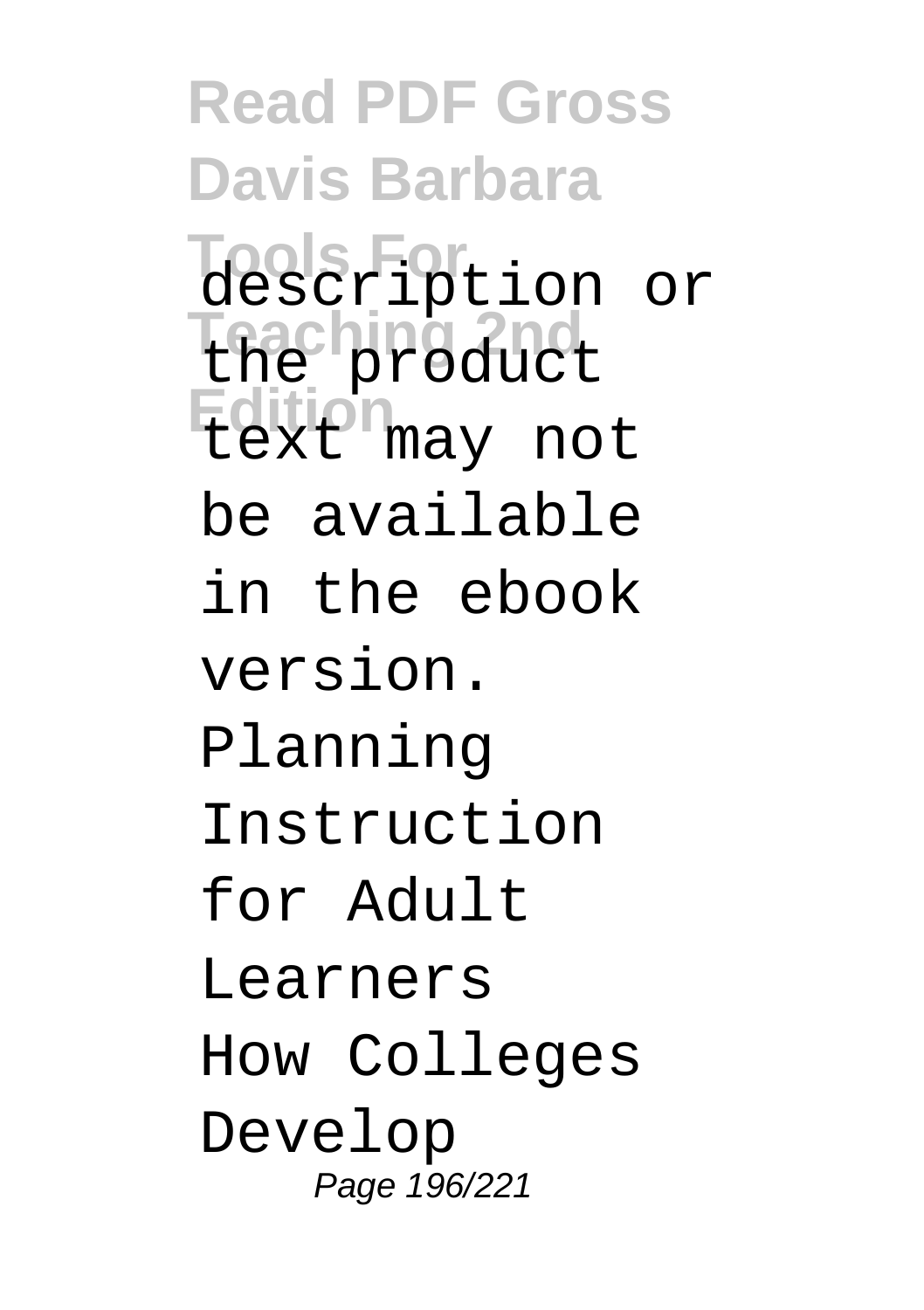description or the product text may not be available in the ebook version.

Planning Instruction for Adult Learners

How Colleges Develop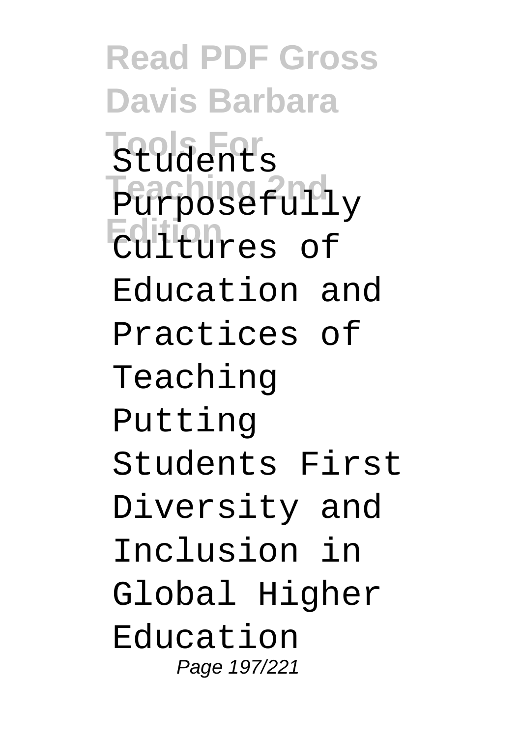Students Purposefully Cultures of Education and Practices of Teaching Putting Students First Diversity and Inclusion in Global Higher Education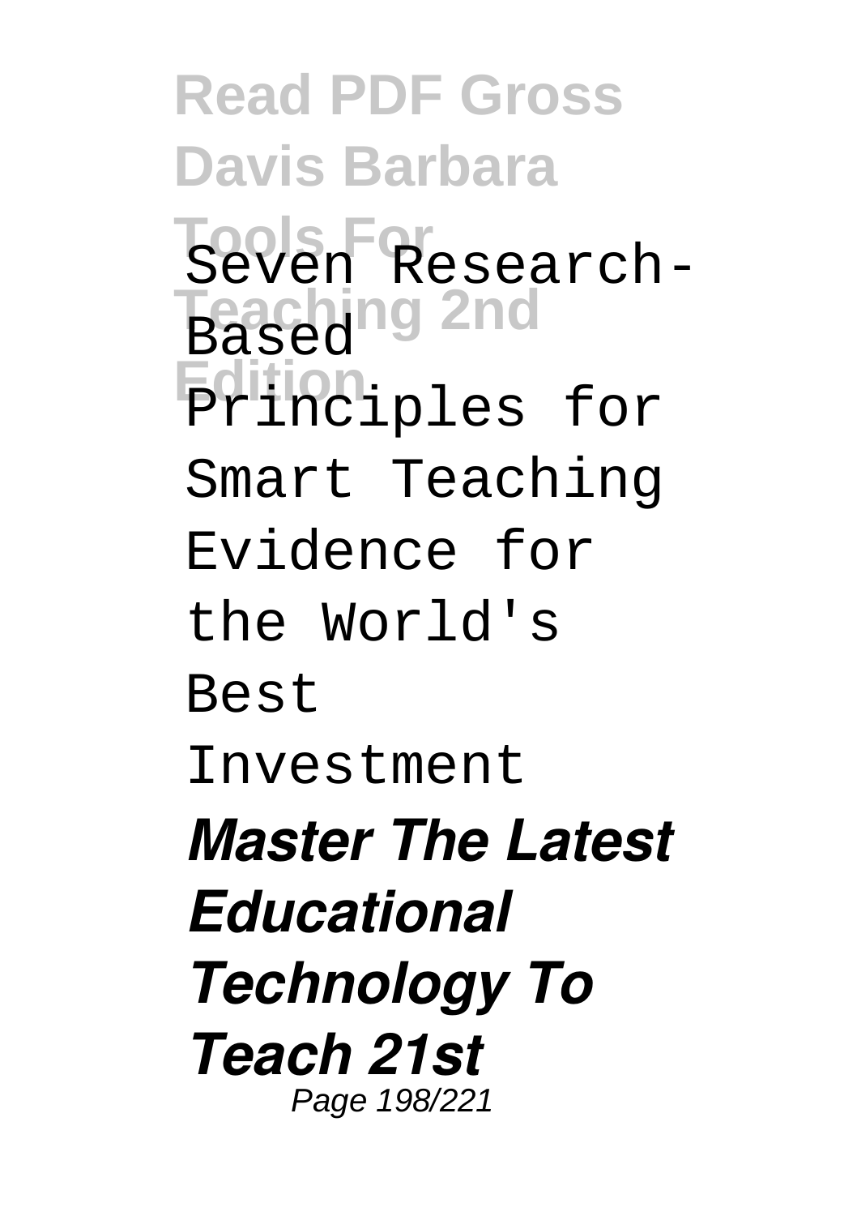Seven Research-Based Principles for Smart Teaching Evidence for the World's Best Investment

***Master The Latest Educational Technology To Teach 21st***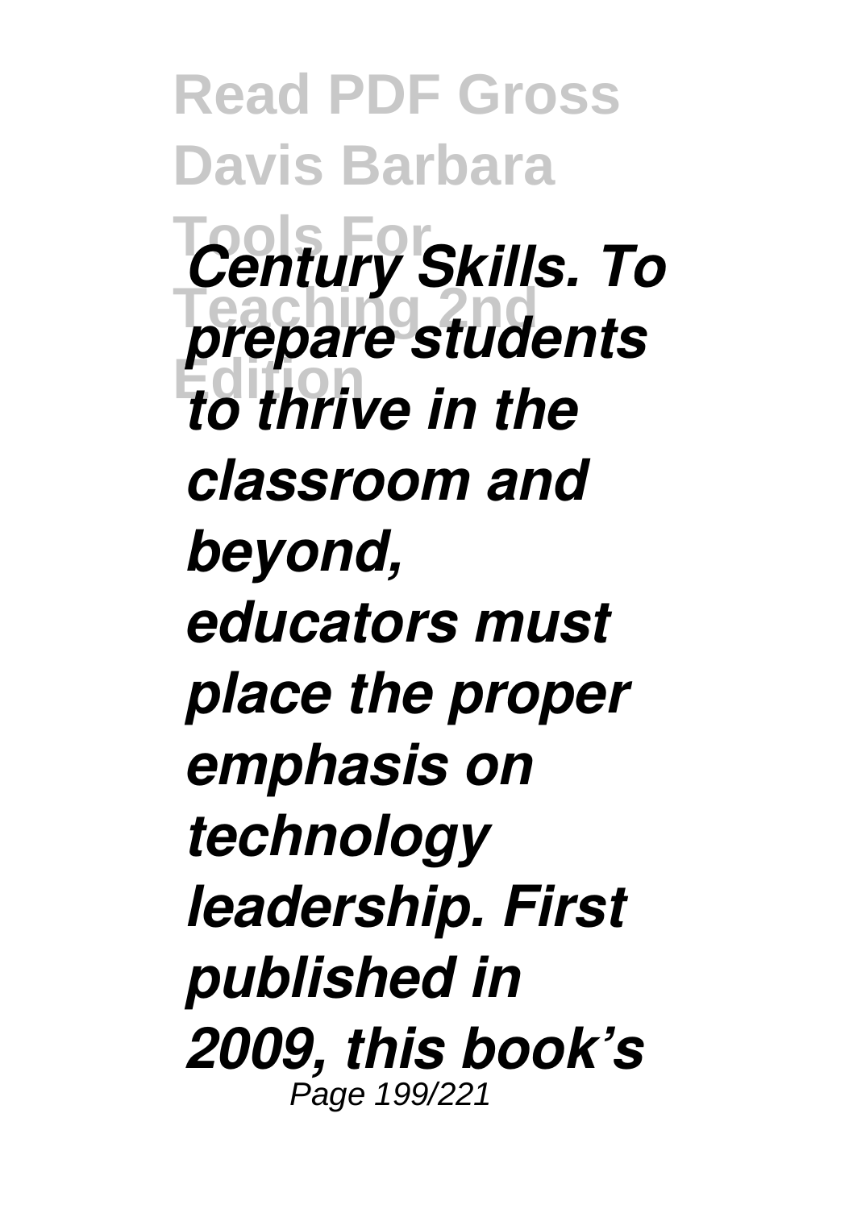*Century Skills. To prepare students to thrive in the classroom and beyond, educators must place the proper emphasis on technology leadership. First published in 2009, this book's*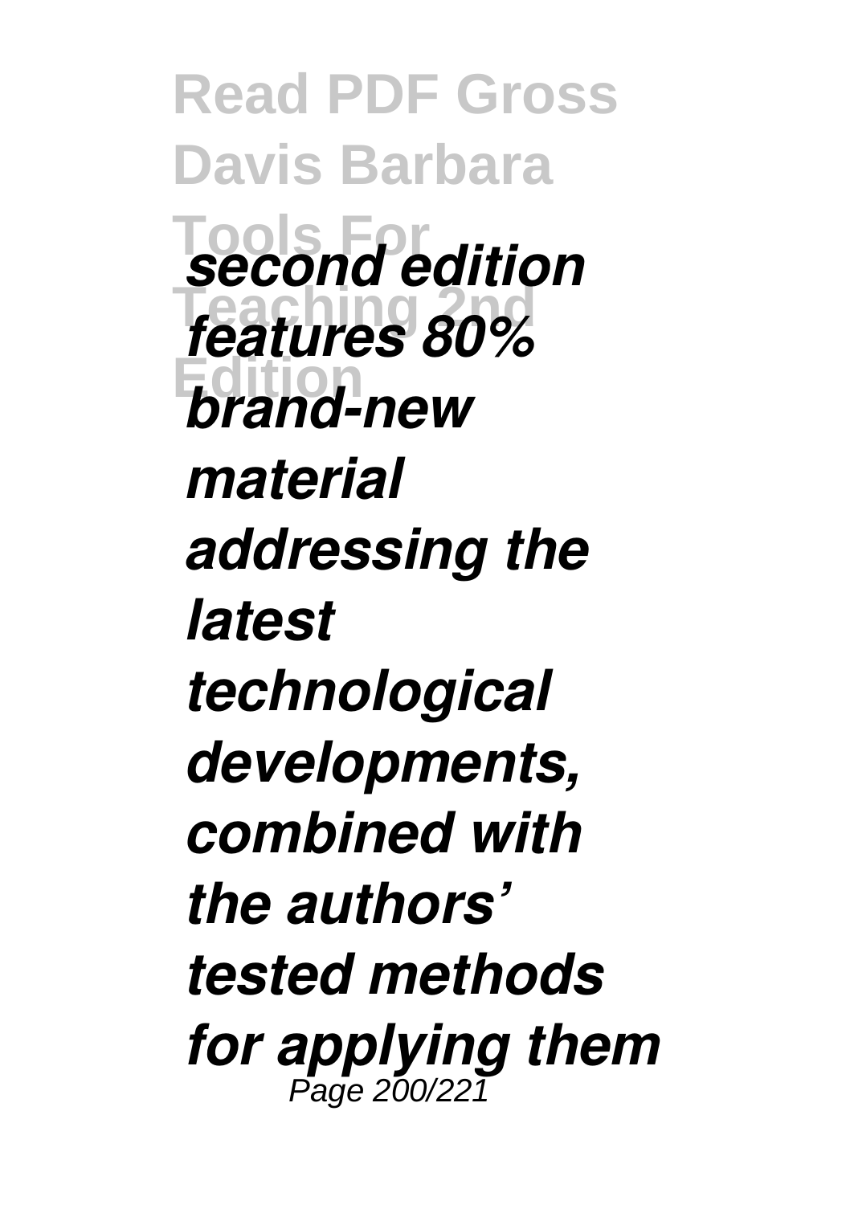*second edition features 80% brand-new material addressing the latest technological developments, combined with the authors' tested methods for applying them*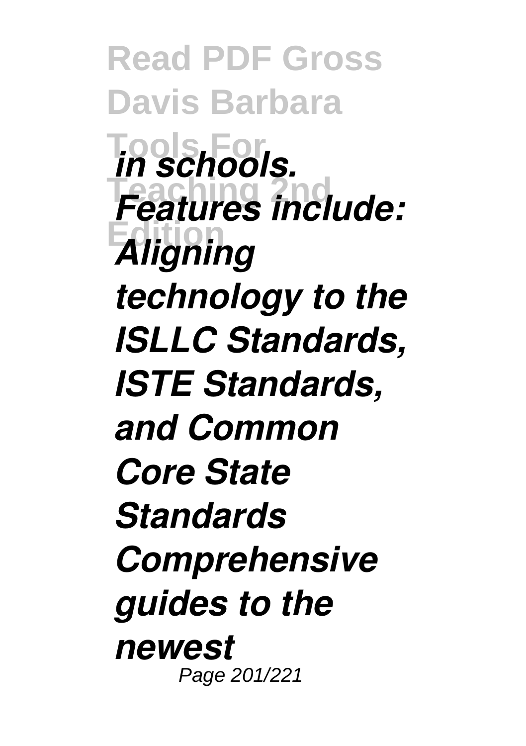*in schools. Features include: Aligning technology to the ISLLC Standards, ISTE Standards, and Common Core State Standards Comprehensive guides to the newest*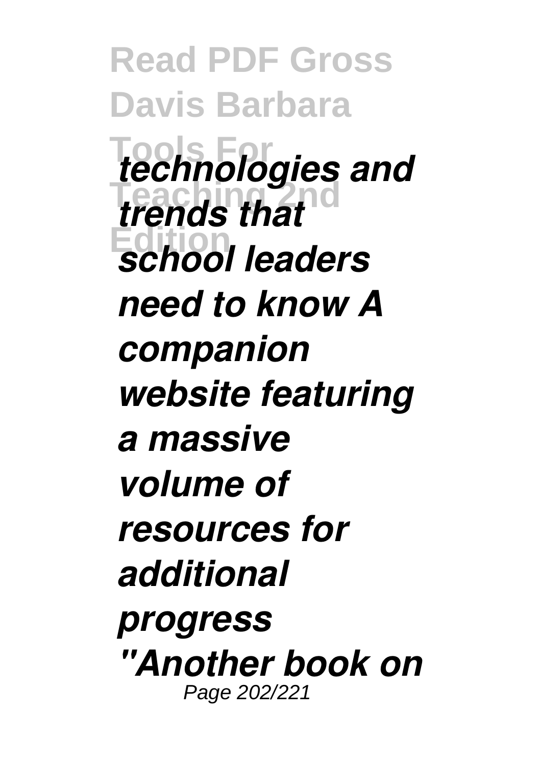*technologies and trends that school leaders need to know A companion website featuring a massive volume of resources for additional progress "Another book on*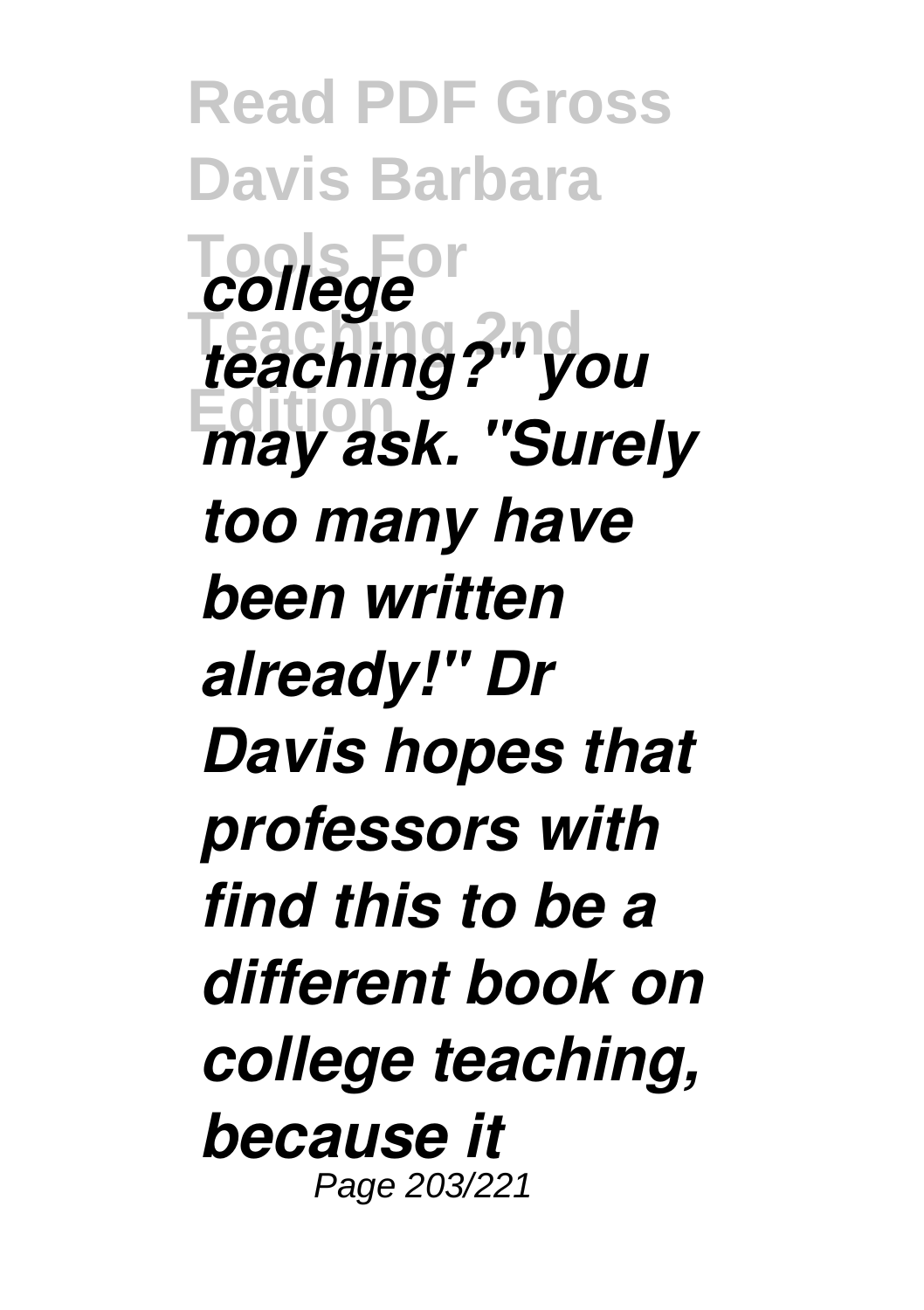*college teaching?" you may ask. "Surely too many have been written already!" Dr Davis hopes that professors with find this to be a different book on college teaching, because it*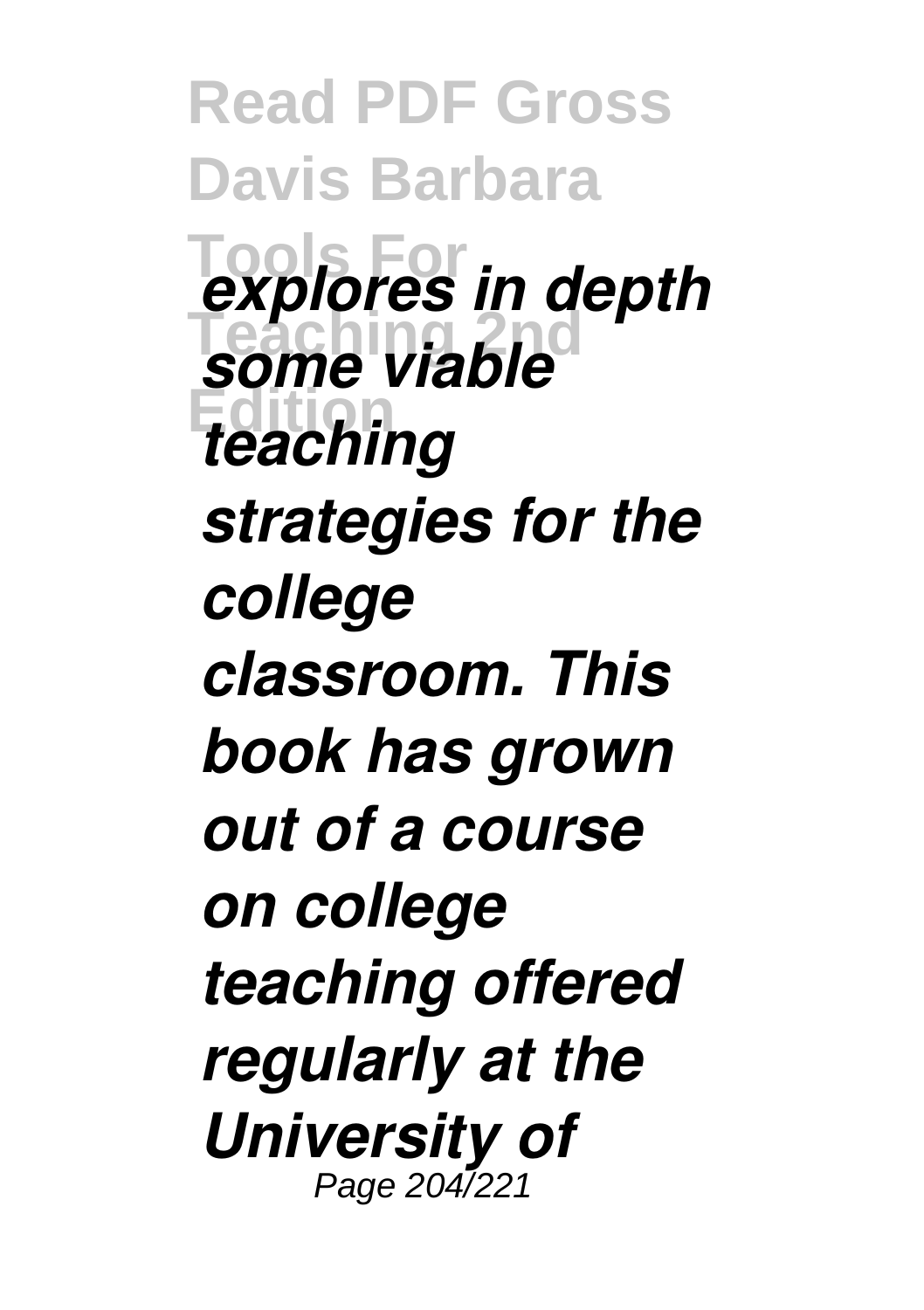*explores in depth some viable teaching strategies for the college classroom. This book has grown out of a course on college teaching offered regularly at the University of*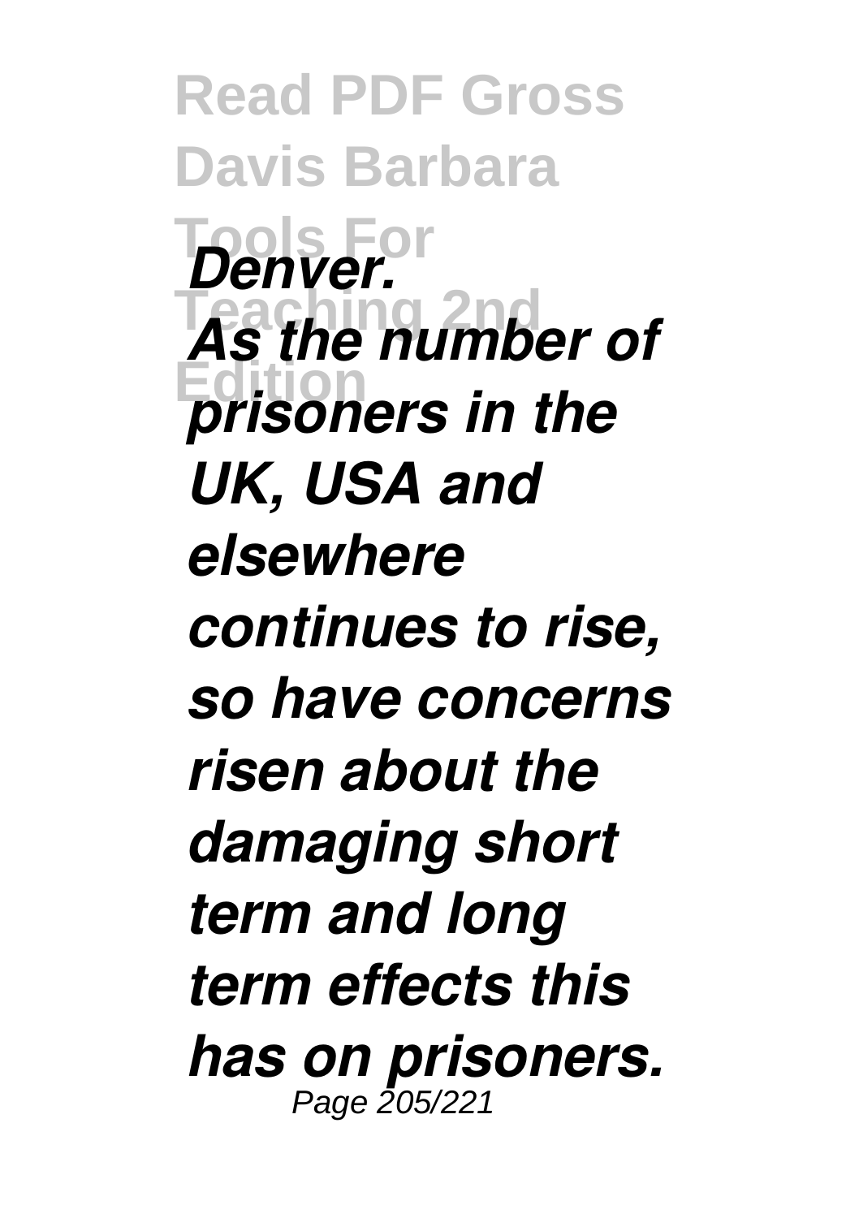*Denver.*

*As the number of prisoners in the UK, USA and elsewhere continues to rise, so have concerns risen about the damaging short term and long term effects this has on prisoners.*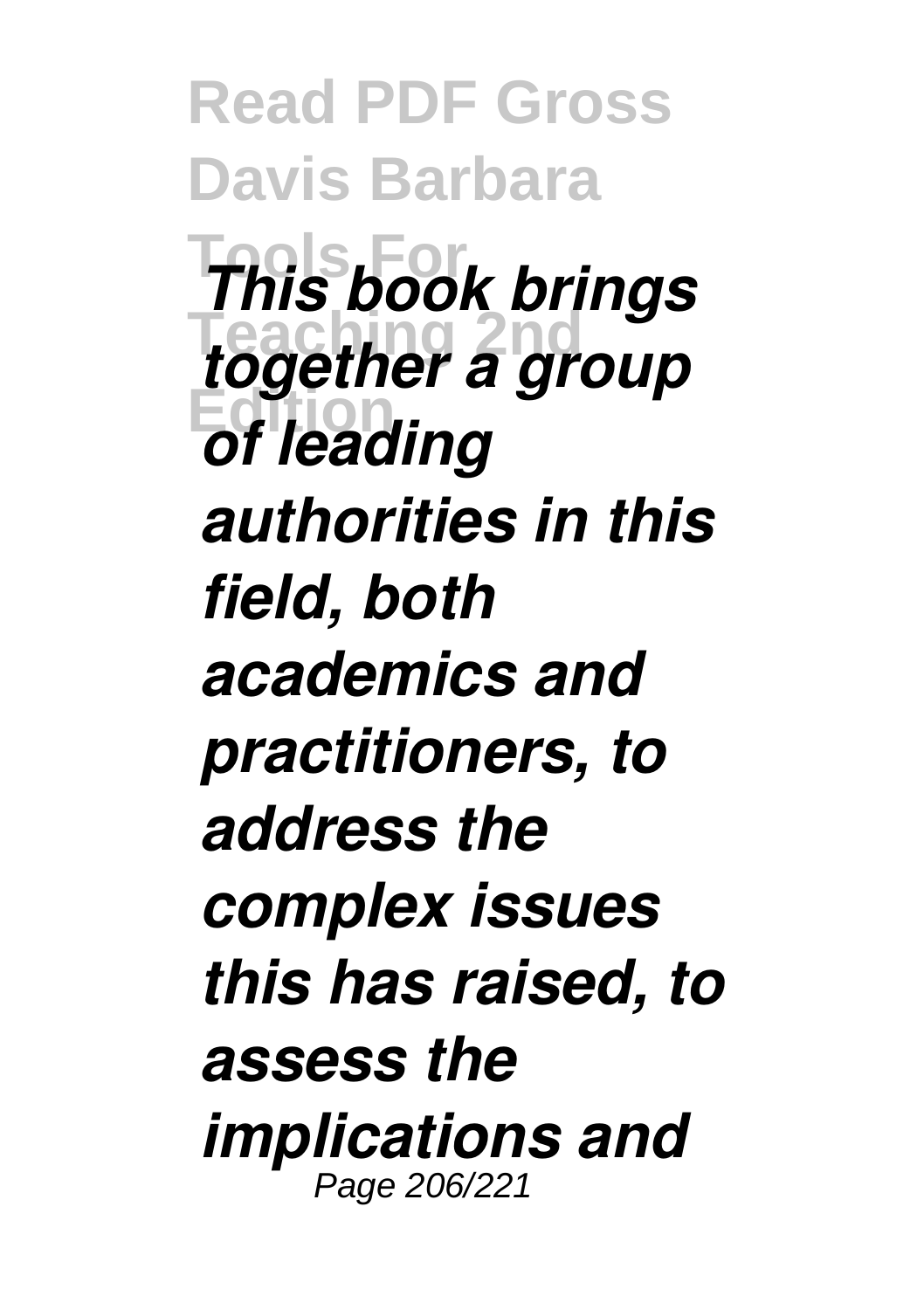*This book brings together a group of leading authorities in this field, both academics and practitioners, to address the complex issues this has raised, to assess the implications and*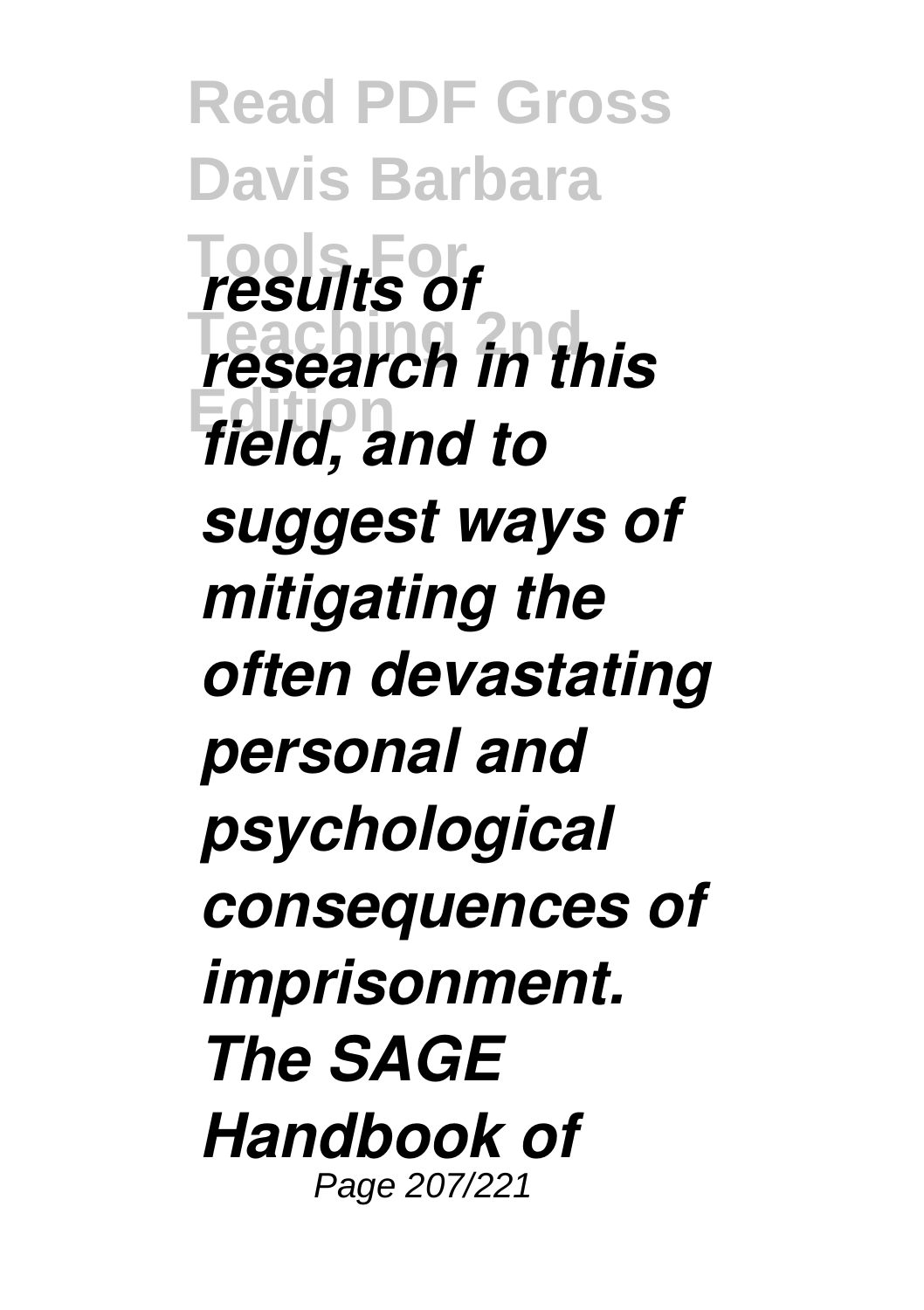*results of research in this field, and to suggest ways of mitigating the often devastating personal and psychological consequences of imprisonment. The SAGE Handbook of*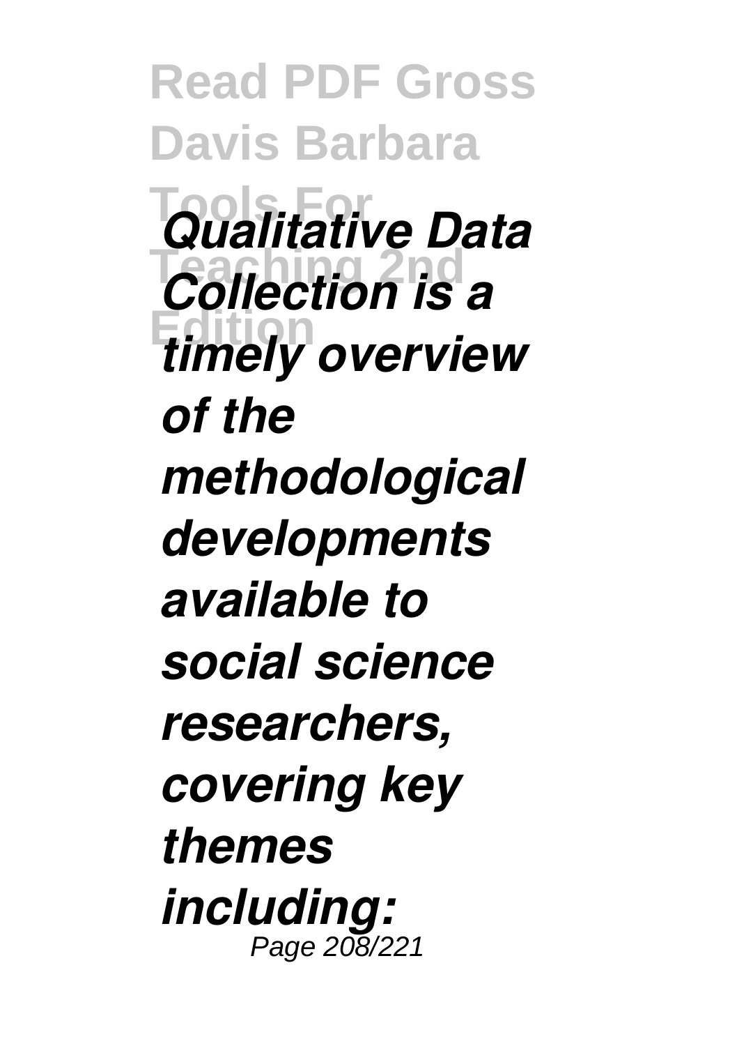*Qualitative Data Collection is a timely overview of the methodological developments available to social science researchers, covering key themes including:*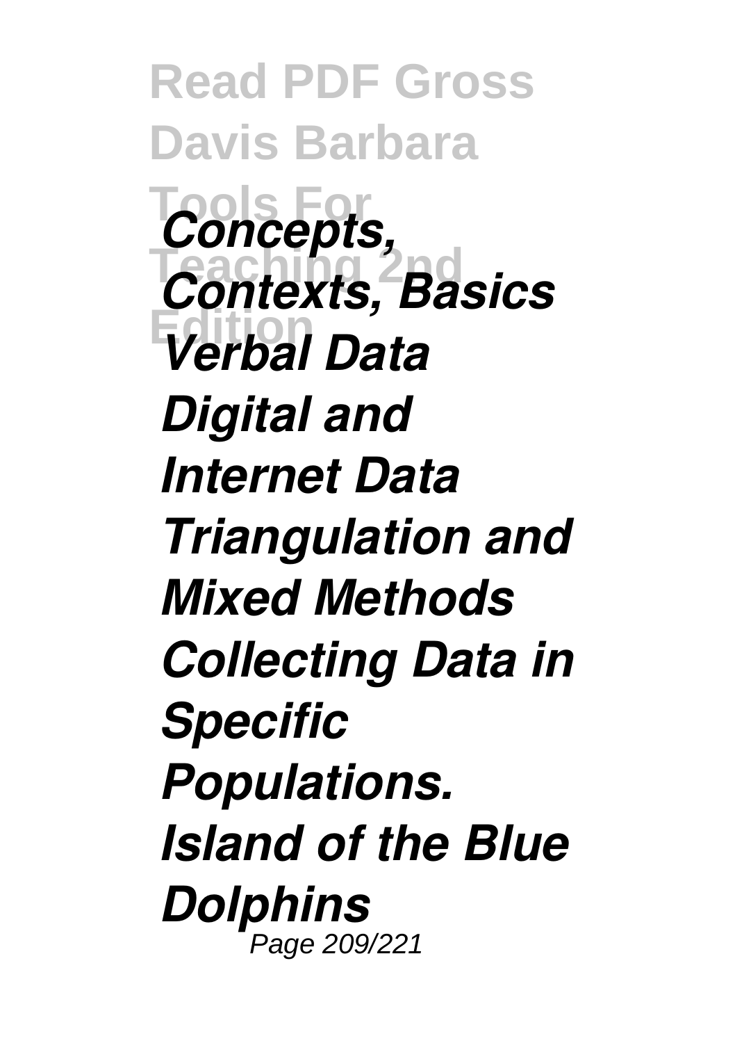*Concepts, Contexts, Basics Verbal Data Digital and Internet Data Triangulation and Mixed Methods Collecting Data in Specific Populations.*

*Island of the Blue Dolphins*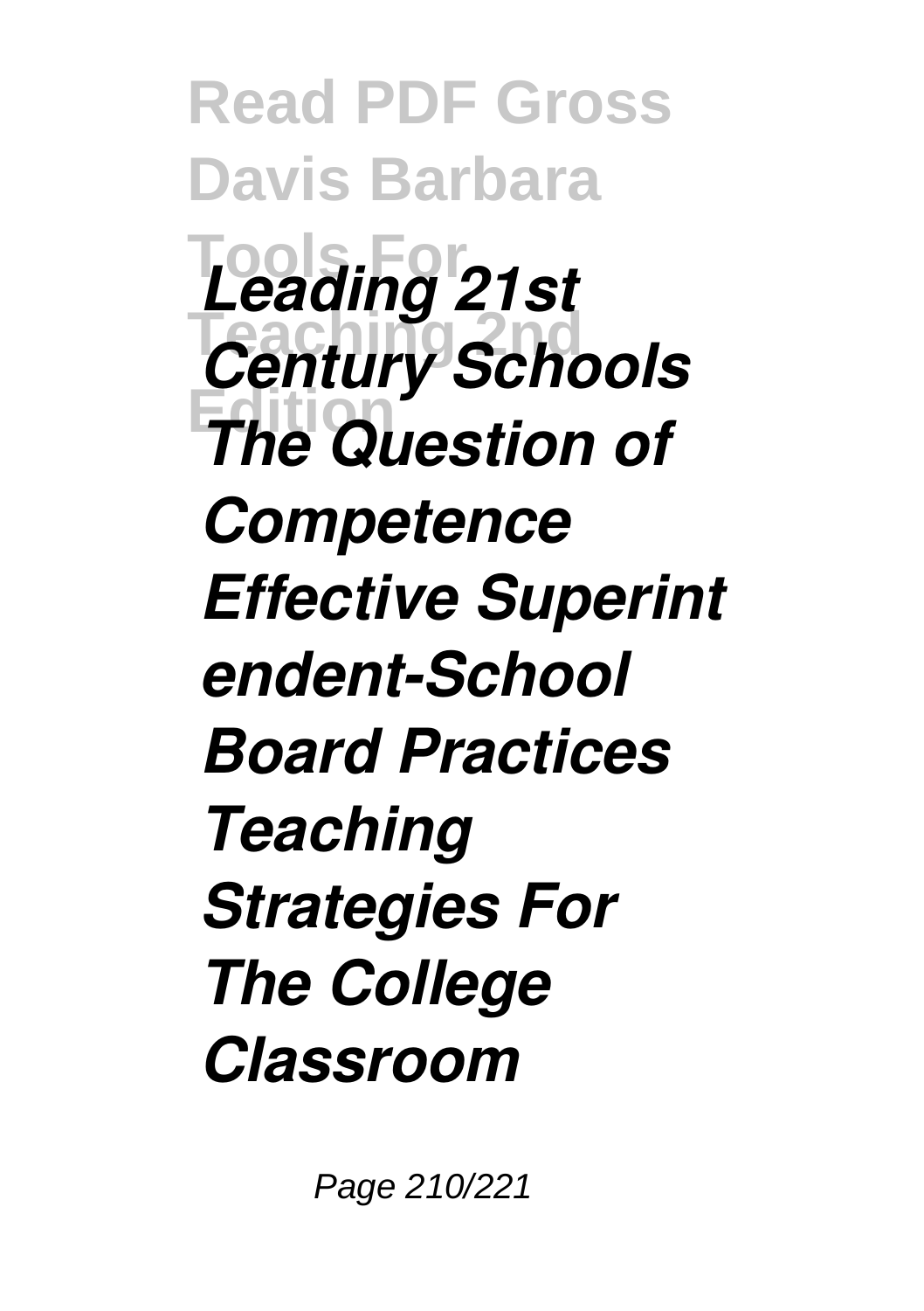***Leading 21st Century Schools The Question of Competence Effective Superintendent-School Board Practices Teaching Strategies For The College Classroom***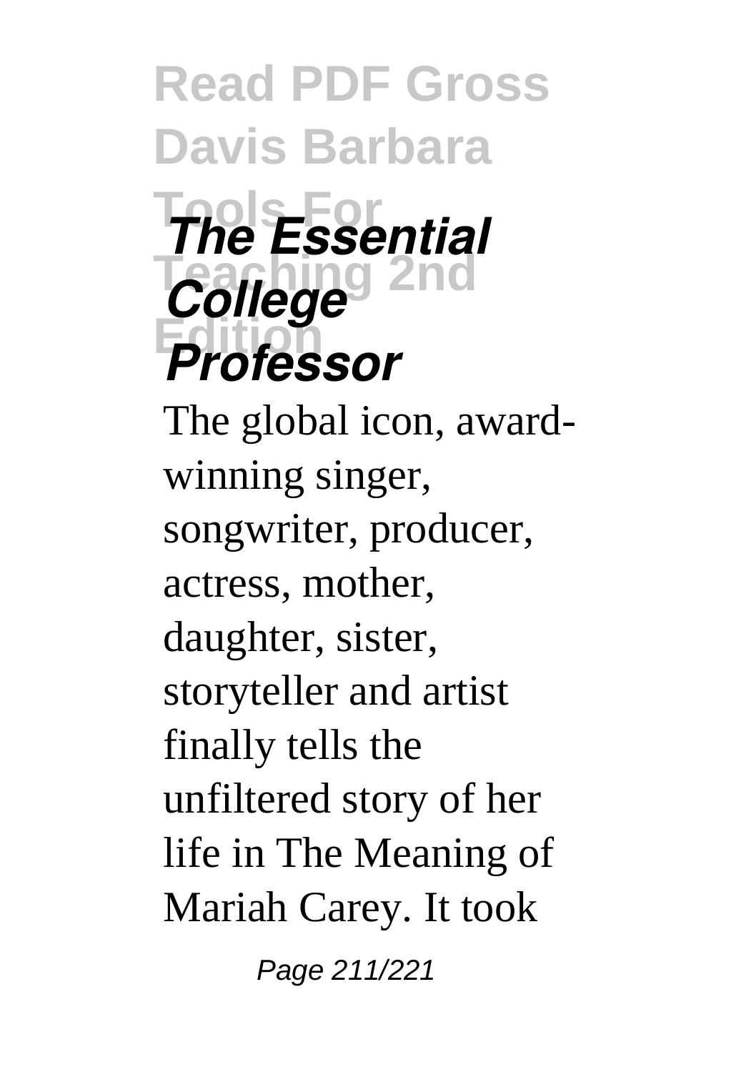## *The Essential College Professor*

The global icon, award-winning singer, songwriter, producer, actress, mother, daughter, sister, storyteller and artist finally tells the unfiltered story of her life in The Meaning of Mariah Carey. It took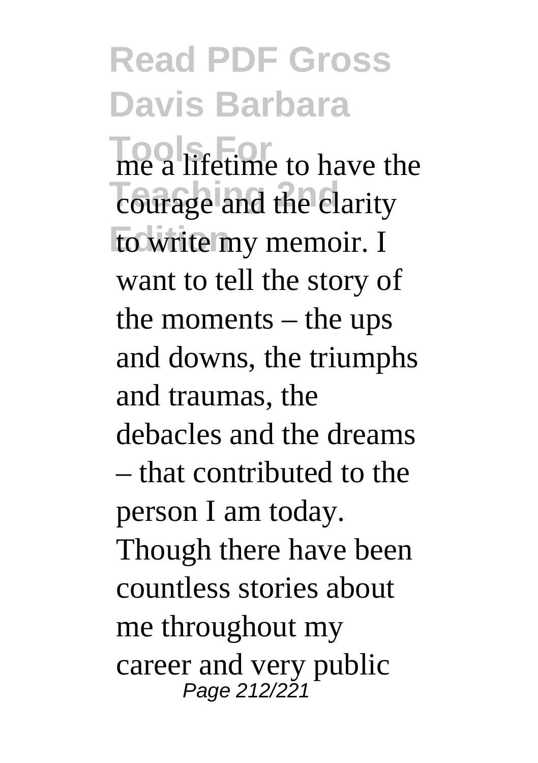me a lifetime to have the courage and the clarity to write my memoir. I want to tell the story of the moments – the ups and downs, the triumphs and traumas, the debacles and the dreams – that contributed to the person I am today. Though there have been countless stories about me throughout my career and very public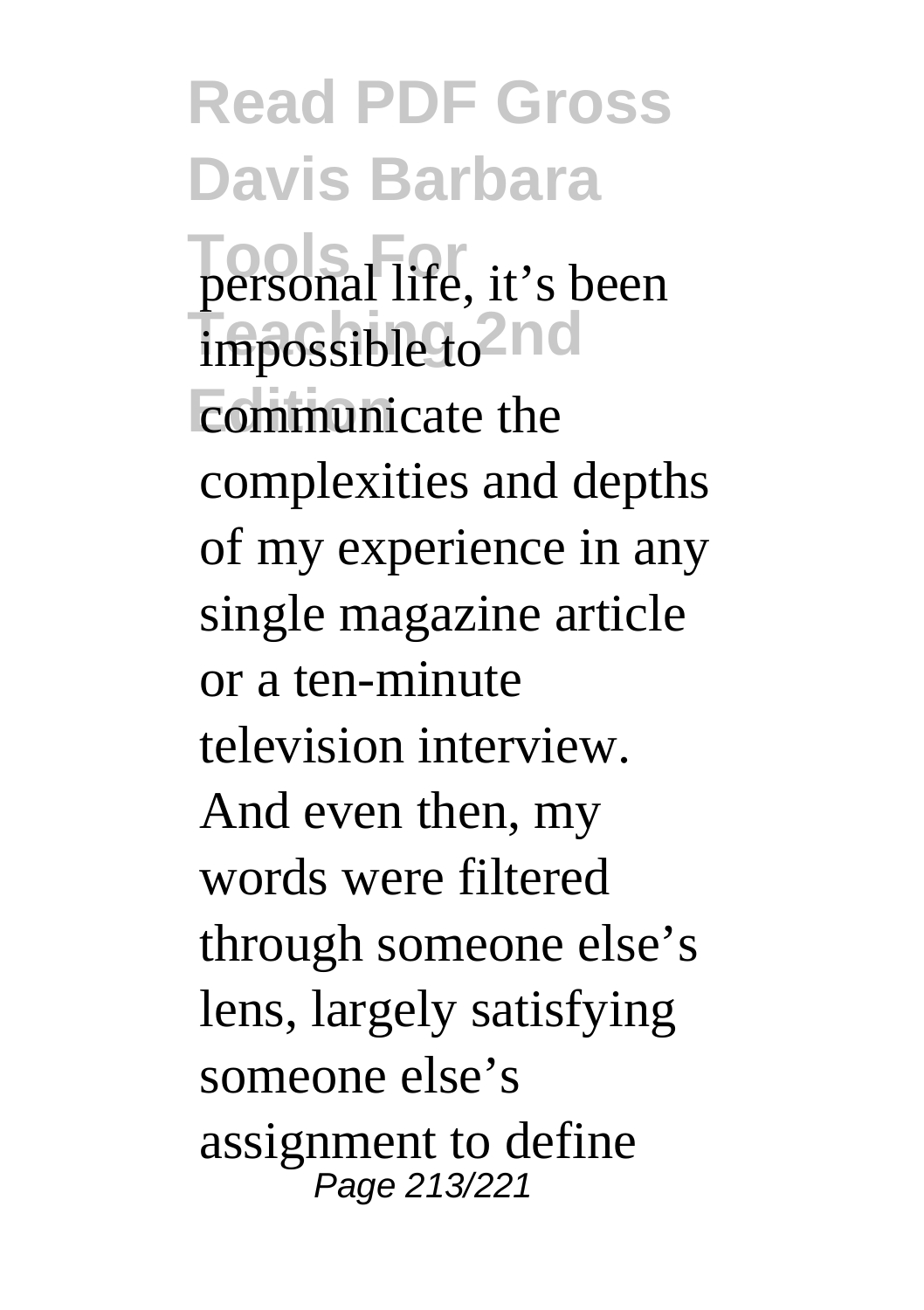personal life, it's been impossible to communicate the complexities and depths of my experience in any single magazine article or a ten-minute television interview. And even then, my words were filtered through someone else's lens, largely satisfying someone else's assignment to define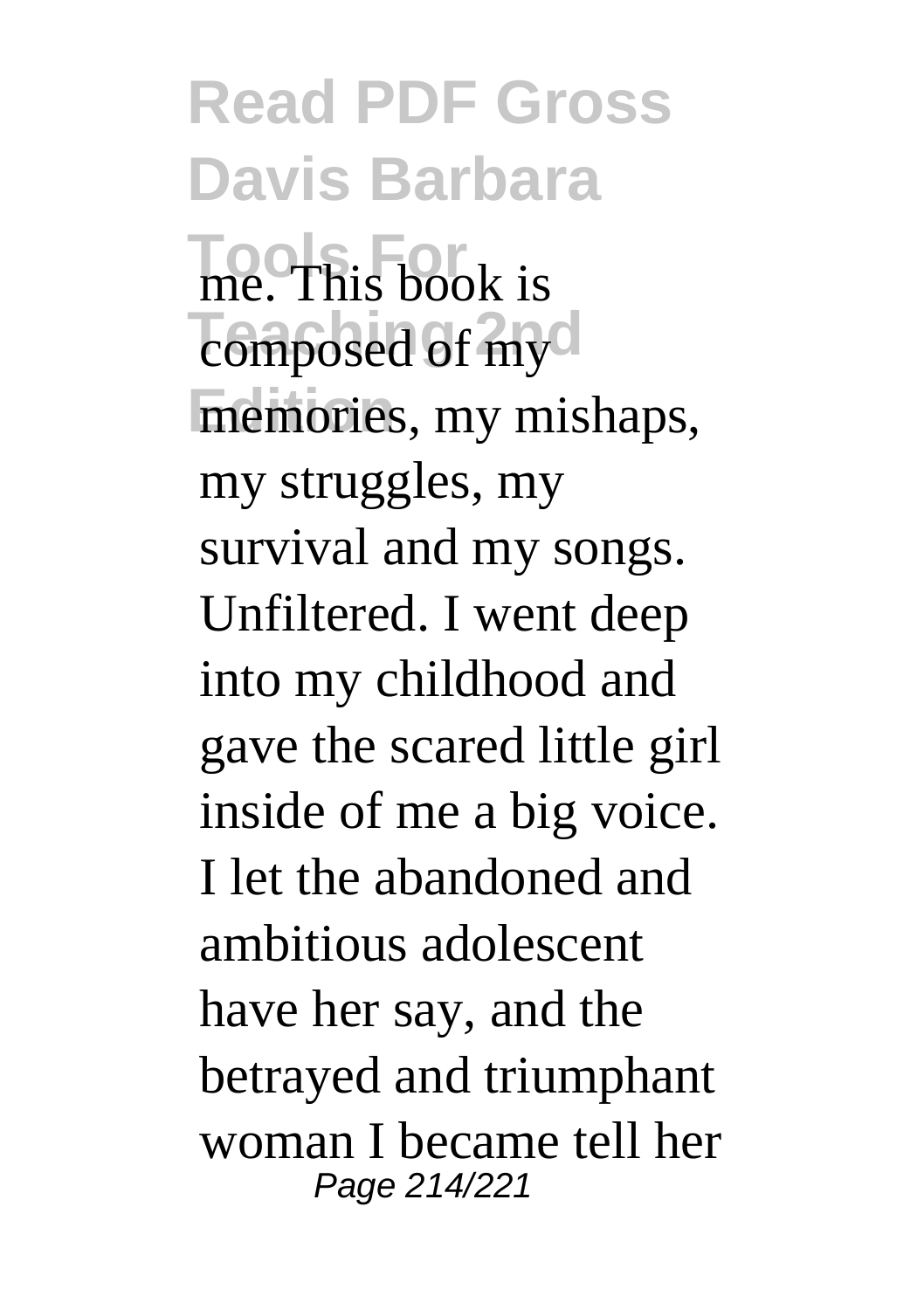me. This book is composed of my memories, my mishaps, my struggles, my survival and my songs. Unfiltered. I went deep into my childhood and gave the scared little girl inside of me a big voice. I let the abandoned and ambitious adolescent have her say, and the betrayed and triumphant woman I became tell her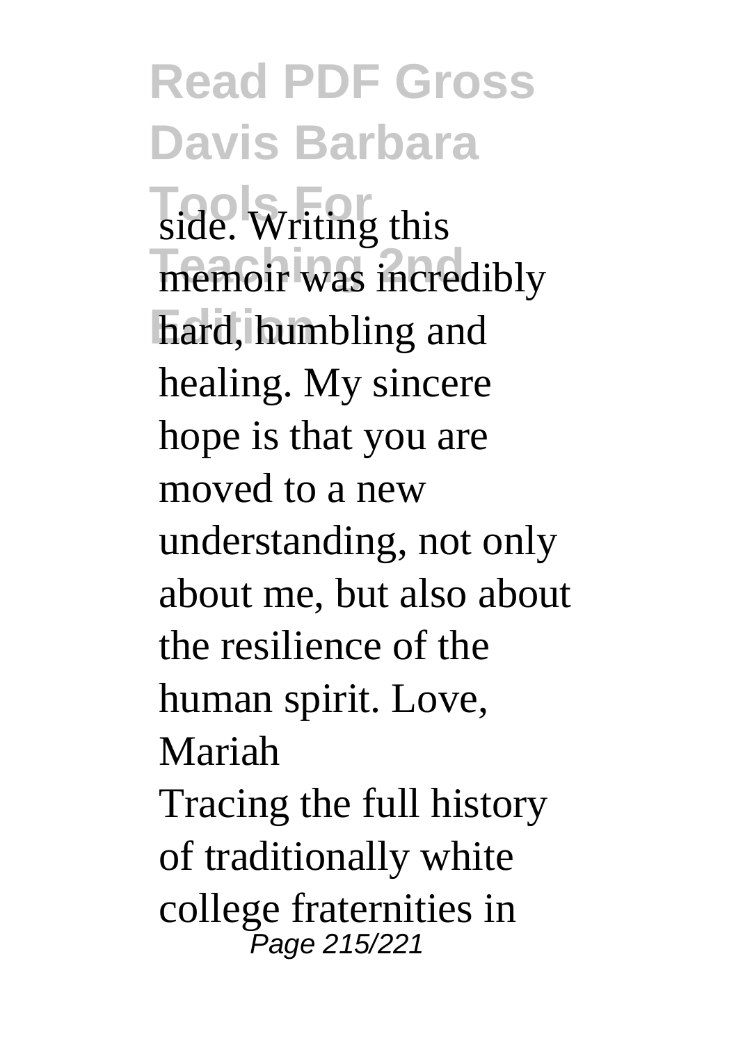side. Writing this memoir was incredibly hard, humbling and healing. My sincere hope is that you are moved to a new understanding, not only about me, but also about the resilience of the human spirit. Love, Mariah

Tracing the full history of traditionally white college fraternities in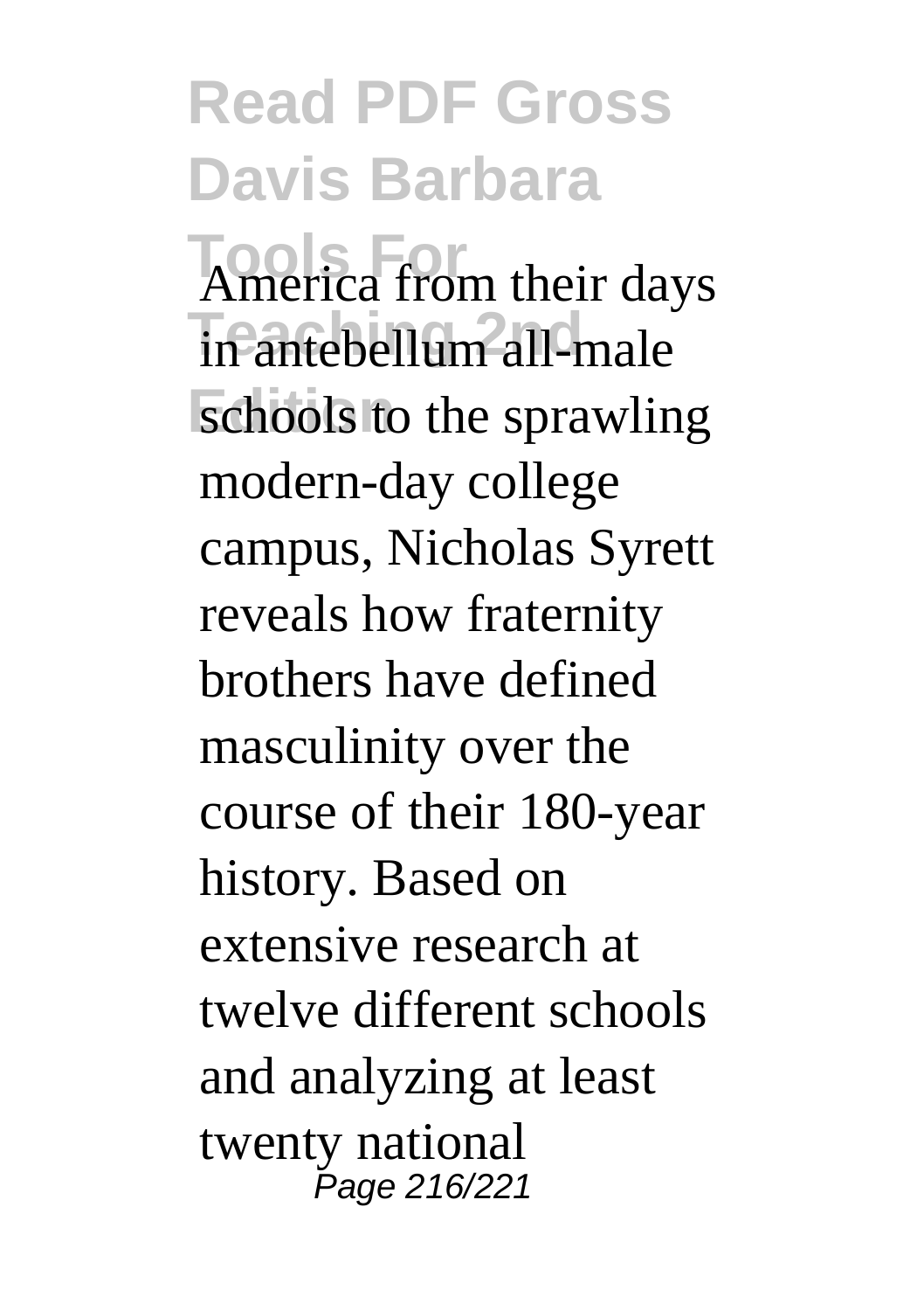America from their days in antebellum all-male schools to the sprawling modern-day college campus, Nicholas Syrett reveals how fraternity brothers have defined masculinity over the course of their 180-year history. Based on extensive research at twelve different schools and analyzing at least twenty national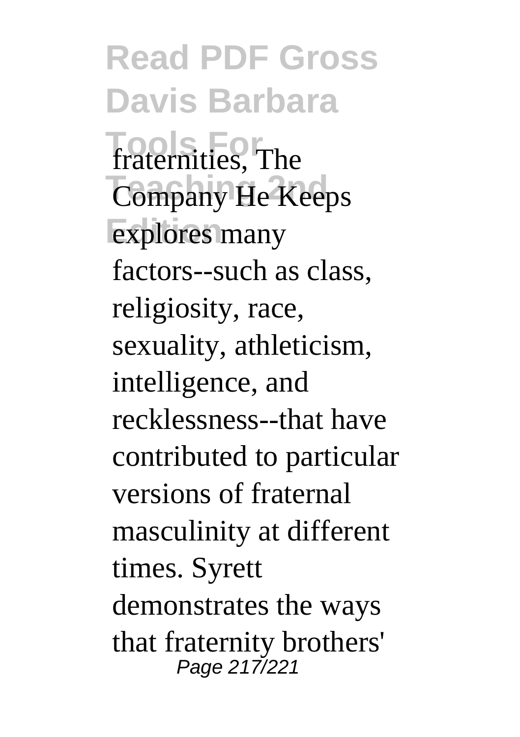fraternities, The Company He Keeps explores many factors--such as class, religiosity, race, sexuality, athleticism, intelligence, and recklessness--that have contributed to particular versions of fraternal masculinity at different times. Syrett demonstrates the ways that fraternity brothers'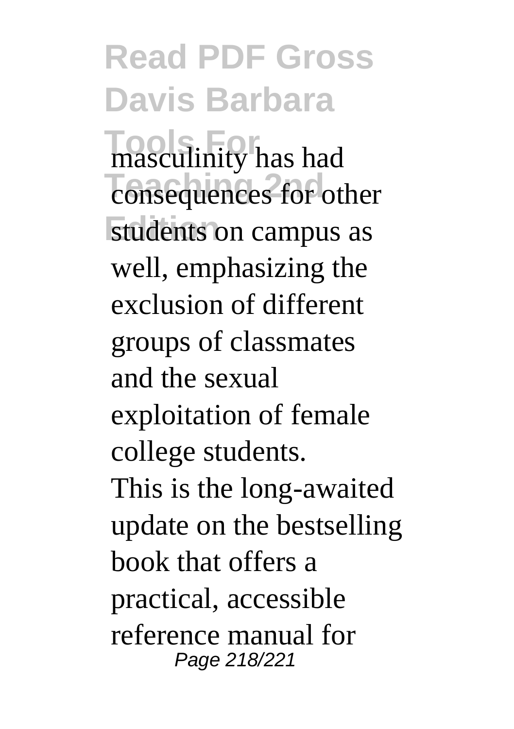masculinity has had consequences for other students on campus as well, emphasizing the exclusion of different groups of classmates and the sexual exploitation of female college students.

This is the long-awaited update on the bestselling book that offers a practical, accessible reference manual for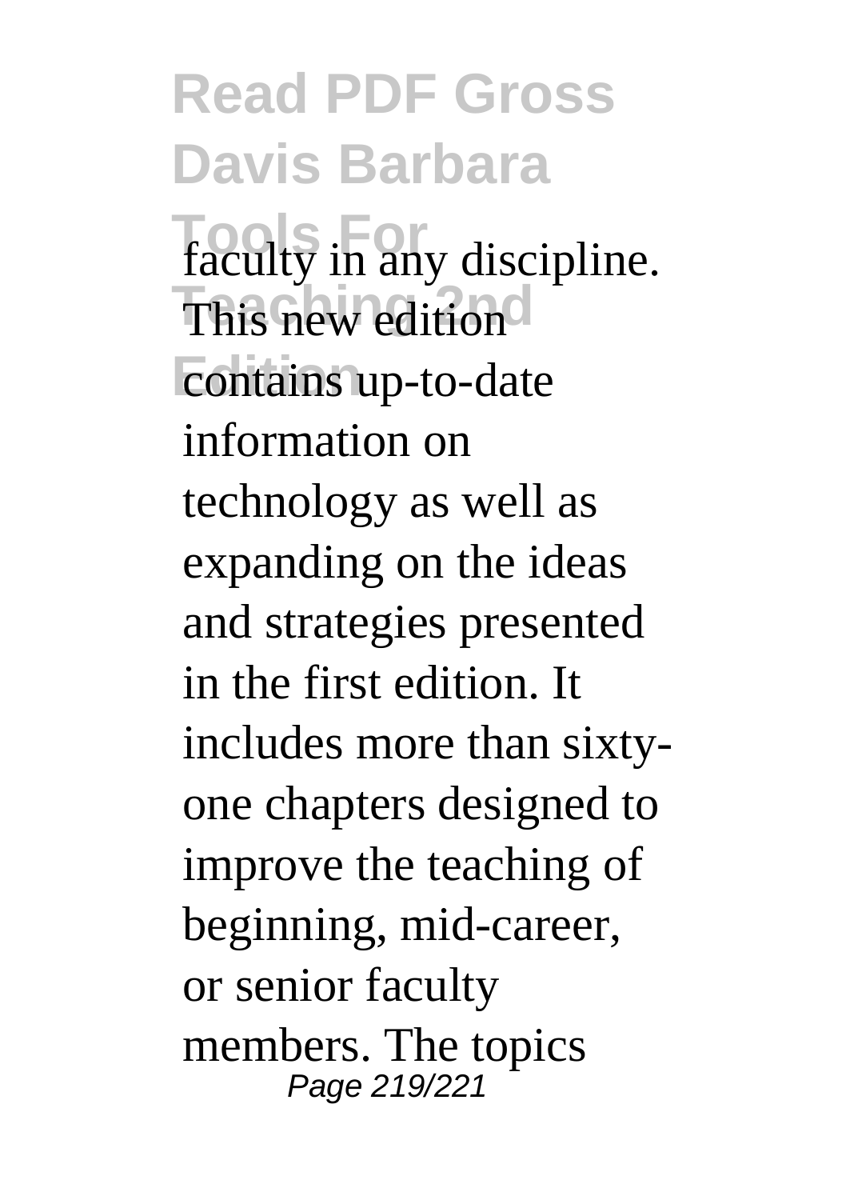faculty in any discipline. This new edition contains up-to-date information on technology as well as expanding on the ideas and strategies presented in the first edition. It includes more than sixty-one chapters designed to improve the teaching of beginning, mid-career, or senior faculty members. The topics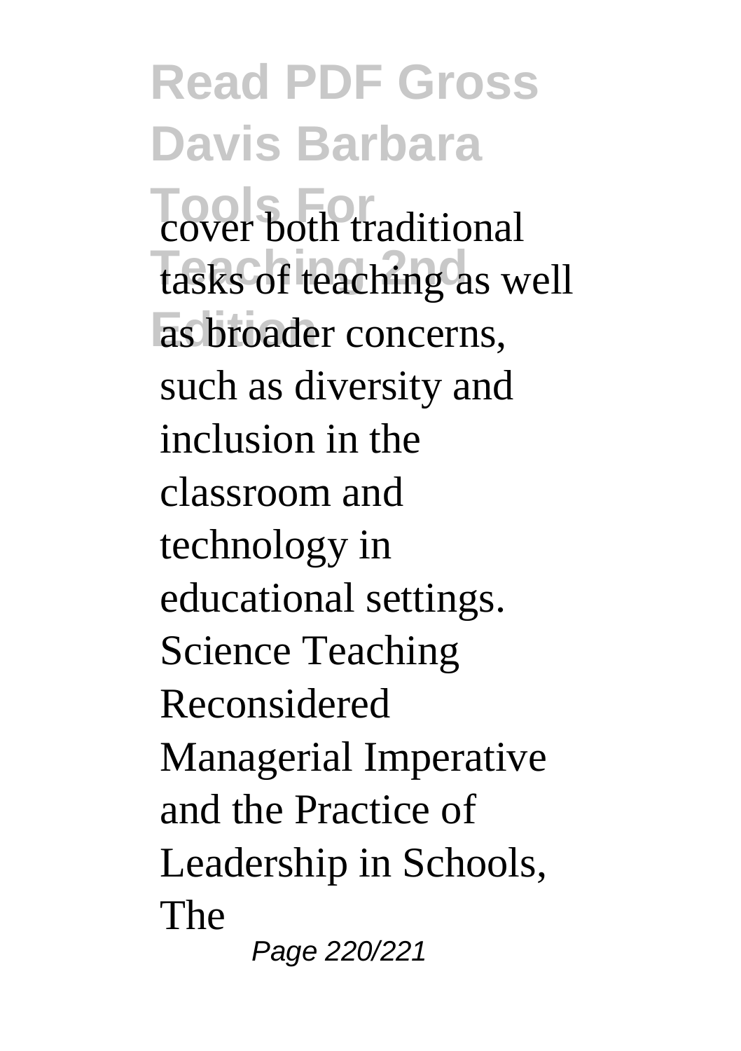cover both traditional tasks of teaching as well as broader concerns, such as diversity and inclusion in the classroom and technology in educational settings.

Science Teaching Reconsidered

Managerial Imperative and the Practice of Leadership in Schools, The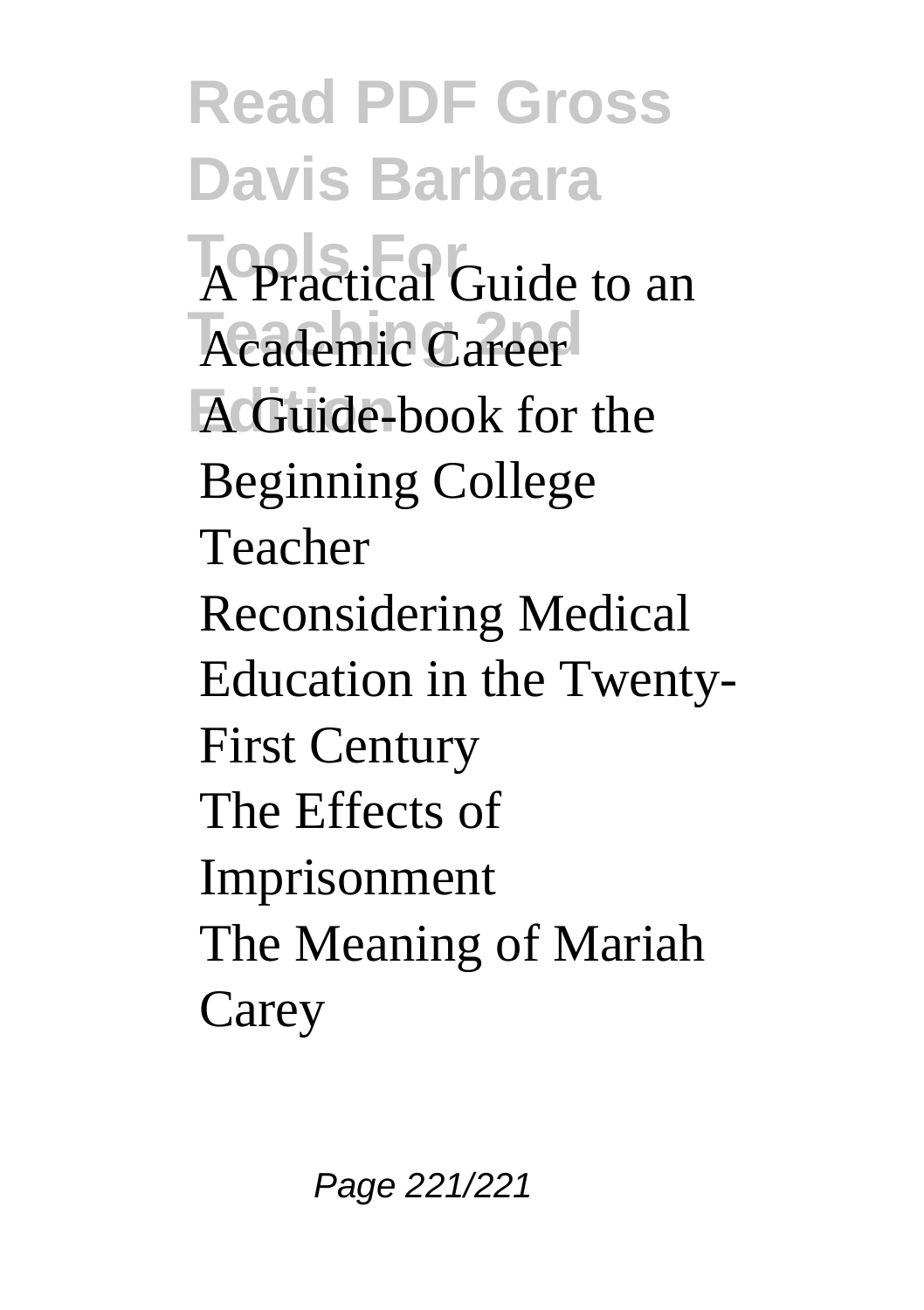A Practical Guide to an Academic Career

A Guide-book for the Beginning College Teacher

Reconsidering Medical Education in the Twenty-First Century

The Effects of Imprisonment

The Meaning of Mariah Carey